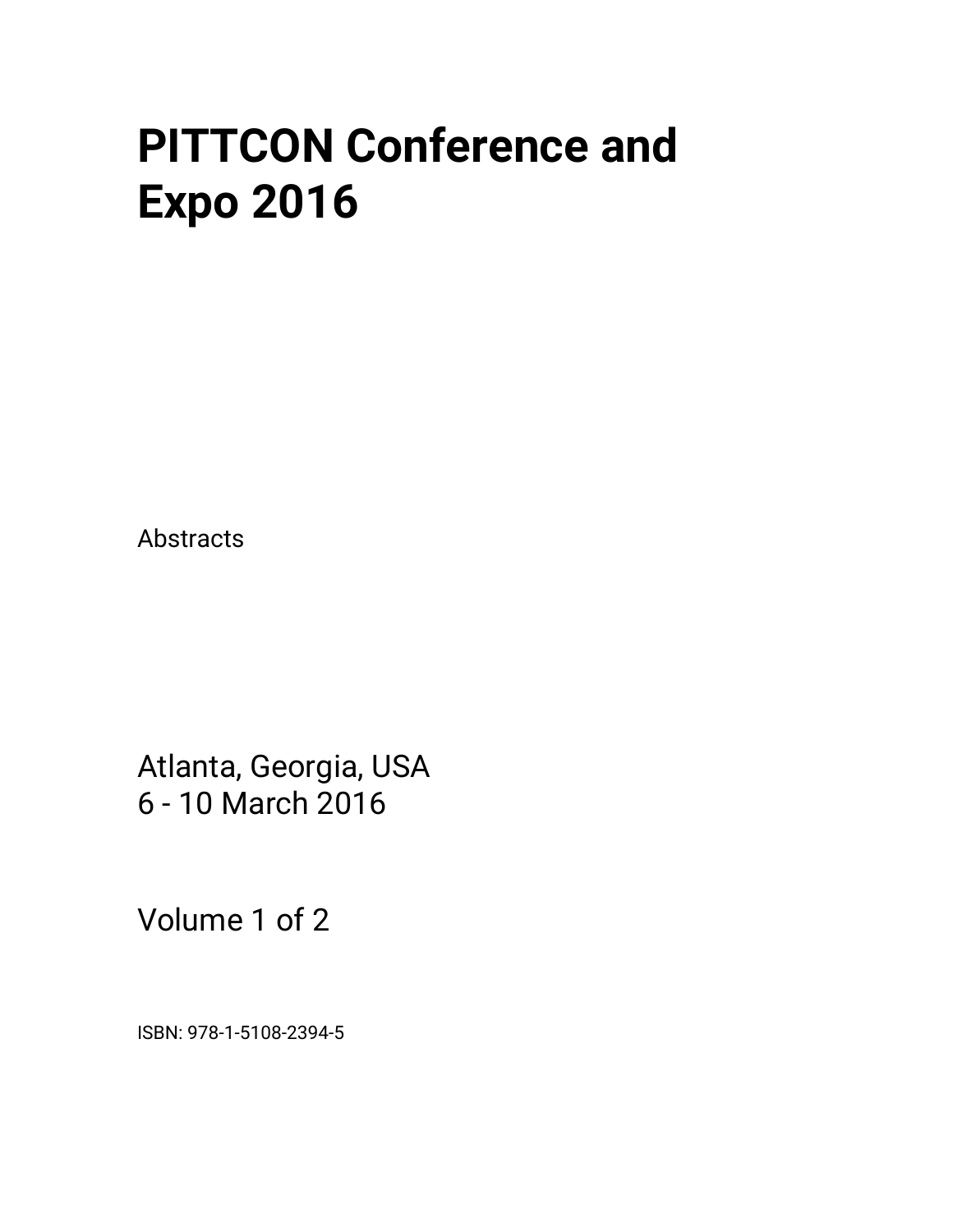# PITTCON Conference and Expo 2016

Abstracts

Atlanta, Georgia, USA
6 - 10 March 2016

Volume 1 of 2

ISBN: 978-1-5108-2394-5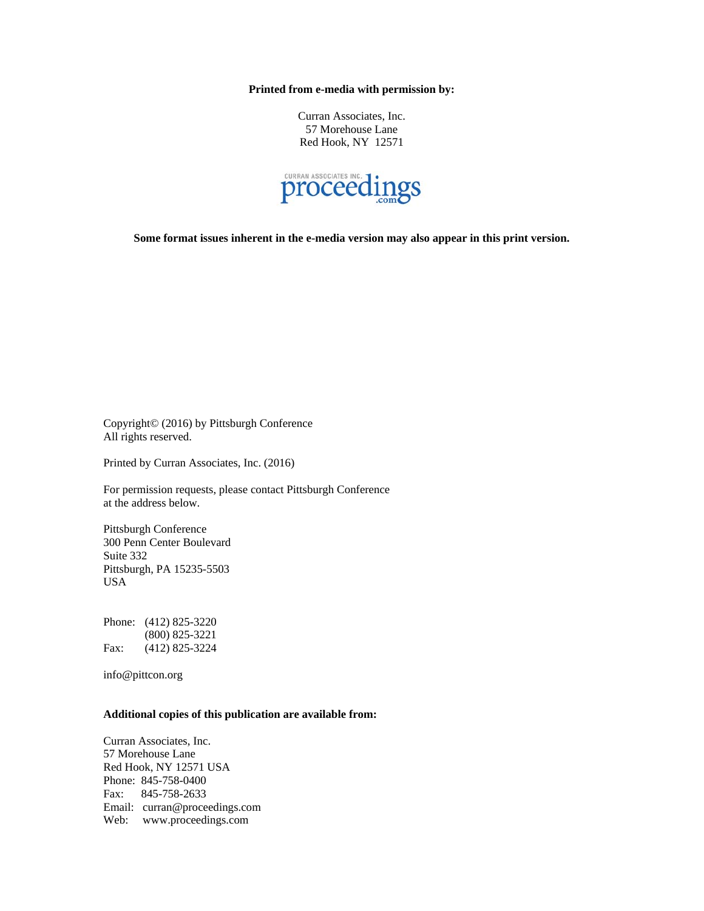**Printed from e-media with permission by:**

Curran Associates, Inc.
57 Morehouse Lane
Red Hook, NY 12571

**Some format issues inherent in the e-media version may also appear in this print version.**

Copyright© (2016) by Pittsburgh Conference
All rights reserved.

Printed by Curran Associates, Inc. (2016)

For permission requests, please contact Pittsburgh Conference at the address below.

Pittsburgh Conference
300 Penn Center Boulevard
Suite 332
Pittsburgh, PA 15235-5503
USA

Phone: (412) 825-3220
(800) 825-3221
Fax: (412) 825-3224

info@pittcon.org

**Additional copies of this publication are available from:**

Curran Associates, Inc.
57 Morehouse Lane
Red Hook, NY 12571 USA
Phone: 845-758-0400
Fax: 845-758-2633
Email: curran@proceedings.com
Web: www.proceedings.com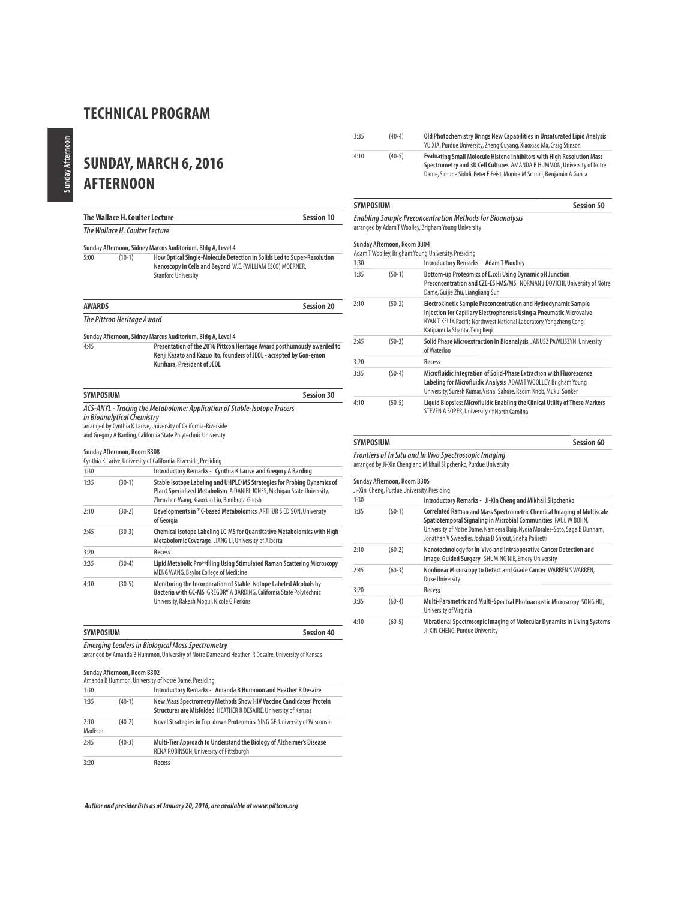# TECHNICAL PROGRAM

## SUNDAY, MARCH 6, 2016 AFTERNOON

### The Wallace H. Coulter Lecture — Session 10

*The Wallace H. Coulter Lecture*

Sunday Afternoon, Sidney Marcus Auditorium, Bldg A, Level 4

| Time | No. | Presentation |
|---|---|---|
| 5:00 | (10-1) | **How Optical Single-Molecule Detection in Solids Led to Super-Resolution Nanoscopy in Cells and Beyond** W.E. (WILLIAM ESCO) MOERNER, Stanford University |

### AWARDS — Session 20

*The Pittcon Heritage Award*

Sunday Afternoon, Sidney Marcus Auditorium, Bldg A, Level 4

| Time | No. | Presentation |
|---|---|---|
| 4:45 | | **Presentation of the 2016 Pittcon Heritage Award posthumously awarded to Kenji Kazato and Kazuo Ito, founders of JEOL - accepted by Gon-emon Kurihara, President of JEOL** |

### SYMPOSIUM — Session 30

*ACS-ANYL - Tracing the Metabolome: Application of Stable-Isotope Tracers in Bioanalytical Chemistry*

arranged by Cynthia K Larive, University of California-Riverside and Gregory A Barding, California State Polytechnic University

Sunday Afternoon, Room B308

Cynthia K Larive, University of California-Riverside, Presiding

| Time | No. | Presentation |
|---|---|---|
| 1:30 | | **Introductory Remarks - Cynthia K Larive and Gregory A Barding** |
| 1:35 | (30-1) | **Stable Isotope Labeling and UHPLC/MS Strategies for Probing Dynamics of Plant Specialized Metabolism** A DANIEL JONES, Michigan State University, Zhenzhen Wang, Xiaoxiao Liu, Banibrata Ghosh |
| 2:10 | (30-2) | **Developments in $^{13}C$-based Metabolomics** ARTHUR S EDISON, University of Georgia |
| 2:45 | (30-3) | **Chemical Isotope Labeling LC-MS for Quantitative Metabolomics with High Metabolomic Coverage** LIANG LI, University of Alberta |
| 3:20 | | **Recess** |
| 3:35 | (30-4) | **Lipid Metabolic Pro**filing Using Stimulated Raman Scattering Microscopy** MENG WANG, Baylor College of Medicine |
| 4:10 | (30-5) | **Monitoring the Incorporation of Stable-Isotope Labeled Alcohols by Bacteria with GC-MS** GREGORY A BARDING, California State Polytechnic University, Rakesh Mogul, Nicole G Perkins |

### SYMPOSIUM — Session 40

*Emerging Leaders in Biological Mass Spectrometry*

arranged by Amanda B Hummon, University of Notre Dame and Heather R Desaire, University of Kansas

Sunday Afternoon, Room B302

Amanda B Hummon, University of Notre Dame, Presiding

| Time | No. | Presentation |
|---|---|---|
| 1:30 | | **Introductory Remarks - Amanda B Hummon and Heather R Desaire** |
| 1:35 | (40-1) | **New Mass Spectrometry Methods Show HIV Vaccine Candidates' Protein Structures are Misfolded** HEATHER R DESAIRE, University of Kansas |
| 2:10 Madison | (40-2) | **Novel Strategies in Top-down Proteomics** YING GE, University of Wisconsin |
| 2:45 | (40-3) | **Multi-Tier Approach to Understand the Biology of Alzheimer's Disease** RENÃ ROBINSON, University of Pittsburgh |
| 3:20 | | **Recess** |
| 3:35 | (40-4) | **Old Photochemistry Brings New Capabilities in Unsaturated Lipid Analysis** YU XIA, Purdue University, Zheng Ouyang, Xiaoxiao Ma, Craig Stinson |
| 4:10 | (40-5) | **Evaluating Small Molecule Histone Inhibitors with High Resolution Mass Spectrometry and 3D Cell Cultures** AMANDA B HUMMON, University of Notre Dame, Simone Sidoli, Peter E Feist, Monica M Schroll, Benjamin A Garcia |

### SYMPOSIUM — Session 50

*Enabling Sample Preconcentration Methods for Bioanalysis*

arranged by Adam T Woolley, Brigham Young University

Sunday Afternoon, Room B304

Adam T Woolley, Brigham Young University, Presiding

| Time | No. | Presentation |
|---|---|---|
| 1:30 | | **Introductory Remarks - Adam T Woolley** |
| 1:35 | (50-1) | **Bottom-up Proteomics of E.coli Using Dynamic pH Junction Preconcentration and CZE-ESI-MS/MS** NORMAN J DOVICHI, University of Notre Dame, Guijie Zhu, Liangliang Sun |
| 2:10 | (50-2) | **Electrokinetic Sample Preconcentration and Hydrodynamic Sample Injection for Capillary Electrophoresis Using a Pneumatic Microvalve** RYAN T KELLY, Pacific Northwest National Laboratory, Yongzheng Cong, Katipamula Shanta, Tang Keqi |
| 2:45 | (50-3) | **Solid Phase Microextraction in Bioanalysis** JANUSZ PAWLISZYN, University of Waterloo |
| 3:20 | | **Recess** |
| 3:35 | (50-4) | **Microfluidic Integration of Solid-Phase Extraction with Fluorescence Labeling for Microfluidic Analysis** ADAM T WOOLLEY, Brigham Young University, Suresh Kumar, Vishal Sahore, Radim Knob, Mukul Sonker |
| 4:10 | (50-5) | **Liquid Biopsies: Microfluidic Enabling the Clinical Utility of These Markers** STEVEN A SOPER, University of North Carolina |

### SYMPOSIUM — Session 60

*Frontiers of In Situ and In Vivo Spectroscopic Imaging*

arranged by Ji-Xin Cheng and Mikhail Slipchenko, Purdue University

Sunday Afternoon, Room B305

Ji-Xin Cheng, Purdue University, Presiding

| Time | No. | Presentation |
|---|---|---|
| 1:30 | | **Introductory Remarks - Ji-Xin Cheng and Mikhail Slipchenko** |
| 1:35 | (60-1) | **Correlated Raman and Mass Spectrometric Chemical Imaging of Multiscale Spatiotemporal Signaling in Microbial Communities** PAUL W BOHN, University of Notre Dame, Nameera Baig, Nydia Morales-Soto, Sage B Dunham, Jonathan V Sweedler, Joshua D Shrout, Sneha Polisetti |
| 2:10 | (60-2) | **Nanotechnology for In-Vivo and Intraoperative Cancer Detection and Image-Guided Surgery** SHUMING NIE, Emory University |
| 2:45 | (60-3) | **Nonlinear Microscopy to Detect and Grade Cancer** WARREN S WARREN, Duke University |
| 3:20 | | **Recess** |
| 3:35 | (60-4) | **Multi-Parametric and Multi-Spectral Photoacoustic Microscopy** SONG HU, University of Virginia |
| 4:10 | (60-5) | **Vibrational Spectroscopic Imaging of Molecular Dynamics in Living Systems** JI-XIN CHENG, Purdue University |

*Author and presider lists as of January 20, 2016, are available at www.pittcon.org*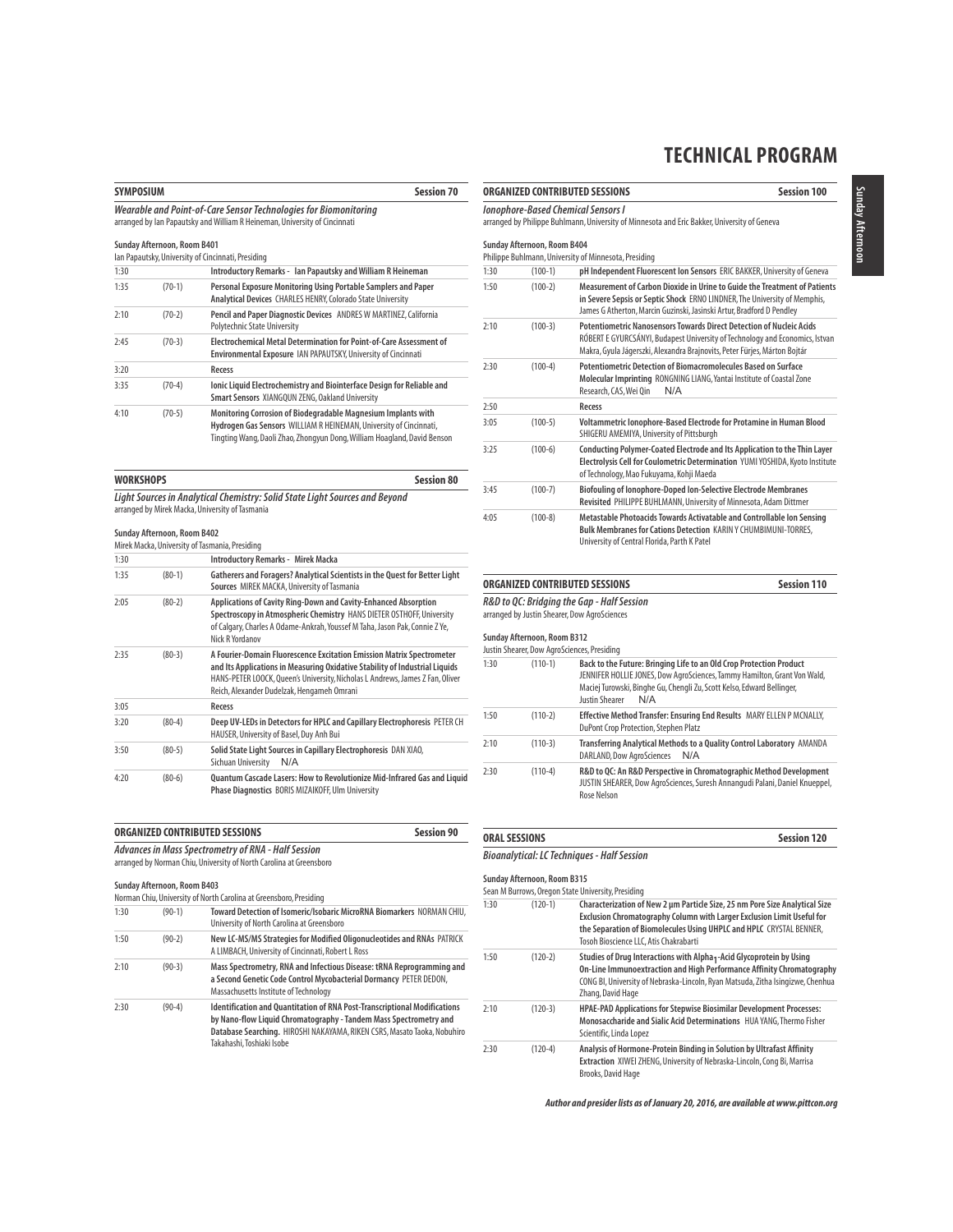# TECHNICAL PROGRAM

## SYMPOSIUM — Session 70

***Wearable and Point-of-Care Sensor Technologies for Biomonitoring***
arranged by Ian Papautsky and William R Heineman, University of Cincinnati

**Sunday Afternoon, Room B401**
Ian Papautsky, University of Cincinnati, Presiding

| | | |
|---|---|---|
| 1:30 | | **Introductory Remarks - Ian Papautsky and William R Heineman** |
| 1:35 | (70-1) | **Personal Exposure Monitoring Using Portable Samplers and Paper Analytical Devices** CHARLES HENRY, Colorado State University |
| 2:10 | (70-2) | **Pencil and Paper Diagnostic Devices** ANDRES W MARTINEZ, California Polytechnic State University |
| 2:45 | (70-3) | **Electrochemical Metal Determination for Point-of-Care Assessment of Environmental Exposure** IAN PAPAUTSKY, University of Cincinnati |
| 3:20 | | **Recess** |
| 3:35 | (70-4) | **Ionic Liquid Electrochemistry and Biointerface Design for Reliable and Smart Sensors** XIANGQUN ZENG, Oakland University |
| 4:10 | (70-5) | **Monitoring Corrosion of Biodegradable Magnesium Implants with Hydrogen Gas Sensors** WILLIAM R HEINEMAN, University of Cincinnati, Tingting Wang, Daoli Zhao, Zhongyun Dong, William Hoagland, David Benson |

## WORKSHOPS — Session 80

***Light Sources in Analytical Chemistry: Solid State Light Sources and Beyond***
arranged by Mirek Macka, University of Tasmania

**Sunday Afternoon, Room B402**
Mirek Macka, University of Tasmania, Presiding

| | | |
|---|---|---|
| 1:30 | | **Introductory Remarks - Mirek Macka** |
| 1:35 | (80-1) | **Gatherers and Foragers? Analytical Scientists in the Quest for Better Light Sources** MIREK MACKA, University of Tasmania |
| 2:05 | (80-2) | **Applications of Cavity Ring-Down and Cavity-Enhanced Absorption Spectroscopy in Atmospheric Chemistry** HANS DIETER OSTHOFF, University of Calgary, Charles A Odame-Ankrah, Youssef M Taha, Jason Pak, Connie Z Ye, Nick R Yordanov |
| 2:35 | (80-3) | **A Fourier-Domain Fluorescence Excitation Emission Matrix Spectrometer and Its Applications in Measuring Oxidative Stability of Industrial Liquids** HANS-PETER LOOCK, Queen's University, Nicholas L Andrews, James Z Fan, Oliver Reich, Alexander Dudelzak, Hengameh Omrani |
| 3:05 | | **Recess** |
| 3:20 | (80-4) | **Deep UV-LEDs in Detectors for HPLC and Capillary Electrophoresis** PETER CH HAUSER, University of Basel, Duy Anh Bui |
| 3:50 | (80-5) | **Solid State Light Sources in Capillary Electrophoresis** DAN XIAO, Sichuan University N/A |
| 4:20 | (80-6) | **Quantum Cascade Lasers: How to Revolutionize Mid-Infrared Gas and Liquid Phase Diagnostics** BORIS MIZAIKOFF, Ulm University |

## ORGANIZED CONTRIBUTED SESSIONS — Session 90

***Advances in Mass Spectrometry of RNA - Half Session***
arranged by Norman Chiu, University of North Carolina at Greensboro

**Sunday Afternoon, Room B403**
Norman Chiu, University of North Carolina at Greensboro, Presiding

| | | |
|---|---|---|
| 1:30 | (90-1) | **Toward Detection of Isomeric/Isobaric MicroRNA Biomarkers** NORMAN CHIU, University of North Carolina at Greensboro |
| 1:50 | (90-2) | **New LC-MS/MS Strategies for Modified Oligonucleotides and RNAs** PATRICK A LIMBACH, University of Cincinnati, Robert L Ross |
| 2:10 | (90-3) | **Mass Spectrometry, RNA and Infectious Disease: tRNA Reprogramming and a Second Genetic Code Control Mycobacterial Dormancy** PETER DEDON, Massachusetts Institute of Technology |
| 2:30 | (90-4) | **Identification and Quantitation of RNA Post-Transcriptional Modifications by Nano-flow Liquid Chromatography - Tandem Mass Spectrometry and Database Searching.** HIROSHI NAKAYAMA, RIKEN CSRS, Masato Taoka, Nobuhiro Takahashi, Toshiaki Isobe |

## ORGANIZED CONTRIBUTED SESSIONS — Session 100

***Ionophore-Based Chemical Sensors I***
arranged by Philippe Buhlmann, University of Minnesota and Eric Bakker, University of Geneva

**Sunday Afternoon, Room B404**
Philippe Buhlmann, University of Minnesota, Presiding

| | | |
|---|---|---|
| 1:30 | (100-1) | **pH Independent Fluorescent Ion Sensors** ERIC BAKKER, University of Geneva |
| 1:50 | (100-2) | **Measurement of Carbon Dioxide in Urine to Guide the Treatment of Patients in Severe Sepsis or Septic Shock** ERNO LINDNER, The University of Memphis, James G Atherton, Marcin Guzinski, Jasinski Artur, Bradford D Pendley |
| 2:10 | (100-3) | **Potentiometric Nanosensors Towards Direct Detection of Nucleic Acids** RÓBERT E GYURCSÁNYI, Budapest University of Technology and Economics, Istvan Makra, Gyula Jágerszki, Alexandra Brajnovits, Peter Fürjes, Márton Bojtár |
| 2:30 | (100-4) | **Potentiometric Detection of Biomacromolecules Based on Surface Molecular Imprinting** RONGNING LIANG, Yantai Institute of Coastal Zone Research, CAS, Wei Qin N/A |
| 2:50 | | **Recess** |
| 3:05 | (100-5) | **Voltammetric Ionophore-Based Electrode for Protamine in Human Blood** SHIGERU AMEMIYA, University of Pittsburgh |
| 3:25 | (100-6) | **Conducting Polymer-Coated Electrode and Its Application to the Thin Layer Electrolysis Cell for Coulometric Determination** YUMI YOSHIDA, Kyoto Institute of Technology, Mao Fukuyama, Kohji Maeda |
| 3:45 | (100-7) | **Biofouling of Ionophore-Doped Ion-Selective Electrode Membranes Revisited** PHILIPPE BUHLMANN, University of Minnesota, Adam Dittmer |
| 4:05 | (100-8) | **Metastable Photoacids Towards Activatable and Controllable Ion Sensing Bulk Membranes for Cations Detection** KARIN Y CHUMBIMUNI-TORRES, University of Central Florida, Parth K Patel |

## ORGANIZED CONTRIBUTED SESSIONS — Session 110

***R&D to QC: Bridging the Gap - Half Session***
arranged by Justin Shearer, Dow AgroSciences

**Sunday Afternoon, Room B312**
Justin Shearer, Dow AgroSciences, Presiding

| | | |
|---|---|---|
| 1:30 | (110-1) | **Back to the Future: Bringing Life to an Old Crop Protection Product** JENNIFER HOLLIE JONES, Dow AgroSciences, Tammy Hamilton, Grant Von Wald, Maciej Turowski, Binghe Gu, Chengli Zu, Scott Kelso, Edward Bellinger, Justin Shearer N/A |
| 1:50 | (110-2) | **Effective Method Transfer: Ensuring End Results** MARY ELLEN P MCNALLY, DuPont Crop Protection, Stephen Platz |
| 2:10 | (110-3) | **Transferring Analytical Methods to a Quality Control Laboratory** AMANDA DARLAND, Dow AgroSciences N/A |
| 2:30 | (110-4) | **R&D to QC: An R&D Perspective in Chromatographic Method Development** JUSTIN SHEARER, Dow AgroSciences, Suresh Annangudi Palani, Daniel Knueppel, Rose Nelson |

## ORAL SESSIONS — Session 120

***Bioanalytical: LC Techniques - Half Session***

**Sunday Afternoon, Room B315**
Sean M Burrows, Oregon State University, Presiding

| | | |
|---|---|---|
| 1:30 | (120-1) | **Characterization of New 2 µm Particle Size, 25 nm Pore Size Analytical Size Exclusion Chromatography Column with Larger Exclusion Limit Useful for the Separation of Biomolecules Using UHPLC and HPLC** CRYSTAL BENNER, Tosoh Bioscience LLC, Atis Chakrabarti |
| 1:50 | (120-2) | **Studies of Drug Interactions with Alpha$_1$-Acid Glycoprotein by Using On-Line Immunoextraction and High Performance Affinity Chromatography** CONG BI, University of Nebraska-Lincoln, Ryan Matsuda, Zitha Isingizwe, Chenhua Zhang, David Hage |
| 2:10 | (120-3) | **HPAE-PAD Applications for Stepwise Biosimilar Development Processes: Monosaccharide and Sialic Acid Determinations** HUA YANG, Thermo Fisher Scientific, Linda Lopez |
| 2:30 | (120-4) | **Analysis of Hormone-Protein Binding in Solution by Ultrafast Affinity Extraction** XIWEI ZHENG, University of Nebraska-Lincoln, Cong Bi, Marrisa Brooks, David Hage |

***Author and presider lists as of January 20, 2016, are available at www.pittcon.org***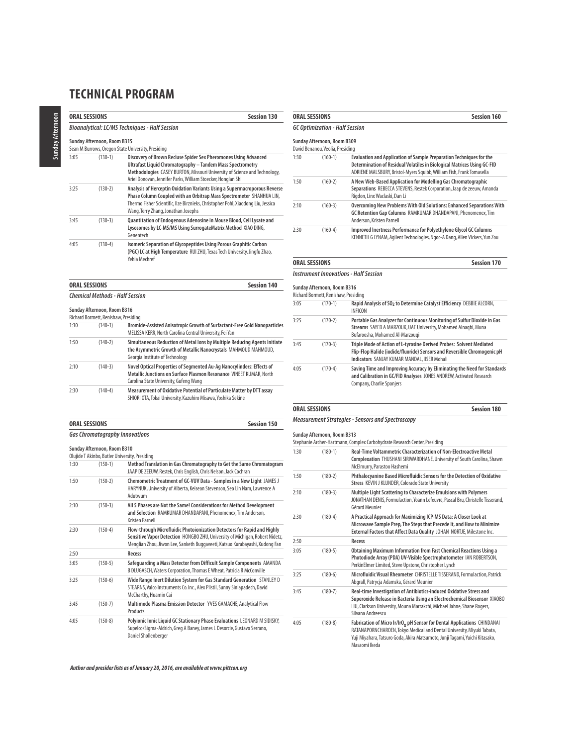# TECHNICAL PROGRAM

## ORAL SESSIONS — Session 130

### *Bioanalytical: LC/MS Techniques - Half Session*

**Sunday Afternoon, Room B315**
Sean M Burrows, Oregon State University, Presiding

| Time | No. | Title |
|---|---|---|
| 3:05 | (130-1) | **Discovery of Brown Recluse Spider Sex Pheromones Using Advanced Ultrafast Liquid Chromatography – Tandem Mass Spectrometry Methodologies** CASEY BURTON, Missouri University of Science and Technology, Ariel Donovan, Jennifer Parks, William Stoecker, Honglan Shi |
| 3:25 | (130-2) | **Analysis of Herceptin Oxidation Variants Using a Supermacroporous Reverse Phase Column Coupled with an Orbitrap Mass Spectrometer** SHANHUA LIN, Thermo Fisher Scientific, Ilze Birznieks, Christopher Pohl, Xiaodong Liu, Jessica Wang, Terry Zhang, Jonathan Josephs |
| 3:45 | (130-3) | **Quantitation of Endogenous Adenosine in Mouse Blood, Cell Lysate and Lysosomes by LC-MS/MS Using SurrogateMatrix Method** XIAO DING, Genentech |
| 4:05 | (130-4) | **Isomeric Separation of Glycopeptides Using Porous Graphitic Carbon (PGC) LC at High Temperature** RUI ZHU, Texas Tech University, Jingfu Zhao, Yehia Mechref |

## ORAL SESSIONS — Session 140

### *Chemical Methods - Half Session*

**Sunday Afternoon, Room B316**
Richard Bormett, Renishaw, Presiding

| Time | No. | Title |
|---|---|---|
| 1:30 | (140-1) | **Bromide-Assisted Anisotropic Growth of Surfactant-Free Gold Nanoparticles** MELISSA KERR, North Carolina Central University, Fei Yan |
| 1:50 | (140-2) | **Simultaneous Reduction of Metal Ions by Multiple Reducing Agents Initiate the Asymmetric Growth of Metallic Nanocrystals** MAHMOUD MAHMOUD, Georgia Institute of Technology |
| 2:10 | (140-3) | **Novel Optical Properties of Segmented Au-Ag Nanocylinders: Effects of Metallic Junctions on Surface Plasmon Resonance** VINEET KUMAR, North Carolina State University, Gufeng Wang |
| 2:30 | (140-4) | **Measurement of Oxidative Potential of Particulate Matter by DTT assay** SHIORI OTA, Tokai University, Kazuhiro Misawa, Yoshika Sekine |

## ORAL SESSIONS — Session 150

### *Gas Chromatography Innovations*

**Sunday Afternoon, Room B310**
Olujide T Akinbo, Butler University, Presiding

| Time | No. | Title |
|---|---|---|
| 1:30 | (150-1) | **Method Translation in Gas Chromatography to Get the Same Chromatogram** JAAP DE ZEEUW, Restek, Chris English, Chris Nelson, Jack Cochran |
| 1:50 | (150-2) | **Chemometric Treatment of GC-VUV Data - Samples in a New Light** JAMES J HARYNUK, University of Alberta, Keisean Stevenson, Seo Lin Nam, Lawrence A Adutwum |
| 2:10 | (150-3) | **All 5 Phases are Not the Same! Considerations for Method Development and Selection** RAMKUMAR DHANDAPANI, Phenomenex, Tim Anderson, Kristen Parnell |
| 2:30 | (150-4) | **Flow-through Microfluidic Photoionization Detectors for Rapid and Highly Sensitive Vapor Detection** HONGBO ZHU, University of Michigan, Robert Nidetz, Menglian Zhou, Jiwon Lee, Sanketh Buggaveeti, Katsuo Kurabayashi, Xudong Fan |
| 2:50 | | Recess |
| 3:05 | (150-5) | **Safeguarding a Mass Detector from Difficult Sample Components** AMANDA B DLUGASCH, Waters Corporation, Thomas E Wheat, Patricia R McConville |
| 3:25 | (150-6) | **Wide Range Inert Dilution System for Gas Standard Generation** STANLEY D STEARNS, Valco Instruments Co. Inc., Alex Plistil, Sunny Sinlapadech, David McCharthy, Huamin Cai |
| 3:45 | (150-7) | **Multimode Plasma Emission Detector** YVES GAMACHE, Analytical Flow Products |
| 4:05 | (150-8) | **Polyionic Ionic Liquid GC Stationary Phase Evaluations** LEONARD M SIDISKY, Supelco/Sigma-Aldrich, Greg A Baney, James L Desorcie, Gustavo Serrano, Daniel Shollenberger |

## ORAL SESSIONS — Session 160

### *GC Optimization - Half Session*

**Sunday Afternoon, Room B309**
David Benanou, Veolia, Presiding

| Time | No. | Title |
|---|---|---|
| 1:30 | (160-1) | **Evaluation and Application of Sample Preparation Techniques for the Determination of Residual Volatiles in Biological Matrices Using GC-FID** ADRIENE MALSBURY, Bristol-Myers Squibb, William Fish, Frank Tomasella |
| 1:50 | (160-2) | **A New Web-Based Application for Modelling Gas Chromatographic Separations** REBECCA STEVENS, Restek Corporation, Jaap de zeeuw, Amanda Rigdon, Linx Waclaski, Dan Li |
| 2:10 | (160-3) | **Overcoming New Problems With Old Solutions: Enhanced Separations With GC Retention Gap Columns** RAMKUMAR DHANDAPANI, Phenomenex, Tim Anderson, Kristen Parnell |
| 2:30 | (160-4) | **Improved Inertness Performance for Polyethylene Glycol GC Columns** KENNETH G LYNAM, Agilent Technologies, Ngoc-A Dang, Allen Vickers, Yun Zou |

## ORAL SESSIONS — Session 170

### *Instrument Innovations - Half Session*

**Sunday Afternoon, Room B316**
Richard Bormett, Renishaw, Presiding

| Time | No. | Title |
|---|---|---|
| 3:05 | (170-1) | **Rapid Analysis of $SO_2$ to Determine Catalyst Efficiency** DEBBIE ALCORN, INFICON |
| 3:25 | (170-2) | **Portable Gas Analyzer for Continuous Monitoring of Sulfur Dioxide in Gas Streams** SAYED A MARZOUK, UAE University, Mohamed Alnaqbi, Muna Bufaroosha, Mohamed Al-Marzouqi |
| 3:45 | (170-3) | **Triple Mode of Action of L-tyrosine Derived Probes: Solvent Mediated Flip-Flop Halide (iodide/fluoride) Sensors and Reversible Chromogenic pH Indicators** SANJAY KUMAR MANDAL, IISER Mohali |
| 4:05 | (170-4) | **Saving Time and Improving Accuracy by Eliminating the Need for Standards and Calibration in GC/FID Analyses** JONES ANDREW, Activated Research Company, Charlie Spanjers |

## ORAL SESSIONS — Session 180

### *Measurement Strategies - Sensors and Spectroscopy*

**Sunday Afternoon, Room B313**
Stephanie Archer-Hartmann, Complex Carbohydrate Research Center, Presiding

| Time | No. | Title |
|---|---|---|
| 1:30 | (180-1) | **Real-Time Voltammetric Characterization of Non-Electroactive Metal Complexation** THUSHANI SIRIWARDHANE, University of South Carolina, Shawn McElmurry, Parastoo Hashemi |
| 1:50 | (180-2) | **Phthalocyanine Based Microfluidic Sensors for the Detection of Oxidative Stress** KEVIN J KLUNDER, Colorado State University |
| 2:10 | (180-3) | **Multiple Light Scattering to Characterize Emulsions with Polymers** JONATHAN DENIS, Formulaction, Yoann Lefeuvre, Pascal Bru, Christelle Tisserand, Gérard Meunier |
| 2:30 | (180-4) | **A Practical Approach for Maximizing ICP-MS Data: A Closer Look at Microwave Sample Prep, The Steps that Precede It, and How to Minimize External Factors that Affect Data Quality** JOHAN NORTJE, Milestone Inc. |
| 2:50 | | Recess |
| 3:05 | (180-5) | **Obtaining Maximum Information from Fast Chemical Reactions Using a Photodiode Array (PDA) UV-Visible Spectrophotometer** IAN ROBERTSON, PerkinElmer Limited, Steve Upstone, Christopher Lynch |
| 3:25 | (180-6) | **Microfluidic Visual Rheometer** CHRISTELLE TISSERAND, Formulaction, Patrick Abgrall, Patrycja Adamska, Gérard Meunier |
| 3:45 | (180-7) | **Real-time Investigation of Antibiotics-induced Oxidative Stress and Superoxide Release in Bacteria Using an Electrochemical Biosensor** XIAOBO LIU, Clarkson University, Mouna Marrakchi, Michael Jahne, Shane Rogers, Silvana Andreescu |
| 4:05 | (180-8) | **Fabrication of Micro Ir/$IrO_x$ pH Sensor for Dental Applications** CHINDANAI RATANAPORNCHAROEN, Tokyo Medical and Dental University, Miyuki Tabata, Yuji Miyahara, Tatsuro Goda, Akira Matsumoto, Junji Tagami, Yuichi Kitasako, Masaomi Ikeda |

*Author and presider lists as of January 20, 2016, are available at www.pittcon.org*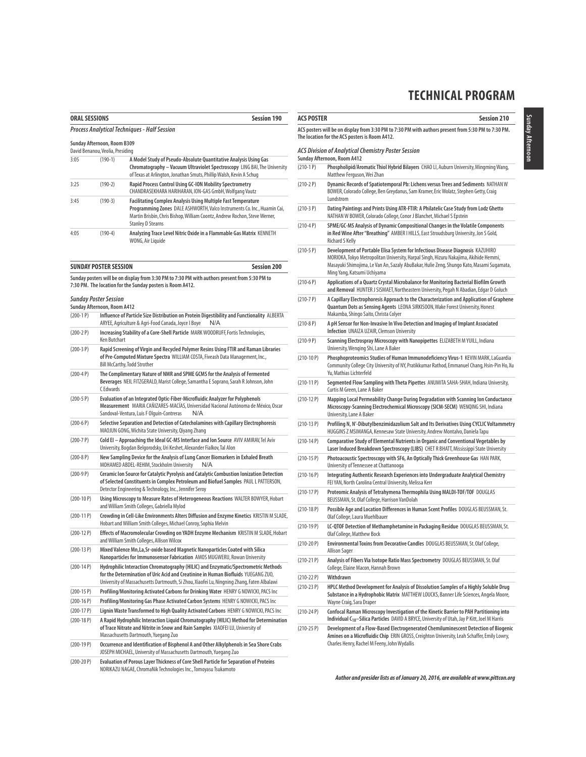# TECHNICAL PROGRAM

## ORAL SESSIONS — Session 190

### *Process Analytical Techniques - Half Session*

**Sunday Afternoon, Room B309**
David Benanou, Veolia, Presiding

| | | |
|---|---|---|
| 3:05 | (190-1) | **A Model Study of Pseudo-Absolute Quantitative Analysis Using Gas Chromatography – Vacuum Ultraviolet Spectroscopy** LING BAI, The University of Texas at Arlington, Jonathan Smuts, Phillip Walsh, Kevin A Schug |
| 3:25 | (190-2) | **Rapid Process Control Using GC-ION Mobility Spectrometry** CHANDRASEKHARA HARIHARAN, ION-GAS GmbH, Wolfgang Vautz |
| 3:45 | (190-3) | **Facilitating Complex Analysis Using Multiple Fast Temperature Programming Zones** DALE ASHWORTH, Valco Instruments Co. Inc., Huamin Cai, Martin Brisbin, Chris Bishop, William Coontz, Andrew Rochon, Steve Werner, Stanley D Stearns |
| 4:05 | (190-4) | **Analyzing Trace Level Nitric Oxide in a Flammable Gas Matrix** KENNETH WONG, Air Liquide |

## SUNDAY POSTER SESSION — Session 200

Sunday posters will be on display from 3:30 PM to 7:30 PM with authors present from 5:30 PM to 7:30 PM. The location for the Sunday posters is Room A412.

### *Sunday Poster Session*

**Sunday Afternoon, Room A412**

| | |
|---|---|
| (200-1 P) | **Influence of Particle Size Distribution on Protein Digestibility and Functionality** ALBERTA ARYEE, Agriculture & Agri-Food Canada, Joyce I Boye N/A |
| (200-2 P) | **Increasing Stability of a Core-Shell Particle** MARK WOODRUFF, Fortis Technologies, Ken Butchart |
| (200-3 P) | **Rapid Screening of Virgin and Recycled Polymer Resins Using FTIR and Raman Libraries of Pre-Computed Mixture Spectra** WILLIAM COSTA, Fiveash Data Management, Inc., Bill McCarthy, Todd Strother |
| (200-4 P) | **The Complimentary Nature of NMR and SPME GCMS for the Analysis of Fermented Beverages** NEIL FITZGERALD, Marist College, Samantha E Soprano, Sarah R Johnson, John C Edwards |
| (200-5 P) | **Evaluation of an Integrated Optic-Fiber-Microfluidic Analyzer for Polyphenols Measurement** MARIA CAÑIZARES-MACÍAS, Universidad Nacional Autónoma de México, Oscar Sandoval-Ventura, Luis F Olguín-Contreras N/A |
| (200-6 P) | **Selective Separation and Detection of Catecholamines with Capillary Electrophoresis** MAOJUN GONG, Wichita State University, Qiyang Zhang |
| (200-7 P) | **Cold EI – Approaching the Ideal GC-MS Interface and Ion Source** AVIV AMIRAV, Tel Aviv University, Bogdan Belgorodsky, Uri Keshet, Alexander Fialkov, Tal Alon |
| (200-8 P) | **New Sampling Device for the Analysis of Lung Cancer Biomarkers in Exhaled Breath** MOHAMED ABDEL-REHIM, Stockholm University N/A |
| (200-9 P) | **Ceramic Ion Source for Catalytic Pyrolysis and Catalytic Combustion Ionization Detection of Selected Constituents in Complex Petroleum and Biofuel Samples** PAUL L PATTERSON, Detector Engineering & Technology, Inc., Jennifer Seroy |
| (200-10 P) | **Using Microscopy to Measure Rates of Heterogeneous Reactions** WALTER BOWYER, Hobart and William Smith Colleges, Gabriella Mylod |
| (200-11 P) | **Crowding in Cell-Like Environments Alters Diffusion and Enzyme Kinetics** KRISTIN M SLADE, Hobart and William Smith Colleges, Michael Conroy, Sophia Melvin |
| (200-12 P) | **Effects of Macromolecular Crowding on YADH Enzyme Mechanism** KRISTIN M SLADE, Hobart and William Smith Colleges, Allison Wilcox |
| (200-13 P) | **Mixed Valence Mn,La,Sr-oxide based Magnetic Nanoparticles Coated with Silica Nanoparticles for Immunosensor Fabrication** AMOS MUGWERU, Rowan University |
| (200-14 P) | **Hydrophilic Interaction Chromatography (HILIC) and Enzymatic/Spectrometric Methods for the Determination of Uric Acid and Creatinine in Human Biofluids** YUEGANG ZUO, University of Massachusetts Dartmouth, Si Zhou, Xiaofei Lu, Ningning Zhang, Faten Albalawi |
| (200-15 P) | **Profiling/Monitoring Activated Carbons for Drinking Water** HENRY G NOWICKI, PACS Inc |
| (200-16 P) | **Profiling/Monitoring Gas Phase Activated Carbon Systems** HENRY G NOWICKI, PACS Inc |
| (200-17 P) | **Lignin Waste Transformed to High Quality Activated Carbons** HENRY G NOWICKI, PACS Inc |
| (200-18 P) | **A Rapid Hydrophilic Interaction Liquid Chromatography (HILIC) Method for Determination of Trace Nitrate and Nitrite in Snow and Rain Samples** XIAOFEI LU, University of Massachusetts Dartmouth, Yuegang Zuo |
| (200-19 P) | **Occurrence and Identification of Bisphenol A and Other Alkylphenols in Sea Shore Crabs** JOSEPH MICHAEL, University of Massachusetts Dartmouth, Yuegang Zuo |
| (200-20 P) | **Evaluation of Porous Layer Thickness of Core Shell Particle for Separation of Proteins** NORIKAZU NAGAE, ChromaNik Technologies Inc., Tomoyasu Tsukamoto |

## ACS POSTER — Session 210

ACS posters will be on display from 3:30 PM to 7:30 PM with authors present from 5:30 PM to 7:30 PM. The location for the ACS posters is Room A412.

### *ACS Division of Analytical Chemistry Poster Session*

**Sunday Afternoon, Room A412**

| | |
|---|---|
| (210-1 P) | **Phospholipid/Aromatic Thiol Hybrid Bilayers** CHAO LI, Auburn University, Mingming Wang, Matthew Ferguson, Wei Zhan |
| (210-2 P) | **Dynamic Records of Spatiotemporal Pb: Lichens versus Trees and Sediments** NATHAN W BOWER, Colorado College, Ben Greydanus, Sam Kramer, Eric Wolatz, Stephen Getty, Craig Lundstrom |
| (210-3 P) | **Dating Paintings and Prints Using ATR-FTIR: A Philatelic Case Study from Lodz Ghetto** NATHAN W BOWER, Colorado College, Conor J Blanchet, Michael S Epstein |
| (210-4 P) | **SPME/GC-MS Analysis of Dynamic Compositional Changes in the Volatile Components in Red Wine After "Breathing"** AMBER I HILLS, East Stroudsburg University, Jon S Gold, Richard S Kelly |
| (210-5 P) | **Development of Portable Elisa System for Infectious Disease Diagnosis** KAZUHIRO MORIOKA, Tokyo Metropolitan University, Harpal Singh, Hizuru Nakajima, Akihide Hemmi, Masayuki Shimojima, Le Van An, Sazaly AbuBakar, Hulie Zeng, Shungo Kato, Masami Sugamata, Ming Yang, Katsumi Uchiyama |
| (210-6 P) | **Applications of a Quartz Crystal Microbalance for Monitoring Bacterial Biofilm Growth and Removal** HUNTER J SISMAET, Northeastern University, Pegah N Abadian, Edgar D Goluch |
| (210-7 P) | **A Capillary Electrophoresis Approach to the Characterization and Application of Graphene Quantum Dots as Sensing Agents** LEONA SIRKISOON, Wake Forest University, Honest Makamba, Shingo Saito, Christa Colyer |
| (210-8 P) | **A pH Sensor for Non-Invasive In Vivo Detection and Imaging of Implant Associated Infection** UNAIZA UZAIR, Clemson University |
| (210-9 P) | **Scanning Electrospray Microscopy with Nanopipettes** ELIZABETH M YUILL, Indiana University, Wenqing Shi, Lane A Baker |
| (210-10 P) | **Phosphoproteomics Studies of Human Immunodeficiency Virus-1** KEVIN MARK, LaGuardia Community College City University of NY, Pratikkumar Rathod, Emmanuel Chang, Hsin-Pin Ho, Xu Yu, Mathias Lichterfeld |
| (210-11 P) | **Segmented Flow Sampling with Theta Pipettes** ANUMITA SAHA-SHAH, Indiana University, Curtis M Green, Lane A Baker |
| (210-12 P) | **Mapping Local Permeability Change During Degradation with Scanning Ion Conductance Microscopy-Scanning Electrochemical Microscopy (SICM-SECM)** WENQING SHI, Indiana University, Lane A Baker |
| (210-13 P) | **Profiling N, N'-Dibutylbenzimidazolium Salt and Its Derivatives Using CYCLIC Voltammetry** HUGGINS Z MSIMANGA, Kennesaw State University, Andrew Montalvo, Daniela Tapu |
| (210-14 P) | **Comparative Study of Elemental Nutrients in Organic and Conventional Vegetables by Laser Induced Breakdown Spectroscopy (LIBS)** CHET R BHATT, Mississippi State University |
| (210-15 P) | **Photoacoustic Spectroscopy with SF6, An Optically Thick Greenhouse Gas** HAN PARK, University of Tennessee at Chattanooga |
| (210-16 P) | **Integrating Authentic Research Experiences into Undergraduate Analytical Chemistry** FEI YAN, North Carolina Central University, Melissa Kerr |
| (210-17 P) | **Proteomic Analysis of Tetrahymena Thermophila Using MALDI-TOF/TOF** DOUGLAS BEUSSMAN, St. Olaf College, Harrison VanDolah |
| (210-18 P) | **Possible Age and Location Differences in Human Scent Profiles** DOUGLAS BEUSSMAN, St. Olaf College, Laura Muehlbauer |
| (210-19 P) | **LC-QTOF Detection of Methamphetamine in Packaging Residue** DOUGLAS BEUSSMAN, St. Olaf College, Matthew Bock |
| (210-20 P) | **Environmental Toxins from Decorative Candles** DOUGLAS BEUSSMAN, St. Olaf College, Allison Sager |
| (210-21 P) | **Analysis of Fibers Via Isotope Ratio Mass Spectrometry** DOUGLAS BEUSSMAN, St. Olaf College, Elaine Macon, Hannah Brown |
| (210-22 P) | **Withdrawn** |
| (210-23 P) | **HPLC Method Development for Analysis of Dissolution Samples of a Highly Soluble Drug Substance in a Hydrophobic Matrix** MATTHEW LOUCKS, Banner Life Sciences, Angela Moore, Wayne Craig, Sara Draper |
| (210-24 P) | **Confocal Raman Microscopy Investigation of the Kinetic Barrier to PAH Partitioning into Individual $C_{18}$–Silica Particles** DAVID A BRYCE, University of Utah, Jay P Kitt, Joel M Harris |
| (210-25 P) | **Development of a Flow-Based Electrogenerated Chemiluminescent Detection of Biogenic Amines on a Microfluidic Chip** ERIN GROSS, Creighton University, Leah Schaffer, Emily Lowry, Charles Henry, Rachel M Feeny, John Wydallis |

*Author and presider lists as of January 20, 2016, are available at www.pittcon.org*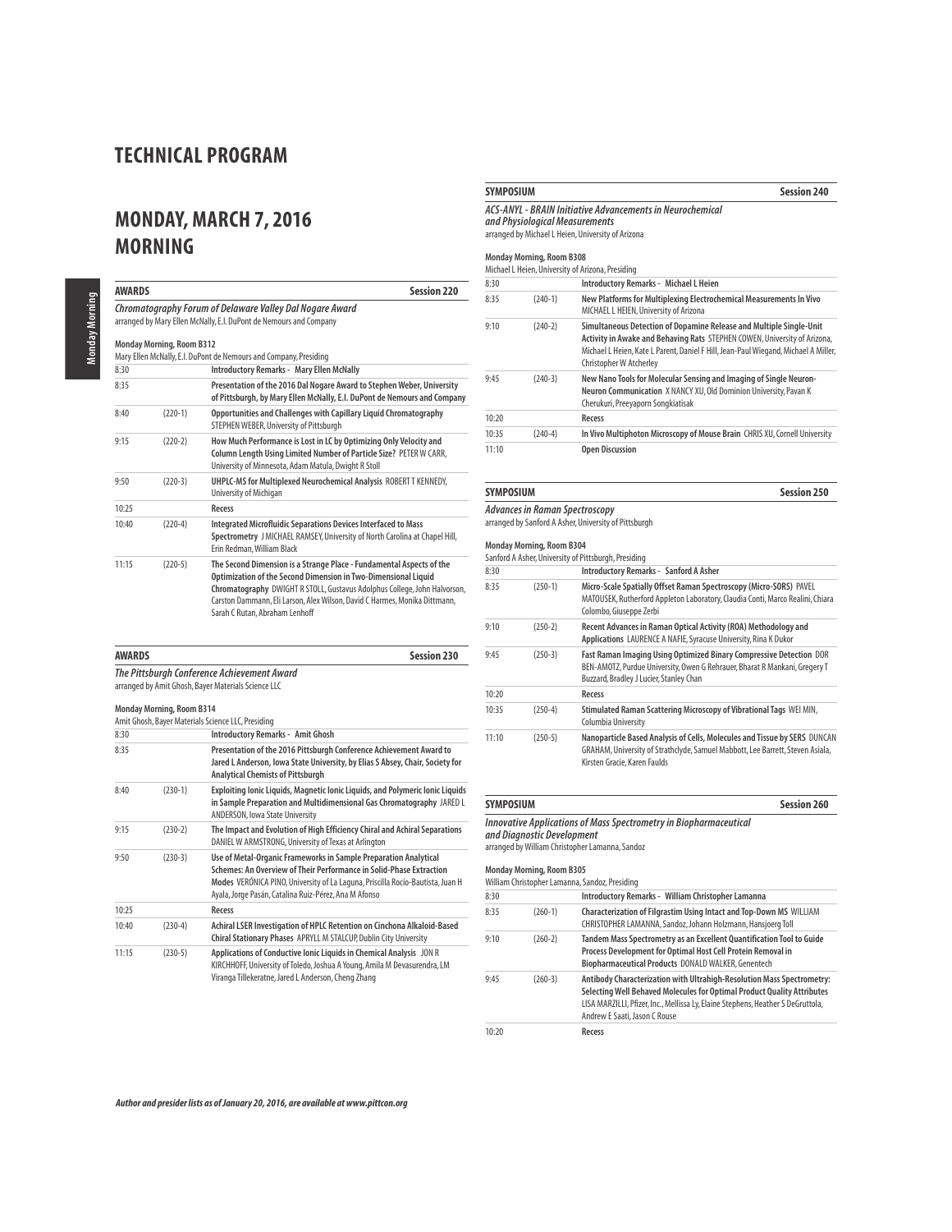# TECHNICAL PROGRAM

# MONDAY, MARCH 7, 2016 MORNING

| AWARDS | | Session 220 |
|---|---|---|

***Chromatography Forum of Delaware Valley Dal Nogare Award***
arranged by Mary Ellen McNally, E.I. DuPont de Nemours and Company

**Monday Morning, Room B312**
Mary Ellen McNally, E.I. DuPont de Nemours and Company, Presiding

| | | |
|---|---|---|
| 8:30 | | **Introductory Remarks - Mary Ellen McNally** |
| 8:35 | | **Presentation of the 2016 Dal Nogare Award to Stephen Weber, University of Pittsburgh, by Mary Ellen McNally, E.I. DuPont de Nemours and Company** |
| 8:40 | (220-1) | **Opportunities and Challenges with Capillary Liquid Chromatography** STEPHEN WEBER, University of Pittsburgh |
| 9:15 | (220-2) | **How Much Performance is Lost in LC by Optimizing Only Velocity and Column Length Using Limited Number of Particle Size?** PETER W CARR, University of Minnesota, Adam Matula, Dwight R Stoll |
| 9:50 | (220-3) | **UHPLC-MS for Multiplexed Neurochemical Analysis** ROBERT T KENNEDY, University of Michigan |
| 10:25 | | **Recess** |
| 10:40 | (220-4) | **Integrated Microfluidic Separations Devices Interfaced to Mass Spectrometry** J MICHAEL RAMSEY, University of North Carolina at Chapel Hill, Erin Redman, William Black |
| 11:15 | (220-5) | **The Second Dimension is a Strange Place - Fundamental Aspects of the Optimization of the Second Dimension in Two-Dimensional Liquid Chromatography** DWIGHT R STOLL, Gustavus Adolphus College, John Halvorson, Carston Dammann, Eli Larson, Alex Wilson, David C Harmes, Monika Dittmann, Sarah C Rutan, Abraham Lenhoff |

| AWARDS | | Session 230 |
|---|---|---|

***The Pittsburgh Conference Achievement Award***
arranged by Amit Ghosh, Bayer Materials Science LLC

**Monday Morning, Room B314**
Amit Ghosh, Bayer Materials Science LLC, Presiding

| | | |
|---|---|---|
| 8:30 | | **Introductory Remarks - Amit Ghosh** |
| 8:35 | | **Presentation of the 2016 Pittsburgh Conference Achievement Award to Jared L Anderson, Iowa State University, by Elias S Absey, Chair, Society for Analytical Chemists of Pittsburgh** |
| 8:40 | (230-1) | **Exploiting Ionic Liquids, Magnetic Ionic Liquids, and Polymeric Ionic Liquids in Sample Preparation and Multidimensional Gas Chromatography** JARED L ANDERSON, Iowa State University |
| 9:15 | (230-2) | **The Impact and Evolution of High Efficiency Chiral and Achiral Separations** DANIEL W ARMSTRONG, University of Texas at Arlington |
| 9:50 | (230-3) | **Use of Metal-Organic Frameworks in Sample Preparation Analytical Schemes: An Overview of Their Performance in Solid-Phase Extraction Modes** VERÓNICA PINO, University of La Laguna, Priscilla Rocío-Bautista, Juan H Ayala, Jorge Pasán, Catalina Ruiz-Pérez, Ana M Afonso |
| 10:25 | | **Recess** |
| 10:40 | (230-4) | **Achiral LSER Investigation of HPLC Retention on Cinchona Alkaloid-Based Chiral Stationary Phases** APRYLL M STALCUP, Dublin City University |
| 11:15 | (230-5) | **Applications of Conductive Ionic Liquids in Chemical Analysis** JON R KIRCHHOFF, University of Toledo, Joshua A Young, Amila M Devasurendra, LM Viranga Tillekeratne, Jared L Anderson, Cheng Zhang |

| SYMPOSIUM | | Session 240 |
|---|---|---|

***ACS-ANYL - BRAIN Initiative Advancements in Neurochemical and Physiological Measurements***
arranged by Michael L Heien, University of Arizona

**Monday Morning, Room B308**
Michael L Heien, University of Arizona, Presiding

| | | |
|---|---|---|
| 8:30 | | **Introductory Remarks - Michael L Heien** |
| 8:35 | (240-1) | **New Platforms for Multiplexing Electrochemical Measurements In Vivo** MICHAEL L HEIEN, University of Arizona |
| 9:10 | (240-2) | **Simultaneous Detection of Dopamine Release and Multiple Single-Unit Activity in Awake and Behaving Rats** STEPHEN COWEN, University of Arizona, Michael L Heien, Kate L Parent, Daniel F Hill, Jean-Paul Wiegand, Michael A Miller, Christopher W Atcherley |
| 9:45 | (240-3) | **New Nano Tools for Molecular Sensing and Imaging of Single Neuron-Neuron Communication** X NANCY XU, Old Dominion University, Pavan K Cherukuri, Preeyaporn Songkiatisak |
| 10:20 | | **Recess** |
| 10:35 | (240-4) | **In Vivo Multiphoton Microscopy of Mouse Brain** CHRIS XU, Cornell University |
| 11:10 | | **Open Discussion** |

| SYMPOSIUM | | Session 250 |
|---|---|---|

***Advances in Raman Spectroscopy***
arranged by Sanford A Asher, University of Pittsburgh

**Monday Morning, Room B304**
Sanford A Asher, University of Pittsburgh, Presiding

| | | |
|---|---|---|
| 8:30 | | **Introductory Remarks - Sanford A Asher** |
| 8:35 | (250-1) | **Micro-Scale Spatially Offset Raman Spectroscopy (Micro-SORS)** PAVEL MATOUSEK, Rutherford Appleton Laboratory, Claudia Conti, Marco Realini, Chiara Colombo, Giuseppe Zerbi |
| 9:10 | (250-2) | **Recent Advances in Raman Optical Activity (ROA) Methodology and Applications** LAURENCE A NAFIE, Syracuse University, Rina K Dukor |
| 9:45 | (250-3) | **Fast Raman Imaging Using Optimized Binary Compressive Detection** DOR BEN-AMOTZ, Purdue University, Owen G Rehrauer, Bharat R Mankani, Gregery T Buzzard, Bradley J Lucier, Stanley Chan |
| 10:20 | | **Recess** |
| 10:35 | (250-4) | **Stimulated Raman Scattering Microscopy of Vibrational Tags** WEI MIN, Columbia University |
| 11:10 | (250-5) | **Nanoparticle Based Analysis of Cells, Molecules and Tissue by SERS** DUNCAN GRAHAM, University of Strathclyde, Samuel Mabbott, Lee Barrett, Steven Asiala, Kirsten Gracie, Karen Faulds |

| SYMPOSIUM | | Session 260 |
|---|---|---|

***Innovative Applications of Mass Spectrometry in Biopharmaceutical and Diagnostic Development***
arranged by William Christopher Lamanna, Sandoz

**Monday Morning, Room B305**
William Christopher Lamanna, Sandoz, Presiding

| | | |
|---|---|---|
| 8:30 | | **Introductory Remarks - William Christopher Lamanna** |
| 8:35 | (260-1) | **Characterization of Filgrastim Using Intact and Top-Down MS** WILLIAM CHRISTOPHER LAMANNA, Sandoz, Johann Holzmann, Hansjoerg Toll |
| 9:10 | (260-2) | **Tandem Mass Spectrometry as an Excellent Quantification Tool to Guide Process Development for Optimal Host Cell Protein Removal in Biopharmaceutical Products** DONALD WALKER, Genentech |
| 9:45 | (260-3) | **Antibody Characterization with Ultrahigh-Resolution Mass Spectrometry: Selecting Well Behaved Molecules for Optimal Product Quality Attributes** LISA MARZILLI, Pfizer, Inc., Mellissa Ly, Elaine Stephens, Heather S DeGruttola, Andrew E Saati, Jason C Rouse |
| 10:20 | | **Recess** |

***Author and presider lists as of January 20, 2016, are available at www.pittcon.org***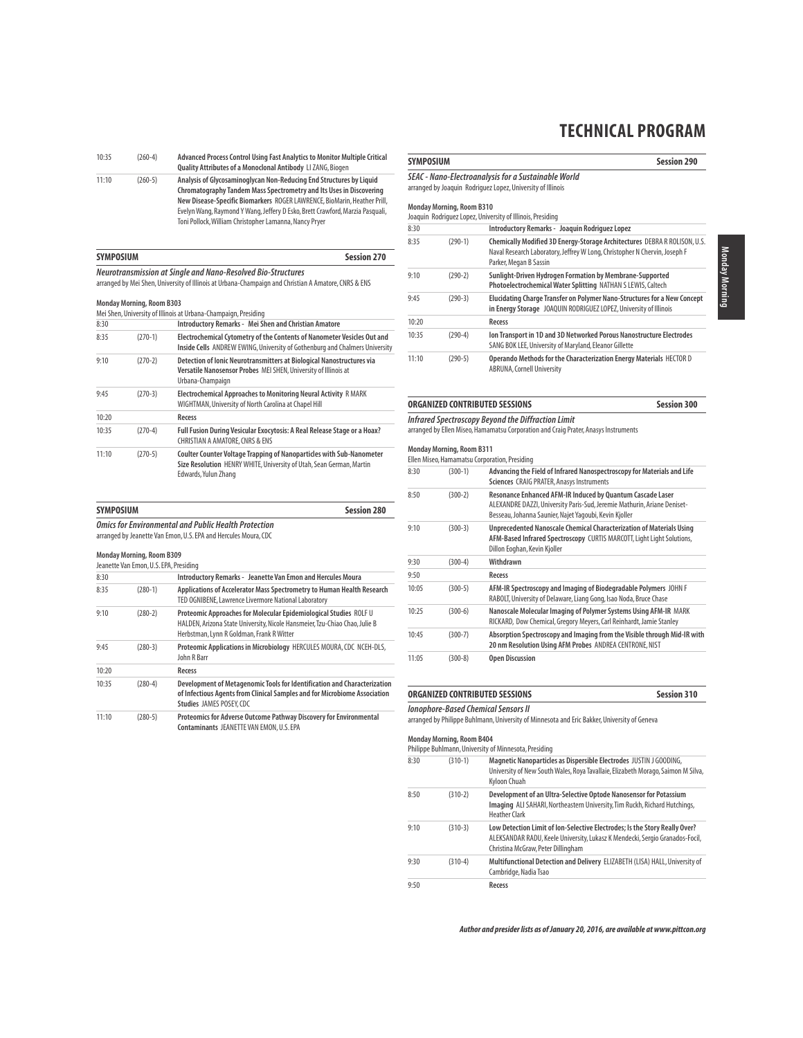| | | |
|---|---|---|
| 10:35 | (260-4) | **Advanced Process Control Using Fast Analytics to Monitor Multiple Critical Quality Attributes of a Monoclonal Antibody** LI ZANG, Biogen |
| 11:10 | (260-5) | **Analysis of Glycosaminoglycan Non-Reducing End Structures by Liquid Chromatography Tandem Mass Spectrometry and Its Uses in Discovering New Disease-Specific Biomarkers** ROGER LAWRENCE, BioMarin, Heather Prill, Evelyn Wang, Raymond Y Wang, Jeffery D Esko, Brett Crawford, Marzia Pasquali, Toni Pollock, William Christopher Lamanna, Nancy Pryer |

## SYMPOSIUM — Session 270

***Neurotransmission at Single and Nano-Resolved Bio-Structures***
arranged by Mei Shen, University of Illinois at Urbana-Champaign and Christian A Amatore, CNRS & ENS

**Monday Morning, Room B303**
Mei Shen, University of Illinois at Urbana-Champaign, Presiding

| | | |
|---|---|---|
| 8:30 | | **Introductory Remarks - Mei Shen and Christian Amatore** |
| 8:35 | (270-1) | **Electrochemical Cytometry of the Contents of Nanometer Vesicles Out and Inside Cells** ANDREW EWING, University of Gothenburg and Chalmers University |
| 9:10 | (270-2) | **Detection of Ionic Neurotransmitters at Biological Nanostructures via Versatile Nanosensor Probes** MEI SHEN, University of Illinois at Urbana-Champaign |
| 9:45 | (270-3) | **Electrochemical Approaches to Monitoring Neural Activity** R MARK WIGHTMAN, University of North Carolina at Chapel Hill |
| 10:20 | | **Recess** |
| 10:35 | (270-4) | **Full Fusion During Vesicular Exocytosis: A Real Release Stage or a Hoax?** CHRISTIAN A AMATORE, CNRS & ENS |
| 11:10 | (270-5) | **Coulter Counter Voltage Trapping of Nanoparticles with Sub-Nanometer Size Resolution** HENRY WHITE, University of Utah, Sean German, Martin Edwards, Yulun Zhang |

## SYMPOSIUM — Session 280

***Omics for Environmental and Public Health Protection***
arranged by Jeanette Van Emon, U.S. EPA and Hercules Moura, CDC

**Monday Morning, Room B309**
Jeanette Van Emon, U.S. EPA, Presiding

| | | |
|---|---|---|
| 8:30 | | **Introductory Remarks - Jeanette Van Emon and Hercules Moura** |
| 8:35 | (280-1) | **Applications of Accelerator Mass Spectrometry to Human Health Research** TED OGNIBENE, Lawrence Livermore National Laboratory |
| 9:10 | (280-2) | **Proteomic Approaches for Molecular Epidemiological Studies** ROLF U HALDEN, Arizona State University, Nicole Hansmeier, Tzu-Chiao Chao, Julie B Herbstman, Lynn R Goldman, Frank R Witter |
| 9:45 | (280-3) | **Proteomic Applications in Microbiology** HERCULES MOURA, CDC NCEH-DLS, John R Barr |
| 10:20 | | **Recess** |
| 10:35 | (280-4) | **Development of Metagenomic Tools for Identification and Characterization of Infectious Agents from Clinical Samples and for Microbiome Association Studies** JAMES POSEY, CDC |
| 11:10 | (280-5) | **Proteomics for Adverse Outcome Pathway Discovery for Environmental Contaminants** JEANETTE VAN EMON, U.S. EPA |

## SYMPOSIUM — Session 290

***SEAC - Nano-Electroanalysis for a Sustainable World***
arranged by Joaquin Rodriguez Lopez, University of Illinois

**Monday Morning, Room B310**
Joaquin Rodriguez Lopez, University of Illinois, Presiding

| | | |
|---|---|---|
| 8:30 | | **Introductory Remarks - Joaquin Rodriguez Lopez** |
| 8:35 | (290-1) | **Chemically Modified 3D Energy-Storage Architectures** DEBRA R ROLISON, U.S. Naval Research Laboratory, Jeffrey W Long, Christopher N Chervin, Joseph F Parker, Megan B Sassin |
| 9:10 | (290-2) | **Sunlight-Driven Hydrogen Formation by Membrane-Supported Photoelectrochemical Water Splitting** NATHAN S LEWIS, Caltech |
| 9:45 | (290-3) | **Elucidating Charge Transfer on Polymer Nano-Structures for a New Concept in Energy Storage** JOAQUIN RODRIGUEZ LOPEZ, University of Illinois |
| 10:20 | | **Recess** |
| 10:35 | (290-4) | **Ion Transport in 1D and 3D Networked Porous Nanostructure Electrodes** SANG BOK LEE, University of Maryland, Eleanor Gillette |
| 11:10 | (290-5) | **Operando Methods for the Characterization Energy Materials** HECTOR D ABRUNA, Cornell University |

## ORGANIZED CONTRIBUTED SESSIONS — Session 300

***Infrared Spectroscopy Beyond the Diffraction Limit***
arranged by Ellen Miseo, Hamamatsu Corporation and Craig Prater, Anasys Instruments

**Monday Morning, Room B311**
Ellen Miseo, Hamamatsu Corporation, Presiding

| | | |
|---|---|---|
| 8:30 | (300-1) | **Advancing the Field of Infrared Nanospectroscopy for Materials and Life Sciences** CRAIG PRATER, Anasys Instruments |
| 8:50 | (300-2) | **Resonance Enhanced AFM-IR Induced by Quantum Cascade Laser** ALEXANDRE DAZZI, University Paris-Sud, Jeremie Mathurin, Ariane Deniset-Besseau, Johanna Saunier, Najet Yagoubi, Kevin Kjoller |
| 9:10 | (300-3) | **Unprecedented Nanoscale Chemical Characterization of Materials Using AFM-Based Infrared Spectroscopy** CURTIS MARCOTT, Light Light Solutions, Dillon Eoghan, Kevin Kjoller |
| 9:30 | (300-4) | **Withdrawn** |
| 9:50 | | **Recess** |
| 10:05 | (300-5) | **AFM-IR Spectroscopy and Imaging of Biodegradable Polymers** JOHN F RABOLT, University of Delaware, Liang Gong, Isao Noda, Bruce Chase |
| 10:25 | (300-6) | **Nanoscale Molecular Imaging of Polymer Systems Using AFM-IR** MARK RICKARD, Dow Chemical, Gregory Meyers, Carl Reinhardt, Jamie Stanley |
| 10:45 | (300-7) | **Absorption Spectroscopy and Imaging from the Visible through Mid-IR with 20 nm Resolution Using AFM Probes** ANDREA CENTRONE, NIST |
| 11:05 | (300-8) | **Open Discussion** |

## ORGANIZED CONTRIBUTED SESSIONS — Session 310

***Ionophore-Based Chemical Sensors II***
arranged by Philippe Buhlmann, University of Minnesota and Eric Bakker, University of Geneva

**Monday Morning, Room B404**
Philippe Buhlmann, University of Minnesota, Presiding

| | | |
|---|---|---|
| 8:30 | (310-1) | **Magnetic Nanoparticles as Dispersible Electrodes** JUSTIN J GOODING, University of New South Wales, Roya Tavallaie, Elizabeth Morago, Saimon M Silva, Kyloon Chuah |
| 8:50 | (310-2) | **Development of an Ultra-Selective Optode Nanosensor for Potassium Imaging** ALI SAHARI, Northeastern University, Tim Ruckh, Richard Hutchings, Heather Clark |
| 9:10 | (310-3) | **Low Detection Limit of Ion-Selective Electrodes; Is the Story Really Over?** ALEKSANDAR RADU, Keele University, Lukasz K Mendecki, Sergio Granados-Focil, Christina McGraw, Peter Dillingham |
| 9:30 | (310-4) | **Multifunctional Detection and Delivery** ELIZABETH (LISA) HALL, University of Cambridge, Nadia Tsao |
| 9:50 | | **Recess** |

*Author and presider lists as of January 20, 2016, are available at www.pittcon.org*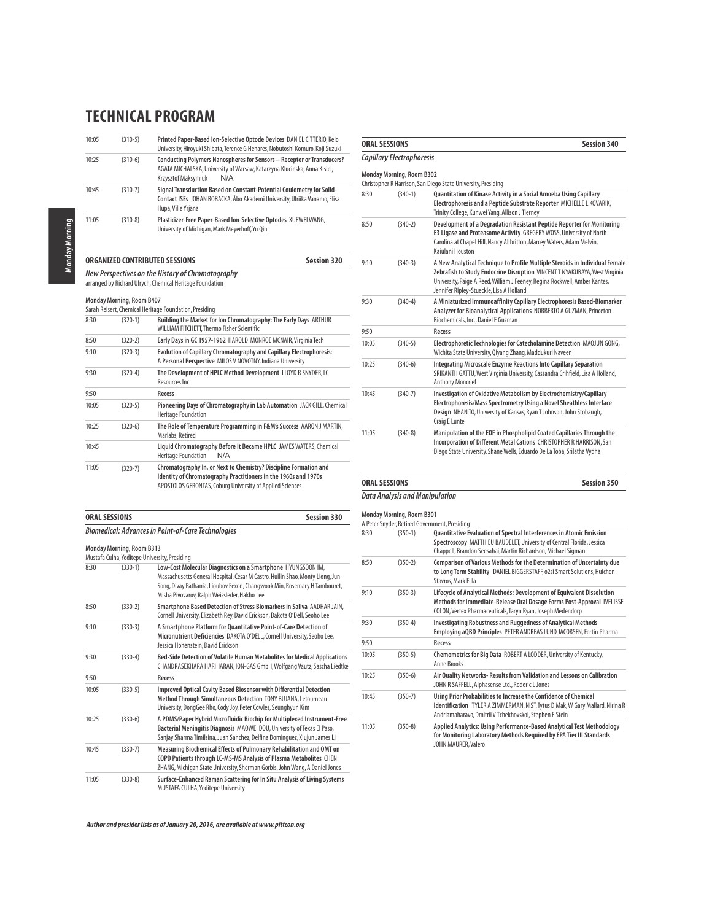# TECHNICAL PROGRAM

| | | |
|---|---|---|
| 10:05 | (310-5) | **Printed Paper-Based Ion-Selective Optode Devices** DANIEL CITTERIO, Keio University, Hiroyuki Shibata, Terence G Henares, Nobutoshi Komuro, Koji Suzuki |
| 10:25 | (310-6) | **Conducting Polymers Nanospheres for Sensors – Receptor or Transducers?** AGATA MICHALSKA, University of Warsaw, Katarzyna Klucinska, Anna Kisiel, Krzysztof Maksymiuk N/A |
| 10:45 | (310-7) | **Signal Transduction Based on Constant-Potential Coulometry for Solid-Contact ISEs** JOHAN BOBACKA, Åbo Akademi University, Ulriika Vanamo, Elisa Hupa, Ville Yrjänä |
| 11:05 | (310-8) | **Plasticizer-Free Paper-Based Ion-Selective Optodes** XUEWEI WANG, University of Michigan, Mark Meyerhoff, Yu Qin |

## ORGANIZED CONTRIBUTED SESSIONS — Session 320

***New Perspectives on the History of Chromatography***

arranged by Richard Ulrych, Chemical Heritage Foundation

**Monday Morning, Room B407**

Sarah Reisert, Chemical Heritage Foundation, Presiding

| | | |
|---|---|---|
| 8:30 | (320-1) | **Building the Market for Ion Chromatography: The Early Days** ARTHUR WILLIAM FITCHETT, Thermo Fisher Scientific |
| 8:50 | (320-2) | **Early Days in GC 1957-1962** HAROLD MONROE MCNAIR, Virginia Tech |
| 9:10 | (320-3) | **Evolution of Capillary Chromatography and Capillary Electrophoresis: A Personal Perspective** MILOS V NOVOTNY, Indiana University |
| 9:30 | (320-4) | **The Development of HPLC Method Development** LLOYD R SNYDER, LC Resources Inc. |
| 9:50 | | **Recess** |
| 10:05 | (320-5) | **Pioneering Days of Chromatography in Lab Automation** JACK GILL, Chemical Heritage Foundation |
| 10:25 | (320-6) | **The Role of Temperature Programming in F&M's Success** AARON J MARTIN, Marlabs, Retired |
| 10:45 | | **Liquid Chromatography Before It Became HPLC** JAMES WATERS, Chemical Heritage Foundation N/A |
| 11:05 | (320-7) | **Chromatography In, or Next to Chemistry? Discipline Formation and Identity of Chromatography Practitioners in the 1960s and 1970s** APOSTOLOS GERONTAS, Coburg University of Applied Sciences |

## ORAL SESSIONS — Session 330

***Biomedical: Advances in Point-of-Care Technologies***

**Monday Morning, Room B313**

Mustafa Culha, Yeditepe University, Presiding

| | | |
|---|---|---|
| 8:30 | (330-1) | **Low-Cost Molecular Diagnostics on a Smartphone** HYUNGSOON IM, Massachusetts General Hospital, Cesar M Castro, Huilin Shao, Monty Liong, Jun Song, Divay Pathania, Lioubov Fexon, Changwook Min, Rosemary H Tambouret, Misha Pivovarov, Ralph Weissleder, Hakho Lee |
| 8:50 | (330-2) | **Smartphone Based Detection of Stress Biomarkers in Saliva** AADHAR JAIN, Cornell University, Elizabeth Rey, David Erickson, Dakota O'Dell, Seoho Lee |
| 9:10 | (330-3) | **A Smartphone Platform for Quantitative Point-of-Care Detection of Micronutrient Deficiencies** DAKOTA O'DELL, Cornell University, Seoho Lee, Jessica Hohenstein, David Erickson |
| 9:30 | (330-4) | **Bed-Side Detection of Volatile Human Metabolites for Medical Applications** CHANDRASEKHARA HARIHARAN, ION-GAS GmbH, Wolfgang Vautz, Sascha Liedtke |
| 9:50 | | **Recess** |
| 10:05 | (330-5) | **Improved Optical Cavity Based Biosensor with Differential Detection Method Through Simultaneous Detection** TONY BUJANA, Letourneau University, DongGee Rho, Cody Joy, Peter Cowles, Seunghyun Kim |
| 10:25 | (330-6) | **A PDMS/Paper Hybrid Microfluidic Biochip for Multiplexed Instrument-Free Bacterial Meningitis Diagnosis** MAOWEI DOU, University of Texas El Paso, Sanjay Sharma Timilsina, Juan Sanchez, Delfina Dominguez, Xiujun James Li |
| 10:45 | (330-7) | **Measuring Biochemical Effects of Pulmonary Rehabilitation and OMT on COPD Patients through LC-MS-MS Analysis of Plasma Metabolites** CHEN ZHANG, Michigan State University, Sherman Gorbis, John Wang, A Daniel Jones |
| 11:05 | (330-8) | **Surface-Enhanced Raman Scattering for In Situ Analysis of Living Systems** MUSTAFA CULHA, Yeditepe University |

## ORAL SESSIONS — Session 340

***Capillary Electrophoresis***

**Monday Morning, Room B302**

Christopher R Harrison, San Diego State University, Presiding

| | | |
|---|---|---|
| 8:30 | (340-1) | **Quantitation of Kinase Activity in a Social Amoeba Using Capillary Electrophoresis and a Peptide Substrate Reporter** MICHELLE L KOVARIK, Trinity College, Kunwei Yang, Allison J Tierney |
| 8:50 | (340-2) | **Development of a Degradation Resistant Peptide Reporter for Monitoring E3 Ligase and Proteasome Activity** GREGERY WOSS, University of North Carolina at Chapel Hill, Nancy Allbritton, Marcey Waters, Adam Melvin, Kaiulani Houston |
| 9:10 | (340-3) | **A New Analytical Technique to Profile Multiple Steroids in Individual Female Zebrafish to Study Endocrine Disruption** VINCENT T NYAKUBAYA, West Virginia University, Paige A Reed, William J Feeney, Regina Rockwell, Amber Kantes, Jennifer Ripley-Stueckle, Lisa A Holland |
| 9:30 | (340-4) | **A Miniaturized Immunoaffinity Capillary Electrophoresis Based-Biomarker Analyzer for Bioanalytical Applications** NORBERTO A GUZMAN, Princeton Biochemicals, Inc., Daniel E Guzman |
| 9:50 | | **Recess** |
| 10:05 | (340-5) | **Electrophoretic Technologies for Catecholamine Detection** MAOJUN GONG, Wichita State University, Qiyang Zhang, Maddukuri Naveen |
| 10:25 | (340-6) | **Integrating Microscale Enzyme Reactions Into Capillary Separation** SRIKANTH GATTU, West Virginia University, Cassandra Crihfield, Lisa A Holland, Anthony Moncrief |
| 10:45 | (340-7) | **Investigation of Oxidative Metabolism by Electrochemistry/Capillary Electrophoresis/Mass Spectrometry Using a Novel Sheathless Interface Design** NHAN TO, University of Kansas, Ryan T Johnson, John Stobaugh, Craig E Lunte |
| 11:05 | (340-8) | **Manipulation of the EOF in Phospholipid Coated Capillaries Through the Incorporation of Different Metal Cations** CHRISTOPHER R HARRISON, San Diego State University, Shane Wells, Eduardo De La Toba, Srilatha Vydha |

## ORAL SESSIONS — Session 350

***Data Analysis and Manipulation***

**Monday Morning, Room B301**

A Peter Snyder, Retired Government, Presiding

| | | |
|---|---|---|
| 8:30 | (350-1) | **Quantitative Evaluation of Spectral Interferences in Atomic Emission Spectroscopy** MATTHIEU BAUDELET, University of Central Florida, Jessica Chappell, Brandon Seesahai, Martin Richardson, Michael Sigman |
| 8:50 | (350-2) | **Comparison of Various Methods for the Determination of Uncertainty due to Long Term Stability** DANIEL BIGGERSTAFF, o2si Smart Solutions, Huichen Stavros, Mark Filla |
| 9:10 | (350-3) | **Lifecycle of Analytical Methods: Development of Equivalent Dissolution Methods for Immediate-Release Oral Dosage Forms Post-Approval** IVELISSE COLON, Vertex Pharmaceuticals, Taryn Ryan, Joseph Medendorp |
| 9:30 | (350-4) | **Investigating Robustness and Ruggedness of Analytical Methods Employing aQBD Principles** PETER ANDREAS LUND JACOBSEN, Fertin Pharma |
| 9:50 | | **Recess** |
| 10:05 | (350-5) | **Chemometrics for Big Data** ROBERT A LODDER, University of Kentucky, Anne Brooks |
| 10:25 | (350-6) | **Air Quality Networks- Results from Validation and Lessons on Calibration** JOHN R SAFFELL, Alphasense Ltd., Roderic L Jones |
| 10:45 | (350-7) | **Using Prior Probabilities to Increase the Confidence of Chemical Identification** TYLER A ZIMMERMAN, NIST, Tytus D Mak, W Gary Mallard, Nirina R Andriamaharavo, Dmitrii V Tchekhovskoi, Stephen E Stein |
| 11:05 | (350-8) | **Applied Analytics: Using Performance-Based Analytical Test Methodology for Monitoring Laboratory Methods Required by EPA Tier III Standards** JOHN MAURER, Valero |

*Author and presider lists as of January 20, 2016, are available at www.pittcon.org*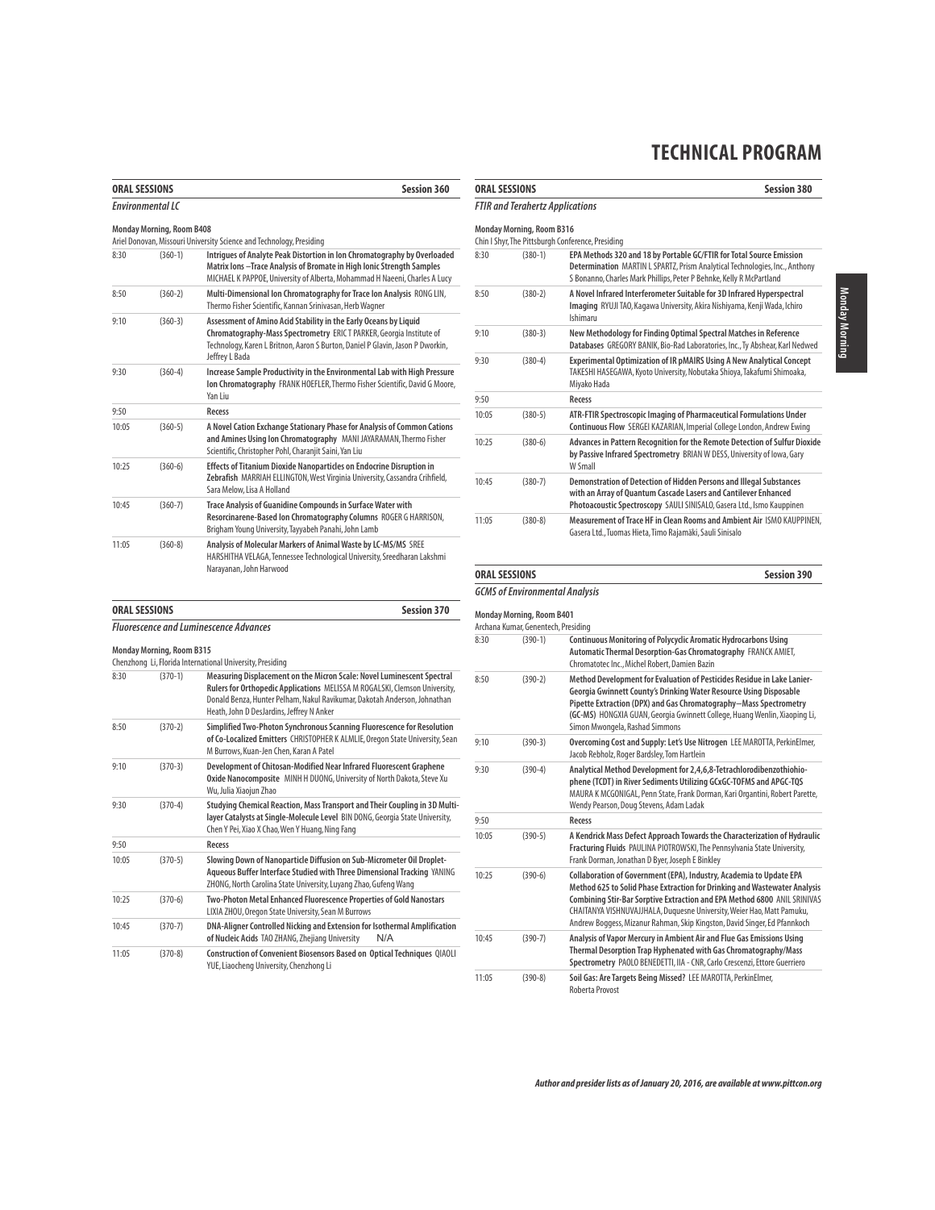# TECHNICAL PROGRAM

## ORAL SESSIONS — Session 360

### *Environmental LC*

**Monday Morning, Room B408**

Ariel Donovan, Missouri University Science and Technology, Presiding

| Time | No. | Title |
|---|---|---|
| 8:30 | (360-1) | **Intrigues of Analyte Peak Distortion in Ion Chromatography by Overloaded Matrix Ions –Trace Analysis of Bromate in High Ionic Strength Samples** MICHAEL K PAPPOE, University of Alberta, Mohammad H Naeeni, Charles A Lucy |
| 8:50 | (360-2) | **Multi-Dimensional Ion Chromatography for Trace Ion Analysis** RONG LIN, Thermo Fisher Scientific, Kannan Srinivasan, Herb Wagner |
| 9:10 | (360-3) | **Assessment of Amino Acid Stability in the Early Oceans by Liquid Chromatography-Mass Spectrometry** ERIC T PARKER, Georgia Institute of Technology, Karen L Britnon, Aaron S Burton, Daniel P Glavin, Jason P Dworkin, Jeffrey L Bada |
| 9:30 | (360-4) | **Increase Sample Productivity in the Environmental Lab with High Pressure Ion Chromatography** FRANK HOEFLER, Thermo Fisher Scientific, David G Moore, Yan Liu |
| 9:50 | | **Recess** |
| 10:05 | (360-5) | **A Novel Cation Exchange Stationary Phase for Analysis of Common Cations and Amines Using Ion Chromatography** MANI JAYARAMAN, Thermo Fisher Scientific, Christopher Pohl, Charanjit Saini, Yan Liu |
| 10:25 | (360-6) | **Effects of Titanium Dioxide Nanoparticles on Endocrine Disruption in Zebrafish** MARRIAH ELLINGTON, West Virginia University, Cassandra Crihfield, Sara Melow, Lisa A Holland |
| 10:45 | (360-7) | **Trace Analysis of Guanidine Compounds in Surface Water with Resorcinarene-Based Ion Chromatography Columns** ROGER G HARRISON, Brigham Young University, Tayyabeh Panahi, John Lamb |
| 11:05 | (360-8) | **Analysis of Molecular Markers of Animal Waste by LC-MS/MS** SREE HARSHITHA VELAGA, Tennessee Technological University, Sreedharan Lakshmi Narayanan, John Harwood |

## ORAL SESSIONS — Session 370

### *Fluorescence and Luminescence Advances*

**Monday Morning, Room B315**

Chenzhong Li, Florida International University, Presiding

| Time | No. | Title |
|---|---|---|
| 8:30 | (370-1) | **Measuring Displacement on the Micron Scale: Novel Luminescent Spectral Rulers for Orthopedic Applications** MELISSA M ROGALSKI, Clemson University, Donald Benza, Hunter Pelham, Nakul Ravikumar, Dakotah Anderson, Johnathan Heath, John D DesJardins, Jeffrey N Anker |
| 8:50 | (370-2) | **Simplified Two-Photon Synchronous Scanning Fluorescence for Resolution of Co-Localized Emitters** CHRISTOPHER K ALMLIE, Oregon State University, Sean M Burrows, Kuan-Jen Chen, Karan A Patel |
| 9:10 | (370-3) | **Development of Chitosan-Modified Near Infrared Fluorescent Graphene Oxide Nanocomposite** MINH H DUONG, University of North Dakota, Steve Xu Wu, Julia Xiaojun Zhao |
| 9:30 | (370-4) | **Studying Chemical Reaction, Mass Transport and Their Coupling in 3D Multi-layer Catalysts at Single-Molecule Level** BIN DONG, Georgia State University, Chen Y Pei, Xiao X Chao, Wen Y Huang, Ning Fang |
| 9:50 | | **Recess** |
| 10:05 | (370-5) | **Slowing Down of Nanoparticle Diffusion on Sub-Micrometer Oil Droplet-Aqueous Buffer Interface Studied with Three Dimensional Tracking** YANING ZHONG, North Carolina State University, Luyang Zhao, Gufeng Wang |
| 10:25 | (370-6) | **Two-Photon Metal Enhanced Fluorescence Properties of Gold Nanostars** LIXIA ZHOU, Oregon State University, Sean M Burrows |
| 10:45 | (370-7) | **DNA-Aligner Controlled Nicking and Extension for Isothermal Amplification of Nucleic Acids** TAO ZHANG, Zhejiang University N/A |
| 11:05 | (370-8) | **Construction of Convenient Biosensors Based on Optical Techniques** QIAOLI YUE, Liaocheng University, Chenzhong Li |

## ORAL SESSIONS — Session 380

### *FTIR and Terahertz Applications*

**Monday Morning, Room B316**

Chin I Shyr, The Pittsburgh Conference, Presiding

| Time | No. | Title |
|---|---|---|
| 8:30 | (380-1) | **EPA Methods 320 and 18 by Portable GC/FTIR for Total Source Emission Determination** MARTIN L SPARTZ, Prism Analytical Technologies, Inc., Anthony S Bonanno, Charles Mark Phillips, Peter P Behnke, Kelly R McPartland |
| 8:50 | (380-2) | **A Novel Infrared Interferometer Suitable for 3D Infrared Hyperspectral Imaging** RYUJI TAO, Kagawa University, Akira Nishiyama, Kenji Wada, Ichiro Ishimaru |
| 9:10 | (380-3) | **New Methodology for Finding Optimal Spectral Matches in Reference Databases** GREGORY BANIK, Bio-Rad Laboratories, Inc., Ty Abshear, Karl Nedwed |
| 9:30 | (380-4) | **Experimental Optimization of IR pMAIRS Using A New Analytical Concept** TAKESHI HASEGAWA, Kyoto University, Nobutaka Shioya, Takafumi Shimoaka, Miyako Hada |
| 9:50 | | **Recess** |
| 10:05 | (380-5) | **ATR-FTIR Spectroscopic Imaging of Pharmaceutical Formulations Under Continuous Flow** SERGEI KAZARIAN, Imperial College London, Andrew Ewing |
| 10:25 | (380-6) | **Advances in Pattern Recognition for the Remote Detection of Sulfur Dioxide by Passive Infrared Spectrometry** BRIAN W DESS, University of Iowa, Gary W Small |
| 10:45 | (380-7) | **Demonstration of Detection of Hidden Persons and Illegal Substances with an Array of Quantum Cascade Lasers and Cantilever Enhanced Photoacoustic Spectroscopy** SAULI SINISALO, Gasera Ltd., Ismo Kauppinen |
| 11:05 | (380-8) | **Measurement of Trace HF in Clean Rooms and Ambient Air** ISMO KAUPPINEN, Gasera Ltd., Tuomas Hieta, Timo Rajamäki, Sauli Sinisalo |

## ORAL SESSIONS — Session 390

### *GCMS of Environmental Analysis*

**Monday Morning, Room B401**

Archana Kumar, Genentech, Presiding

| Time | No. | Title |
|---|---|---|
| 8:30 | (390-1) | **Continuous Monitoring of Polycyclic Aromatic Hydrocarbons Using Automatic Thermal Desorption-Gas Chromatography** FRANCK AMIET, Chromatotec Inc., Michel Robert, Damien Bazin |
| 8:50 | (390-2) | **Method Development for Evaluation of Pesticides Residue in Lake Lanier-Georgia Gwinnett County's Drinking Water Resource Using Disposable Pipette Extraction (DPX) and Gas Chromatography—Mass Spectrometry (GC-MS)** HONGXIA GUAN, Georgia Gwinnett College, Huang Wenlin, Xiaoping Li, Simon Mwongela, Rashad Simmons |
| 9:10 | (390-3) | **Overcoming Cost and Supply: Let's Use Nitrogen** LEE MAROTTA, PerkinElmer, Jacob Rebholz, Roger Bardsley, Tom Hartlein |
| 9:30 | (390-4) | **Analytical Method Development for 2,4,6,8-Tetrachlorodibenzothiohiophene (TCDT) in River Sediments Utilizing GCxGC-TOFMS and APGC-TQS** MAURA K MCGONIGAL, Penn State, Frank Dorman, Kari Organtini, Robert Parette, Wendy Pearson, Doug Stevens, Adam Ladak |
| 9:50 | | **Recess** |
| 10:05 | (390-5) | **A Kendrick Mass Defect Approach Towards the Characterization of Hydraulic Fracturing Fluids** PAULINA PIOTROWSKI, The Pennsylvania State University, Frank Dorman, Jonathan D Byer, Joseph E Binkley |
| 10:25 | (390-6) | **Collaboration of Government (EPA), Industry, Academia to Update EPA Method 625 to Solid Phase Extraction for Drinking and Wastewater Analysis Combining Stir-Bar Sorptive Extraction and EPA Method 6800** ANIL SRINIVAS CHAITANYA VISHNUVAJJHALA, Duquesne University, Weier Hao, Matt Pamuku, Andrew Boggess, Mizanur Rahman, Skip Kingston, David Singer, Ed Pfannkoch |
| 10:45 | (390-7) | **Analysis of Vapor Mercury in Ambient Air and Flue Gas Emissions Using Thermal Desorption Trap Hyphenated with Gas Chromatography/Mass Spectrometry** PAOLO BENEDETTI, IIA - CNR, Carlo Crescenzi, Ettore Guerriero |
| 11:05 | (390-8) | **Soil Gas: Are Targets Being Missed?** LEE MAROTTA, PerkinElmer, Roberta Provost |

*Author and presider lists as of January 20, 2016, are available at www.pittcon.org*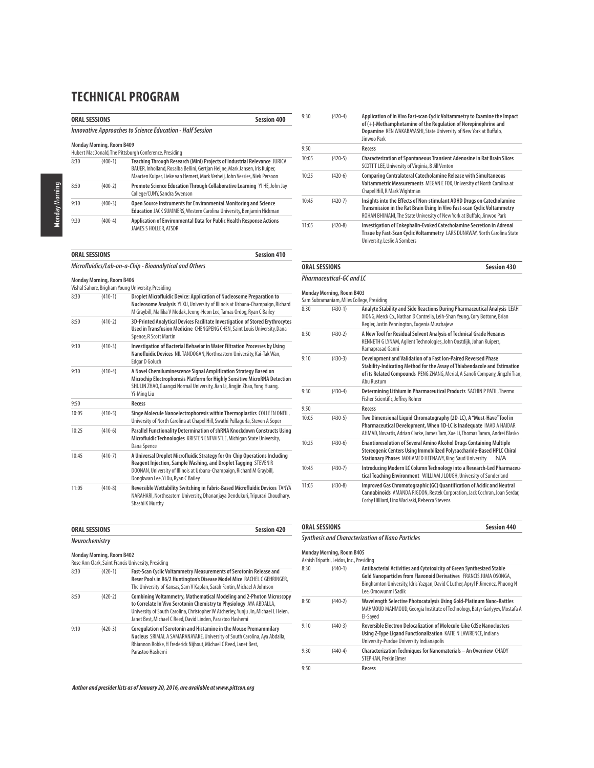# TECHNICAL PROGRAM

## ORAL SESSIONS — Session 400

### *Innovative Approaches to Science Education - Half Session*

**Monday Morning, Room B409**
Hubert MacDonald, The Pittsburgh Conference, Presiding

| Time | No. | Title |
|---|---|---|
| 8:30 | (400-1) | **Teaching Through Research (Mini) Projects of Industrial Relevance** JURICA BAUER, Inholland, Rosalba Bellini, Gertjan Heijne, Mark Jansen, Iris Kuiper, Maarten Kuiper, Lieke van Hemert, Mark Verheij, John Vessies, Niek Persoon |
| 8:50 | (400-2) | **Promote Science Education Through Collaborative Learning** YI HE, John Jay College/CUNY, Sandra Swenson |
| 9:10 | (400-3) | **Open Source Instruments for Environmental Monitoring and Science Education** JACK SUMMERS, Western Carolina University, Benjamin Hickman |
| 9:30 | (400-4) | **Application of Environmental Data for Public Health Response Actions** JAMES S HOLLER, ATSDR |

## ORAL SESSIONS — Session 410

### *Microfluidics/Lab-on-a-Chip - Bioanalytical and Others*

**Monday Morning, Room B406**
Vishal Sahore, Brigham Young University, Presiding

| Time | No. | Title |
|---|---|---|
| 8:30 | (410-1) | **Droplet Microfluidic Device: Application of Nucleosome Preparation to Nucleosome Analysis** YI XU, University of Illinois at Urbana-Champaign, Richard M Graybill, Mallika V Modak, Jeong-Heon Lee, Tamas Ordog, Ryan C Bailey |
| 8:50 | (410-2) | **3D-Printed Analytical Devices Facilitate Investigation of Stored Erythrocytes Used in Transfusion Medicine** CHENGPENG CHEN, Saint Louis University, Dana Spence, R Scott Martin |
| 9:10 | (410-3) | **Investigation of Bacterial Behavior in Water Filtration Processes by Using Nanofluidic Devices** NIL TANDOGAN, Northeastern University, Kai-Tak Wan, Edgar D Goluch |
| 9:30 | (410-4) | **A Novel Chemiluminescence Signal Amplification Strategy Based on Microchip Electrophoresis Platform for Highly Sensitive MicroRNA Detection** SHULIN ZHAO, Guangxi Normal University, Jian Li, Jingjin Zhao, Yong Huang, Yi-Ming Liu |
| 9:50 | | **Recess** |
| 10:05 | (410-5) | **Singe Molecule Nanoelectrophoresis within Thermoplastics** COLLEEN ONEIL, University of North Carolina at Chapel Hill, Swathi Pullagurla, Steven A Soper |
| 10:25 | (410-6) | **Parallel Functionality Determination of shRNA Knockdown Constructs Using Microfluidic Technologies** KRISTEN ENTWISTLE, Michigan State University, Dana Spence |
| 10:45 | (410-7) | **A Universal Droplet Microfluidic Strategy for On-Chip Operations Including Reagent Injection, Sample Washing, and Droplet Tagging** STEVEN R DOONAN, University of Illinois at Urbana-Champaign, Richard M Graybill, Dongkwan Lee, Yi Xu, Ryan C Bailey |
| 11:05 | (410-8) | **Reversible Wettability Switching in Fabric-Based Microfluidic Devices** TANYA NARAHARI, Northeastern University, Dhananjaya Dendukuri, Tripurari Choudhary, Shashi K Murthy |

## ORAL SESSIONS — Session 420

### *Neurochemistry*

**Monday Morning, Room B402**
Rose Ann Clark, Saint Francis University, Presiding

| Time | No. | Title |
|---|---|---|
| 8:30 | (420-1) | **Fast-Scan Cyclic Voltammetry Measurements of Serotonin Release and Reser Pools in R6/2 Huntington's Disease Model Mice** RACHEL C GEHRINGER, The University of Kansas, Sam V Kaplan, Sarah Fantin, Michael A Johnson |
| 8:50 | (420-2) | **Combining Voltammetry, Mathematical Modeling and 2-Photon Microscopy to Correlate In Vivo Serotonin Chemistry to Physiology** AYA ABDALLA, University of South Carolina, Christopher W Atcherley, Yunju Jin, Michael L Heien, Janet Best, Michael C Reed, David Linden, Parastoo Hashemi |
| 9:10 | (420-3) | **Coregulation of Serotonin and Histamine in the Mouse Premammillary Nucleus** SRIMAL A SAMARANAYAKE, University of South Carolina, Aya Abdalla, Rhiannon Robke, H Frederick Nijhout, Michael C Reed, Janet Best, Parastoo Hashemi |
| 9:30 | (420-4) | **Application of In Vivo Fast-scan Cyclic Voltammetry to Examine the Impact of (+)-Methamphetamine of the Regulation of Norepinephrine and Dopamine** KEN WAKABAYASHI, State University of New York at Buffalo, Jinwoo Park |
| 9:50 | | **Recess** |
| 10:05 | (420-5) | **Characterization of Spontaneous Transient Adenosine in Rat Brain Slices** SCOTT T LEE, University of Virginia, B Jill Venton |
| 10:25 | (420-6) | **Comparing Contralateral Catecholamine Release with Simultaneous Voltammetric Measurements** MEGAN E FOX, University of North Carolina at Chapel Hill, R Mark Wightman |
| 10:45 | (420-7) | **Insights into the Effects of Non-stimulant ADHD Drugs on Catecholamine Transmission in the Rat Brain Using In Vivo Fast-scan Cyclic Voltammetry** ROHAN BHIMANI, The State University of New York at Buffalo, Jinwoo Park |
| 11:05 | (420-8) | **Investigation of Enkephalin-Evoked Catecholamine Secretion in Adrenal Tissue by Fast-Scan Cyclic Voltammetry** LARS DUNAWAY, North Carolina State University, Leslie A Sombers |

## ORAL SESSIONS — Session 430

### *Pharmaceutical-GC and LC*

**Monday Morning, Room B403**
Sam Subramaniam, Miles College, Presiding

| Time | No. | Title |
|---|---|---|
| 8:30 | (430-1) | **Analyte Stability and Side Reactions During Pharmaceutical Analysis** LEAH XIONG, Merck Co., Nathan D Contrella, Leih-Shan Yeung, Cory Bottone, Brian Regler, Justin Pennington, Eugenia Muschajew |
| 8:50 | (430-2) | **A New Tool for Residual Solvent Analysis of Technical Grade Hexanes** KENNETH G LYNAM, Agilent Technologies, John Oostdijk, Johan Kuipers, Ramaprasad Ganni |
| 9:10 | (430-3) | **Development and Validation of a Fast Ion-Paired Reversed Phase Stability-Indicating Method for the Assay of Thiabendazole and Estimation of its Related Compounds** PENG ZHANG, Merial, A Sanofi Company, Jingzhi Tian, Abu Rustum |
| 9:30 | (430-4) | **Determining Lithium in Pharmaceutical Products** SACHIN P PATIL, Thermo Fisher Scientific, Jeffrey Rohrer |
| 9:50 | | **Recess** |
| 10:05 | (430-5) | **Two Dimensional Liquid Chromatography (2D-LC), A "Must-Have" Tool in Pharmaceutical Development, When 1D-LC is Inadequate** IMAD A HAIDAR AHMAD, Novartis, Adrian Clarke, James Tam, Xue Li, Thomas Tarara, Andrei Blasko |
| 10:25 | (430-6) | **Enantioresolution of Several Amino Alcohol Drugs Containing Multiple Stereogenic Centers Using Immobilized Polysaccharide-Based HPLC Chiral Stationary Phases** MOHAMED HEFNAWY, King Saud University N/A |
| 10:45 | (430-7) | **Introducing Modern LC Column Technology into a Research-Led Pharmaceutical Teaching Environment** WILLIAM J LOUGH, University of Sunderland |
| 11:05 | (430-8) | **Improved Gas Chromatographic (GC) Quantification of Acidic and Neutral Cannabinoids** AMANDA RIGDON, Restek Corporation, Jack Cochran, Joan Serdar, Corby Hilliard, Linx Waclaski, Rebecca Stevens |

## ORAL SESSIONS — Session 440

### *Synthesis and Characterization of Nano Particles*

**Monday Morning, Room B405**
Ashish Tripathi, Leidos, Inc., Presiding

| Time | No. | Title |
|---|---|---|
| 8:30 | (440-1) | **Antibacterial Activities and Cytotoxicity of Green Synthesized Stable Gold Nanoparticles from Flavonoid Derivatives** FRANCIS JUMA OSONGA, Binghamton University, Idris Yazgan, David C Luther, Apryl P Jimenez, Phuong N Lee, Omowunmi Sadik |
| 8:50 | (440-2) | **Wavelength Selective Photocatalysis Using Gold-Platinum Nano-Rattles** MAHMOUD MAHMOUD, Georgia Institute of Technology, Batyr Garlyyev, Mostafa A El-Sayed |
| 9:10 | (440-3) | **Reversible Electron Delocalization of Molecule-Like CdSe Nanoclusters Using Z-Type Ligand Functionalization** KATIE N LAWRENCE, Indiana University-Purdue University Indianapolis |
| 9:30 | (440-4) | **Characterization Techniques for Nanomaterials – An Overview** CHADY STEPHAN, PerkinElmer |
| 9:50 | | **Recess** |

*Author and presider lists as of January 20, 2016, are available at www.pittcon.org*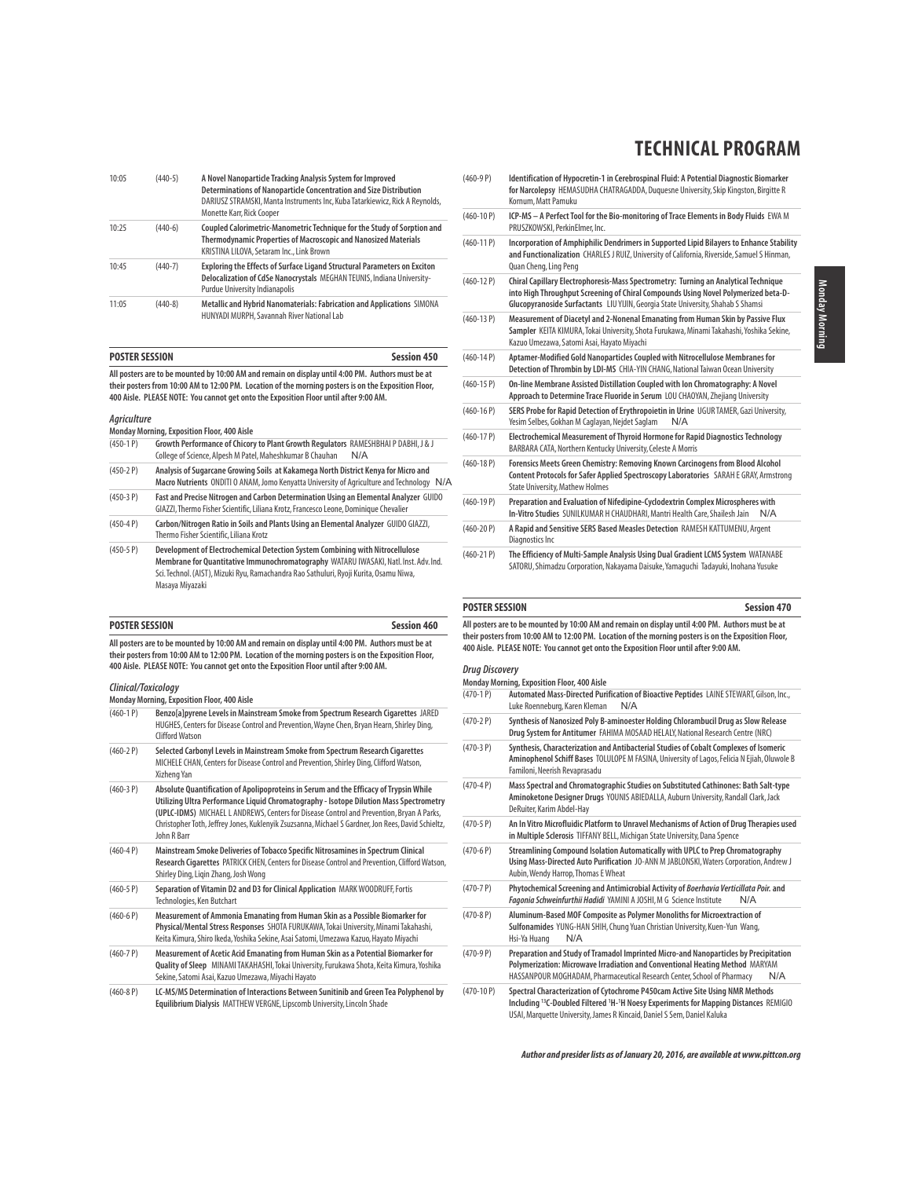| | | |
|---|---|---|
| 10:05 | (440-5) | **A Novel Nanoparticle Tracking Analysis System for Improved Determinations of Nanoparticle Concentration and Size Distribution** DARIUSZ STRAMSKI, Manta Instruments Inc, Kuba Tatarkiewicz, Rick A Reynolds, Monette Karr, Rick Cooper |
| 10:25 | (440-6) | **Coupled Calorimetric-Manometric Technique for the Study of Sorption and Thermodynamic Properties of Macroscopic and Nanosized Materials** KRISTINA LILOVA, Setaram Inc., Link Brown |
| 10:45 | (440-7) | **Exploring the Effects of Surface Ligand Structural Parameters on Exciton Delocalization of CdSe Nanocrystals** MEGHAN TEUNIS, Indiana University-Purdue University Indianapolis |
| 11:05 | (440-8) | **Metallic and Hybrid Nanomaterials: Fabrication and Applications** SIMONA HUNYADI MURPH, Savannah River National Lab |

## POSTER SESSION — Session 450

**All posters are to be mounted by 10:00 AM and remain on display until 4:00 PM. Authors must be at their posters from 10:00 AM to 12:00 PM. Location of the morning posters is on the Exposition Floor, 400 Aisle. PLEASE NOTE: You cannot get onto the Exposition Floor until after 9:00 AM.**

### *Agriculture*

**Monday Morning, Exposition Floor, 400 Aisle**

| | |
|---|---|
| (450-1 P) | **Growth Performance of Chicory to Plant Growth Regulators** RAMESHBHAI P DABHI, J & J College of Science, Alpesh M Patel, Maheshkumar B Chauhan N/A |
| (450-2 P) | **Analysis of Sugarcane Growing Soils at Kakamega North District Kenya for Micro and Macro Nutrients** ONDITI O ANAM, Jomo Kenyatta University of Agriculture and Technology N/A |
| (450-3 P) | **Fast and Precise Nitrogen and Carbon Determination Using an Elemental Analyzer** GUIDO GIAZZI, Thermo Fisher Scientific, Liliana Krotz, Francesco Leone, Dominique Chevalier |
| (450-4 P) | **Carbon/Nitrogen Ratio in Soils and Plants Using an Elemental Analyzer** GUIDO GIAZZI, Thermo Fisher Scientific, Liliana Krotz |
| (450-5 P) | **Development of Electrochemical Detection System Combining with Nitrocellulose Membrane for Quantitative Immunochromatography** WATARU IWASAKI, Natl. Inst. Adv. Ind. Sci. Technol. (AIST), Mizuki Ryu, Ramachandra Rao Sathuluri, Ryoji Kurita, Osamu Niwa, Masaya Miyazaki |

## POSTER SESSION — Session 460

**All posters are to be mounted by 10:00 AM and remain on display until 4:00 PM. Authors must be at their posters from 10:00 AM to 12:00 PM. Location of the morning posters is on the Exposition Floor, 400 Aisle. PLEASE NOTE: You cannot get onto the Exposition Floor until after 9:00 AM.**

### *Clinical/Toxicology*

**Monday Morning, Exposition Floor, 400 Aisle**

| | |
|---|---|
| (460-1 P) | **Benzo[a]pyrene Levels in Mainstream Smoke from Spectrum Research Cigarettes** JARED HUGHES, Centers for Disease Control and Prevention, Wayne Chen, Bryan Hearn, Shirley Ding, Clifford Watson |
| (460-2 P) | **Selected Carbonyl Levels in Mainstream Smoke from Spectrum Research Cigarettes** MICHELE CHAN, Centers for Disease Control and Prevention, Shirley Ding, Clifford Watson, Xizheng Yan |
| (460-3 P) | **Absolute Quantification of Apolipoproteins in Serum and the Efficacy of Trypsin While Utilizing Ultra Performance Liquid Chromatography - Isotope Dilution Mass Spectrometry (UPLC-IDMS)** MICHAEL L ANDREWS, Centers for Disease Control and Prevention, Bryan A Parks, Christopher Toth, Jeffrey Jones, Kuklenyik Zsuzsanna, Michael S Gardner, Jon Rees, David Schieltz, John R Barr |
| (460-4 P) | **Mainstream Smoke Deliveries of Tobacco Specific Nitrosamines in Spectrum Clinical Research Cigarettes** PATRICK CHEN, Centers for Disease Control and Prevention, Clifford Watson, Shirley Ding, Liqin Zhang, Josh Wong |
| (460-5 P) | **Separation of Vitamin D2 and D3 for Clinical Application** MARK WOODRUFF, Fortis Technologies, Ken Butchart |
| (460-6 P) | **Measurement of Ammonia Emanating from Human Skin as a Possible Biomarker for Physical/Mental Stress Responses** SHOTA FURUKAWA, Tokai University, Minami Takahashi, Keita Kimura, Shiro Ikeda, Yoshika Sekine, Asai Satomi, Umezawa Kazuo, Hayato Miyachi |
| (460-7 P) | **Measurement of Acetic Acid Emanating from Human Skin as a Potential Biomarker for Quality of Sleep** MINAMI TAKAHASHI, Tokai University, Furukawa Shota, Keita Kimura, Yoshika Sekine, Satomi Asai, Kazuo Umezawa, Miyachi Hayato |
| (460-8 P) | **LC-MS/MS Determination of Interactions Between Sunitinib and Green Tea Polyphenol by Equilibrium Dialysis** MATTHEW VERGNE, Lipscomb University, Lincoln Shade |
| (460-9 P) | **Identification of Hypocretin-1 in Cerebrospinal Fluid: A Potential Diagnostic Biomarker for Narcolepsy** HEMASUDHA CHATRAGADDA, Duquesne University, Skip Kingston, Birgitte R Kornum, Matt Pamuku |
| (460-10 P) | **ICP-MS – A Perfect Tool for the Bio-monitoring of Trace Elements in Body Fluids** EWA M PRUSZKOWSKI, PerkinElmer, Inc. |
| (460-11 P) | **Incorporation of Amphiphilic Dendrimers in Supported Lipid Bilayers to Enhance Stability and Functionalization** CHARLES J RUIZ, University of California, Riverside, Samuel S Hinman, Quan Cheng, Ling Peng |
| (460-12 P) | **Chiral Capillary Electrophoresis-Mass Spectrometry: Turning an Analytical Technique into High Throughput Screening of Chiral Compounds Using Novel Polymerized beta-D-Glucopyranoside Surfactants** LIU YIJIN, Georgia State University, Shahab S Shamsi |
| (460-13 P) | **Measurement of Diacetyl and 2-Nonenal Emanating from Human Skin by Passive Flux Sampler** KEITA KIMURA, Tokai University, Shota Furukawa, Minami Takahashi, Yoshika Sekine, Kazuo Umezawa, Satomi Asai, Hayato Miyachi |
| (460-14 P) | **Aptamer-Modified Gold Nanoparticles Coupled with Nitrocellulose Membranes for Detection of Thrombin by LDI-MS** CHIA-YIN CHANG, National Taiwan Ocean University |
| (460-15 P) | **On-line Membrane Assisted Distillation Coupled with Ion Chromatography: A Novel Approach to Determine Trace Fluoride in Serum** LOU CHAOYAN, Zhejiang University |
| (460-16 P) | **SERS Probe for Rapid Detection of Erythropoietin in Urine** UGUR TAMER, Gazi University, Yesim Selbes, Gokhan M Caglayan, Nejdet Saglam N/A |
| (460-17 P) | **Electrochemical Measurement of Thyroid Hormone for Rapid Diagnostics Technology** BARBARA CATA, Northern Kentucky University, Celeste A Morris |
| (460-18 P) | **Forensics Meets Green Chemistry: Removing Known Carcinogens from Blood Alcohol Content Protocols for Safer Applied Spectroscopy Laboratories** SARAH E GRAY, Armstrong State University, Mathew Holmes |
| (460-19 P) | **Preparation and Evaluation of Nifedipine-Cyclodextrin Complex Microspheres with In-Vitro Studies** SUNILKUMAR H CHAUDHARI, Mantri Health Care, Shailesh Jain N/A |
| (460-20 P) | **A Rapid and Sensitive SERS Based Measles Detection** RAMESH KATTUMENU, Argent Diagnostics Inc |
| (460-21 P) | **The Efficiency of Multi-Sample Analysis Using Dual Gradient LCMS System** WATANABE SATORU, Shimadzu Corporation, Nakayama Daisuke, Yamaguchi Tadayuki, Inohana Yusuke |

## POSTER SESSION — Session 470

**All posters are to be mounted by 10:00 AM and remain on display until 4:00 PM. Authors must be at their posters from 10:00 AM to 12:00 PM. Location of the morning posters is on the Exposition Floor, 400 Aisle. PLEASE NOTE: You cannot get onto the Exposition Floor until after 9:00 AM.**

### *Drug Discovery*

**Monday Morning, Exposition Floor, 400 Aisle**

| | |
|---|---|
| (470-1 P) | **Automated Mass-Directed Purification of Bioactive Peptides** LAINE STEWART, Gilson, Inc., Luke Roenneburg, Karen Kleman N/A |
| (470-2 P) | **Synthesis of Nanosized Poly B-aminoester Holding Chlorambucil Drug as Slow Release Drug System for Antitumer** FAHIMA MOSAAD HELALY, National Research Centre (NRC) |
| (470-3 P) | **Synthesis, Characterization and Antibacterial Studies of Cobalt Complexes of Isomeric Aminophenol Schiff Bases** TOLULOPE M FASINA, University of Lagos, Felicia N Ejiah, Oluwole B Familoni, Neerish Revaprasadu |
| (470-4 P) | **Mass Spectral and Chromatographic Studies on Substituted Cathinones: Bath Salt-type Aminoketone Designer Drugs** YOUNIS ABIEDALLA, Auburn University, Randall Clark, Jack DeRuiter, Karim Abdel-Hay |
| (470-5 P) | **An In Vitro Microfluidic Platform to Unravel Mechanisms of Action of Drug Therapies used in Multiple Sclerosis** TIFFANY BELL, Michigan State University, Dana Spence |
| (470-6 P) | **Streamlining Compound Isolation Automatically with UPLC to Prep Chromatography Using Mass-Directed Auto Purification** JO-ANN M JABLONSKI, Waters Corporation, Andrew J Aubin, Wendy Harrop, Thomas E Wheat |
| (470-7 P) | **Phytochemical Screening and Antimicrobial Activity of *Boerhavia Verticillata Poir.* and *Fagonia Schweinfurthii Hadidi*** YAMINI A JOSHI, M G Science Institute N/A |
| (470-8 P) | **Aluminum-Based MOF Composite as Polymer Monoliths for Microextraction of Sulfonamides** YUNG-HAN SHIH, Chung Yuan Christian University, Kuen-Yun Wang, Hsi-Ya Huang N/A |
| (470-9 P) | **Preparation and Study of Tramadol Imprinted Micro-and Nanoparticles by Precipitation Polymerization: Microwave Irradiation and Conventional Heating Method** MARYAM HASSANPOUR MOGHADAM, Pharmaceutical Research Center, School of Pharmacy N/A |
| (470-10 P) | **Spectral Characterization of Cytochrome P450cam Active Site Using NMR Methods Including $^{13}C$-Doubled Filtered $^{1}H$-$^{1}H$ Noesy Experiments for Mapping Distances** REMIGIO USAI, Marquette University, James R Kincaid, Daniel S Sem, Daniel Kaluka |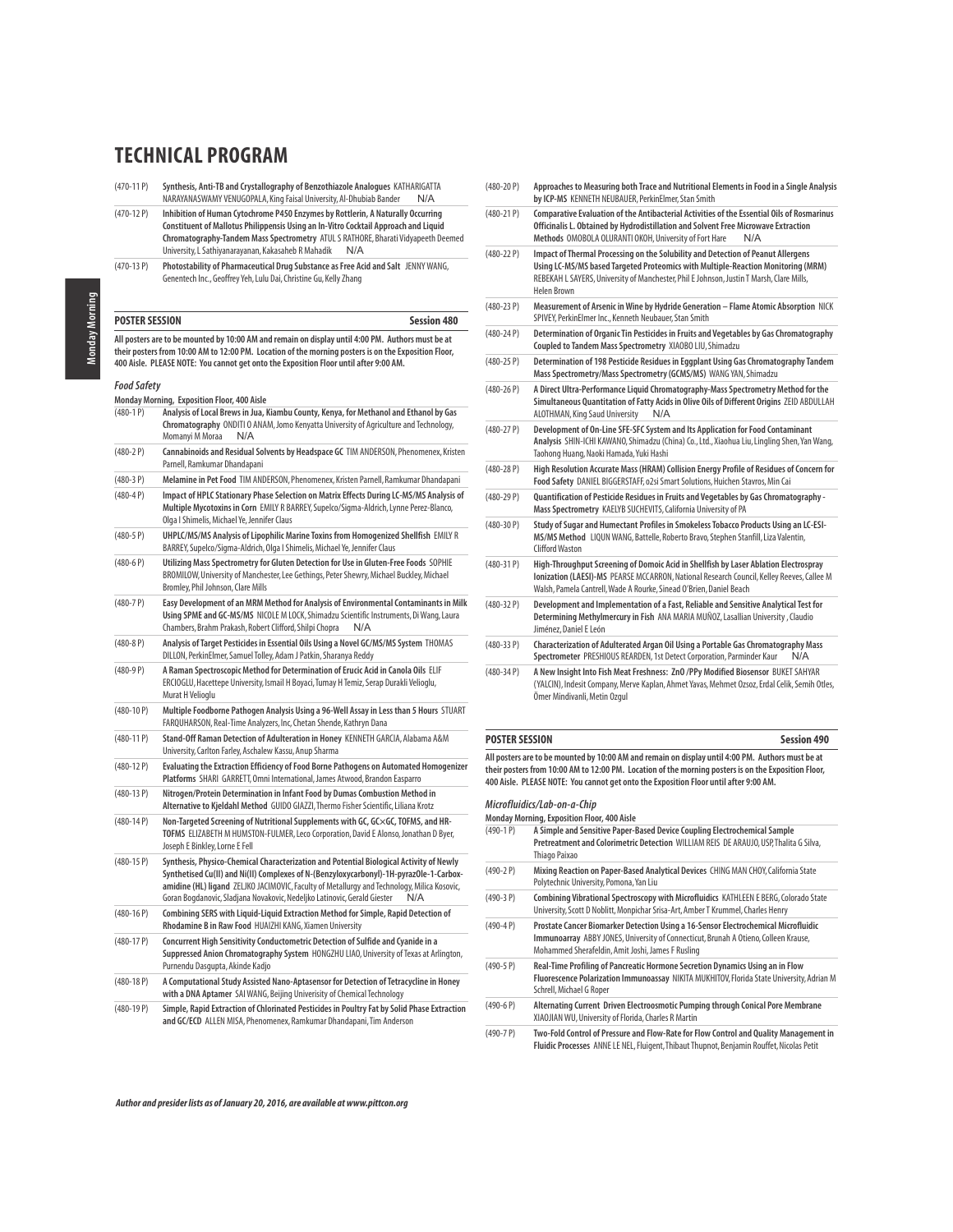# TECHNICAL PROGRAM

(470-11 P) **Synthesis, Anti-TB and Crystallography of Benzothiazole Analogues** KATHARIGATTA NARAYANASWAMY VENUGOPALA, King Faisal University, Al-Dhubiab Bander N/A

(470-12 P) **Inhibition of Human Cytochrome P450 Enzymes by Rottlerin, A Naturally Occurring Constituent of Mallotus Philippensis Using an In-Vitro Cocktail Approach and Liquid Chromatography-Tandem Mass Spectrometry** ATUL S RATHORE, Bharati Vidyapeeth Deemed University, L Sathiyanarayanan, Kakasaheb R Mahadik N/A

(470-13 P) **Photostability of Pharmaceutical Drug Substance as Free Acid and Salt** JENNY WANG, Genentech Inc., Geoffrey Yeh, Lulu Dai, Christine Gu, Kelly Zhang

## POSTER SESSION — Session 480

**All posters are to be mounted by 10:00 AM and remain on display until 4:00 PM. Authors must be at their posters from 10:00 AM to 12:00 PM. Location of the morning posters is on the Exposition Floor, 400 Aisle. PLEASE NOTE: You cannot get onto the Exposition Floor until after 9:00 AM.**

### *Food Safety*

**Monday Morning, Exposition Floor, 400 Aisle**

(480-1 P) **Analysis of Local Brews in Jua, Kiambu County, Kenya, for Methanol and Ethanol by Gas Chromatography** ONDITI O ANAM, Jomo Kenyatta University of Agriculture and Technology, Momanyi M Moraa N/A

(480-2 P) **Cannabinoids and Residual Solvents by Headspace GC** TIM ANDERSON, Phenomenex, Kristen Parnell, Ramkumar Dhandapani

(480-3 P) **Melamine in Pet Food** TIM ANDERSON, Phenomenex, Kristen Parnell, Ramkumar Dhandapani

(480-4 P) **Impact of HPLC Stationary Phase Selection on Matrix Effects During LC-MS/MS Analysis of Multiple Mycotoxins in Corn** EMILY R BARREY, Supelco/Sigma-Aldrich, Lynne Perez-Blanco, Olga I Shimelis, Michael Ye, Jennifer Claus

(480-5 P) **UHPLC/MS/MS Analysis of Lipophilic Marine Toxins from Homogenized Shellfish** EMILY R BARREY, Supelco/Sigma-Aldrich, Olga I Shimelis, Michael Ye, Jennifer Claus

(480-6 P) **Utilizing Mass Spectrometry for Gluten Detection for Use in Gluten-Free Foods** SOPHIE BROMILOW, University of Manchester, Lee Gethings, Peter Shewry, Michael Buckley, Michael Bromley, Phil Johnson, Clare Mills

(480-7 P) **Easy Development of an MRM Method for Analysis of Environmental Contaminants in Milk Using SPME and GC-MS/MS** NICOLE M LOCK, Shimadzu Scientific Instruments, Di Wang, Laura Chambers, Brahm Prakash, Robert Clifford, Shilpi Chopra N/A

(480-8 P) **Analysis of Target Pesticides in Essential Oils Using a Novel GC/MS/MS System** THOMAS DILLON, PerkinElmer, Samuel Tolley, Adam J Patkin, Sharanya Reddy

(480-9 P) **A Raman Spectroscopic Method for Determination of Erucic Acid in Canola Oils** ELIF ERCIOGLU, Hacettepe University, Ismail H Boyaci, Tumay H Temiz, Serap Durakli Velioglu, Murat H Velioglu

(480-10 P) **Multiple Foodborne Pathogen Analysis Using a 96-Well Assay in Less than 5 Hours** STUART FARQUHARSON, Real-Time Analyzers, Inc, Chetan Shende, Kathryn Dana

(480-11 P) **Stand-Off Raman Detection of Adulteration in Honey** KENNETH GARCIA, Alabama A&M University, Carlton Farley, Aschalew Kassu, Anup Sharma

(480-12 P) **Evaluating the Extraction Efficiency of Food Borne Pathogens on Automated Homogenizer Platforms** SHARI GARRETT, Omni International, James Atwood, Brandon Easparro

(480-13 P) **Nitrogen/Protein Determination in Infant Food by Dumas Combustion Method in Alternative to Kjeldahl Method** GUIDO GIAZZI, Thermo Fisher Scientific, Liliana Krotz

(480-14 P) **Non-Targeted Screening of Nutritional Supplements with GC, GC×GC, TOFMS, and HR-TOFMS** ELIZABETH M HUMSTON-FULMER, Leco Corporation, David E Alonso, Jonathan D Byer, Joseph E Binkley, Lorne E Fell

(480-15 P) **Synthesis, Physico-Chemical Characterization and Potential Biological Activity of Newly Synthetised Cu(II) and Ni(II) Complexes of N-(Benzyloxycarbonyl)-1H-pyrazOle-1-Carboxamidine (HL) ligand** ZELJKO JACIMOVIC, Faculty of Metallurgy and Technology, Milica Kosovic, Goran Bogdanovic, Sladjana Novakovic, Nedeljko Latinovic, Gerald Giester N/A

(480-16 P) **Combining SERS with Liquid-Liquid Extraction Method for Simple, Rapid Detection of Rhodamine B in Raw Food** HUAIZHI KANG, Xiamen University

(480-17 P) **Concurrent High Sensitivity Conductometric Detection of Sulfide and Cyanide in a Suppressed Anion Chromatography System** HONGZHU LIAO, University of Texas at Arlington, Purnendu Dasgupta, Akinde Kadjo

(480-18 P) **A Computational Study Assisted Nano-Aptasensor for Detection of Tetracycline in Honey with a DNA Aptamer** SAI WANG, Beijing Univerisity of Chemical Technology

(480-19 P) **Simple, Rapid Extraction of Chlorinated Pesticides in Poultry Fat by Solid Phase Extraction and GC/ECD** ALLEN MISA, Phenomenex, Ramkumar Dhandapani, Tim Anderson

(480-20 P) **Approaches to Measuring both Trace and Nutritional Elements in Food in a Single Analysis by ICP-MS** KENNETH NEUBAUER, PerkinElmer, Stan Smith

(480-21 P) **Comparative Evaluation of the Antibacterial Activities of the Essential Oils of Rosmarinus Officinalis L. Obtained by Hydrodistillation and Solvent Free Microwave Extraction Methods** OMOBOLA OLURANTI OKOH, University of Fort Hare N/A

(480-22 P) **Impact of Thermal Processing on the Solubility and Detection of Peanut Allergens Using LC-MS/MS based Targeted Proteomics with Multiple-Reaction Monitoring (MRM)** REBEKAH L SAYERS, University of Manchester, Phil E Johnson, Justin T Marsh, Clare Mills, Helen Brown

(480-23 P) **Measurement of Arsenic in Wine by Hydride Generation – Flame Atomic Absorption** NICK SPIVEY, PerkinElmer Inc., Kenneth Neubauer, Stan Smith

(480-24 P) **Determination of Organic Tin Pesticides in Fruits and Vegetables by Gas Chromatography Coupled to Tandem Mass Spectrometry** XIAOBO LIU, Shimadzu

(480-25 P) **Determination of 198 Pesticide Residues in Eggplant Using Gas Chromatography Tandem Mass Spectrometry/Mass Spectrometry (GCMS/MS)** WANG YAN, Shimadzu

(480-26 P) **A Direct Ultra-Performance Liquid Chromatography-Mass Spectrometry Method for the Simultaneous Quantitation of Fatty Acids in Olive Oils of Different Origins** ZEID ABDULLAH ALOTHMAN, King Saud University N/A

(480-27 P) **Development of On-Line SFE-SFC System and Its Application for Food Contaminant Analysis** SHIN-ICHI KAWANO, Shimadzu (China) Co., Ltd., Xiaohua Liu, Lingling Shen, Yan Wang, Taohong Huang, Naoki Hamada, Yuki Hashi

(480-28 P) **High Resolution Accurate Mass (HRAM) Collision Energy Profile of Residues of Concern for Food Safety** DANIEL BIGGERSTAFF, o2si Smart Solutions, Huichen Stavros, Min Cai

(480-29 P) **Quantification of Pesticide Residues in Fruits and Vegetables by Gas Chromatography - Mass Spectrometry** KAELYB SUCHEVITS, California University of PA

(480-30 P) **Study of Sugar and Humectant Profiles in Smokeless Tobacco Products Using an LC-ESI-MS/MS Method** LIQUN WANG, Battelle, Roberto Bravo, Stephen Stanfill, Liza Valentin, Clifford Waston

(480-31 P) **High-Throughput Screening of Domoic Acid in Shellfish by Laser Ablation Electrospray Ionization (LAESI)-MS** PEARSE MCCARRON, National Research Council, Kelley Reeves, Callee M Walsh, Pamela Cantrell, Wade A Rourke, Sinead O'Brien, Daniel Beach

(480-32 P) **Development and Implementation of a Fast, Reliable and Sensitive Analytical Test for Determining Methylmercury in Fish** ANA MARIA MUÑOZ, Lasallian University , Claudio Jiménez, Daniel E León

(480-33 P) **Characterization of Adulterated Argan Oil Using a Portable Gas Chromatography Mass Spectrometer** PRESHIOUS REARDEN, 1st Detect Corporation, Parminder Kaur N/A

(480-34 P) **A New Insight Into Fish Meat Freshness: ZnO /PPy Modified Biosensor** BUKET SAHYAR (YALCIN), Indesit Company, Merve Kaplan, Ahmet Yavas, Mehmet Ozsoz, Erdal Celik, Semih Otles, Ömer Mindivanli, Metin Ozgul

## POSTER SESSION — Session 490

**All posters are to be mounted by 10:00 AM and remain on display until 4:00 PM. Authors must be at their posters from 10:00 AM to 12:00 PM. Location of the morning posters is on the Exposition Floor, 400 Aisle. PLEASE NOTE: You cannot get onto the Exposition Floor until after 9:00 AM.**

### *Microfluidics/Lab-on-a-Chip*

**Monday Morning, Exposition Floor, 400 Aisle**

(490-1 P) **A Simple and Sensitive Paper-Based Device Coupling Electrochemical Sample Pretreatment and Colorimetric Detection** WILLIAM REIS DE ARAUJO, USP, Thalita G Silva, Thiago Paixao

(490-2 P) **Mixing Reaction on Paper-Based Analytical Devices** CHING MAN CHOY, California State Polytechnic University, Pomona, Yan Liu

(490-3 P) **Combining Vibrational Spectroscopy with Microfluidics** KATHLEEN E BERG, Colorado State University, Scott D Noblitt, Monpichar Srisa-Art, Amber T Krummel, Charles Henry

(490-4 P) **Prostate Cancer Biomarker Detection Using a 16-Sensor Electrochemical Microfluidic Immunoarray** ABBY JONES, University of Connecticut, Brunah A Otieno, Colleen Krause, Mohammed Sherafeldin, Amit Joshi, James F Rusling

(490-5 P) **Real-Time Profiling of Pancreatic Hormone Secretion Dynamics Using an in Flow Fluorescence Polarization Immunoassay** NIKITA MUKHITOV, Florida State University, Adrian M Schrell, Michael G Roper

(490-6 P) **Alternating Current Driven Electroosmotic Pumping through Conical Pore Membrane** XIAOJIAN WU, University of Florida, Charles R Martin

(490-7 P) **Two-Fold Control of Pressure and Flow-Rate for Flow Control and Quality Management in Fluidic Processes** ANNE LE NEL, Fluigent, Thibaut Thupnot, Benjamin Rouffet, Nicolas Petit

*Author and presider lists as of January 20, 2016, are available at www.pittcon.org*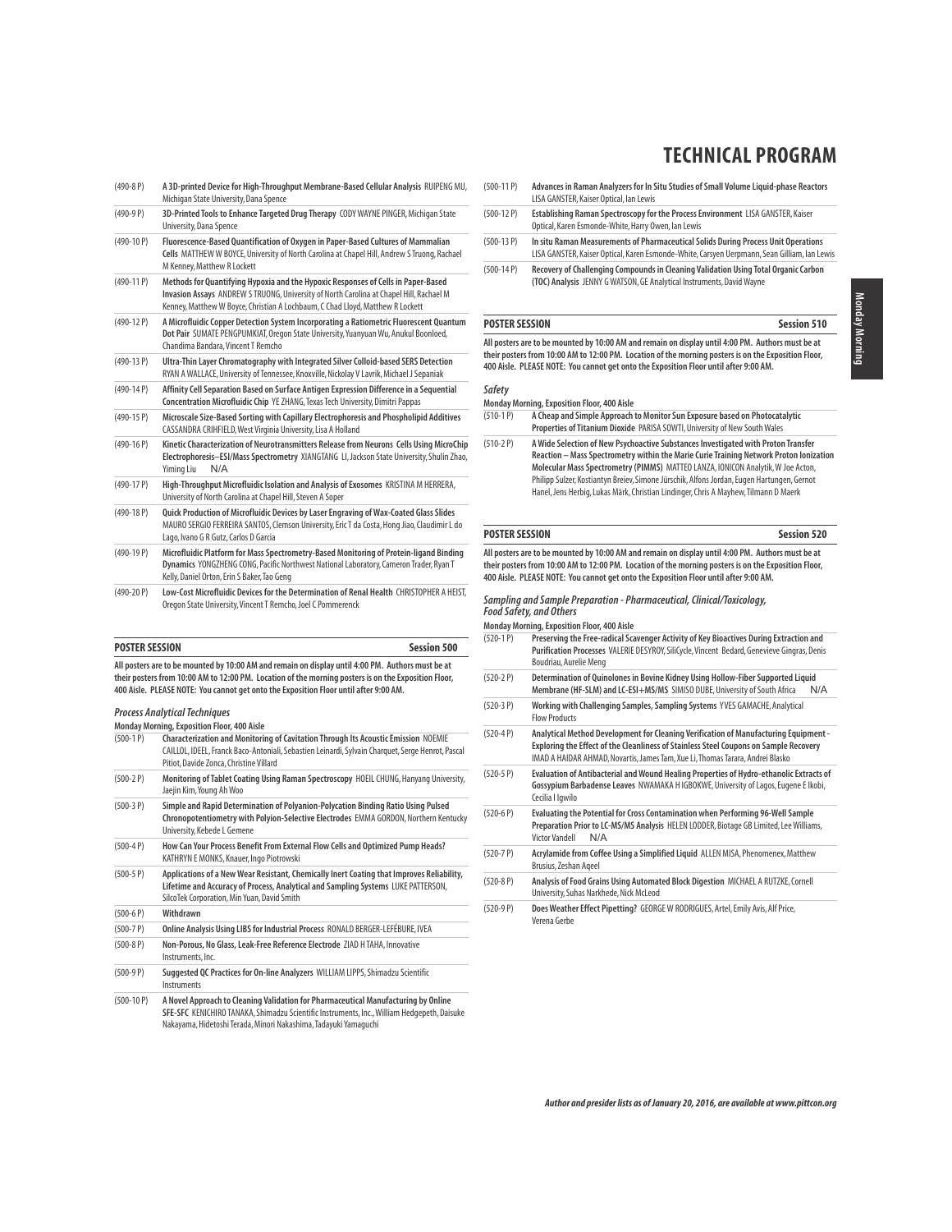# TECHNICAL PROGRAM

(490-8 P) **A 3D-printed Device for High-Throughput Membrane-Based Cellular Analysis** RUIPENG MU, Michigan State University, Dana Spence

(490-9 P) **3D-Printed Tools to Enhance Targeted Drug Therapy** CODY WAYNE PINGER, Michigan State University, Dana Spence

(490-10 P) **Fluorescence-Based Quantification of Oxygen in Paper-Based Cultures of Mammalian Cells** MATTHEW W BOYCE, University of North Carolina at Chapel Hill, Andrew S Truong, Rachael M Kenney, Matthew R Lockett

(490-11 P) **Methods for Quantifying Hypoxia and the Hypoxic Responses of Cells in Paper-Based Invasion Assays** ANDREW S TRUONG, University of North Carolina at Chapel Hill, Rachael M Kenney, Matthew W Boyce, Christian A Lochbaum, C Chad Lloyd, Matthew R Lockett

(490-12 P) **A Microfluidic Copper Detection System Incorporating a Ratiometric Fluorescent Quantum Dot Pair** SUMATE PENGPUMKIAT, Oregon State University, Yuanyuan Wu, Anukul Boonloed, Chandima Bandara, Vincent T Remcho

(490-13 P) **Ultra-Thin Layer Chromatography with Integrated Silver Colloid-based SERS Detection** RYAN A WALLACE, University of Tennessee, Knoxville, Nickolay V Lavrik, Michael J Sepaniak

(490-14 P) **Affinity Cell Separation Based on Surface Antigen Expression Difference in a Sequential Concentration Microfluidic Chip** YE ZHANG, Texas Tech University, Dimitri Pappas

(490-15 P) **Microscale Size-Based Sorting with Capillary Electrophoresis and Phospholipid Additives** CASSANDRA CRIHFIELD, West Virginia University, Lisa A Holland

(490-16 P) **Kinetic Characterization of Neurotransmitters Release from Neurons Cells Using MicroChip Electrophoresis–ESI/Mass Spectrometry** XIANGTANG LI, Jackson State University, Shulin Zhao, Yiming Liu N/A

(490-17 P) **High-Throughput Microfluidic Isolation and Analysis of Exosomes** KRISTINA M HERRERA, University of North Carolina at Chapel Hill, Steven A Soper

(490-18 P) **Quick Production of Microfluidic Devices by Laser Engraving of Wax-Coated Glass Slides** MAURO SERGIO FERREIRA SANTOS, Clemson University, Eric T da Costa, Hong Jiao, Claudimir L do Lago, Ivano G R Gutz, Carlos D Garcia

(490-19 P) **Microfluidic Platform for Mass Spectrometry-Based Monitoring of Protein-ligand Binding Dynamics** YONGZHENG CONG, Pacific Northwest National Laboratory, Cameron Trader, Ryan T Kelly, Daniel Orton, Erin S Baker, Tao Geng

(490-20 P) **Low-Cost Microfluidic Devices for the Determination of Renal Health** CHRISTOPHER A HEIST, Oregon State University, Vincent T Remcho, Joel C Pommerenck

## POSTER SESSION — Session 500

**All posters are to be mounted by 10:00 AM and remain on display until 4:00 PM. Authors must be at their posters from 10:00 AM to 12:00 PM. Location of the morning posters is on the Exposition Floor, 400 Aisle. PLEASE NOTE: You cannot get onto the Exposition Floor until after 9:00 AM.**

### *Process Analytical Techniques*

**Monday Morning, Exposition Floor, 400 Aisle**

(500-1 P) **Characterization and Monitoring of Cavitation Through Its Acoustic Emission** NOEMIE CAILLOL, IDEEL, Franck Baco-Antoniali, Sebastien Leinardi, Sylvain Charquet, Serge Henrot, Pascal Pitiot, Davide Zonca, Christine Villard

(500-2 P) **Monitoring of Tablet Coating Using Raman Spectroscopy** HOEIL CHUNG, Hanyang University, Jaejin Kim, Young Ah Woo

(500-3 P) **Simple and Rapid Determination of Polyanion-Polycation Binding Ratio Using Pulsed Chronopotentiometry with Polyion-Selective Electrodes** EMMA GORDON, Northern Kentucky University, Kebede L Gemene

(500-4 P) **How Can Your Process Benefit From External Flow Cells and Optimized Pump Heads?** KATHRYN E MONKS, Knauer, Ingo Piotrowski

(500-5 P) **Applications of a New Wear Resistant, Chemically Inert Coating that Improves Reliability, Lifetime and Accuracy of Process, Analytical and Sampling Systems** LUKE PATTERSON, SilcoTek Corporation, Min Yuan, David Smith

(500-6 P) **Withdrawn**

(500-7 P) **Online Analysis Using LIBS for Industrial Process** RONALD BERGER-LEFÉBURE, IVEA

(500-8 P) **Non-Porous, No Glass, Leak-Free Reference Electrode** ZIAD H TAHA, Innovative Instruments, Inc.

(500-9 P) **Suggested QC Practices for On-line Analyzers** WILLIAM LIPPS, Shimadzu Scientific Instruments

(500-10 P) **A Novel Approach to Cleaning Validation for Pharmaceutical Manufacturing by Online SFE-SFC** KENICHIRO TANAKA, Shimadzu Scientific Instruments, Inc., William Hedgepeth, Daisuke Nakayama, Hidetoshi Terada, Minori Nakashima, Tadayuki Yamaguchi

(500-11 P) **Advances in Raman Analyzers for In Situ Studies of Small Volume Liquid-phase Reactors** LISA GANSTER, Kaiser Optical, Ian Lewis

(500-12 P) **Establishing Raman Spectroscopy for the Process Environment** LISA GANSTER, Kaiser Optical, Karen Esmonde-White, Harry Owen, Ian Lewis

(500-13 P) **In situ Raman Measurements of Pharmaceutical Solids During Process Unit Operations** LISA GANSTER, Kaiser Optical, Karen Esmonde-White, Carsyen Uerpmann, Sean Gilliam, Ian Lewis

(500-14 P) **Recovery of Challenging Compounds in Cleaning Validation Using Total Organic Carbon (TOC) Analysis** JENNY G WATSON, GE Analytical Instruments, David Wayne

## POSTER SESSION — Session 510

**All posters are to be mounted by 10:00 AM and remain on display until 4:00 PM. Authors must be at their posters from 10:00 AM to 12:00 PM. Location of the morning posters is on the Exposition Floor, 400 Aisle. PLEASE NOTE: You cannot get onto the Exposition Floor until after 9:00 AM.**

### *Safety*

**Monday Morning, Exposition Floor, 400 Aisle**

(510-1 P) **A Cheap and Simple Approach to Monitor Sun Exposure based on Photocatalytic Properties of Titanium Dioxide** PARISA SOWTI, University of New South Wales

(510-2 P) **A Wide Selection of New Psychoactive Substances Investigated with Proton Transfer Reaction – Mass Spectrometry within the Marie Curie Training Network Proton Ionization Molecular Mass Spectrometry (PIMMS)** MATTEO LANZA, IONICON Analytik, W Joe Acton, Philipp Sulzer, Kostiantyn Breiev, Simone Jürschik, Alfons Jordan, Eugen Hartungen, Gernot Hanel, Jens Herbig, Lukas Märk, Christian Lindinger, Chris A Mayhew, Tilmann D Maerk

## POSTER SESSION — Session 520

**All posters are to be mounted by 10:00 AM and remain on display until 4:00 PM. Authors must be at their posters from 10:00 AM to 12:00 PM. Location of the morning posters is on the Exposition Floor, 400 Aisle. PLEASE NOTE: You cannot get onto the Exposition Floor until after 9:00 AM.**

### *Sampling and Sample Preparation - Pharmaceutical, Clinical/Toxicology, Food Safety, and Others*

**Monday Morning, Exposition Floor, 400 Aisle**

(520-1 P) **Preserving the Free-radical Scavenger Activity of Key Bioactives During Extraction and Purification Processes** VALERIE DESYROY, SiliCycle, Vincent Bedard, Genevieve Gingras, Denis Boudriau, Aurelie Meng

(520-2 P) **Determination of Quinolones in Bovine Kidney Using Hollow-Fiber Supported Liquid Membrane (HF-SLM) and LC-ESI+MS/MS** SIMISO DUBE, University of South Africa N/A

(520-3 P) **Working with Challenging Samples, Sampling Systems** YVES GAMACHE, Analytical Flow Products

(520-4 P) **Analytical Method Development for Cleaning Verification of Manufacturing Equipment - Exploring the Effect of the Cleanliness of Stainless Steel Coupons on Sample Recovery** IMAD A HAIDAR AHMAD, Novartis, James Tam, Xue Li, Thomas Tarara, Andrei Blasko

(520-5 P) **Evaluation of Antibacterial and Wound Healing Properties of Hydro-ethanolic Extracts of Gossypium Barbadense Leaves** NWAMAKA H IGBOKWE, University of Lagos, Eugene E Ikobi, Cecilia I Igwilo

(520-6 P) **Evaluating the Potential for Cross Contamination when Performing 96-Well Sample Preparation Prior to LC-MS/MS Analysis** HELEN LODDER, Biotage GB Limited, Lee Williams, Victor Vandell N/A

(520-7 P) **Acrylamide from Coffee Using a Simplified Liquid** ALLEN MISA, Phenomenex, Matthew Brusius, Zeshan Aqeel

(520-8 P) **Analysis of Food Grains Using Automated Block Digestion** MICHAEL A RUTZKE, Cornell University, Suhas Narkhede, Nick McLeod

(520-9 P) **Does Weather Effect Pipetting?** GEORGE W RODRIGUES, Artel, Emily Avis, Alf Price, Verena Gerbe

*Author and presider lists as of January 20, 2016, are available at www.pittcon.org*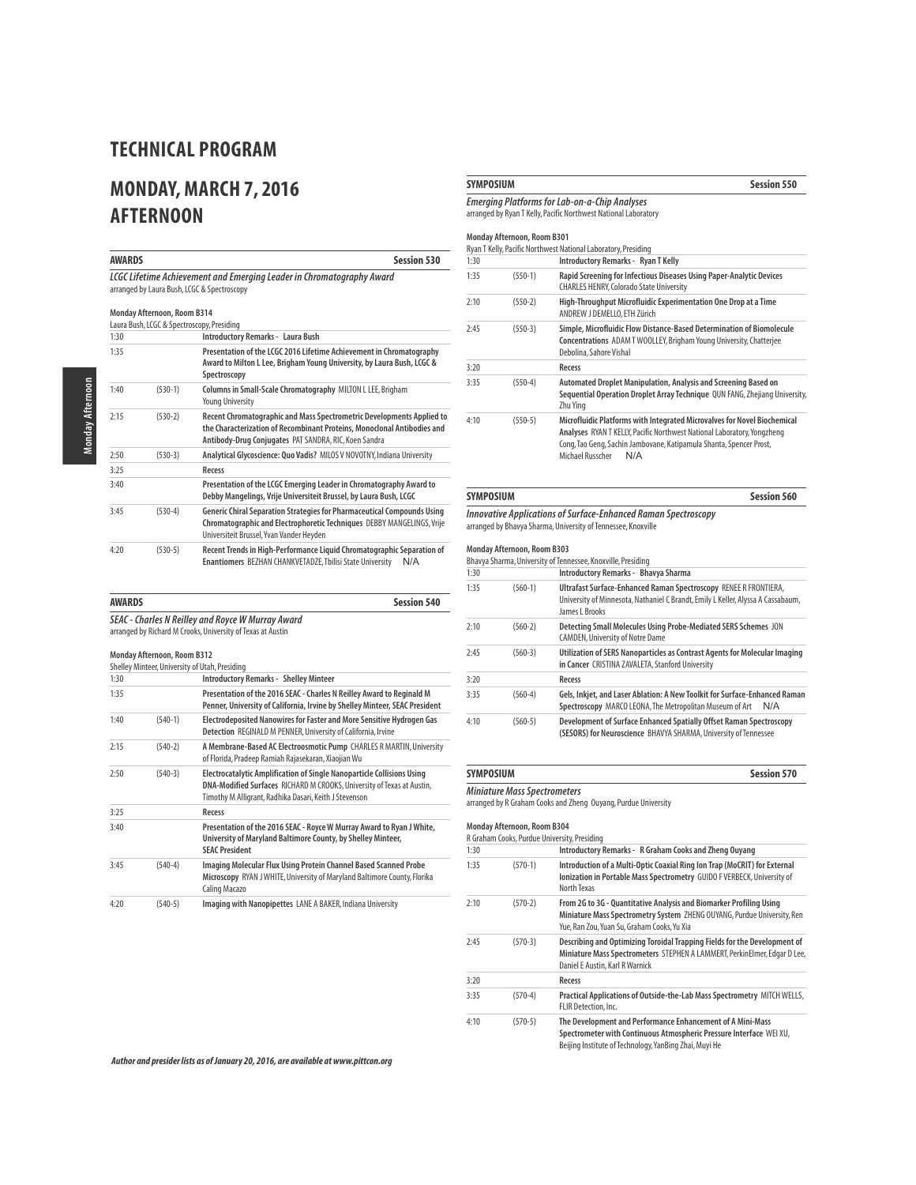# TECHNICAL PROGRAM

# MONDAY, MARCH 7, 2016 AFTERNOON

## AWARDS — Session 530

***LCGC Lifetime Achievement and Emerging Leader in Chromatography Award***
arranged by Laura Bush, LCGC & Spectroscopy

**Monday Afternoon, Room B314**
Laura Bush, LCGC & Spectroscopy, Presiding

| Time | No. | Title |
|---|---|---|
| 1:30 | | **Introductory Remarks - Laura Bush** |
| 1:35 | | **Presentation of the LCGC 2016 Lifetime Achievement in Chromatography Award to Milton L Lee, Brigham Young University, by Laura Bush, LCGC & Spectroscopy** |
| 1:40 | (530-1) | **Columns in Small-Scale Chromatography** MILTON L LEE, Brigham Young University |
| 2:15 | (530-2) | **Recent Chromatographic and Mass Spectrometric Developments Applied to the Characterization of Recombinant Proteins, Monoclonal Antibodies and Antibody-Drug Conjugates** PAT SANDRA, RIC, Koen Sandra |
| 2:50 | (530-3) | **Analytical Glycoscience: Quo Vadis?** MILOS V NOVOTNY, Indiana University |
| 3:25 | | **Recess** |
| 3:40 | | **Presentation of the LCGC Emerging Leader in Chromatography Award to Debby Mangelings, Vrije Universiteit Brussel, by Laura Bush, LCGC** |
| 3:45 | (530-4) | **Generic Chiral Separation Strategies for Pharmaceutical Compounds Using Chromatographic and Electrophoretic Techniques** DEBBY MANGELINGS, Vrije Universiteit Brussel, Yvan Vander Heyden |
| 4:20 | (530-5) | **Recent Trends in High-Performance Liquid Chromatographic Separation of Enantiomers** BEZHAN CHANKVETADZE, Tbilisi State University N/A |

## AWARDS — Session 540

***SEAC - Charles N Reilley and Royce W Murray Award***
arranged by Richard M Crooks, University of Texas at Austin

**Monday Afternoon, Room B312**
Shelley Minteer, University of Utah, Presiding

| Time | No. | Title |
|---|---|---|
| 1:30 | | **Introductory Remarks - Shelley Minteer** |
| 1:35 | | **Presentation of the 2016 SEAC - Charles N Reilley Award to Reginald M Penner, University of California, Irvine by Shelley Minteer, SEAC President** |
| 1:40 | (540-1) | **Electrodeposited Nanowires for Faster and More Sensitive Hydrogen Gas Detection** REGINALD M PENNER, University of California, Irvine |
| 2:15 | (540-2) | **A Membrane-Based AC Electroosmotic Pump** CHARLES R MARTIN, University of Florida, Pradeep Ramiah Rajasekaran, Xiaojian Wu |
| 2:50 | (540-3) | **Electrocatalytic Amplification of Single Nanoparticle Collisions Using DNA-Modified Surfaces** RICHARD M CROOKS, University of Texas at Austin, Timothy M Alligrant, Radhika Dasari, Keith J Stevenson |
| 3:25 | | **Recess** |
| 3:40 | | **Presentation of the 2016 SEAC - Royce W Murray Award to Ryan J White, University of Maryland Baltimore County, by Shelley Minteer, SEAC President** |
| 3:45 | (540-4) | **Imaging Molecular Flux Using Protein Channel Based Scanned Probe Microscopy** RYAN J WHITE, University of Maryland Baltimore County, Florika Caling Macazo |
| 4:20 | (540-5) | **Imaging with Nanopipettes** LANE A BAKER, Indiana University |

## SYMPOSIUM — Session 550

***Emerging Platforms for Lab-on-a-Chip Analyses***
arranged by Ryan T Kelly, Pacific Northwest National Laboratory

**Monday Afternoon, Room B301**
Ryan T Kelly, Pacific Northwest National Laboratory, Presiding

| Time | No. | Title |
|---|---|---|
| 1:30 | | **Introductory Remarks - Ryan T Kelly** |
| 1:35 | (550-1) | **Rapid Screening for Infectious Diseases Using Paper-Analytic Devices** CHARLES HENRY, Colorado State University |
| 2:10 | (550-2) | **High-Throughput Microfluidic Experimentation One Drop at a Time** ANDREW J DEMELLO, ETH Zürich |
| 2:45 | (550-3) | **Simple, Microfluidic Flow Distance-Based Determination of Biomolecule Concentrations** ADAM T WOOLLEY, Brigham Young University, Chatterjee Debolina, Sahore Vishal |
| 3:20 | | **Recess** |
| 3:35 | (550-4) | **Automated Droplet Manipulation, Analysis and Screening Based on Sequential Operation Droplet Array Technique** QUN FANG, Zhejiang University, Zhu Ying |
| 4:10 | (550-5) | **Microfluidic Platforms with Integrated Microvalves for Novel Biochemical Analyses** RYAN T KELLY, Pacific Northwest National Laboratory, Yongzheng Cong, Tao Geng, Sachin Jambovane, Katipamula Shanta, Spencer Prost, Michael Russcher N/A |

## SYMPOSIUM — Session 560

***Innovative Applications of Surface-Enhanced Raman Spectroscopy***
arranged by Bhavya Sharma, University of Tennessee, Knoxville

**Monday Afternoon, Room B303**
Bhavya Sharma, University of Tennessee, Knoxville, Presiding

| Time | No. | Title |
|---|---|---|
| 1:30 | | **Introductory Remarks - Bhavya Sharma** |
| 1:35 | (560-1) | **Ultrafast Surface-Enhanced Raman Spectroscopy** RENEE R FRONTIERA, University of Minnesota, Nathaniel C Brandt, Emily L Keller, Alyssa A Cassabaum, James L Brooks |
| 2:10 | (560-2) | **Detecting Small Molecules Using Probe-Mediated SERS Schemes** JON CAMDEN, University of Notre Dame |
| 2:45 | (560-3) | **Utilization of SERS Nanoparticles as Contrast Agents for Molecular Imaging in Cancer** CRISTINA ZAVALETA, Stanford University |
| 3:20 | | **Recess** |
| 3:35 | (560-4) | **Gels, Inkjet, and Laser Ablation: A New Toolkit for Surface-Enhanced Raman Spectroscopy** MARCO LEONA, The Metropolitan Museum of Art N/A |
| 4:10 | (560-5) | **Development of Surface Enhanced Spatially Offset Raman Spectroscopy (SESORS) for Neuroscience** BHAVYA SHARMA, University of Tennessee |

## SYMPOSIUM — Session 570

***Miniature Mass Spectrometers***
arranged by R Graham Cooks and Zheng Ouyang, Purdue University

**Monday Afternoon, Room B304**
R Graham Cooks, Purdue University, Presiding

| Time | No. | Title |
|---|---|---|
| 1:30 | | **Introductory Remarks - R Graham Cooks and Zheng Ouyang** |
| 1:35 | (570-1) | **Introduction of a Multi-Optic Coaxial Ring Ion Trap (MoCRIT) for External Ionization in Portable Mass Spectrometry** GUIDO F VERBECK, University of North Texas |
| 2:10 | (570-2) | **From 2G to 3G - Quantitative Analysis and Biomarker Profiling Using Miniature Mass Spectrometry System** ZHENG OUYANG, Purdue University, Ren Yue, Ran Zou, Yuan Su, Graham Cooks, Yu Xia |
| 2:45 | (570-3) | **Describing and Optimizing Toroidal Trapping Fields for the Development of Miniature Mass Spectrometers** STEPHEN A LAMMERT, PerkinElmer, Edgar D Lee, Daniel E Austin, Karl R Warnick |
| 3:20 | | **Recess** |
| 3:35 | (570-4) | **Practical Applications of Outside-the-Lab Mass Spectrometry** MITCH WELLS, FLIR Detection, Inc. |
| 4:10 | (570-5) | **The Development and Performance Enhancement of A Mini-Mass Spectrometer with Continuous Atmospheric Pressure Interface** WEI XU, Beijing Institute of Technology, YanBing Zhai, Muyi He |

*Author and presider lists as of January 20, 2016, are available at www.pittcon.org*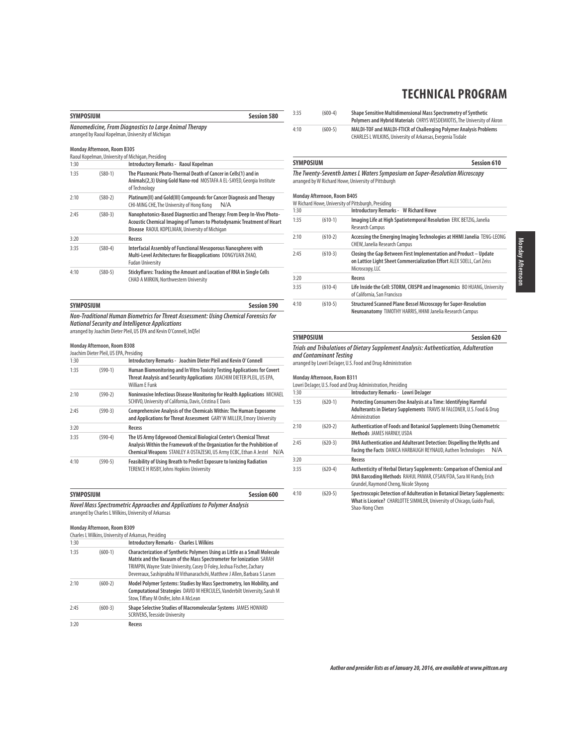# TECHNICAL PROGRAM

## SYMPOSIUM — Session 580

***Nanomedicine, From Diagnostics to Large Animal Therapy***
arranged by Raoul Kopelman, University of Michigan

**Monday Afternoon, Room B305**
Raoul Kopelman, University of Michigan, Presiding

| Time | No. | Title |
|---|---|---|
| 1:30 | | **Introductory Remarks - Raoul Kopelman** |
| 1:35 | (580-1) | **The Plasmonic Photo-Thermal Death of Cancer in Cells(1) and in Animals(2,3) Using Gold Nano-rod** MOSTAFA A EL-SAYED, Georgia Institute of Technology |
| 2:10 | (580-2) | **Platinum(II) and Gold(III) Compounds for Cancer Diagnosis and Therapy** CHI-MING CHE, The University of Hong Kong N/A |
| 2:45 | (580-3) | **Nanophotonics-Based Diagnostics and Therapy: From Deep In-Vivo Photo-Acoustic Chemical Imaging of Tumors to Photodynamic Treatment of Heart Disease** RAOUL KOPELMAN, University of Michigan |
| 3:20 | | **Recess** |
| 3:35 | (580-4) | **Interfacial Assembly of Functional Mesoporous Nanospheres with Multi-Level Architectures for Bioapplications** DONGYUAN ZHAO, Fudan University |
| 4:10 | (580-5) | **Stickyflares: Tracking the Amount and Location of RNA in Single Cells** CHAD A MIRKIN, Northwestern University |

## SYMPOSIUM — Session 590

***Non-Traditional Human Biometrics for Threat Assessment: Using Chemical Forensics for National Security and Intelligence Applications***
arranged by Joachim Dieter Pleil, US EPA and Kevin O'Connell, InQTel

**Monday Afternoon, Room B308**
Joachim Dieter Pleil, US EPA, Presiding

| Time | No. | Title |
|---|---|---|
| 1:30 | | **Introductory Remarks - Joachim Dieter Pleil and Kevin O' Connell** |
| 1:35 | (590-1) | **Human Biomonitoring and In Vitro Toxicity Testing Applications for Covert Threat Analysis and Security Applications** JOACHIM DIETER PLEIL, US EPA, William E Funk |
| 2:10 | (590-2) | **Noninvasive Infectious Disease Monitoring for Health Applications** MICHAEL SCHIVO, University of California, Davis, Cristina E Davis |
| 2:45 | (590-3) | **Comprehensive Analysis of the Chemicals Within: The Human Exposome and Applications for Threat Assessment** GARY W MILLER, Emory University |
| 3:20 | | **Recess** |
| 3:35 | (590-4) | **The US Army Edgewood Chemical Biological Center's Chemical Threat Analysis Within the Framework of the Organization for the Prohibition of Chemical Weapons** STANLEY A OSTAZESKI, US Army ECBC, Ethan A Jestel N/A |
| 4:10 | (590-5) | **Feasibility of Using Breath to Predict Exposure to Ionizing Radiation** TERENCE H RISBY, Johns Hopkins University |

## SYMPOSIUM — Session 600

***Novel Mass Spectrometric Approaches and Applications to Polymer Analysis***
arranged by Charles L Wilkins, University of Arkansas

**Monday Afternoon, Room B309**
Charles L Wilkins, University of Arkansas, Presiding

| Time | No. | Title |
|---|---|---|
| 1:30 | | **Introductory Remarks - Charles L Wilkins** |
| 1:35 | (600-1) | **Characterization of Synthetic Polymers Using as Little as a Small Molecule Matrix and the Vacuum of the Mass Spectrometer for Ionization** SARAH TRIMPIN, Wayne State University, Casey D Foley, Joshua Fischer, Zachary Devereaux, Sashiprabha M Vithanarachchi, Matthew J Allen, Barbara S Larsen |
| 2:10 | (600-2) | **Model Polymer Systems: Studies by Mass Spectrometry, Ion Mobility, and Computational Strategies** DAVID M HERCULES, Vanderbilt University, Sarah M Stow, Tiffany M Onifer, John A McLean |
| 2:45 | (600-3) | **Shape Selective Studies of Macromolecular Systems** JAMES HOWARD SCRIVENS, Teesside University |
| 3:20 | | **Recess** |
| 3:35 | (600-4) | **Shape Sensitive Multidimensional Mass Spectrometry of Synthetic Polymers and Hybrid Materials** CHRYS WESDEMIOTIS, The University of Akron |
| 4:10 | (600-5) | **MALDI-TOF and MALDI-FTICR of Challenging Polymer Analysis Problems** CHARLES L WILKINS, University of Arkansas, Evegenia Tisdale |

## SYMPOSIUM — Session 610

***The Twenty-Seventh James L Waters Symposium on Super-Resolution Microscopy***
arranged by W Richard Howe, University of Pittsburgh

**Monday Afternoon, Room B405**
W Richard Howe, University of Pittsburgh, Presiding

| Time | No. | Title |
|---|---|---|
| 1:30 | | **Introductory Remarks - W Richard Howe** |
| 1:35 | (610-1) | **Imaging Life at High Spatiotemporal Resolution** ERIC BETZIG, Janelia Research Campus |
| 2:10 | (610-2) | **Accessing the Emerging Imaging Technologies at HHMI Janelia** TENG-LEONG CHEW, Janelia Research Campus |
| 2:45 | (610-3) | **Closing the Gap Between First Implementation and Product – Update on Lattice Light Sheet Commercialization Effort** ALEX SOELL, Carl Zeiss Microscopy, LLC |
| 3:20 | | **Recess** |
| 3:35 | (610-4) | **Life Inside the Cell: STORM, CRISPR and Imagenomics** BO HUANG, University of California, San Francisco |
| 4:10 | (610-5) | **Structured Scanned Plane Bessel Microscopy for Super-Resolution Neuroanatomy** TIMOTHY HARRIS, HHMI Janelia Research Campus |

## SYMPOSIUM — Session 620

***Trials and Tribulations of Dietary Supplement Analysis: Authentication, Adulteration and Contaminant Testing***
arranged by Lowri DeJager, U.S. Food and Drug Administration

**Monday Afternoon, Room B311**
Lowri DeJager, U.S. Food and Drug Administration, Presiding

| Time | No. | Title |
|---|---|---|
| 1:30 | | **Introductory Remarks - Lowri DeJager** |
| 1:35 | (620-1) | **Protecting Consumers One Analysis at a Time: Identifying Harmful Adulterants in Dietary Supplements** TRAVIS M FALCONER, U.S. Food & Drug Administration |
| 2:10 | (620-2) | **Authentication of Foods and Botanical Supplements Using Chemometric Methods** JAMES HARNLY, USDA |
| 2:45 | (620-3) | **DNA Authentication and Adulterant Detection: Dispelling the Myths and Facing the Facts** DANICA HARBAUGH REYNAUD, Authen Technologies N/A |
| 3:20 | | **Recess** |
| 3:35 | (620-4) | **Authenticity of Herbal Dietary Supplements: Comparison of Chemical and DNA Barcoding Methods** RAHUL PAWAR, CFSAN/FDA, Sara M Handy, Erich Grundel, Raymond Cheng, Nicole Shyong |
| 4:10 | (620-5) | **Spectroscopic Detection of Adulteration in Botanical Dietary Supplements: What is Licorice?** CHARLOTTE SIMMLER, University of Chicago, Guido Pauli, Shao-Nong Chen |

***Author and presider lists as of January 20, 2016, are available at www.pittcon.org***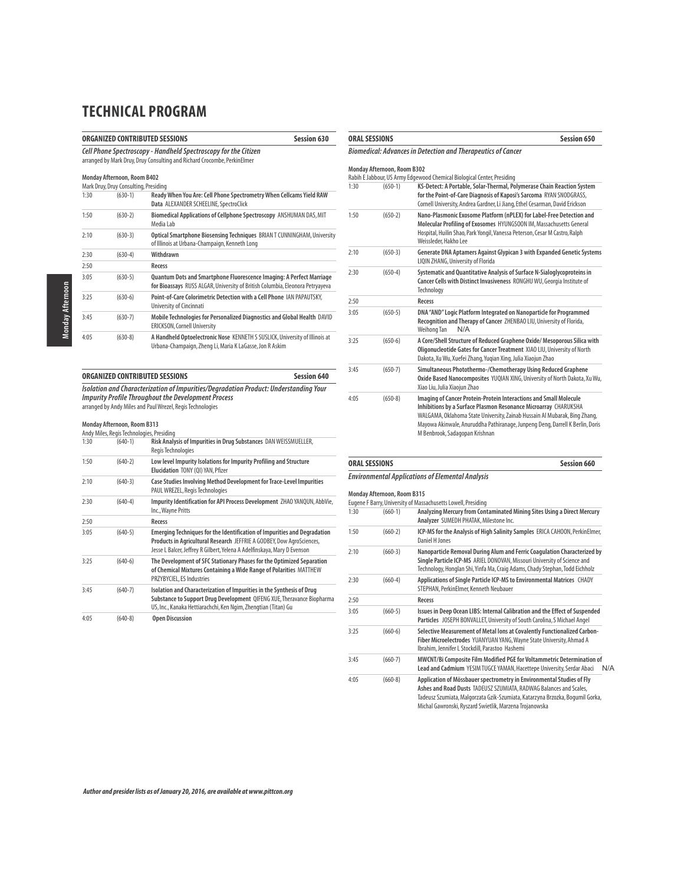# TECHNICAL PROGRAM

## ORGANIZED CONTRIBUTED SESSIONS — Session 630

***Cell Phone Spectroscopy - Handheld Spectroscopy for the Citizen***

arranged by Mark Druy, Druy Consulting and Richard Crocombe, PerkinElmer

**Monday Afternoon, Room B402**

Mark Druy, Druy Consulting, Presiding

| Time | No. | Title |
|---|---|---|
| 1:30 | (630-1) | **Ready When You Are: Cell Phone Spectrometry When Cellcams Yield RAW Data** ALEXANDER SCHEELINE, SpectroClick |
| 1:50 | (630-2) | **Biomedical Applications of Cellphone Spectroscopy** ANSHUMAN DAS, MIT Media Lab |
| 2:10 | (630-3) | **Optical Smartphone Biosensing Techniques** BRIAN T CUNNINGHAM, University of Illinois at Urbana-Champaign, Kenneth Long |
| 2:30 | (630-4) | **Withdrawn** |
| 2:50 | | **Recess** |
| 3:05 | (630-5) | **Quantum Dots and Smartphone Fluorescence Imaging: A Perfect Marriage for Bioassays** RUSS ALGAR, University of British Columbia, Eleonora Petryayeva |
| 3:25 | (630-6) | **Point-of-Care Colorimetric Detection with a Cell Phone** IAN PAPAUTSKY, University of Cincinnati |
| 3:45 | (630-7) | **Mobile Technologies for Personalized Diagnostics and Global Health** DAVID ERICKSON, Cornell University |
| 4:05 | (630-8) | **A Handheld Optoelectronic Nose** KENNETH S SUSLICK, University of Illinois at Urbana-Champaign, Zheng Li, Maria K LaGasse, Jon R Askim |

## ORGANIZED CONTRIBUTED SESSIONS — Session 640

***Isolation and Characterization of Impurities/Degradation Product: Understanding Your Impurity Profile Throughout the Development Process***

arranged by Andy Miles and Paul Wrezel, Regis Technologies

**Monday Afternoon, Room B313**

Andy Miles, Regis Technologies, Presiding

| Time | No. | Title |
|---|---|---|
| 1:30 | (640-1) | **Risk Analysis of Impurities in Drug Substances** DAN WEISSMUELLER, Regis Technologies |
| 1:50 | (640-2) | **Low level Impurity Isolations for Impurity Profiling and Structure Elucidation** TONY (QI) YAN, Pfizer |
| 2:10 | (640-3) | **Case Studies Involving Method Development for Trace-Level Impurities** PAUL WREZEL, Regis Technologies |
| 2:30 | (640-4) | **Impurity Identification for API Process Development** ZHAO YANQUN, AbbVie, Inc., Wayne Pritts |
| 2:50 | | **Recess** |
| 3:05 | (640-5) | **Emerging Techniques for the Identification of Impurities and Degradation Products in Agricultural Research** JEFFRIE A GODBEY, Dow AgroSciences, Jesse L Balcer, Jeffrey R Gilbert, Yelena A Adelfinskaya, Mary D Evenson |
| 3:25 | (640-6) | **The Development of SFC Stationary Phases for the Optimized Separation of Chemical Mixtures Containing a Wide Range of Polarities** MATTHEW PRZYBYCIEL, ES Industries |
| 3:45 | (640-7) | **Isolation and Characterization of Impurities in the Synthesis of Drug Substance to Support Drug Development** QIFENG XUE, Theravance Biopharma US, Inc., Kanaka Hettiarachchi, Ken Ngim, Zhengtian (Titan) Gu |
| 4:05 | (640-8) | **Open Discussion** |

## ORAL SESSIONS — Session 650

***Biomedical: Advances in Detection and Therapeutics of Cancer***

**Monday Afternoon, Room B302**

Rabih E Jabbour, US Army Edgewood Chemical Biological Center, Presiding

| Time | No. | Title |
|---|---|---|
| 1:30 | (650-1) | **KS-Detect: A Portable, Solar-Thermal, Polymerase Chain Reaction System for the Point-of-Care Diagnosis of Kaposi's Sarcoma** RYAN SNODGRASS, Cornell University, Andrea Gardner, Li Jiang, Ethel Cesarman, David Erickson |
| 1:50 | (650-2) | **Nano-Plasmonic Exosome Platform (nPLEX) for Label-Free Detection and Molecular Profiling of Exosomes** HYUNGSOON IM, Massachusetts General Hospital, Huilin Shao, Park Yongil, Vanessa Peterson, Cesar M Castro, Ralph Weissleder, Hakho Lee |
| 2:10 | (650-3) | **Generate DNA Aptamers Against Glypican 3 with Expanded Genetic Systems** LIQIN ZHANG, University of Florida |
| 2:30 | (650-4) | **Systematic and Quantitative Analysis of Surface N-Sialoglycoproteins in Cancer Cells with Distinct Invasiveness** RONGHU WU, Georgia Institute of Technology |
| 2:50 | | **Recess** |
| 3:05 | (650-5) | **DNA "AND" Logic Platform Integrated on Nanoparticle for Programmed Recognition and Therapy of Cancer** ZHENBAO LIU, University of Florida, Weihong Tan N/A |
| 3:25 | (650-6) | **A Core/Shell Structure of Reduced Graphene Oxide/ Mesoporous Silica with Oligonucleotide Gates for Cancer Treatment** XIAO LIU, University of North Dakota, Xu Wu, Xuefei Zhang, Yuqian Xing, Julia Xiaojun Zhao |
| 3:45 | (650-7) | **Simultaneous Photothermo-/Chemotherapy Using Reduced Graphene Oxide Based Nanocomposites** YUQIAN XING, University of North Dakota, Xu Wu, Xiao Liu, Julia Xiaojun Zhao |
| 4:05 | (650-8) | **Imaging of Cancer Protein-Protein Interactions and Small Molecule Inhibitions by a Surface Plasmon Resonance Microarray** CHARUKSHA WALGAMA, Oklahoma State University, Zainab Hussain Al Mubarak, Bing Zhang, Mayowa Akinwale, Anuruddha Pathiranage, Junpeng Deng, Darrell K Berlin, Doris M Benbrook, Sadagopan Krishnan |

## ORAL SESSIONS — Session 660

***Environmental Applications of Elemental Analysis***

**Monday Afternoon, Room B315**

Eugene F Barry, University of Massachusetts Lowell, Presiding

| Time | No. | Title |
|---|---|---|
| 1:30 | (660-1) | **Analyzing Mercury from Contaminated Mining Sites Using a Direct Mercury Analyzer** SUMEDH PHATAK, Milestone Inc. |
| 1:50 | (660-2) | **ICP-MS for the Analysis of High Salinity Samples** ERICA CAHOON, PerkinElmer, Daniel H Jones |
| 2:10 | (660-3) | **Nanoparticle Removal During Alum and Ferric Coagulation Characterized by Single Particle ICP-MS** ARIEL DONOVAN, Missouri University of Science and Technology, Honglan Shi, Yinfa Ma, Craig Adams, Chady Stephan, Todd Eichholz |
| 2:30 | (660-4) | **Applications of Single Particle ICP-MS to Environmental Matrices** CHADY STEPHAN, PerkinElmer, Kenneth Neubauer |
| 2:50 | | **Recess** |
| 3:05 | (660-5) | **Issues in Deep Ocean LIBS: Internal Calibration and the Effect of Suspended Particles** JOSEPH BONVALLET, University of South Carolina, S Michael Angel |
| 3:25 | (660-6) | **Selective Measurement of Metal Ions at Covalently Functionalized Carbon-Fiber Microelectrodes** YUANYUAN YANG, Wayne State University, Ahmad A Ibrahim, Jennifer L Stockdill, Parastoo Hashemi |
| 3:45 | (660-7) | **MWCNT/Bi Composite Film Modified PGE for Voltammetric Determination of Lead and Cadmium** YESIM TUGCE YAMAN, Hacettepe University, Serdar Abaci N/A |
| 4:05 | (660-8) | **Application of Mössbauer spectrometry in Environmental Studies of Fly Ashes and Road Dusts** TADEUSZ SZUMIATA, RADWAG Balances and Scales, Tadeusz Szumiata, Malgorzata Gzik-Szumiata, Katarzyna Brzozka, Bogumil Gorka, Michal Gawronski, Ryszard Swietlik, Marzena Trojanowska |

*Author and presider lists as of January 20, 2016, are available at www.pittcon.org*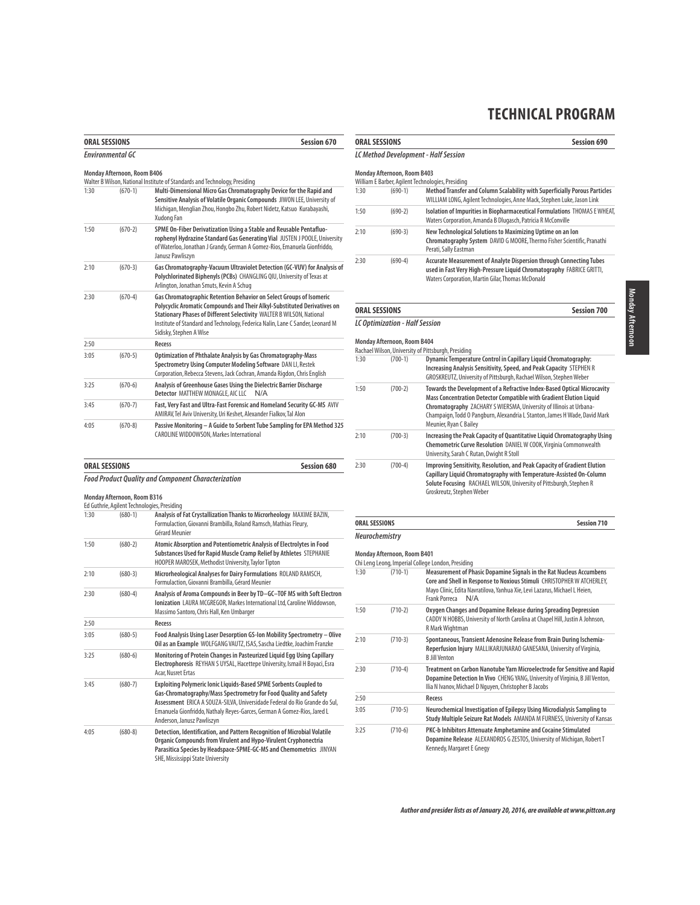# TECHNICAL PROGRAM

## ORAL SESSIONS — Session 670

### Environmental GC

**Monday Afternoon, Room B406**
Walter B Wilson, National Institute of Standards and Technology, Presiding

| Time | No. | Title / Authors |
|---|---|---|
| 1:30 | (670-1) | **Multi-Dimensional Micro Gas Chromatography Device for the Rapid and Sensitive Analysis of Volatile Organic Compounds** JIWON LEE, University of Michigan, Menglian Zhou, Hongbo Zhu, Robert Nidetz, Katsuo Kurabayashi, Xudong Fan |
| 1:50 | (670-2) | **SPME On-Fiber Derivatization Using a Stable and Reusable Pentafluorophenyl Hydrazine Standard Gas Generating Vial** JUSTEN J POOLE, University of Waterloo, Jonathan J Grandy, German A Gomez-Rios, Emanuela Gionfriddo, Janusz Pawliszyn |
| 2:10 | (670-3) | **Gas Chromatography-Vacuum Ultraviolet Detection (GC-VUV) for Analysis of Polychlorinated Biphenyls (PCBs)** CHANGLING QIU, University of Texas at Arlington, Jonathan Smuts, Kevin A Schug |
| 2:30 | (670-4) | **Gas Chromatographic Retention Behavior on Select Groups of Isomeric Polycyclic Aromatic Compounds and Their Alkyl-Substituted Derivatives on Stationary Phases of Different Selectivity** WALTER B WILSON, National Institute of Standard and Technology, Federica Nalin, Lane C Sander, Leonard M Sidisky, Stephen A Wise |
| 2:50 | | **Recess** |
| 3:05 | (670-5) | **Optimization of Phthalate Analysis by Gas Chromatography-Mass Spectrometry Using Computer Modeling Software** DAN LI, Restek Corporation, Rebecca Stevens, Jack Cochran, Amanda Rigdon, Chris English |
| 3:25 | (670-6) | **Analysis of Greenhouse Gases Using the Dielectric Barrier Discharge Detector** MATTHEW MONAGLE, AIC LLC N/A |
| 3:45 | (670-7) | **Fast, Very Fast and Ultra-Fast Forensic and Homeland Security GC-MS** AVIV AMIRAV, Tel Aviv University, Uri Keshet, Alexander Fialkov, Tal Alon |
| 4:05 | (670-8) | **Passive Monitoring – A Guide to Sorbent Tube Sampling for EPA Method 325** CAROLINE WIDDOWSON, Markes International |

## ORAL SESSIONS — Session 680

### Food Product Quality and Component Characterization

**Monday Afternoon, Room B316**
Ed Guthrie, Agilent Technologies, Presiding

| Time | No. | Title / Authors |
|---|---|---|
| 1:30 | (680-1) | **Analysis of Fat Crystallization Thanks to Microrheology** MAXIME BAZIN, Formulaction, Giovanni Brambilla, Roland Ramsch, Mathias Fleury, Gérard Meunier |
| 1:50 | (680-2) | **Atomic Absorption and Potentiometric Analysis of Electrolytes in Food Substances Used for Rapid Muscle Cramp Relief by Athletes** STEPHANIE HOOPER MAROSEK, Methodist University, Taylor Tipton |
| 2:10 | (680-3) | **Microrheological Analyses for Dairy Formulations** ROLAND RAMSCH, Formulaction, Giovanni Brambilla, Gérard Meunier |
| 2:30 | (680-4) | **Analysis of Aroma Compounds in Beer by TD–GC–TOF MS with Soft Electron Ionization** LAURA MCGREGOR, Markes International Ltd, Caroline Widdowson, Massimo Santoro, Chris Hall, Ken Umbarger |
| 2:50 | | **Recess** |
| 3:05 | (680-5) | **Food Analysis Using Laser Desorption GS-Ion Mobility Spectrometry – Olive Oil as an Example** WOLFGANG VAUTZ, ISAS, Sascha Liedtke, Joachim Franzke |
| 3:25 | (680-6) | **Monitoring of Protein Changes in Pasteurized Liquid Egg Using Capillary Electrophoresis** REYHAN S UYSAL, Hacettepe University, Ismail H Boyaci, Esra Acar, Nusret Ertas |
| 3:45 | (680-7) | **Exploiting Polymeric Ionic Liquids-Based SPME Sorbents Coupled to Gas-Chromatography/Mass Spectrometry for Food Quality and Safety Assessment** ERICA A SOUZA-SILVA, Universidade Federal do Rio Grande do Sul, Emanuela Gionfriddo, Nathaly Reyes-Garces, German A Gomez-Rios, Jared L Anderson, Janusz Pawliszyn |
| 4:05 | (680-8) | **Detection, Identification, and Pattern Recognition of Microbial Volatile Organic Compounds from Virulent and Hypo-Virulent Cryphonectria Parasitica Species by Headspace-SPME-GC-MS and Chemometrics** JINYAN SHE, Mississippi State University |

## ORAL SESSIONS — Session 690

### LC Method Development - Half Session

**Monday Afternoon, Room B403**
William E Barber, Agilent Technologies, Presiding

| Time | No. | Title / Authors |
|---|---|---|
| 1:30 | (690-1) | **Method Transfer and Column Scalability with Superficially Porous Particles** WILLIAM LONG, Agilent Technologies, Anne Mack, Stephen Luke, Jason Link |
| 1:50 | (690-2) | **Isolation of Impurities in Biopharmaceutical Formulations** THOMAS E WHEAT, Waters Corporation, Amanda B Dlugasch, Patricia R McConville |
| 2:10 | (690-3) | **New Technological Solutions to Maximizing Uptime on an Ion Chromatography System** DAVID G MOORE, Thermo Fisher Scientific, Pranathi Perati, Sally Eastman |
| 2:30 | (690-4) | **Accurate Measurement of Analyte Dispersion through Connecting Tubes used in Fast Very High-Pressure Liquid Chromatography** FABRICE GRITTI, Waters Corporation, Martin Gilar, Thomas McDonald |

## ORAL SESSIONS — Session 700

### LC Optimization - Half Session

**Monday Afternoon, Room B404**
Rachael Wilson, University of Pittsburgh, Presiding

| Time | No. | Title / Authors |
|---|---|---|
| 1:30 | (700-1) | **Dynamic Temperature Control in Capillary Liquid Chromatography: Increasing Analysis Sensitivity, Speed, and Peak Capacity** STEPHEN R GROSKREUTZ, University of Pittsburgh, Rachael Wilson, Stephen Weber |
| 1:50 | (700-2) | **Towards the Development of a Refractive Index-Based Optical Microcavity Mass Concentration Detector Compatible with Gradient Elution Liquid Chromatography** ZACHARY S WIERSMA, University of Illinois at Urbana-Champaign, Todd O Pangburn, Alexandria L Stanton, James H Wade, David Mark Meunier, Ryan C Bailey |
| 2:10 | (700-3) | **Increasing the Peak Capacity of Quantitative Liquid Chromatography Using Chemometric Curve Resolution** DANIEL W COOK, Virginia Commonwealth University, Sarah C Rutan, Dwight R Stoll |
| 2:30 | (700-4) | **Improving Sensitivity, Resolution, and Peak Capacity of Gradient Elution Capillary Liquid Chromatography with Temperature-Assisted On-Column Solute Focusing** RACHAEL WILSON, University of Pittsburgh, Stephen R Groskreutz, Stephen Weber |

## ORAL SESSIONS — Session 710

### Neurochemistry

**Monday Afternoon, Room B401**
Chi Leng Leong, Imperial College London, Presiding

| Time | No. | Title / Authors |
|---|---|---|
| 1:30 | (710-1) | **Measurement of Phasic Dopamine Signals in the Rat Nucleus Accumbens Core and Shell in Response to Noxious Stimuli** CHRISTOPHER W ATCHERLEY, Mayo Clinic, Edita Navratilova, Yanhua Xie, Levi Lazarus, Michael L Heien, Frank Porreca N/A |
| 1:50 | (710-2) | **Oxygen Changes and Dopamine Release during Spreading Depression** CADDY N HOBBS, University of North Carolina at Chapel Hill, Justin A Johnson, R Mark Wightman |
| 2:10 | (710-3) | **Spontaneous, Transient Adenosine Release from Brain During Ischemia-Reperfusion Injury** MALLIKARJUNARAO GANESANA, University of Virginia, B Jill Venton |
| 2:30 | (710-4) | **Treatment on Carbon Nanotube Yarn Microelectrode for Sensitive and Rapid Dopamine Detection In Vivo** CHENG YANG, University of Virginia, B Jill Venton, Ilia N Ivanov, Michael D Nguyen, Christopher B Jacobs |
| 2:50 | | **Recess** |
| 3:05 | (710-5) | **Neurochemical Investigation of Epilepsy Using Microdialysis Sampling to Study Multiple Seizure Rat Models** AMANDA M FURNESS, University of Kansas |
| 3:25 | (710-6) | **PKC-b Inhibitors Attenuate Amphetamine and Cocaine Stimulated Dopamine Release** ALEXANDROS G ZESTOS, University of Michigan, Robert T Kennedy, Margaret E Gnegy |

*Author and presider lists as of January 20, 2016, are available at www.pittcon.org*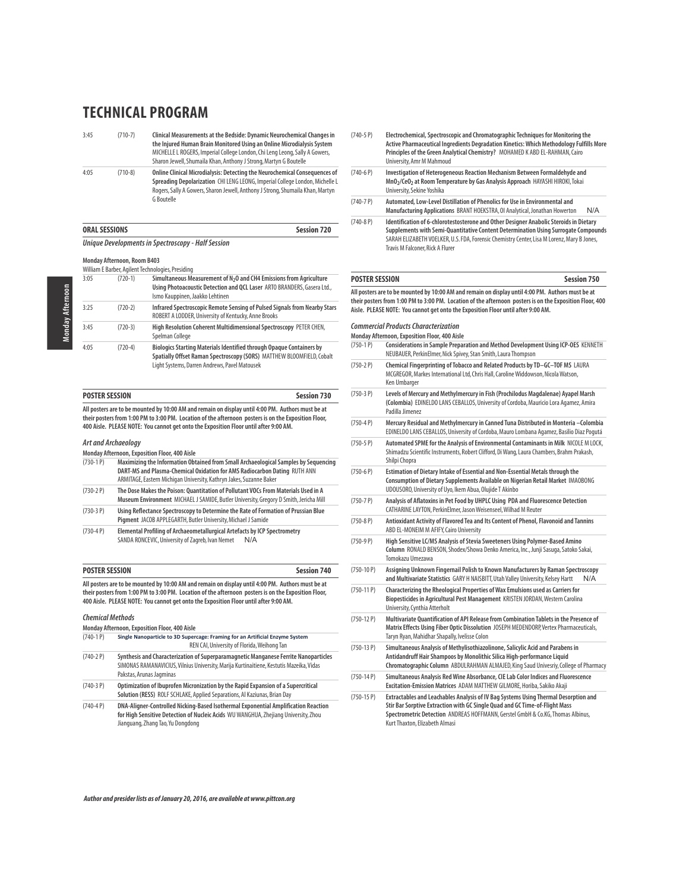# TECHNICAL PROGRAM

| | | |
|---|---|---|
| 3:45 | (710-7) | **Clinical Measurements at the Bedside: Dynamic Neurochemical Changes in the Injured Human Brain Monitored Using an Online Microdialysis System** MICHELLE L ROGERS, Imperial College London, Chi Leng Leong, Sally A Gowers, Sharon Jewell, Shumaila Khan, Anthony J Strong, Martyn G Boutelle |
| 4:05 | (710-8) | **Online Clinical Microdialysis: Detecting the Neurochemical Consequences of Spreading Depolarization** CHI LENG LEONG, Imperial College London, Michelle L Rogers, Sally A Gowers, Sharon Jewell, Anthony J Strong, Shumaila Khan, Martyn G Boutelle |

## ORAL SESSIONS — Session 720

***Unique Developments in Spectroscopy - Half Session***

**Monday Afternoon, Room B403**
William E Barber, Agilent Technologies, Presiding

| | | |
|---|---|---|
| 3:05 | (720-1) | **Simultaneous Measurement of $N_2O$ and CH4 Emissions from Agriculture Using Photoacoustic Detection and QCL Laser** ARTO BRANDERS, Gasera Ltd., Ismo Kauppinen, Jaakko Lehtinen |
| 3:25 | (720-2) | **Infrared Spectroscopic Remote Sensing of Pulsed Signals from Nearby Stars** ROBERT A LODDER, University of Kentucky, Anne Brooks |
| 3:45 | (720-3) | **High Resolution Coherent Multidimensional Spectroscopy** PETER CHEN, Spelman College |
| 4:05 | (720-4) | **Biologics Starting Materials Identified through Opaque Containers by Spatially Offset Raman Spectroscopy (SORS)** MATTHEW BLOOMFIELD, Cobalt Light Systems, Darren Andrews, Pavel Matousek |

## POSTER SESSION — Session 730

**All posters are to be mounted by 10:00 AM and remain on display until 4:00 PM. Authors must be at their posters from 1:00 PM to 3:00 PM. Location of the afternoon posters is on the Exposition Floor, 400 Aisle. PLEASE NOTE: You cannot get onto the Exposition Floor until after 9:00 AM.**

***Art and Archaeology***

**Monday Afternoon, Exposition Floor, 400 Aisle**

| | |
|---|---|
| (730-1 P) | **Maximizing the Information Obtained from Small Archaeological Samples by Sequencing DART-MS and Plasma-Chemical Oxidation for AMS Radiocarbon Dating** RUTH ANN ARMITAGE, Eastern Michigan University, Kathryn Jakes, Suzanne Baker |
| (730-2 P) | **The Dose Makes the Poison: Quantitation of Pollutant VOCs From Materials Used in A Museum Environment** MICHAEL J SAMIDE, Butler University, Gregory D Smith, Jericha Mill |
| (730-3 P) | **Using Reflectance Spectroscopy to Determine the Rate of Formation of Prussian Blue Pigment** JACOB APPLEGARTH, Butler University, Michael J Samide |
| (730-4 P) | **Elemental Profiling of Archaeometallurgical Artefacts by ICP Spectrometry** SANDA RONCEVIC, University of Zagreb, Ivan Nemet N/A |

## POSTER SESSION — Session 740

**All posters are to be mounted by 10:00 AM and remain on display until 4:00 PM. Authors must be at their posters from 1:00 PM to 3:00 PM. Location of the afternoon posters is on the Exposition Floor, 400 Aisle. PLEASE NOTE: You cannot get onto the Exposition Floor until after 9:00 AM.**

***Chemical Methods***

**Monday Afternoon, Exposition Floor, 400 Aisle**

| | |
|---|---|
| (740-1 P) | **Single Nanoparticle to 3D Supercage: Framing for an Artificial Enzyme System** REN CAI, University of Florida, Weihong Tan |
| (740-2 P) | **Synthesis and Characterization of Superparamagnetic Manganese Ferrite Nanoparticles** SIMONAS RAMANAVICIUS, Vilnius University, Marija Kurtinaitiene, Kestutis Mazeika, Vidas Pakstas, Arunas Jagminas |
| (740-3 P) | **Optimization of Ibuprofen Micronization by the Rapid Expansion of a Supercritical Solution (RESS)** ROLF SCHLAKE, Applied Separations, Al Kaziunas, Brian Day |
| (740-4 P) | **DNA-Aligner-Controlled Nicking-Based Isothermal Exponential Amplification Reaction for High Sensitive Detection of Nucleic Acids** WU WANGHUA, Zhejiang University, Zhou Jianguang, Zhang Tao, Yu Dongdong |
| (740-5 P) | **Electrochemical, Spectroscopic and Chromatographic Techniques for Monitoring the Active Pharmaceutical Ingredients Degradation Kinetics: Which Methodology Fulfills More Principles of the Green Analytical Chemistry?** MOHAMED K ABD EL-RAHMAN, Cairo University, Amr M Mahmoud |
| (740-6 P) | **Investigation of Heterogeneous Reaction Mechanism Between Formaldehyde and $MnO_2$/$CeO_2$ at Room Temperature by Gas Analysis Approach** HAYASHI HIROKI, Tokai University, Sekine Yoshika |
| (740-7 P) | **Automated, Low-Level Distillation of Phenolics for Use in Environmental and Manufacturing Applications** BRANT HOEKSTRA, OI Analytical, Jonathan Howerton N/A |
| (740-8 P) | **Identification of 6-chlorotestosterone and Other Designer Anabolic Steroids in Dietary Supplements with Semi-Quantitative Content Determination Using Surrogate Compounds** SARAH ELIZABETH VOELKER, U.S. FDA, Forensic Chemistry Center, Lisa M Lorenz, Mary B Jones, Travis M Falconer, Rick A Flurer |

## POSTER SESSION — Session 750

**All posters are to be mounted by 10:00 AM and remain on display until 4:00 PM. Authors must be at their posters from 1:00 PM to 3:00 PM. Location of the afternoon posters is on the Exposition Floor, 400 Aisle. PLEASE NOTE: You cannot get onto the Exposition Floor until after 9:00 AM.**

***Commercial Products Characterization***

**Monday Afternoon, Exposition Floor, 400 Aisle**

| | |
|---|---|
| (750-1 P) | **Considerations in Sample Preparation and Method Development Using ICP-OES** KENNETH NEUBAUER, PerkinElmer, Nick Spivey, Stan Smith, Laura Thompson |
| (750-2 P) | **Chemical Fingerprinting of Tobacco and Related Products by TD–GC–TOF MS** LAURA MCGREGOR, Markes International Ltd, Chris Hall, Caroline Widdowson, Nicola Watson, Ken Umbarger |
| (750-3 P) | **Levels of Mercury and Methylmercury in Fish (Prochilodus Magdalenae) Ayapel Marsh (Colombia)** EDINELDO LANS CEBALLOS, University of Cordoba, Mauricio Lora Agamez, Amira Padilla Jimenez |
| (750-4 P) | **Mercury Residual and Methylmercury in Canned Tuna Distributed in Monteria –Colombia** EDINELDO LANS CEBALLOS, University of Cordoba, Mauro Lombana Agamez, Basilio Diaz Pogutá |
| (750-5 P) | **Automated SPME for the Analysis of Environmental Contaminants in Milk** NICOLE M LOCK, Shimadzu Scientific Instruments, Robert Clifford, Di Wang, Laura Chambers, Brahm Prakash, Shilpi Chopra |
| (750-6 P) | **Estimation of Dietary Intake of Essential and Non-Essential Metals through the Consumption of Dietary Supplements Available on Nigerian Retail Market** IMAOBONG UDOUSORO, University of Uyo, Ikem Abua, Olujide T Akinbo |
| (750-7 P) | **Analysis of Aflatoxins in Pet Food by UHPLC Using PDA and Fluorescence Detection** CATHARINE LAYTON, PerkinElmer, Jason Weisenseel, Wilhad M Reuter |
| (750-8 P) | **Antioxidant Activity of Flavored Tea and Its Content of Phenol, Flavonoid and Tannins** ABD EL-MONEIM M AFIFY, Cairo University |
| (750-9 P) | **High Sensitive LC/MS Analysis of Stevia Sweeteners Using Polymer-Based Amino Column** RONALD BENSON, Shodex/Showa Denko America, Inc., Junji Sasuga, Satoko Sakai, Tomokazu Umezawa |
| (750-10 P) | **Assigning Unknown Fingernail Polish to Known Manufacturers by Raman Spectroscopy and Multivariate Statistics** GARY H NAISBITT, Utah Valley University, Kelsey Hartt N/A |
| (750-11 P) | **Characterizing the Rheological Properties of Wax Emulsions used as Carriers for Biopesticides in Agricultural Pest Management** KRISTEN JORDAN, Western Carolina University, Cynthia Atterholt |
| (750-12 P) | **Multivariate Quantification of API Release from Combination Tablets in the Presence of Matrix Effects Using Fiber Optic Dissolution** JOSEPH MEDENDORP, Vertex Pharmaceuticals, Taryn Ryan, Mahidhar Shapally, Ivelisse Colon |
| (750-13 P) | **Simultaneous Analysis of Methylisothiazolinone, Salicylic Acid and Parabens in Antidandruff Hair Shampoos by Monolithic Silica High-performance Liquid Chromatographic Column** ABDULRAHMAN ALMAJED, King Saud Univesriy, College of Pharmacy |
| (750-14 P) | **Simultaneous Analysis Red Wine Absorbance, CIE Lab Color Indices and Fluorescence Excitation-Emission Matrices** ADAM MATTHEW GILMORE, Horiba, Sakiko Akaji |
| (750-15 P) | **Extractables and Leachables Analysis of IV Bag Systems Using Thermal Desorption and Stir Bar Sorptive Extraction with GC Single Quad and GC Time-of-Flight Mass Spectrometric Detection** ANDREAS HOFFMANN, Gerstel GmbH & Co.KG, Thomas Albinus, Kurt Thaxton, Elizabeth Almasi |

*Author and presider lists as of January 20, 2016, are available at www.pittcon.org*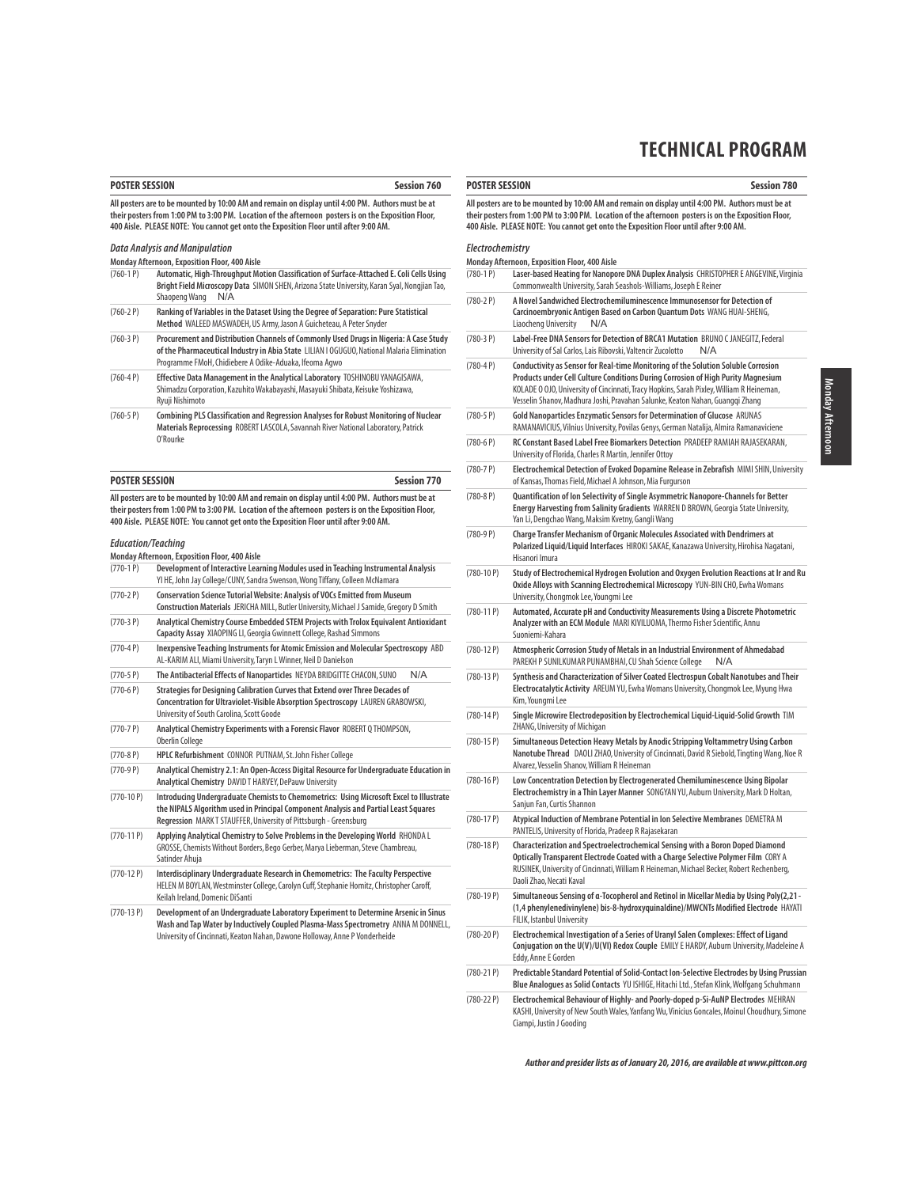# TECHNICAL PROGRAM

## POSTER SESSION — Session 760

**All posters are to be mounted by 10:00 AM and remain on display until 4:00 PM. Authors must be at their posters from 1:00 PM to 3:00 PM. Location of the afternoon posters is on the Exposition Floor, 400 Aisle. PLEASE NOTE: You cannot get onto the Exposition Floor until after 9:00 AM.**

### *Data Analysis and Manipulation*

**Monday Afternoon, Exposition Floor, 400 Aisle**

(760-1 P) **Automatic, High-Throughput Motion Classification of Surface-Attached E. Coli Cells Using Bright Field Microscopy Data** SIMON SHEN, Arizona State University, Karan Syal, Nongjian Tao, Shaopeng Wang N/A

(760-2 P) **Ranking of Variables in the Dataset Using the Degree of Separation: Pure Statistical Method** WALEED MASWADEH, US Army, Jason A Guicheteau, A Peter Snyder

(760-3 P) **Procurement and Distribution Channels of Commonly Used Drugs in Nigeria: A Case Study of the Pharmaceutical Industry in Abia State** LILIAN I OGUGUO, National Malaria Elimination Programme FMoH, Chidiebere A Odike-Aduaka, Ifeoma Agwo

(760-4 P) **Effective Data Management in the Analytical Laboratory** TOSHINOBU YANAGISAWA, Shimadzu Corporation, Kazuhito Wakabayashi, Masayuki Shibata, Keisuke Yoshizawa, Ryuji Nishimoto

(760-5 P) **Combining PLS Classification and Regression Analyses for Robust Monitoring of Nuclear Materials Reprocessing** ROBERT LASCOLA, Savannah River National Laboratory, Patrick O'Rourke

## POSTER SESSION — Session 770

**All posters are to be mounted by 10:00 AM and remain on display until 4:00 PM. Authors must be at their posters from 1:00 PM to 3:00 PM. Location of the afternoon posters is on the Exposition Floor, 400 Aisle. PLEASE NOTE: You cannot get onto the Exposition Floor until after 9:00 AM.**

### *Education/Teaching*

**Monday Afternoon, Exposition Floor, 400 Aisle**

(770-1 P) **Development of Interactive Learning Modules used in Teaching Instrumental Analysis** YI HE, John Jay College/CUNY, Sandra Swenson, Wong Tiffany, Colleen McNamara

(770-2 P) **Conservation Science Tutorial Website: Analysis of VOCs Emitted from Museum Construction Materials** JERICHA MILL, Butler University, Michael J Samide, Gregory D Smith

(770-3 P) **Analytical Chemistry Course Embedded STEM Projects with Trolox Equivalent Antioxidant Capacity Assay** XIAOPING LI, Georgia Gwinnett College, Rashad Simmons

(770-4 P) **Inexpensive Teaching Instruments for Atomic Emission and Molecular Spectroscopy** ABD AL-KARIM ALI, Miami University, Taryn L Winner, Neil D Danielson

(770-5 P) **The Antibacterial Effects of Nanoparticles** NEYDA BRIDGITTE CHACON, SUNO N/A

(770-6 P) **Strategies for Designing Calibration Curves that Extend over Three Decades of Concentration for Ultraviolet-Visible Absorption Spectroscopy** LAUREN GRABOWSKI, University of South Carolina, Scott Goode

(770-7 P) **Analytical Chemistry Experiments with a Forensic Flavor** ROBERT Q THOMPSON, Oberlin College

(770-8 P) **HPLC Refurbishment** CONNOR PUTNAM, St. John Fisher College

(770-9 P) **Analytical Chemistry 2.1: An Open-Access Digital Resource for Undergraduate Education in Analytical Chemistry** DAVID T HARVEY, DePauw University

(770-10 P) **Introducing Undergraduate Chemists to Chemometrics: Using Microsoft Excel to Illustrate the NIPALS Algorithm used in Principal Component Analysis and Partial Least Squares Regression** MARK T STAUFFER, University of Pittsburgh - Greensburg

(770-11 P) **Applying Analytical Chemistry to Solve Problems in the Developing World** RHONDA L GROSSE, Chemists Without Borders, Bego Gerber, Marya Lieberman, Steve Chambreau, Satinder Ahuja

(770-12 P) **Interdisciplinary Undergraduate Research in Chemometrics: The Faculty Perspective** HELEN M BOYLAN, Westminster College, Carolyn Cuff, Stephanie Homitz, Christopher Caroff, Keilah Ireland, Domenic DiSanti

(770-13 P) **Development of an Undergraduate Laboratory Experiment to Determine Arsenic in Sinus Wash and Tap Water by Inductively Coupled Plasma-Mass Spectrometry** ANNA M DONNELL, University of Cincinnati, Keaton Nahan, Dawone Holloway, Anne P Vonderheide

## POSTER SESSION — Session 780

**All posters are to be mounted by 10:00 AM and remain on display until 4:00 PM. Authors must be at their posters from 1:00 PM to 3:00 PM. Location of the afternoon posters is on the Exposition Floor, 400 Aisle. PLEASE NOTE: You cannot get onto the Exposition Floor until after 9:00 AM.**

### *Electrochemistry*

**Monday Afternoon, Exposition Floor, 400 Aisle**

(780-1 P) **Laser-based Heating for Nanopore DNA Duplex Analysis** CHRISTOPHER E ANGEVINE, Virginia Commonwealth University, Sarah Seashols-Williams, Joseph E Reiner

(780-2 P) **A Novel Sandwiched Electrochemiluminescence Immunosensor for Detection of Carcinoembryonic Antigen Based on Carbon Quantum Dots** WANG HUAI-SHENG, Liaocheng University N/A

(780-3 P) **Label-Free DNA Sensors for Detection of BRCA1 Mutation** BRUNO C JANEGITZ, Federal University of Sal Carlos, Lais Ribovski, Valtencir Zucolotto N/A

(780-4 P) **Conductivity as Sensor for Real-time Monitoring of the Solution Soluble Corrosion Products under Cell Culture Conditions During Corrosion of High Purity Magnesium** KOLADE O OJO, University of Cincinnati, Tracy Hopkins, Sarah Pixley, William R Heineman, Vesselin Shanov, Madhura Joshi, Pravahan Salunke, Keaton Nahan, Guangqi Zhang

(780-5 P) **Gold Nanoparticles Enzymatic Sensors for Determination of Glucose** ARUNAS RAMANAVICIUS, Vilnius University, Povilas Genys, German Natalija, Almira Ramanaviciene

(780-6 P) **RC Constant Based Label Free Biomarkers Detection** PRADEEP RAMIAH RAJASEKARAN, University of Florida, Charles R Martin, Jennifer Ottoy

(780-7 P) **Electrochemical Detection of Evoked Dopamine Release in Zebrafish** MIMI SHIN, University of Kansas, Thomas Field, Michael A Johnson, Mia Furgurson

(780-8 P) **Quantification of Ion Selectivity of Single Asymmetric Nanopore-Channels for Better Energy Harvesting from Salinity Gradients** WARREN D BROWN, Georgia State University, Yan Li, Dengchao Wang, Maksim Kvetny, Gangli Wang

(780-9 P) **Charge Transfer Mechanism of Organic Molecules Associated with Dendrimers at Polarized Liquid/Liquid Interfaces** HIROKI SAKAE, Kanazawa University, Hirohisa Nagatani, Hisanori Imura

(780-10 P) **Study of Electrochemical Hydrogen Evolution and Oxygen Evolution Reactions at Ir and Ru Oxide Alloys with Scanning Electrochemical Microscopy** YUN-BIN CHO, Ewha Womans University, Chongmok Lee, Youngmi Lee

(780-11 P) **Automated, Accurate pH and Conductivity Measurements Using a Discrete Photometric Analyzer with an ECM Module** MARI KIVILUOMA, Thermo Fisher Scientific, Annu Suoniemi-Kahara

(780-12 P) **Atmospheric Corrosion Study of Metals in an Industrial Environment of Ahmedabad** PAREKH P SUNILKUMAR PUNAMBHAI, CU Shah Science College N/A

(780-13 P) **Synthesis and Characterization of Silver Coated Electrospun Cobalt Nanotubes and Their Electrocatalytic Activity** AREUM YU, Ewha Womans University, Chongmok Lee, Myung Hwa Kim, Youngmi Lee

(780-14 P) **Single Microwire Electrodeposition by Electrochemical Liquid-Liquid-Solid Growth** TIM ZHANG, University of Michigan

(780-15 P) **Simultaneous Detection Heavy Metals by Anodic Stripping Voltammetry Using Carbon Nanotube Thread** DAOLI ZHAO, University of Cincinnati, David R Siebold, Tingting Wang, Noe R Alvarez, Vesselin Shanov, William R Heineman

(780-16 P) **Low Concentration Detection by Electrogenerated Chemiluminescence Using Bipolar Electrochemistry in a Thin Layer Manner** SONGYAN YU, Auburn University, Mark D Holtan, Sanjun Fan, Curtis Shannon

(780-17 P) **Atypical Induction of Membrane Potential in Ion Selective Membranes** DEMETRA M PANTELIS, University of Florida, Pradeep R Rajasekaran

(780-18 P) **Characterization and Spectroelectrochemical Sensing with a Boron Doped Diamond Optically Transparent Electrode Coated with a Charge Selective Polymer Film** CORY A RUSINEK, University of Cincinnati, William R Heineman, Michael Becker, Robert Rechenberg, Daoli Zhao, Necati Kaval

(780-19 P) **Simultaneous Sensing of α-Tocopherol and Retinol in Micellar Media by Using Poly(2,21-(1,4 phenylenedivinylene) bis-8-hydroxyquinaldine)/MWCNTs Modified Electrode** HAYATI FILIK, Istanbul University

(780-20 P) **Electrochemical Investigation of a Series of Uranyl Salen Complexes: Effect of Ligand Conjugation on the U(V)/U(VI) Redox Couple** EMILY E HARDY, Auburn University, Madeleine A Eddy, Anne E Gorden

(780-21 P) **Predictable Standard Potential of Solid-Contact Ion-Selective Electrodes by Using Prussian Blue Analogues as Solid Contacts** YU ISHIGE, Hitachi Ltd., Stefan Klink, Wolfgang Schuhmann

(780-22 P) **Electrochemical Behaviour of Highly- and Poorly-doped p-Si-AuNP Electrodes** MEHRAN KASHI, University of New South Wales, Yanfang Wu, Vinicius Goncales, Moinul Choudhury, Simone Ciampi, Justin J Gooding

***Author and presider lists as of January 20, 2016, are available at www.pittcon.org***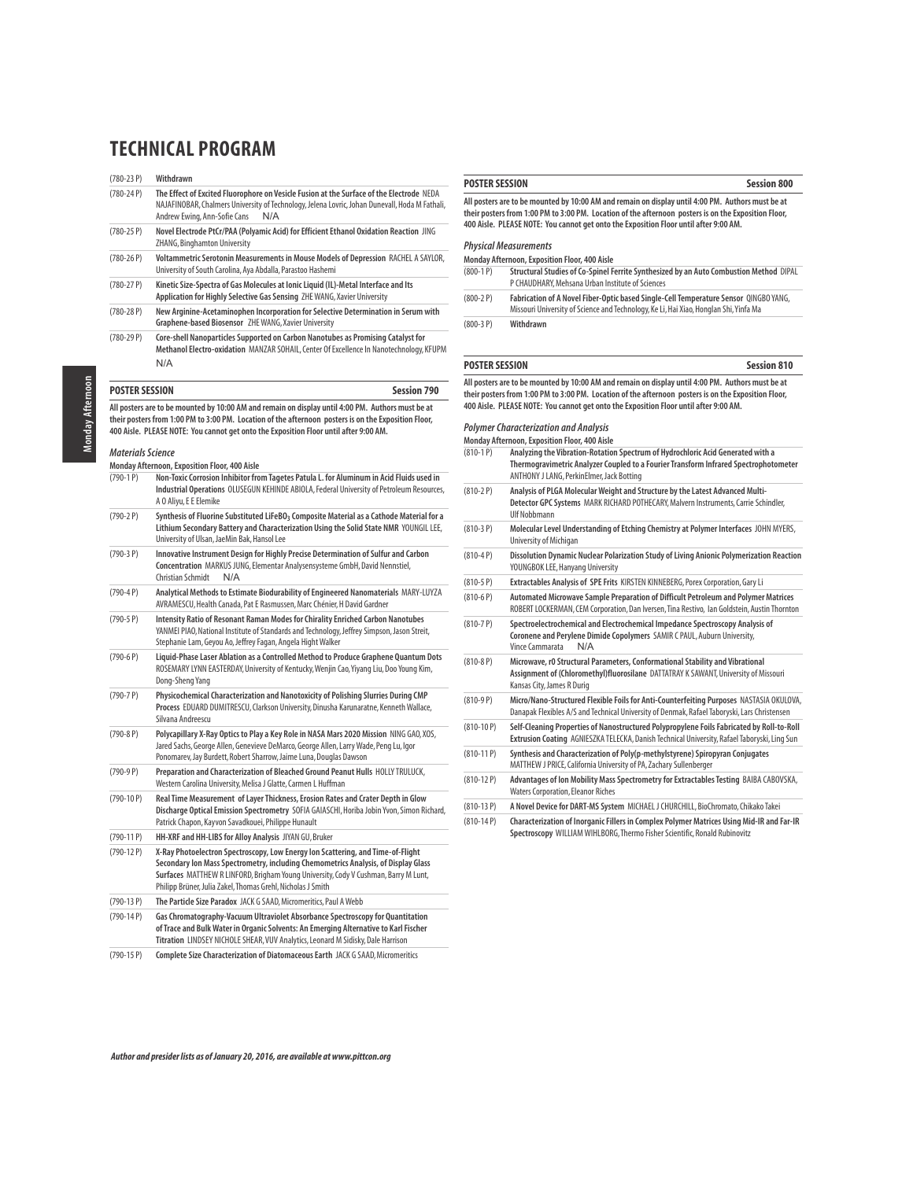# TECHNICAL PROGRAM

(780-23 P) **Withdrawn**

(780-24 P) **The Effect of Excited Fluorophore on Vesicle Fusion at the Surface of the Electrode** NEDA NAJAFINOBAR, Chalmers University of Technology, Jelena Lovric, Johan Dunevall, Hoda M Fathali, Andrew Ewing, Ann-Sofie Cans N/A

(780-25 P) **Novel Electrode PtCr/PAA (Polyamic Acid) for Efficient Ethanol Oxidation Reaction** JING ZHANG, Binghamton University

(780-26 P) **Voltammetric Serotonin Measurements in Mouse Models of Depression** RACHEL A SAYLOR, University of South Carolina, Aya Abdalla, Parastoo Hashemi

(780-27 P) **Kinetic Size-Spectra of Gas Molecules at Ionic Liquid (IL)-Metal Interface and Its Application for Highly Selective Gas Sensing** ZHE WANG, Xavier University

(780-28 P) **New Arginine-Acetaminophen Incorporation for Selective Determination in Serum with Graphene-based Biosensor** ZHE WANG, Xavier University

(780-29 P) **Core-shell Nanoparticles Supported on Carbon Nanotubes as Promising Catalyst for Methanol Electro-oxidation** MANZAR SOHAIL, Center Of Excellence In Nanotechnology, KFUPM N/A

## POSTER SESSION — Session 790

**All posters are to be mounted by 10:00 AM and remain on display until 4:00 PM. Authors must be at their posters from 1:00 PM to 3:00 PM. Location of the afternoon posters is on the Exposition Floor, 400 Aisle. PLEASE NOTE: You cannot get onto the Exposition Floor until after 9:00 AM.**

### *Materials Science*

**Monday Afternoon, Exposition Floor, 400 Aisle**

(790-1 P) **Non-Toxic Corrosion Inhibitor from Tagetes Patula L. for Aluminum in Acid Fluids used in Industrial Operations** OLUSEGUN KEHINDE ABIOLA, Federal University of Petroleum Resources, A O Aliyu, E E Elemike

(790-2 P) **Synthesis of Fluorine Substituted $LiFeBO_3$ Composite Material as a Cathode Material for a Lithium Secondary Battery and Characterization Using the Solid State NMR** YOUNGIL LEE, University of Ulsan, JaeMin Bak, Hansol Lee

(790-3 P) **Innovative Instrument Design for Highly Precise Determination of Sulfur and Carbon Concentration** MARKUS JUNG, Elementar Analysensysteme GmbH, David Nennstiel, Christian Schmidt N/A

(790-4 P) **Analytical Methods to Estimate Biodurability of Engineered Nanomaterials** MARY-LUYZA AVRAMESCU, Health Canada, Pat E Rasmussen, Marc Chénier, H David Gardner

(790-5 P) **Intensity Ratio of Resonant Raman Modes for Chirality Enriched Carbon Nanotubes** YANMEI PIAO, National Institute of Standards and Technology, Jeffrey Simpson, Jason Streit, Stephanie Lam, Geyou Ao, Jeffrey Fagan, Angela Hight Walker

(790-6 P) **Liquid-Phase Laser Ablation as a Controlled Method to Produce Graphene Quantum Dots** ROSEMARY LYNN EASTERDAY, University of Kentucky, Wenjin Cao, Yiyang Liu, Doo Young Kim, Dong-Sheng Yang

(790-7 P) **Physicochemical Characterization and Nanotoxicity of Polishing Slurries During CMP Process** EDUARD DUMITRESCU, Clarkson University, Dinusha Karunaratne, Kenneth Wallace, Silvana Andreescu

(790-8 P) **Polycapillary X-Ray Optics to Play a Key Role in NASA Mars 2020 Mission** NING GAO, XOS, Jared Sachs, George Allen, Genevieve DeMarco, George Allen, Larry Wade, Peng Lu, Igor Ponomarev, Jay Burdett, Robert Sharrow, Jaime Luna, Douglas Dawson

(790-9 P) **Preparation and Characterization of Bleached Ground Peanut Hulls** HOLLY TRULUCK, Western Carolina University, Melisa J Glatte, Carmen L Huffman

(790-10 P) **Real Time Measurement of Layer Thickness, Erosion Rates and Crater Depth in Glow Discharge Optical Emission Spectrometry** SOFIA GAIASCHI, Horiba Jobin Yvon, Simon Richard, Patrick Chapon, Kayvon Savadkouei, Philippe Hunault

(790-11 P) **HH-XRF and HH-LIBS for Alloy Analysis** JIYAN GU, Bruker

(790-12 P) **X-Ray Photoelectron Spectroscopy, Low Energy Ion Scattering, and Time-of-Flight Secondary Ion Mass Spectrometry, including Chemometrics Analysis, of Display Glass Surfaces** MATTHEW R LINFORD, Brigham Young University, Cody V Cushman, Barry M Lunt, Philipp Brüner, Julia Zakel, Thomas Grehl, Nicholas J Smith

(790-13 P) **The Particle Size Paradox** JACK G SAAD, Micromeritics, Paul A Webb

(790-14 P) **Gas Chromatography-Vacuum Ultraviolet Absorbance Spectroscopy for Quantitation of Trace and Bulk Water in Organic Solvents: An Emerging Alternative to Karl Fischer Titration** LINDSEY NICHOLE SHEAR, VUV Analytics, Leonard M Sidisky, Dale Harrison

(790-15 P) **Complete Size Characterization of Diatomaceous Earth** JACK G SAAD, Micromeritics

## POSTER SESSION — Session 800

**All posters are to be mounted by 10:00 AM and remain on display until 4:00 PM. Authors must be at their posters from 1:00 PM to 3:00 PM. Location of the afternoon posters is on the Exposition Floor, 400 Aisle. PLEASE NOTE: You cannot get onto the Exposition Floor until after 9:00 AM.**

### *Physical Measurements*

**Monday Afternoon, Exposition Floor, 400 Aisle**

(800-1 P) **Structural Studies of Co-Spinel Ferrite Synthesized by an Auto Combustion Method** DIPAL P CHAUDHARY, Mehsana Urban Institute of Sciences

(800-2 P) **Fabrication of A Novel Fiber-Optic based Single-Cell Temperature Sensor** QINGBO YANG, Missouri University of Science and Technology, Ke Li, Hai Xiao, Honglan Shi, Yinfa Ma

(800-3 P) **Withdrawn**

## POSTER SESSION — Session 810

**All posters are to be mounted by 10:00 AM and remain on display until 4:00 PM. Authors must be at their posters from 1:00 PM to 3:00 PM. Location of the afternoon posters is on the Exposition Floor, 400 Aisle. PLEASE NOTE: You cannot get onto the Exposition Floor until after 9:00 AM.**

### *Polymer Characterization and Analysis*

**Monday Afternoon, Exposition Floor, 400 Aisle**

(810-1 P) **Analyzing the Vibration-Rotation Spectrum of Hydrochloric Acid Generated with a Thermogravimetric Analyzer Coupled to a Fourier Transform Infrared Spectrophotometer** ANTHONY J LANG, PerkinElmer, Jack Botting

(810-2 P) **Analysis of PLGA Molecular Weight and Structure by the Latest Advanced Multi-Detector GPC Systems** MARK RICHARD POTHECARY, Malvern Instruments, Carrie Schindler, Ulf Nobbmann

(810-3 P) **Molecular Level Understanding of Etching Chemistry at Polymer Interfaces** JOHN MYERS, University of Michigan

(810-4 P) **Dissolution Dynamic Nuclear Polarization Study of Living Anionic Polymerization Reaction** YOUNGBOK LEE, Hanyang University

(810-5 P) **Extractables Analysis of SPE Frits** KIRSTEN KINNEBERG, Porex Corporation, Gary Li

(810-6 P) **Automated Microwave Sample Preparation of Difficult Petroleum and Polymer Matrices** ROBERT LOCKERMAN, CEM Corporation, Dan Iversen, Tina Restivo, Ian Goldstein, Austin Thornton

(810-7 P) **Spectroelectrochemical and Electrochemical Impedance Spectroscopy Analysis of Coronene and Perylene Dimide Copolymers** SAMIR C PAUL, Auburn University, Vince Cammarata N/A

(810-8 P) **Microwave, r0 Structural Parameters, Conformational Stability and Vibrational Assignment of (Chloromethyl)fluorosilane** DATTATRAY K SAWANT, University of Missouri Kansas City, James R Durig

(810-9 P) **Micro/Nano-Structured Flexible Foils for Anti-Counterfeiting Purposes** NASTASIA OKULOVA, Danapak Flexibles A/S and Technical University of Denmark, Rafael Taboryski, Lars Christensen

(810-10 P) **Self-Cleaning Properties of Nanostructured Polypropylene Foils Fabricated by Roll-to-Roll Extrusion Coating** AGNIESZKA TELECKA, Danish Technical University, Rafael Taboryski, Ling Sun

(810-11 P) **Synthesis and Characterization of Poly(p-methylstyrene) Spiropyran Conjugates** MATTHEW J PRICE, California University of PA, Zachary Sullenberger

(810-12 P) **Advantages of Ion Mobility Mass Spectrometry for Extractables Testing** BAIBA CABOVSKA, Waters Corporation, Eleanor Riches

(810-13 P) **A Novel Device for DART-MS System** MICHAEL J CHURCHILL, BioChromato, Chikako Takei

(810-14 P) **Characterization of Inorganic Fillers in Complex Polymer Matrices Using Mid-IR and Far-IR Spectroscopy** WILLIAM WIHLBORG, Thermo Fisher Scientific, Ronald Rubinovitz

*Author and presider lists as of January 20, 2016, are available at www.pittcon.org*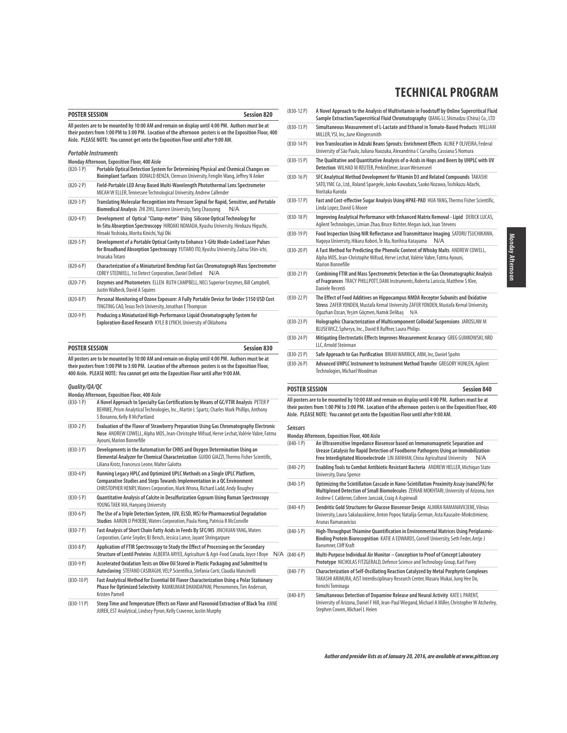# TECHNICAL PROGRAM

## POSTER SESSION — Session 820

**All posters are to be mounted by 10:00 AM and remain on display until 4:00 PM. Authors must be at their posters from 1:00 PM to 3:00 PM. Location of the afternoon posters is on the Exposition Floor, 400 Aisle. PLEASE NOTE: You cannot get onto the Exposition Floor until after 9:00 AM.**

### *Portable Instruments*

**Monday Afternoon, Exposition Floor, 400 Aisle**

(820-1 P) **Portable Optical Detection System for Determining Physical and Chemical Changes on Bioimplant Surfaces** DONALD BENZA, Clemson University, Fenglin Wang, Jeffrey N Anker

(820-2 P) **Field-Portable LED Array Based Multi-Wavelength Photothermal Lens Spectrometer** MICAH W ELLER, Tennessee Technological University, Andrew Callender

(820-3 P) **Translating Molecular Recognition into Pressure Signal for Rapid, Sensitive, and Portable Biomedical Analysis** ZHI ZHU, Xiamen University, Yang Chaoyong N/A

(820-4 P) **Development of Optical "Clamp-meter" Using Silicone Optical Technology for In-Situ Absorption Spectroscopy** HIROAKI NOMADA, Kyushu University, Hirokazu Higuchi, Hiroaki Yoshioka, Morita Kinichi, Yuji Oki

(820-5 P) **Development of a Portable Optical Cavity to Enhance 1-GHz Mode-Locked Laser Pulses for Broadband Absorption Spectroscopy** YUTARO ITO, Kyushu University, Zaitsu Shin-ichi, Imasaka Totaro

(820-6 P) **Characterization of a Miniaturized Benchtop Fast Gas Chromatograph Mass Spectrometer** COREY STEDWELL, 1st Detect Corporation, Daniel DeBord N/A

(820-7 P) **Enzymes and Photometers** ELLEN RUTH CAMPBELL, NECi Superior Enzymes, Bill Campbell, Justin Walbeck, David A Squires

(820-8 P) **Personal Monitoring of Ozone Exposure: A Fully Portable Device for Under $150 USD Cost** TINGTING CAO, Texas Tech University, Jonathan E Thompson

(820-9 P) **Producing a Miniaturized High-Performance Liquid Chromatography System for Exploration-Based Research** KYLE B LYNCH, University of Oklahoma

## POSTER SESSION — Session 830

**All posters are to be mounted by 10:00 AM and remain on display until 4:00 PM. Authors must be at their posters from 1:00 PM to 3:00 PM. Location of the afternoon posters is on the Exposition Floor, 400 Aisle. PLEASE NOTE: You cannot get onto the Exposition Floor until after 9:00 AM.**

### *Quality/QA/QC*

**Monday Afternoon, Exposition Floor, 400 Aisle**

(830-1 P) **A Novel Approach to Specialty Gas Certifications by Means of GC/FTIR Analysis** PETER P BEHNKE, Prism Analytical Technologies, Inc., Martin L Spartz, Charles Mark Phillips, Anthony S Bonanno, Kelly R McPartland

(830-2 P) **Evaluation of the Flavor of Strawberry Preparation Using Gas Chromatography Electronic Nose** ANDREW COWELL, Alpha MOS, Jean-Christophe Mifsud, Herve Lechat, Valérie Vabre, Fatma Ayouni, Marion Bonnefille

(830-3 P) **Developments in the Automatism for CHNS and Oxygen Determination Using an Elemental Analyzer for Chemical Characterization** GUIDO GIAZZI, Thermo Fisher Scientific, Liliana Krotz, Francesco Leone, Walter Galotta

(830-4 P) **Running Legacy HPLC and Optimized UPLC Methods on a Single UPLC Platform, Comparative Studies and Steps Towards Implementation in a QC Environment** CHRISTOPHER HENRY, Waters Corporation, Mark Wrona, Richard Ladd, Andy Boughey

(830-5 P) **Quantitative Analysis of Calcite in Desulfurization Gypsum Using Raman Spectroscopy** YOUNG TAEK MA, Hanyang University

(830-6 P) **The Use of a Triple Detection System, (UV, ELSD, MS) for Pharmaceutical Degradation Studies** AARON D PHOEBE, Waters Corporation, Paula Hong, Patricia R McConville

(830-7 P) **Fast Analysis of Short Chain Fatty Acids in Feeds By SFC/MS** JINCHUAN YANG, Waters Corporation, Carrie Snyder, BJ Bench, Jessica Lance, Jayant Shringarpure

(830-8 P) **Application of FTIR Spectroscopy to Study the Effect of Processing on the Secondary Structure of Lentil Proteins** ALBERTA ARYEE, Agriculture & Agri-Food Canada, Joyce I Boye N/A

(830-9 P) **Accelerated Oxidation Tests on Olive Oil Stored in Plastic Packaging and Submitted to Autoclaving** STEFANO CASIRAGHI, VELP Scientifica, Stefania Corti, Claudia Mancinelli

(830-10 P) **Fast Analytical Method for Essential Oil Flavor Characterization Using a Polar Stationary Phase for Optimized Selectivity** RAMKUMAR DHANDAPANI, Phenomenex, Tim Anderson, Kristen Parnell

(830-11 P) **Steep Time and Temperature Effects on Flavor and Flavonoid Extraction of Black Tea** ANNE JUREK, EST Analytical, Lindsey Pyron, Kelly Cravenor, Justin Murphy

(830-12 P) **A Novel Approach to the Analysis of Multivitamin in Foodstuff by Online Supercritical Fluid Sample Extraction/Supercritical Fluid Chromatography** QIANG LI, Shimadzu (China) Co., LTD

(830-13 P) **Simultaneous Measurement of L-Lactate and Ethanol in Tomato-Based Products** WILLIAM MILLER, YSI, Inc, June Klingensmith

(830-14 P) **Iron Translocation in Adzuki Beans Sprouts: Enrichment Effects** ALINE P OLIVEIRA, Federal University of São Paulo, Juliana Naozuka, Alexandrina C Carvalho, Cassiana S Nomura

(830-15 P) **The Qualitative and Quantitative Analysis of α-Acids in Hops and Beers by UHPLC with UV Detection** WILHAD M REUTER, PerkinElmer, Jason Weisenseel

(830-16 P) **SFC Analytical Method Development for Vitamin D3 and Related Compounds** TAKASHI SATO, YMC Co., Ltd., Roland Spaegele, Junko Kawabata, Saoko Nozawa, Toshikazu Adachi, Noritaka Kuroda

(830-17 P) **Fast and Cost-effective Sugar Analysis Using HPAE-PAD** HUA YANG, Thermo Fisher Scientific, Linda Lopez, David G Moore

(830-18 P) **Improving Analytical Performance with Enhanced Matrix Removal - Lipid** DERICK LUCAS, Agilent Technologies, Limian Zhao, Bruce Richter, Megan Juck, Joan Stevens

(830-19 P) **Food Inspection Using NIR Reflectance and Transmittance Imaging** SATORU TSUCHIKAWA, Nagoya University, Hikaru Kobori, Te Ma, Norihisa Katayama N/A

(830-20 P) **A Fast Method for Predicting the Phenolic Content of Whisky Malts** ANDREW COWELL, Alpha MOS, Jean-Christophe Mifsud, Herve Lechat, Valérie Vabre, Fatma Ayouni, Marion Bonnefille

(830-21 P) **Combining FTIR and Mass Spectrometric Detection in the Gas Chromatographic Analysis of Fragrances** TRACY PHILLPOTT, DANI Instruments, Roberta Lariccia, Matthew S Klee, Daniele Recenti

(830-22 P) **The Effect of Food Additives on Hippocampus NMDA Receptor Subunits and Oxidative Stress** ZAFER YONDEN, Mustafa Kemal University ZAFER YONDEN, Mustafa Kemal University, Oguzhan Ozcan, Yeşim Göçmen, Namık Delibaş N/A

(830-23 P) **Holographic Characterization of Multicomponent Colloidal Suspensions** JAROSLAW M BLUSEWICZ, Spheryx, Inc., David B Ruffner, Laura Philips

(830-24 P) **Mitigating Electrostatic Effects Improves Measurement Accuracy** GREG GUMKOWSKI, NRD LLC, Arnold Steinman

(830-25 P) **Safe Approach to Gas Purification** BRIAN WARRICK, ARM, Inc, Daniel Spohn

(830-26 P) **Advanced UHPLC Instrument to Instrument Method Transfer** GREGORY HUNLEN, Agilent Technologies, Michael Woodman

## POSTER SESSION — Session 840

**All posters are to be mounted by 10:00 AM and remain on display until 4:00 PM. Authors must be at their posters from 1:00 PM to 3:00 PM. Location of the afternoon posters is on the Exposition Floor, 400 Aisle. PLEASE NOTE: You cannot get onto the Exposition Floor until after 9:00 AM.**

### *Sensors*

**Monday Afternoon, Exposition Floor, 400 Aisle**

(840-1 P) **An Ultrasensitive Impedance Biosensor based on Immunomagnetic Separation and Urease Catalysis for Rapid Detection of Foodborne Pathogens Using an Immobilization-Free Interdigitated Microelectrode** LIN JIANHAN, China Agricultural University N/A

(840-2 P) **Enabling Tools to Combat Antibiotic Resistant Bacteria** ANDREW HELLER, Michigan State University, Dana Spence

(840-3 P) **Optimizing the Scintillation Cascade in Nano-Scintillation Proximity Assay (nanoSPA) for Multiplexed Detection of Small Biomolecules** ZEINAB MOKHTARI, University of Arizona, Isen Andrew C Calderon, Colleen Janczak, Craig A Aspinwall

(840-4 P) **Dendritic Gold Structures for Glucose Biosensor Design** ALMIRA RAMANAVICIENE, Vilnius University, Laura Sakalauskiene, Anton Popov, Natalija German, Asta Kausaite-Minkstimiene, Arunas Ramanavicius

(840-5 P) **High-Throughput Thiamine Quantification in Environmental Matrices Using Periplasmic-Binding Protein Biorecognition** KATIE A EDWARDS, Cornell University, Seth Feder, Antje J Baeumner, Cliff Kraft

(840-6 P) **Multi-Purpose Individual Air Monitor – Conception to Proof of Concept Laboratory Prototype** NICHOLAS FITZGERALD, Defence Science and Technology Group, Karl Pavey

(840-7 P) **Characterization of Self-Oscillating Reaction Catalyzed by Metal Porphyrin Complexes** TAKASHI ARIMURA, AIST Interdisciplinary Research Center, Masaru Mukai, Jung Hee Do, Kenichi Tominaga

(840-8 P) **Simultaneous Detection of Dopamine Release and Neural Activity** KATE L PARENT, University of Arizona, Daniel F Hill, Jean-Paul Wiegand, Michael A Miller, Christopher W Atcherley, Stephen Cowen, Michael L Heien

*Author and presider lists as of January 20, 2016, are available at www.pittcon.org*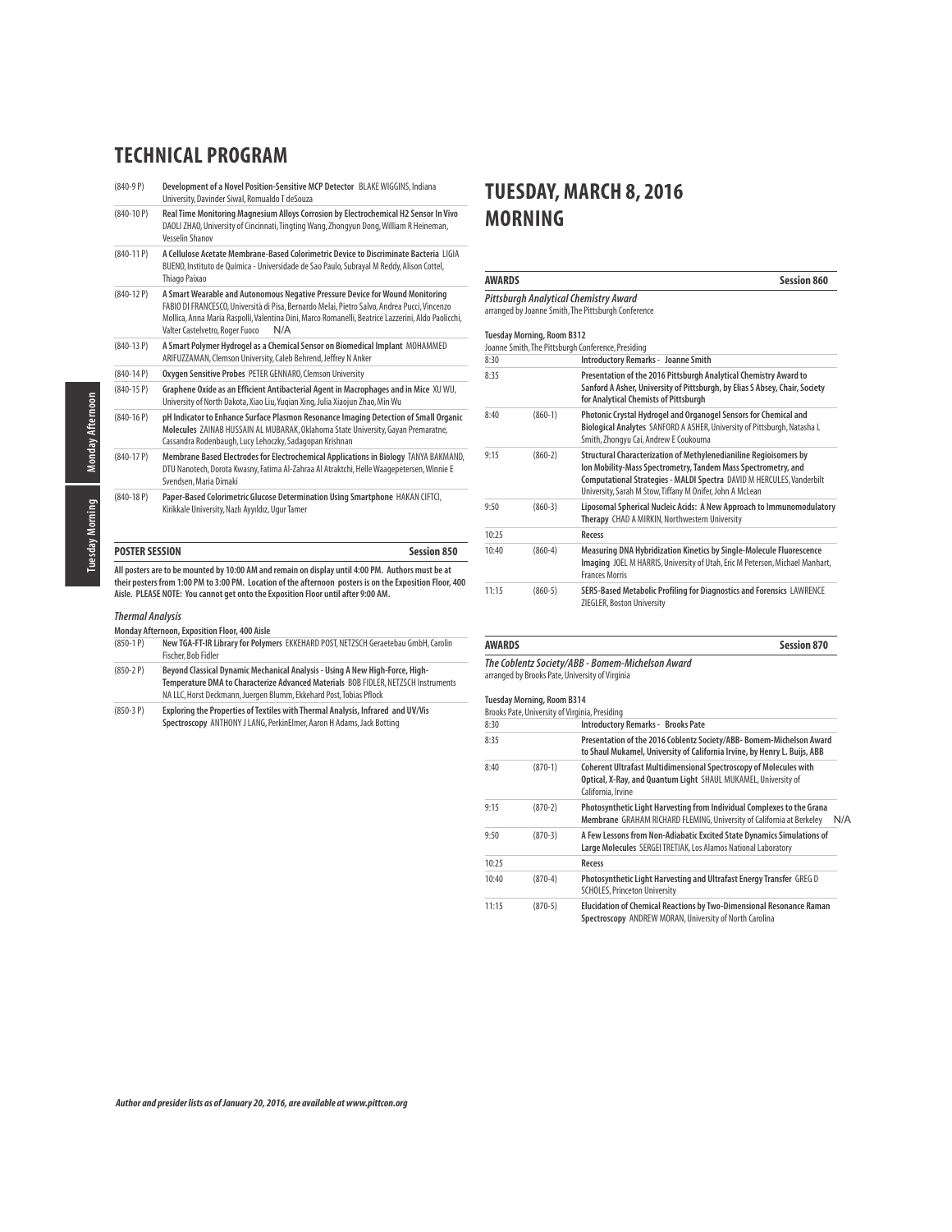# TECHNICAL PROGRAM

| | |
|---|---|
| (840-9 P) | **Development of a Novel Position-Sensitive MCP Detector** BLAKE WIGGINS, Indiana University, Davinder Siwal, Romualdo T deSouza |
| (840-10 P) | **Real Time Monitoring Magnesium Alloys Corrosion by Electrochemical H2 Sensor In Vivo** DAOLI ZHAO, University of Cincinnati, Tingting Wang, Zhongyun Dong, William R Heineman, Vesselin Shanov |
| (840-11 P) | **A Cellulose Acetate Membrane-Based Colorimetric Device to Discriminate Bacteria** LIGIA BUENO, Instituto de Química - Universidade de Sao Paulo, Subrayal M Reddy, Alison Cottel, Thiago Paixao |
| (840-12 P) | **A Smart Wearable and Autonomous Negative Pressure Device for Wound Monitoring** FABIO DI FRANCESCO, Università di Pisa, Bernardo Melai, Pietro Salvo, Andrea Pucci, Vincenzo Mollica, Anna Maria Raspolli, Valentina Dini, Marco Romanelli, Beatrice Lazzerini, Aldo Paolicchi, Valter Castelvetro, Roger Fuoco N/A |
| (840-13 P) | **A Smart Polymer Hydrogel as a Chemical Sensor on Biomedical Implant** MOHAMMED ARIFUZZAMAN, Clemson University, Caleb Behrend, Jeffrey N Anker |
| (840-14 P) | **Oxygen Sensitive Probes** PETER GENNARO, Clemson University |
| (840-15 P) | **Graphene Oxide as an Efficient Antibacterial Agent in Macrophages and in Mice** XU WU, University of North Dakota, Xiao Liu, Yuqian Xing, Julia Xiaojun Zhao, Min Wu |
| (840-16 P) | **pH Indicator to Enhance Surface Plasmon Resonance Imaging Detection of Small Organic Molecules** ZAINAB HUSSAIN AL MUBARAK, Oklahoma State University, Gayan Premaratne, Cassandra Rodenbaugh, Lucy Lehoczky, Sadagopan Krishnan |
| (840-17 P) | **Membrane Based Electrodes for Electrochemical Applications in Biology** TANYA BAKMAND, DTU Nanotech, Dorota Kwasny, Fatima Al-Zahraa Al Atraktchi, Helle Waagepetersen, Winnie E Svendsen, Maria Dimaki |
| (840-18 P) | **Paper-Based Colorimetric Glucose Determination Using Smartphone** HAKAN CIFTCI, Kirikkale University, Nazlı Ayyıldız, Ugur Tamer |

## POSTER SESSION — Session 850

**All posters are to be mounted by 10:00 AM and remain on display until 4:00 PM. Authors must be at their posters from 1:00 PM to 3:00 PM. Location of the afternoon posters is on the Exposition Floor, 400 Aisle. PLEASE NOTE: You cannot get onto the Exposition Floor until after 9:00 AM.**

***Thermal Analysis***

**Monday Afternoon, Exposition Floor, 400 Aisle**

| | |
|---|---|
| (850-1 P) | **New TGA-FT-IR Library for Polymers** EKKEHARD POST, NETZSCH Geraetebau GmbH, Carolin Fischer, Bob Fidler |
| (850-2 P) | **Beyond Classical Dynamic Mechanical Analysis - Using A New High-Force, High-Temperature DMA to Characterize Advanced Materials** BOB FIDLER, NETZSCH Instruments NA LLC, Horst Deckmann, Juergen Blumm, Ekkehard Post, Tobias Pflock |
| (850-3 P) | **Exploring the Properties of Textiles with Thermal Analysis, Infrared and UV/Vis Spectroscopy** ANTHONY J LANG, PerkinElmer, Aaron H Adams, Jack Botting |

# TUESDAY, MARCH 8, 2016 MORNING

## AWARDS — Session 860

***Pittsburgh Analytical Chemistry Award***
arranged by Joanne Smith, The Pittsburgh Conference

**Tuesday Morning, Room B312**
Joanne Smith, The Pittsburgh Conference, Presiding

| | | |
|---|---|---|
| 8:30 | | **Introductory Remarks - Joanne Smith** |
| 8:35 | | **Presentation of the 2016 Pittsburgh Analytical Chemistry Award to Sanford A Asher, University of Pittsburgh, by Elias S Absey, Chair, Society for Analytical Chemists of Pittsburgh** |
| 8:40 | (860-1) | **Photonic Crystal Hydrogel and Organogel Sensors for Chemical and Biological Analytes** SANFORD A ASHER, University of Pittsburgh, Natasha L Smith, Zhongyu Cai, Andrew E Coukouma |
| 9:15 | (860-2) | **Structural Characterization of Methylenedianiline Regioisomers by Ion Mobility-Mass Spectrometry, Tandem Mass Spectrometry, and Computational Strategies - MALDI Spectra** DAVID M HERCULES, Vanderbilt University, Sarah M Stow, Tiffany M Onifer, John A McLean |
| 9:50 | (860-3) | **Liposomal Spherical Nucleic Acids: A New Approach to Immunomodulatory Therapy** CHAD A MIRKIN, Northwestern University |
| 10:25 | | **Recess** |
| 10:40 | (860-4) | **Measuring DNA Hybridization Kinetics by Single-Molecule Fluorescence Imaging** JOEL M HARRIS, University of Utah, Eric M Peterson, Michael Manhart, Frances Morris |
| 11:15 | (860-5) | **SERS-Based Metabolic Profiling for Diagnostics and Forensics** LAWRENCE ZIEGLER, Boston University |

## AWARDS — Session 870

***The Coblentz Society/ABB - Bomem-Michelson Award***
arranged by Brooks Pate, University of Virginia

**Tuesday Morning, Room B314**
Brooks Pate, University of Virginia, Presiding

| | | |
|---|---|---|
| 8:30 | | **Introductory Remarks - Brooks Pate** |
| 8:35 | | **Presentation of the 2016 Coblentz Society/ABB- Bomem-Michelson Award to Shaul Mukamel, University of California Irvine, by Henry L. Buijs, ABB** |
| 8:40 | (870-1) | **Coherent Ultrafast Multidimensional Spectroscopy of Molecules with Optical, X-Ray, and Quantum Light** SHAUL MUKAMEL, University of California, Irvine |
| 9:15 | (870-2) | **Photosynthetic Light Harvesting from Individual Complexes to the Grana Membrane** GRAHAM RICHARD FLEMING, University of California at Berkeley N/A |
| 9:50 | (870-3) | **A Few Lessons from Non-Adiabatic Excited State Dynamics Simulations of Large Molecules** SERGEI TRETIAK, Los Alamos National Laboratory |
| 10:25 | | **Recess** |
| 10:40 | (870-4) | **Photosynthetic Light Harvesting and Ultrafast Energy Transfer** GREG D SCHOLES, Princeton University |
| 11:15 | (870-5) | **Elucidation of Chemical Reactions by Two-Dimensional Resonance Raman Spectroscopy** ANDREW MORAN, University of North Carolina |

*Author and presider lists as of January 20, 2016, are available at www.pittcon.org*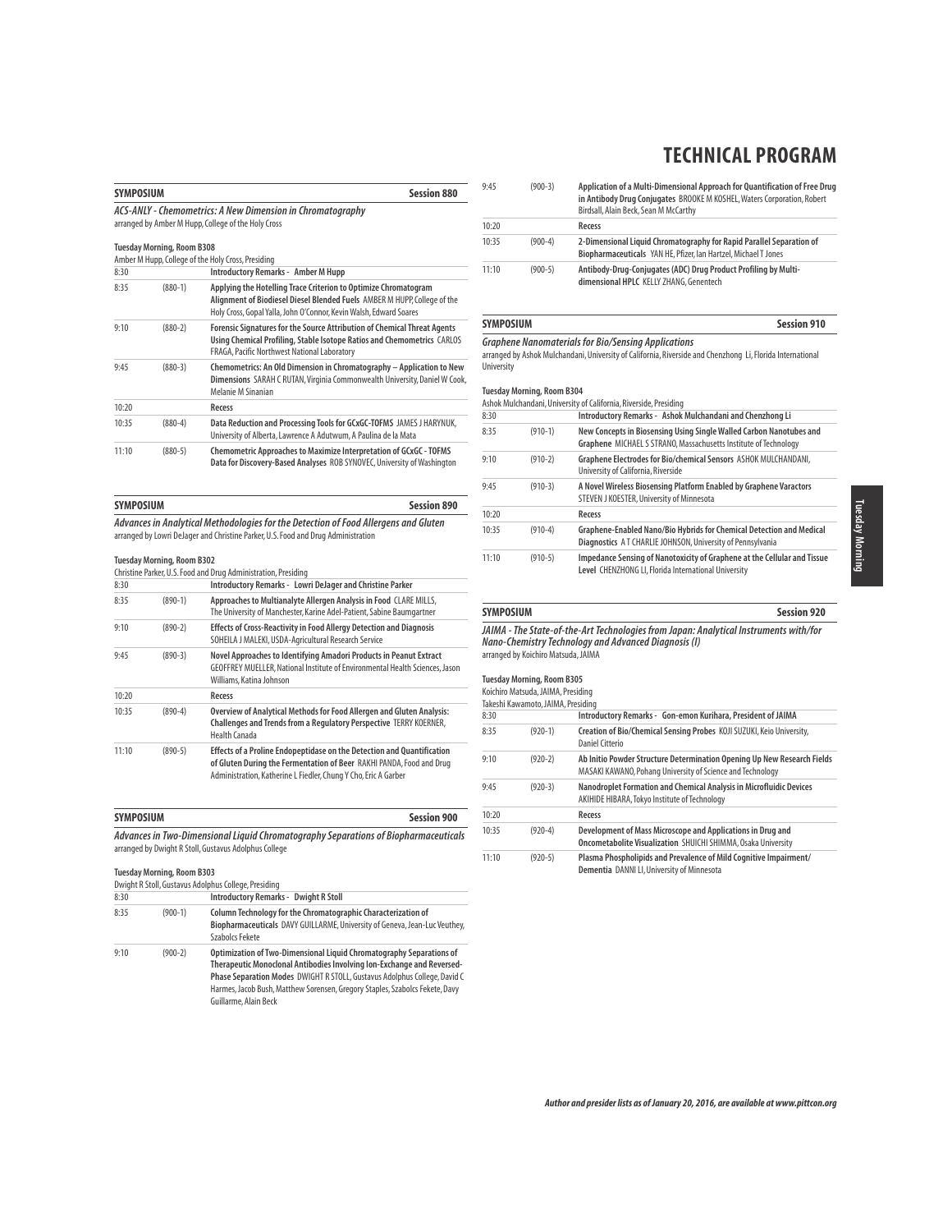# TECHNICAL PROGRAM

## SYMPOSIUM — Session 880

*ACS-ANLY - Chemometrics: A New Dimension in Chromatography*

arranged by Amber M Hupp, College of the Holy Cross

**Tuesday Morning, Room B308**

Amber M Hupp, College of the Holy Cross, Presiding

| Time | Paper | Title |
|---|---|---|
| 8:30 | | **Introductory Remarks - Amber M Hupp** |
| 8:35 | (880-1) | **Applying the Hotelling Trace Criterion to Optimize Chromatogram Alignment of Biodiesel Diesel Blended Fuels** AMBER M HUPP, College of the Holy Cross, Gopal Yalla, John O'Connor, Kevin Walsh, Edward Soares |
| 9:10 | (880-2) | **Forensic Signatures for the Source Attribution of Chemical Threat Agents Using Chemical Profiling, Stable Isotope Ratios and Chemometrics** CARLOS FRAGA, Pacific Northwest National Laboratory |
| 9:45 | (880-3) | **Chemometrics: An Old Dimension in Chromatography – Application to New Dimensions** SARAH C RUTAN, Virginia Commonwealth University, Daniel W Cook, Melanie M Sinanian |
| 10:20 | | **Recess** |
| 10:35 | (880-4) | **Data Reduction and Processing Tools for GCxGC-TOFMS** JAMES J HARYNUK, University of Alberta, Lawrence A Adutwum, A Paulina de la Mata |
| 11:10 | (880-5) | **Chemometric Approaches to Maximize Interpretation of GCxGC - TOFMS Data for Discovery-Based Analyses** ROB SYNOVEC, University of Washington |

## SYMPOSIUM — Session 890

*Advances in Analytical Methodologies for the Detection of Food Allergens and Gluten*

arranged by Lowri DeJager and Christine Parker, U.S. Food and Drug Administration

**Tuesday Morning, Room B302**

Christine Parker, U.S. Food and Drug Administration, Presiding

| Time | Paper | Title |
|---|---|---|
| 8:30 | | **Introductory Remarks - Lowri DeJager and Christine Parker** |
| 8:35 | (890-1) | **Approaches to Multianalyte Allergen Analysis in Food** CLARE MILLS, The University of Manchester, Karine Adel-Patient, Sabine Baumgartner |
| 9:10 | (890-2) | **Effects of Cross-Reactivity in Food Allergy Detection and Diagnosis** SOHEILA J MALEKI, USDA-Agricultural Research Service |
| 9:45 | (890-3) | **Novel Approaches to Identifying Amadori Products in Peanut Extract** GEOFFREY MUELLER, National Institute of Environmental Health Sciences, Jason Williams, Katina Johnson |
| 10:20 | | **Recess** |
| 10:35 | (890-4) | **Overview of Analytical Methods for Food Allergen and Gluten Analysis: Challenges and Trends from a Regulatory Perspective** TERRY KOERNER, Health Canada |
| 11:10 | (890-5) | **Effects of a Proline Endopeptidase on the Detection and Quantification of Gluten During the Fermentation of Beer** RAKHI PANDA, Food and Drug Administration, Katherine L Fiedler, Chung Y Cho, Eric A Garber |

## SYMPOSIUM — Session 900

*Advances in Two-Dimensional Liquid Chromatography Separations of Biopharmaceuticals*

arranged by Dwight R Stoll, Gustavus Adolphus College

**Tuesday Morning, Room B303**

Dwight R Stoll, Gustavus Adolphus College, Presiding

| Time | Paper | Title |
|---|---|---|
| 8:30 | | **Introductory Remarks - Dwight R Stoll** |
| 8:35 | (900-1) | **Column Technology for the Chromatographic Characterization of Biopharmaceuticals** DAVY GUILLARME, University of Geneva, Jean-Luc Veuthey, Szabolcs Fekete |
| 9:10 | (900-2) | **Optimization of Two-Dimensional Liquid Chromatography Separations of Therapeutic Monoclonal Antibodies Involving Ion-Exchange and Reversed-Phase Separation Modes** DWIGHT R STOLL, Gustavus Adolphus College, David C Harmes, Jacob Bush, Matthew Sorensen, Gregory Staples, Szabolcs Fekete, Davy Guillarme, Alain Beck |
| 9:45 | (900-3) | **Application of a Multi-Dimensional Approach for Quantification of Free Drug in Antibody Drug Conjugates** BROOKE M KOSHEL, Waters Corporation, Robert Birdsall, Alain Beck, Sean M McCarthy |
| 10:20 | | **Recess** |
| 10:35 | (900-4) | **2-Dimensional Liquid Chromatography for Rapid Parallel Separation of Biopharmaceuticals** YAN HE, Pfizer, Ian Hartzel, Michael T Jones |
| 11:10 | (900-5) | **Antibody-Drug-Conjugates (ADC) Drug Product Profiling by Multi-dimensional HPLC** KELLY ZHANG, Genentech |

## SYMPOSIUM — Session 910

*Graphene Nanomaterials for Bio/Sensing Applications*

arranged by Ashok Mulchandani, University of California, Riverside and Chenzhong Li, Florida International University

**Tuesday Morning, Room B304**

Ashok Mulchandani, University of California, Riverside, Presiding

| Time | Paper | Title |
|---|---|---|
| 8:30 | | **Introductory Remarks - Ashok Mulchandani and Chenzhong Li** |
| 8:35 | (910-1) | **New Concepts in Biosensing Using Single Walled Carbon Nanotubes and Graphene** MICHAEL S STRANO, Massachusetts Institute of Technology |
| 9:10 | (910-2) | **Graphene Electrodes for Bio/chemical Sensors** ASHOK MULCHANDANI, University of California, Riverside |
| 9:45 | (910-3) | **A Novel Wireless Biosensing Platform Enabled by Graphene Varactors** STEVEN J KOESTER, University of Minnesota |
| 10:20 | | **Recess** |
| 10:35 | (910-4) | **Graphene-Enabled Nano/Bio Hybrids for Chemical Detection and Medical Diagnostics** A T CHARLIE JOHNSON, University of Pennsylvania |
| 11:10 | (910-5) | **Impedance Sensing of Nanotoxicity of Graphene at the Cellular and Tissue Level** CHENZHONG LI, Florida International University |

## SYMPOSIUM — Session 920

*JAIMA - The State-of-the-Art Technologies from Japan: Analytical Instruments with/for Nano-Chemistry Technology and Advanced Diagnosis (I)*

arranged by Koichiro Matsuda, JAIMA

**Tuesday Morning, Room B305**

Koichiro Matsuda, JAIMA, Presiding
Takeshi Kawamoto, JAIMA, Presiding

| Time | Paper | Title |
|---|---|---|
| 8:30 | | **Introductory Remarks - Gon-emon Kurihara, President of JAIMA** |
| 8:35 | (920-1) | **Creation of Bio/Chemical Sensing Probes** KOJI SUZUKI, Keio University, Daniel Citterio |
| 9:10 | (920-2) | **Ab Initio Powder Structure Determination Opening Up New Research Fields** MASAKI KAWANO, Pohang University of Science and Technology |
| 9:45 | (920-3) | **Nanodroplet Formation and Chemical Analysis in Microfluidic Devices** AKIHIDE HIBARA, Tokyo Institute of Technology |
| 10:20 | | **Recess** |
| 10:35 | (920-4) | **Development of Mass Microscope and Applications in Drug and Oncometabolite Visualization** SHUICHI SHIMMA, Osaka University |
| 11:10 | (920-5) | **Plasma Phospholipids and Prevalence of Mild Cognitive Impairment/ Dementia** DANNI LI, University of Minnesota |

*Author and presider lists as of January 20, 2016, are available at www.pittcon.org*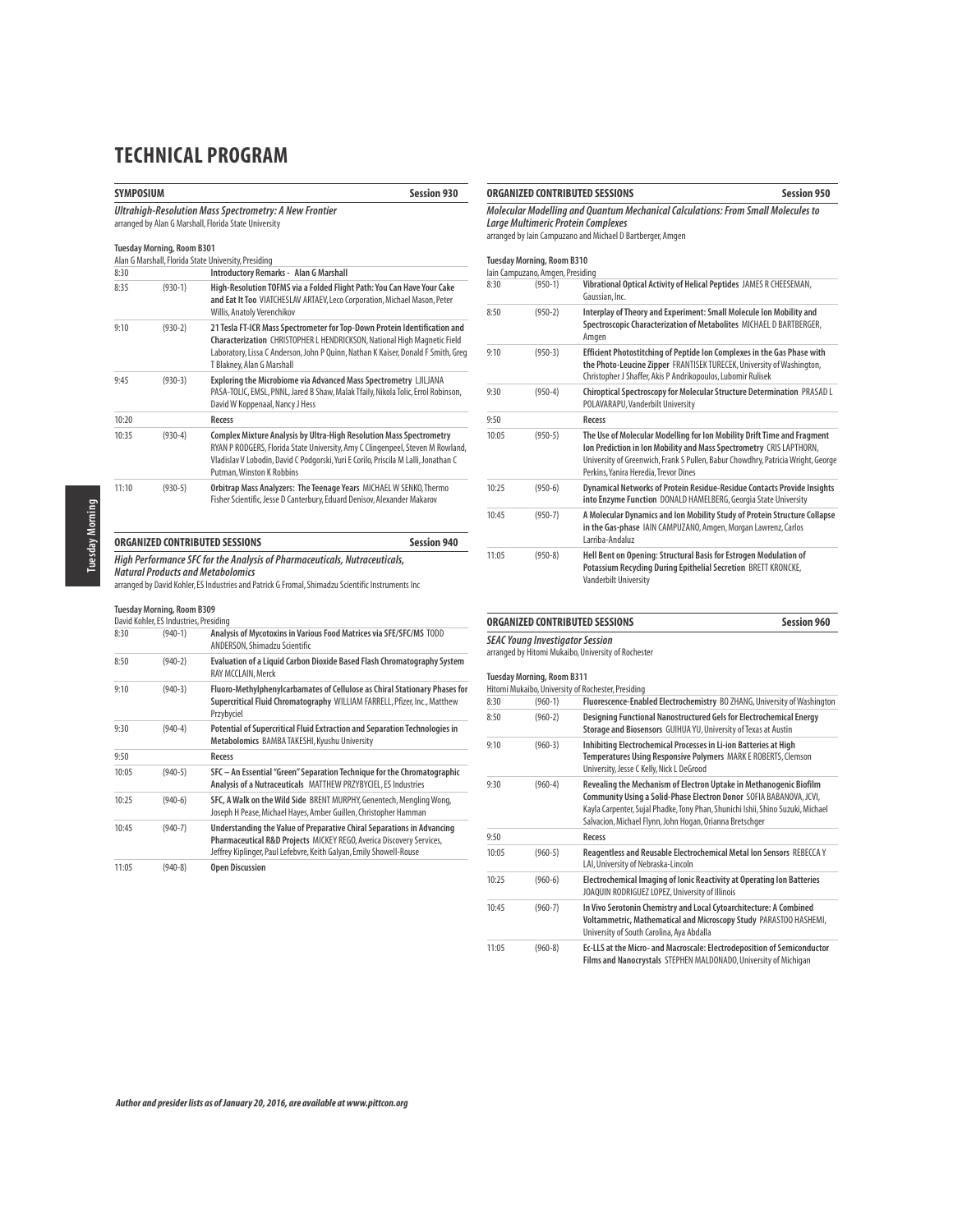# TECHNICAL PROGRAM

## SYMPOSIUM — Session 930

***Ultrahigh-Resolution Mass Spectrometry: A New Frontier***
arranged by Alan G Marshall, Florida State University

**Tuesday Morning, Room B301**
Alan G Marshall, Florida State University, Presiding

| Time | Code | Presentation |
|---|---|---|
| 8:30 | | **Introductory Remarks - Alan G Marshall** |
| 8:35 | (930-1) | **High-Resolution TOFMS via a Folded Flight Path: You Can Have Your Cake and Eat It Too** VIATCHESLAV ARTAEV, Leco Corporation, Michael Mason, Peter Willis, Anatoly Verenchikov |
| 9:10 | (930-2) | **21 Tesla FT-ICR Mass Spectrometer for Top-Down Protein Identification and Characterization** CHRISTOPHER L HENDRICKSON, National High Magnetic Field Laboratory, Lissa C Anderson, John P Quinn, Nathan K Kaiser, Donald F Smith, Greg T Blakney, Alan G Marshall |
| 9:45 | (930-3) | **Exploring the Microbiome via Advanced Mass Spectrometry** LJILJANA PASA-TOLIC, EMSL, PNNL, Jared B Shaw, Malak Tfaily, Nikola Tolic, Errol Robinson, David W Koppenaal, Nancy J Hess |
| 10:20 | | **Recess** |
| 10:35 | (930-4) | **Complex Mixture Analysis by Ultra-High Resolution Mass Spectrometry** RYAN P RODGERS, Florida State University, Amy C Clingenpeel, Steven M Rowland, Vladislav V Lobodin, David C Podgorski, Yuri E Corilo, Priscila M Lalli, Jonathan C Putman, Winston K Robbins |
| 11:10 | (930-5) | **Orbitrap Mass Analyzers: The Teenage Years** MICHAEL W SENKO, Thermo Fisher Scientific, Jesse D Canterbury, Eduard Denisov, Alexander Makarov |

## ORGANIZED CONTRIBUTED SESSIONS — Session 940

***High Performance SFC for the Analysis of Pharmaceuticals, Nutraceuticals, Natural Products and Metabolomics***
arranged by David Kohler, ES Industries and Patrick G Fromal, Shimadzu Scientific Instruments Inc

**Tuesday Morning, Room B309**
David Kohler, ES Industries, Presiding

| Time | Code | Presentation |
|---|---|---|
| 8:30 | (940-1) | **Analysis of Mycotoxins in Various Food Matrices via SFE/SFC/MS** TODD ANDERSON, Shimadzu Scientific |
| 8:50 | (940-2) | **Evaluation of a Liquid Carbon Dioxide Based Flash Chromatography System** RAY MCCLAIN, Merck |
| 9:10 | (940-3) | **Fluoro-Methylphenylcarbamates of Cellulose as Chiral Stationary Phases for Supercritical Fluid Chromatography** WILLIAM FARRELL, Pfizer, Inc., Matthew Przybyciel |
| 9:30 | (940-4) | **Potential of Supercritical Fluid Extraction and Separation Technologies in Metabolomics** BAMBA TAKESHI, Kyushu University |
| 9:50 | | **Recess** |
| 10:05 | (940-5) | **SFC – An Essential "Green" Separation Technique for the Chromatographic Analysis of a Nutraceuticals** MATTHEW PRZYBYCIEL, ES Industries |
| 10:25 | (940-6) | **SFC, A Walk on the Wild Side** BRENT MURPHY, Genentech, Mengling Wong, Joseph H Pease, Michael Hayes, Amber Guillen, Christopher Hamman |
| 10:45 | (940-7) | **Understanding the Value of Preparative Chiral Separations in Advancing Pharmaceutical R&D Projects** MICKEY REGO, Averica Discovery Services, Jeffrey Kiplinger, Paul Lefebvre, Keith Galyan, Emily Showell-Rouse |
| 11:05 | (940-8) | **Open Discussion** |

## ORGANIZED CONTRIBUTED SESSIONS — Session 950

***Molecular Modelling and Quantum Mechanical Calculations: From Small Molecules to Large Multimeric Protein Complexes***
arranged by Iain Campuzano and Michael D Bartberger, Amgen

**Tuesday Morning, Room B310**
Iain Campuzano, Amgen, Presiding

| Time | Code | Presentation |
|---|---|---|
| 8:30 | (950-1) | **Vibrational Optical Activity of Helical Peptides** JAMES R CHEESEMAN, Gaussian, Inc. |
| 8:50 | (950-2) | **Interplay of Theory and Experiment: Small Molecule Ion Mobility and Spectroscopic Characterization of Metabolites** MICHAEL D BARTBERGER, Amgen |
| 9:10 | (950-3) | **Efficient Photostitching of Peptide Ion Complexes in the Gas Phase with the Photo-Leucine Zipper** FRANTISEK TURECEK, University of Washington, Christopher J Shaffer, Akis P Andrikopoulos, Lubomir Rulisek |
| 9:30 | (950-4) | **Chiroptical Spectroscopy for Molecular Structure Determination** PRASAD L POLAVARAPU, Vanderbilt University |
| 9:50 | | **Recess** |
| 10:05 | (950-5) | **The Use of Molecular Modelling for Ion Mobility Drift Time and Fragment Ion Prediction in Ion Mobility and Mass Spectrometry** CRIS LAPTHORN, University of Greenwich, Frank S Pullen, Babur Chowdhry, Patricia Wright, George Perkins, Yanira Heredia, Trevor Dines |
| 10:25 | (950-6) | **Dynamical Networks of Protein Residue-Residue Contacts Provide Insights into Enzyme Function** DONALD HAMELBERG, Georgia State University |
| 10:45 | (950-7) | **A Molecular Dynamics and Ion Mobility Study of Protein Structure Collapse in the Gas-phase** IAIN CAMPUZANO, Amgen, Morgan Lawrenz, Carlos Larriba-Andaluz |
| 11:05 | (950-8) | **Hell Bent on Opening: Structural Basis for Estrogen Modulation of Potassium Recycling During Epithelial Secretion** BRETT KRONCKE, Vanderbilt University |

## ORGANIZED CONTRIBUTED SESSIONS — Session 960

***SEAC Young Investigator Session***
arranged by Hitomi Mukaibo, University of Rochester

**Tuesday Morning, Room B311**
Hitomi Mukaibo, University of Rochester, Presiding

| Time | Code | Presentation |
|---|---|---|
| 8:30 | (960-1) | **Fluorescence-Enabled Electrochemistry** BO ZHANG, University of Washington |
| 8:50 | (960-2) | **Designing Functional Nanostructured Gels for Electrochemical Energy Storage and Biosensors** GUIHUA YU, University of Texas at Austin |
| 9:10 | (960-3) | **Inhibiting Electrochemical Processes in Li-ion Batteries at High Temperatures Using Responsive Polymers** MARK E ROBERTS, Clemson University, Jesse C Kelly, Nick L DeGrood |
| 9:30 | (960-4) | **Revealing the Mechanism of Electron Uptake in Methanogenic Biofilm Community Using a Solid-Phase Electron Donor** SOFIA BABANOVA, JCVI, Kayla Carpenter, Sujal Phadke, Tony Phan, Shunichi Ishii, Shino Suzuki, Michael Salvacion, Michael Flynn, John Hogan, Orianna Bretschger |
| 9:50 | | **Recess** |
| 10:05 | (960-5) | **Reagentless and Reusable Electrochemical Metal Ion Sensors** REBECCA Y LAI, University of Nebraska-Lincoln |
| 10:25 | (960-6) | **Electrochemical Imaging of Ionic Reactivity at Operating Ion Batteries** JOAQUIN RODRIGUEZ LOPEZ, University of Illinois |
| 10:45 | (960-7) | **In Vivo Serotonin Chemistry and Local Cytoarchitecture: A Combined Voltammetric, Mathematical and Microscopy Study** PARASTOO HASHEMI, University of South Carolina, Aya Abdalla |
| 11:05 | (960-8) | **Ec-LLS at the Micro- and Macroscale: Electrodeposition of Semiconductor Films and Nanocrystals** STEPHEN MALDONADO, University of Michigan |

*Author and presider lists as of January 20, 2016, are available at www.pittcon.org*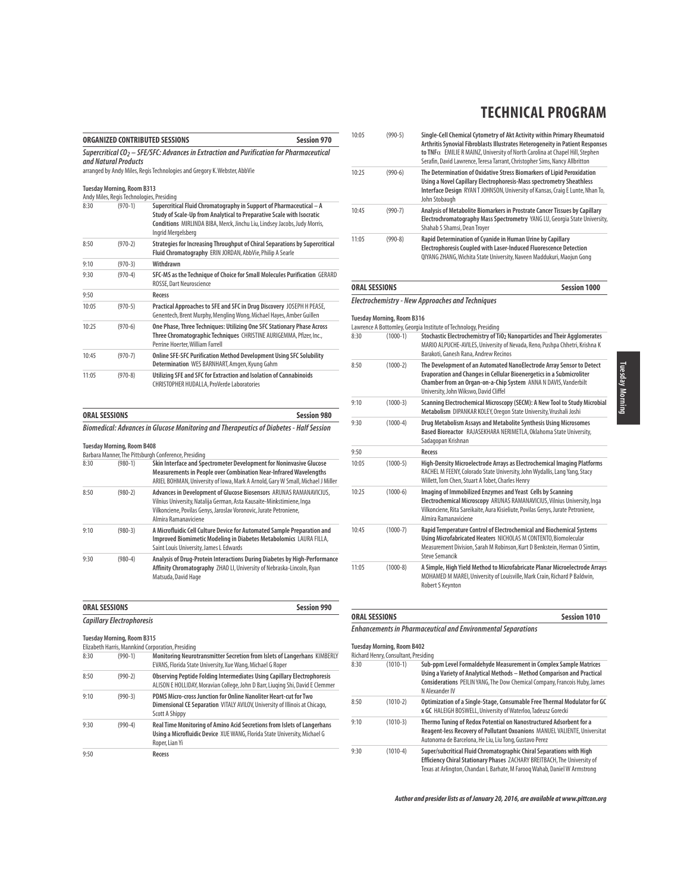## ORGANIZED CONTRIBUTED SESSIONS — Session 970

***Supercritical $CO_2$ – SFE/SFC: Advances in Extraction and Purification for Pharmaceutical and Natural Products***

arranged by Andy Miles, Regis Technologies and Gregory K. Webster, AbbVie

**Tuesday Morning, Room B313**

Andy Miles, Regis Technologies, Presiding

| Time | No. | Title |
|---|---|---|
| 8:30 | (970-1) | **Supercritical Fluid Chromatography in Support of Pharmaceutical – A Study of Scale-Up from Analytical to Preparative Scale with Isocratic Conditions** MIRLINDA BIBA, Merck, Jinchu Liu, Lindsey Jacobs, Judy Morris, Ingrid Mergelsberg |
| 8:50 | (970-2) | **Strategies for Increasing Throughput of Chiral Separations by Supercritical Fluid Chromatography** ERIN JORDAN, AbbVie, Philip A Searle |
| 9:10 | (970-3) | **Withdrawn** |
| 9:30 | (970-4) | **SFC-MS as the Technique of Choice for Small Molecules Purification** GERARD ROSSE, Dart Neuroscience |
| 9:50 | | **Recess** |
| 10:05 | (970-5) | **Practical Approaches to SFE and SFC in Drug Discovery** JOSEPH H PEASE, Genentech, Brent Murphy, Mengling Wong, Michael Hayes, Amber Guillen |
| 10:25 | (970-6) | **One Phase, Three Techniques: Utilizing One SFC Stationary Phase Across Three Chromatographic Techniques** CHRISTINE AURIGEMMA, Pfizer, Inc., Perrine Hoerter, William Farrell |
| 10:45 | (970-7) | **Online SFE-SFC Purification Method Development Using SFC Solubility Determination** WES BARNHART, Amgen, Kyung Gahm |
| 11:05 | (970-8) | **Utilizing SFE and SFC for Extraction and Isolation of Cannabinoids** CHRISTOPHER HUDALLA, ProVerde Laboratories |

## ORAL SESSIONS — Session 980

***Biomedical: Advances in Glucose Monitoring and Therapeutics of Diabetes - Half Session***

**Tuesday Morning, Room B408**

Barbara Manner, The Pittsburgh Conference, Presiding

| Time | No. | Title |
|---|---|---|
| 8:30 | (980-1) | **Skin Interface and Spectrometer Development for Noninvasive Glucose Measurements in People over Combination Near-Infrared Wavelengths** ARIEL BOHMAN, University of Iowa, Mark A Arnold, Gary W Small, Michael J Miller |
| 8:50 | (980-2) | **Advances in Development of Glucose Biosensors** ARUNAS RAMANAVICIUS, Vilnius University, Natalija German, Asta Kausaite-Minkstimiene, Inga Vilkonciene, Povilas Genys, Jaroslav Voronovic, Jurate Petroniene, Almira Ramanaviciene |
| 9:10 | (980-3) | **A Microfluidic Cell Culture Device for Automated Sample Preparation and Improved Biomimetic Modeling in Diabetes Metabolomics** LAURA FILLA, Saint Louis University, James L Edwards |
| 9:30 | (980-4) | **Analysis of Drug-Protein Interactions During Diabetes by High-Performance Affinity Chromatography** ZHAO LI, University of Nebraska-Lincoln, Ryan Matsuda, David Hage |

## ORAL SESSIONS — Session 990

***Capillary Electrophoresis***

**Tuesday Morning, Room B315**

Elizabeth Harris, Mannkind Corporation, Presiding

| Time | No. | Title |
|---|---|---|
| 8:30 | (990-1) | **Monitoring Neurotransmitter Secretion from Islets of Langerhans** KIMBERLY EVANS, Florida State University, Xue Wang, Michael G Roper |
| 8:50 | (990-2) | **Observing Peptide Folding Intermediates Using Capillary Electrophoresis** ALISON E HOLLIDAY, Moravian College, John D Barr, Liuqing Shi, David E Clemmer |
| 9:10 | (990-3) | **PDMS Micro-cross Junction for Online Nanoliter Heart-cut for Two Dimensional CE Separation** VITALY AVILOV, University of Illinois at Chicago, Scott A Shippy |
| 9:30 | (990-4) | **Real Time Monitoring of Amino Acid Secretions from Islets of Langerhans Using a Microfluidic Device** XUE WANG, Florida State University, Michael G Roper, Lian Yi |
| 9:50 | | **Recess** |
| 10:05 | (990-5) | **Single-Cell Chemical Cytometry of Akt Activity within Primary Rheumatoid Arthritis Synovial Fibroblasts Illustrates Heterogeneity in Patient Responses to TNF$\alpha$** EMILIE R MAINZ, University of North Carolina at Chapel Hill, Stephen Serafin, David Lawrence, Teresa Tarrant, Christopher Sims, Nancy Allbritton |
| 10:25 | (990-6) | **The Determination of Oxidative Stress Biomarkers of Lipid Peroxidation Using a Novel Capillary Electrophoresis-Mass spectrometry Sheathless Interface Design** RYAN T JOHNSON, University of Kansas, Craig E Lunte, Nhan To, John Stobaugh |
| 10:45 | (990-7) | **Analysis of Metabolite Biomarkers in Prostrate Cancer Tissues by Capillary Electrochromatography Mass Spectrometry** YANG LU, Georgia State University, Shahab S Shamsi, Dean Troyer |
| 11:05 | (990-8) | **Rapid Determination of Cyanide in Human Urine by Capillary Electrophoresis Coupled with Laser-Induced Fluorescence Detection** QIYANG ZHANG, Wichita State University, Naveen Maddukuri, Maojun Gong |

## ORAL SESSIONS — Session 1000

***Electrochemistry - New Approaches and Techniques***

**Tuesday Morning, Room B316**

Lawrence A Bottomley, Georgia Institute of Technology, Presiding

| Time | No. | Title |
|---|---|---|
| 8:30 | (1000-1) | **Stochastic Electrochemistry of $TiO_2$ Nanoparticles and Their Agglomerates** MARIO ALPUCHE-AVILES, University of Nevada, Reno, Pushpa Chhetri, Krishna K Barakoti, Ganesh Rana, Andrew Recinos |
| 8:50 | (1000-2) | **The Development of an Automated NanoElectrode Array Sensor to Detect Evaporation and Changes in Cellular Bioenergetics in a Submicroliter Chamber from an Organ-on-a-Chip System** ANNA N DAVIS, Vanderbilt University, John Wikswo, David Cliffel |
| 9:10 | (1000-3) | **Scanning Electrochemical Microscopy (SECM): A New Tool to Study Microbial Metabolism** DIPANKAR KOLEY, Oregon State University, Vrushali Joshi |
| 9:30 | (1000-4) | **Drug Metabolism Assays and Metabolite Synthesis Using Microsomes Based Bioreactor** RAJASEKHARA NERIMETLA, Oklahoma State University, Sadagopan Krishnan |
| 9:50 | | **Recess** |
| 10:05 | (1000-5) | **High-Density Microelectrode Arrays as Electrochemical Imaging Platforms** RACHEL M FEENY, Colorado State University, John Wydallis, Lang Yang, Stacy Willett, Tom Chen, Stuart A Tobet, Charles Henry |
| 10:25 | (1000-6) | **Imaging of Immobilized Enzymes and Yeast Cells by Scanning Electrochemical Microscopy** ARUNAS RAMANAVICIUS, Vilnius University, Inga Vilkonciene, Rita Sareikaite, Aura Kisieliute, Povilas Genys, Jurate Petroniene, Almira Ramanaviciene |
| 10:45 | (1000-7) | **Rapid Temperature Control of Electrochemical and Biochemical Systems Using Microfabricated Heaters** NICHOLAS M CONTENTO, Biomolecular Measurement Division, Sarah M Robinson, Kurt D Benkstein, Herman O Sintim, Steve Semancik |
| 11:05 | (1000-8) | **A Simple, High Yield Method to Microfabricate Planar Microelectrode Arrays** MOHAMED M MAREI, University of Louisville, Mark Crain, Richard P Baldwin, Robert S Keynton |

## ORAL SESSIONS — Session 1010

***Enhancements in Pharmaceutical and Environmental Separations***

**Tuesday Morning, Room B402**

Richard Henry, Consultant, Presiding

| Time | No. | Title |
|---|---|---|
| 8:30 | (1010-1) | **Sub-ppm Level Formaldehyde Measurement in Complex Sample Matrices Using a Variety of Analytical Methods – Method Comparison and Practical Considerations** PEILIN YANG, The Dow Chemical Company, Francois Huby, James N Alexander IV |
| 8:50 | (1010-2) | **Optimization of a Single-Stage, Consumable Free Thermal Modulator for GC x GC** HALEIGH BOSWELL, University of Waterloo, Tadeusz Gorecki |
| 9:10 | (1010-3) | **Thermo Tuning of Redox Potential on Nanostructured Adsorbent for a Reagent-less Recovery of Pollutant Oxoanions** MANUEL VALIENTE, Universitat Autonoma de Barcelona, He Liu, Liu Tong, Gustavo Perez |
| 9:30 | (1010-4) | **Super/subcritical Fluid Chromatographic Chiral Separations with High Efficiency Chiral Stationary Phases** ZACHARY BREITBACH, The University of Texas at Arlington, Chandan L Barhate, M Farooq Wahab, Daniel W Armstrong |

*Author and presider lists as of January 20, 2016, are available at www.pittcon.org*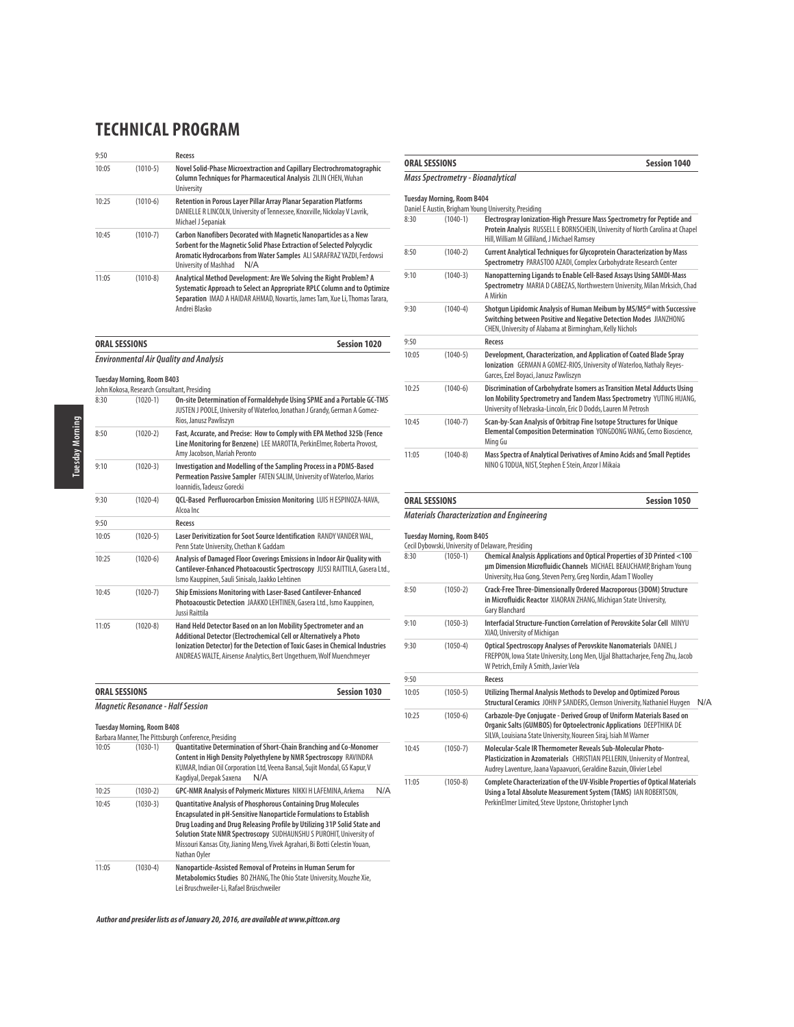# TECHNICAL PROGRAM

| | | |
|---|---|---|
| 9:50 | | **Recess** |
| 10:05 | (1010-5) | **Novel Solid-Phase Microextraction and Capillary Electrochromatographic Column Techniques for Pharmaceutical Analysis** ZILIN CHEN, Wuhan University |
| 10:25 | (1010-6) | **Retention in Porous Layer Pillar Array Planar Separation Platforms** DANIELLE R LINCOLN, University of Tennessee, Knoxville, Nickolay V Lavrik, Michael J Sepaniak |
| 10:45 | (1010-7) | **Carbon Nanofibers Decorated with Magnetic Nanoparticles as a New Sorbent for the Magnetic Solid Phase Extraction of Selected Polycyclic Aromatic Hydrocarbons from Water Samples** ALI SARAFRAZ YAZDI, Ferdowsi University of Mashhad N/A |
| 11:05 | (1010-8) | **Analytical Method Development: Are We Solving the Right Problem? A Systematic Approach to Select an Appropriate RPLC Column and to Optimize Separation** IMAD A HAIDAR AHMAD, Novartis, James Tam, Xue Li, Thomas Tarara, Andrei Blasko |

## ORAL SESSIONS — Session 1020

*Environmental Air Quality and Analysis*

**Tuesday Morning, Room B403**
John Kokosa, Research Consultant, Presiding

| | | |
|---|---|---|
| 8:30 | (1020-1) | **On-site Determination of Formaldehyde Using SPME and a Portable GC-TMS** JUSTEN J POOLE, University of Waterloo, Jonathan J Grandy, German A Gomez-Rios, Janusz Pawliszyn |
| 8:50 | (1020-2) | **Fast, Accurate, and Precise: How to Comply with EPA Method 325b (Fence Line Monitoring for Benzene)** LEE MAROTTA, PerkinElmer, Roberta Provost, Amy Jacobson, Mariah Peronto |
| 9:10 | (1020-3) | **Investigation and Modelling of the Sampling Process in a PDMS-Based Permeation Passive Sampler** FATEN SALIM, University of Waterloo, Marios Ioannidis, Tadeusz Gorecki |
| 9:30 | (1020-4) | **QCL-Based Perfluorocarbon Emission Monitoring** LUIS H ESPINOZA-NAVA, Alcoa Inc |
| 9:50 | | **Recess** |
| 10:05 | (1020-5) | **Laser Derivitization for Soot Source Identification** RANDY VANDER WAL, Penn State University, Chethan K Gaddam |
| 10:25 | (1020-6) | **Analysis of Damaged Floor Coverings Emissions in Indoor Air Quality with Cantilever-Enhanced Photoacoustic Spectroscopy** JUSSI RAITTILA, Gasera Ltd., Ismo Kauppinen, Sauli Sinisalo, Jaakko Lehtinen |
| 10:45 | (1020-7) | **Ship Emissions Monitoring with Laser-Based Cantilever-Enhanced Photoacoustic Detection** JAAKKO LEHTINEN, Gasera Ltd., Ismo Kauppinen, Jussi Raittila |
| 11:05 | (1020-8) | **Hand Held Detector Based on an Ion Mobility Spectrometer and an Additional Detector (Electrochemical Cell or Alternatively a Photo Ionization Detector) for the Detection of Toxic Gases in Chemical Industries** ANDREAS WALTE, Airsense Analytics, Bert Ungethuem, Wolf Muenchmeyer |

## ORAL SESSIONS — Session 1030

*Magnetic Resonance - Half Session*

**Tuesday Morning, Room B408**
Barbara Manner, The Pittsburgh Conference, Presiding

| | | |
|---|---|---|
| 10:05 | (1030-1) | **Quantitative Determination of Short-Chain Branching and Co-Monomer Content in High Density Polyethylene by NMR Spectroscopy** RAVINDRA KUMAR, Indian Oil Corporation Ltd, Veena Bansal, Sujit Mondal, GS Kapur, V Kagdiyal, Deepak Saxena N/A |
| 10:25 | (1030-2) | **GPC-NMR Analysis of Polymeric Mixtures** NIKKI H LAFEMINA, Arkema N/A |
| 10:45 | (1030-3) | **Quantitative Analysis of Phosphorous Containing Drug Molecules Encapsulated in pH-Sensitive Nanoparticle Formulations to Establish Drug Loading and Drug Releasing Profile by Utilizing 31P Solid State and Solution State NMR Spectroscopy** SUDHAUNSHU S PUROHIT, University of Missouri Kansas City, Jianing Meng, Vivek Agrahari, Bi Botti Celestin Youan, Nathan Oyler |
| 11:05 | (1030-4) | **Nanoparticle-Assisted Removal of Proteins in Human Serum for Metabolomics Studies** BO ZHANG, The Ohio State University, Mouzhe Xie, Lei Bruschweiler-Li, Rafael Brüschweiler |

## ORAL SESSIONS — Session 1040

*Mass Spectrometry - Bioanalytical*

**Tuesday Morning, Room B404**
Daniel E Austin, Brigham Young University, Presiding

| | | |
|---|---|---|
| 8:30 | (1040-1) | **Electrospray Ionization-High Pressure Mass Spectrometry for Peptide and Protein Analysis** RUSSELL E BORNSCHEIN, University of North Carolina at Chapel Hill, William M Gilliland, J Michael Ramsey |
| 8:50 | (1040-2) | **Current Analytical Techniques for Glycoprotein Characterization by Mass Spectrometry** PARASTOO AZADI, Complex Carbohydrate Research Center |
| 9:10 | (1040-3) | **Nanopatterning Ligands to Enable Cell-Based Assays Using SAMDI-Mass Spectrometry** MARIA D CABEZAS, Northwestern University, Milan Mrksich, Chad A Mirkin |
| 9:30 | (1040-4) | **Shotgun Lipidomic Analysis of Human Meibum by MS/MS$^{all}$ with Successive Switching between Positive and Negative Detection Modes** JIANZHONG CHEN, University of Alabama at Birmingham, Kelly Nichols |
| 9:50 | | **Recess** |
| 10:05 | (1040-5) | **Development, Characterization, and Application of Coated Blade Spray Ionization** GERMAN A GOMEZ-RIOS, University of Waterloo, Nathaly Reyes-Garces, Ezel Boyaci, Janusz Pawliszyn |
| 10:25 | (1040-6) | **Discrimination of Carbohydrate Isomers as Transition Metal Adducts Using Ion Mobility Spectrometry and Tandem Mass Spectrometry** YUTING HUANG, University of Nebraska-Lincoln, Eric D Dodds, Lauren M Petrosh |
| 10:45 | (1040-7) | **Scan-by-Scan Analysis of Orbitrap Fine Isotope Structures for Unique Elemental Composition Determination** YONGDONG WANG, Cerno Bioscience, Ming Gu |
| 11:05 | (1040-8) | **Mass Spectra of Analytical Derivatives of Amino Acids and Small Peptides** NINO G TODUA, NIST, Stephen E Stein, Anzor I Mikaia |

## ORAL SESSIONS — Session 1050

*Materials Characterization and Engineering*

**Tuesday Morning, Room B405**
Cecil Dybowski, University of Delaware, Presiding

| | | |
|---|---|---|
| 8:30 | (1050-1) | **Chemical Analysis Applications and Optical Properties of 3D Printed <100 µm Dimension Microfluidic Channels** MICHAEL BEAUCHAMP, Brigham Young University, Hua Gong, Steven Perry, Greg Nordin, Adam T Woolley |
| 8:50 | (1050-2) | **Crack-Free Three-Dimensionally Ordered Macroporous (3DOM) Structure in Microfluidic Reactor** XIAORAN ZHANG, Michigan State University, Gary Blanchard |
| 9:10 | (1050-3) | **Interfacial Structure-Function Correlation of Perovskite Solar Cell** MINYU XIAO, University of Michigan |
| 9:30 | (1050-4) | **Optical Spectroscopy Analyses of Perovskite Nanomaterials** DANIEL J FREPPON, Iowa State University, Long Men, Ujjal Bhattacharjee, Feng Zhu, Jacob W Petrich, Emily A Smith, Javier Vela |
| 9:50 | | **Recess** |
| 10:05 | (1050-5) | **Utilizing Thermal Analysis Methods to Develop and Optimized Porous Structural Ceramics** JOHN P SANDERS, Clemson University, Nathaniel Huygen N/A |
| 10:25 | (1050-6) | **Carbazole-Dye Conjugate - Derived Group of Uniform Materials Based on Organic Salts (GUMBOS) for Optoelectronic Applications** DEEPTHIKA DE SILVA, Louisiana State University, Noureen Siraj, Isiah M Warner |
| 10:45 | (1050-7) | **Molecular-Scale IR Thermometer Reveals Sub-Molecular Photo-Plasticization in Azomaterials** CHRISTIAN PELLERIN, University of Montreal, Audrey Laventure, Jaana Vapaavuori, Geraldine Bazuin, Olivier Lebel |
| 11:05 | (1050-8) | **Complete Characterization of the UV-Visible Properties of Optical Materials Using a Total Absolute Measurement System (TAMS)** IAN ROBERTSON, PerkinElmer Limited, Steve Upstone, Christopher Lynch |

*Author and presider lists as of January 20, 2016, are available at www.pittcon.org*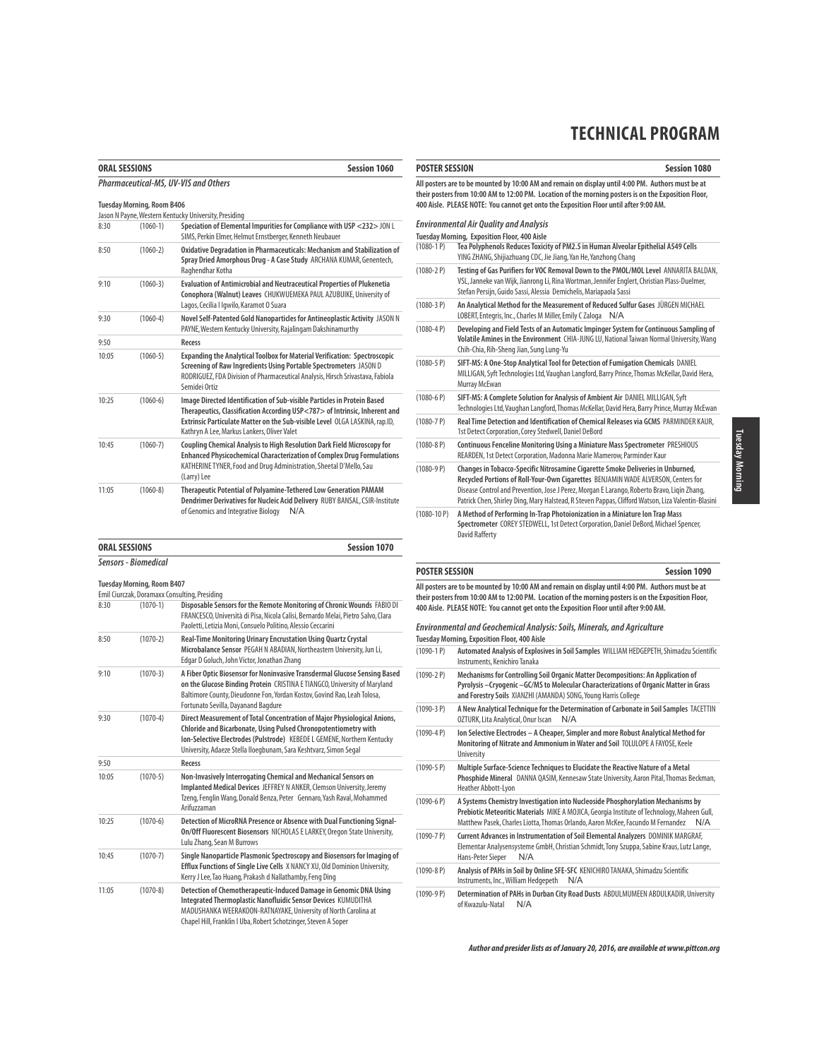# TECHNICAL PROGRAM

## ORAL SESSIONS — Session 1060

### *Pharmaceutical-MS, UV-VIS and Others*

**Tuesday Morning, Room B406**

Jason N Payne, Western Kentucky University, Presiding

| Time | No. | Title / Authors |
|---|---|---|
| 8:30 | (1060-1) | **Speciation of Elemental Impurities for Compliance with USP <232>** JON L SIMS, Perkin Elmer, Helmut Ernstberger, Kenneth Neubauer |
| 8:50 | (1060-2) | **Oxidative Degradation in Pharmaceuticals: Mechanism and Stabilization of Spray Dried Amorphous Drug - A Case Study** ARCHANA KUMAR, Genentech, Raghendhar Kotha |
| 9:10 | (1060-3) | **Evaluation of Antimicrobial and Neutraceutical Properties of Plukenetia Conophora (Walnut) Leaves** CHUKWUEMEKA PAUL AZUBUIKE, University of Lagos, Cecilia I Igwilo, Karamot O Suara |
| 9:30 | (1060-4) | **Novel Self-Patented Gold Nanoparticles for Antineoplastic Activity** JASON N PAYNE, Western Kentucky University, Rajalingam Dakshinamurthy |
| 9:50 | | **Recess** |
| 10:05 | (1060-5) | **Expanding the Analytical Toolbox for Material Verification: Spectroscopic Screening of Raw Ingredients Using Portable Spectrometers** JASON D RODRIGUEZ, FDA Division of Pharmaceutical Analysis, Hirsch Srivastava, Fabiola Semidei Ortiz |
| 10:25 | (1060-6) | **Image Directed Identification of Sub-visible Particles in Protein Based Therapeutics, Classification According USP<787> of Intrinsic, Inherent and Extrinsic Particulate Matter on the Sub-visible Level** OLGA LASKINA, rap.ID, Kathryn A Lee, Markus Lankers, Oliver Valet |
| 10:45 | (1060-7) | **Coupling Chemical Analysis to High Resolution Dark Field Microscopy for Enhanced Physicochemical Characterization of Complex Drug Formulations** KATHERINE TYNER, Food and Drug Administration, Sheetal D'Mello, Sau (Larry) Lee |
| 11:05 | (1060-8) | **Therapeutic Potential of Polyamine-Tethered Low Generation PAMAM Dendrimer Derivatives for Nucleic Acid Delivery** RUBY BANSAL, CSIR-Institute of Genomics and Integrative Biology N/A |

## ORAL SESSIONS — Session 1070

### *Sensors - Biomedical*

**Tuesday Morning, Room B407**

Emil Ciurczak, Doramaxx Consulting, Presiding

| Time | No. | Title / Authors |
|---|---|---|
| 8:30 | (1070-1) | **Disposable Sensors for the Remote Monitoring of Chronic Wounds** FABIO DI FRANCESCO, Università di Pisa, Nicola Calisi, Bernardo Melai, Pietro Salvo, Clara Paoletti, Letizia Moni, Consuelo Politino, Alessio Ceccarini |
| 8:50 | (1070-2) | **Real-Time Monitoring Urinary Encrustation Using Quartz Crystal Microbalance Sensor** PEGAH N ABADIAN, Northeastern University, Jun Li, Edgar D Goluch, John Victor, Jonathan Zhang |
| 9:10 | (1070-3) | **A Fiber Optic Biosensor for Noninvasive Transdermal Glucose Sensing Based on the Glucose Binding Protein** CRISTINA E TIANGCO, University of Maryland Baltimore County, Dieudonne Fon, Yordan Kostov, Govind Rao, Leah Tolosa, Fortunato Sevilla, Dayanand Bagdure |
| 9:30 | (1070-4) | **Direct Measurement of Total Concentration of Major Physiological Anions, Chloride and Bicarbonate, Using Pulsed Chronopotentiometry with Ion-Selective Electrodes (Pulstrode)** KEBEDE L GEMENE, Northern Kentucky University, Adaeze Stella Iloegbunam, Sara Keshtvarz, Simon Segal |
| 9:50 | | **Recess** |
| 10:05 | (1070-5) | **Non-Invasively Interrogating Chemical and Mechanical Sensors on Implanted Medical Devices** JEFFREY N ANKER, Clemson University, Jeremy Tzeng, Fenglin Wang, Donald Benza, Peter Gennaro, Yash Raval, Mohammed Arifuzzaman |
| 10:25 | (1070-6) | **Detection of MicroRNA Presence or Absence with Dual Functioning Signal-On/Off Fluorescent Biosensors** NICHOLAS E LARKEY, Oregon State University, Lulu Zhang, Sean M Burrows |
| 10:45 | (1070-7) | **Single Nanoparticle Plasmonic Spectroscopy and Biosensors for Imaging of Efflux Functions of Single Live Cells** X NANCY XU, Old Dominion University, Kerry J Lee, Tao Huang, Prakash d Nallathamby, Feng Ding |
| 11:05 | (1070-8) | **Detection of Chemotherapeutic-Induced Damage in Genomic DNA Using Integrated Thermoplastic Nanofluidic Sensor Devices** KUMUDITHA MADUSHANKA WEERAKOON-RATNAYAKE, University of North Carolina at Chapel Hill, Franklin I Uba, Robert Schotzinger, Steven A Soper |

## POSTER SESSION — Session 1080

**All posters are to be mounted by 10:00 AM and remain on display until 4:00 PM. Authors must be at their posters from 10:00 AM to 12:00 PM. Location of the morning posters is on the Exposition Floor, 400 Aisle. PLEASE NOTE: You cannot get onto the Exposition Floor until after 9:00 AM.**

### *Environmental Air Quality and Analysis*

**Tuesday Morning, Exposition Floor, 400 Aisle**

| No. | Title / Authors |
|---|---|
| (1080-1 P) | **Tea Polyphenols Reduces Toxicity of PM2.5 in Human Alveolar Epithelial A549 Cells** YING ZHANG, Shijiazhuang CDC, Jie Jiang, Yan He, Yanzhong Chang |
| (1080-2 P) | **Testing of Gas Purifiers for VOC Removal Down to the PMOL/MOL Level** ANNARITA BALDAN, VSL, Janneke van Wijk, Jianrong Li, Rina Wortman, Jennifer Englert, Christian Plass-Duelmer, Stefan Persijn, Guido Sassi, Alessia Demichelis, Mariapaola Sassi |
| (1080-3 P) | **An Analytical Method for the Measurement of Reduced Sulfur Gases** JÜRGEN MICHAEL LOBERT, Entegris, Inc., Charles M Miller, Emily C Zaloga N/A |
| (1080-4 P) | **Developing and Field Tests of an Automatic Impinger System for Continuous Sampling of Volatile Amines in the Environment** CHIA-JUNG LU, National Taiwan Normal University, Wang Chih-Chia, Rih-Sheng Jian, Sung Lung-Yu |
| (1080-5 P) | **SIFT-MS: A One-Step Analytical Tool for Detection of Fumigation Chemicals** DANIEL MILLIGAN, Syft Technologies Ltd, Vaughan Langford, Barry Prince, Thomas McKellar, David Hera, Murray McEwan |
| (1080-6 P) | **SIFT-MS: A Complete Solution for Analysis of Ambient Air** DANIEL MILLIGAN, Syft Technologies Ltd, Vaughan Langford, Thomas McKellar, David Hera, Barry Prince, Murray McEwan |
| (1080-7 P) | **Real Time Detection and Identification of Chemical Releases via GCMS** PARMINDER KAUR, 1st Detect Corporation, Corey Stedwell, Daniel DeBord |
| (1080-8 P) | **Continuous Fenceline Monitoring Using a Miniature Mass Spectrometer** PRESHIOUS REARDEN, 1st Detect Corporation, Madonna Marie Mamerow, Parminder Kaur |
| (1080-9 P) | **Changes in Tobacco-Specific Nitrosamine Cigarette Smoke Deliveries in Unburned, Recycled Portions of Roll-Your-Own Cigarettes** BENJAMIN WADE ALVERSON, Centers for Disease Control and Prevention, Jose J Perez, Morgan E Larango, Roberto Bravo, Liqin Zhang, Patrick Chen, Shirley Ding, Mary Halstead, R Steven Pappas, Clifford Watson, Liza Valentin-Blasini |
| (1080-10 P) | **A Method of Performing In-Trap Photoionization in a Miniature Ion Trap Mass Spectrometer** COREY STEDWELL, 1st Detect Corporation, Daniel DeBord, Michael Spencer, David Rafferty |

## POSTER SESSION — Session 1090

**All posters are to be mounted by 10:00 AM and remain on display until 4:00 PM. Authors must be at their posters from 10:00 AM to 12:00 PM. Location of the morning posters is on the Exposition Floor, 400 Aisle. PLEASE NOTE: You cannot get onto the Exposition Floor until after 9:00 AM.**

### *Environmental and Geochemical Analysis: Soils, Minerals, and Agriculture*

**Tuesday Morning, Exposition Floor, 400 Aisle**

| No. | Title / Authors |
|---|---|
| (1090-1 P) | **Automated Analysis of Explosives in Soil Samples** WILLIAM HEDGEPETH, Shimadzu Scientific Instruments, Kenichiro Tanaka |
| (1090-2 P) | **Mechanisms for Controlling Soil Organic Matter Decompositions: An Application of Pyrolysis –Cryogenic –GC/MS to Molecular Characterizations of Organic Matter in Grass and Forestry Soils** XIANZHI (AMANDA) SONG, Young Harris College |
| (1090-3 P) | **A New Analytical Technique for the Determination of Carbonate in Soil Samples** TACETTIN OZTURK, Lita Analytical, Onur Iscan N/A |
| (1090-4 P) | **Ion Selective Electrodes – A Cheaper, Simpler and more Robust Analytical Method for Monitoring of Nitrate and Ammonium in Water and Soil** TOLULOPE A FAYOSE, Keele University |
| (1090-5 P) | **Multiple Surface-Science Techniques to Elucidate the Reactive Nature of a Metal Phosphide Mineral** DANNA QASIM, Kennesaw State University, Aaron Pital, Thomas Beckman, Heather Abbott-Lyon |
| (1090-6 P) | **A Systems Chemistry Investigation into Nucleoside Phosphorylation Mechanisms by Prebiotic Meteoritic Materials** MIKE A MOJICA, Georgia Institute of Technology, Maheen Gull, Matthew Pasek, Charles Liotta, Thomas Orlando, Aaron McKee, Facundo M Fernandez N/A |
| (1090-7 P) | **Current Advances in Instrumentation of Soil Elemental Analyzers** DOMINIK MARGRAF, Elementar Analysensysteme GmbH, Christian Schmidt, Tony Szuppa, Sabine Kraus, Lutz Lange, Hans-Peter Sieper N/A |
| (1090-8 P) | **Analysis of PAHs in Soil by Online SFE-SFC** KENICHIRO TANAKA, Shimadzu Scientific Instruments, Inc., William Hedgepeth N/A |
| (1090-9 P) | **Determination of PAHs in Durban City Road Dusts** ABDULMUMEEN ABDULKADIR, University of Kwazulu-Natal N/A |

*Author and presider lists as of January 20, 2016, are available at www.pittcon.org*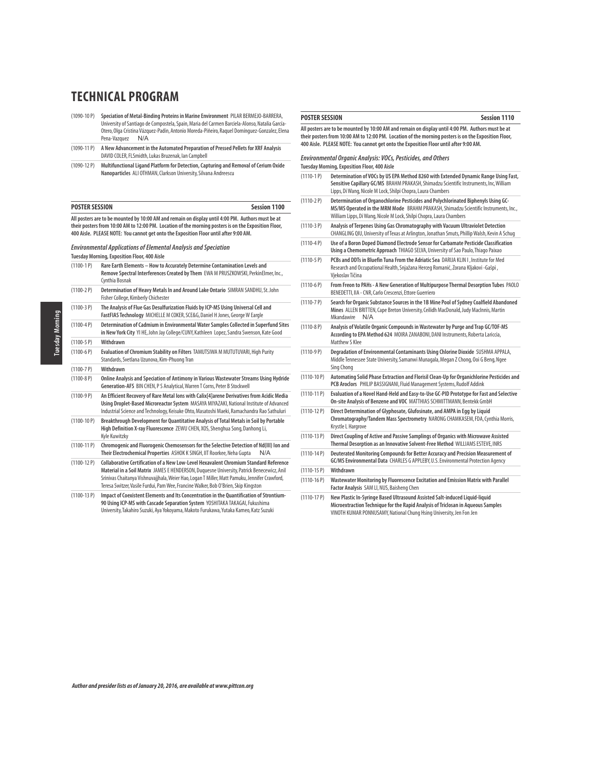# TECHNICAL PROGRAM

(1090-10 P) **Speciation of Metal-Binding Proteins in Marine Environment** PILAR BERMEJO-BARRERA, University of Santiago de Compostela, Spain, Maria del Carmen Barciela-Alonso, Natalia García-Otero, Olga Cristina Vázquez-Padín, Antonio Moreda-Piñeiro, Raquel Dominguez-Gonzalez, Elena Pena-Vazquez N/A

(1090-11 P) **A New Advancement in the Automated Preparation of Pressed Pellets for XRF Analysis** DAVID COLER, FLSmidth, Lukas Bruzenak, Ian Campbell

(1090-12 P) **Multifunctional Ligand Platform for Detection, Capturing and Removal of Cerium Oxide Nanoparticles** ALI OTHMAN, Clarkson University, Silvana Andreescu

## POSTER SESSION — Session 1100

**All posters are to be mounted by 10:00 AM and remain on display until 4:00 PM. Authors must be at their posters from 10:00 AM to 12:00 PM. Location of the morning posters is on the Exposition Floor, 400 Aisle. PLEASE NOTE: You cannot get onto the Exposition Floor until after 9:00 AM.**

### *Environmental Applications of Elemental Analysis and Speciation*

**Tuesday Morning, Exposition Floor, 400 Aisle**

(1100-1 P) **Rare Earth Elements – How to Accurately Determine Contamination Levels and Remove Spectral Interferences Created by Them** EWA M PRUSZKOWSKI, PerkinElmer, Inc., Cynthia Bosnak

(1100-2 P) **Determination of Heavy Metals In and Around Lake Ontario** SIMRAN SANDHU, St. John Fisher College, Kimberly Chichester

(1100-3 P) **The Analysis of Flue Gas Desulfurization Fluids by ICP-MS Using Universal Cell and FastFIAS Technology** MICHELLE M COKER, SCE&G, Daniel H Jones, George W Eargle

(1100-4 P) **Determination of Cadmium in Environmental Water Samples Collected in Superfund Sites in New York City** YI HE, John Jay College/CUNY, Kathleen Lopez, Sandra Swenson, Kate Good

(1100-5 P) **Withdrawn**

(1100-6 P) **Evaluation of Chromium Stability on Filters** TAMUTSIWA M MUTUTUVARI, High Purity Standards, Svetlana Uzunova, Kim-Phuong Tran

(1100-7 P) **Withdrawn**

(1100-8 P) **Online Analysis and Speciation of Antimony in Various Wastewater Streams Using Hydride Generation-AFS** BIN CHEN, P S Analytical, Warren T Corns, Peter B Stockwell

(1100-9 P) **An Efficient Recovery of Rare Metal Ions with Calix[4]arene Derivatives from Acidic Media Using Droplet-Based Microreactor System** MASAYA MIYAZAKI, National Institute of Advanced Industrial Science and Technology, Keisuke Ohto, Masatoshi Maeki, Ramachandra Rao Sathuluri

(1100-10 P) **Breakthrough Development for Quantitative Analysis of Total Metals in Soil by Portable High Definition X-ray Fluorescence** ZEWU CHEN, XOS, Shenghua Song, Danhong Li, Kyle Kuwitzky

(1100-11 P) **Chromogenic and Fluorogenic Chemosensors for the Selective Detection of Nd(III) Ion and Their Electrochemical Properties** ASHOK K SINGH, IIT Roorkee, Neha Gupta N/A

(1100-12 P) **Collaborative Certification of a New Low-Level Hexavalent Chromium Standard Reference Material in a Soil Matrix** JAMES E HENDERSON, Duquesne University, Patrick Benecewicz, Anil Srinivas Chaitanya Vishnuvajjhala, Weier Hao, Logan T Miller, Matt Pamuku, Jennifer Crawford, Teresa Switzer, Vasile Furdui, Pam Wee, Francine Walker, Bob O'Brien, Skip Kingston

(1100-13 P) **Impact of Coexistent Elements and Its Concentration in the Quantification of Strontium-90 Using ICP-MS with Cascade Separation System** YOSHITAKA TAKAGAI, Fukushima University, Takahiro Suzuki, Aya Yokoyama, Makoto Furukawa, Yutaka Kameo, Katz Suzuki

## POSTER SESSION — Session 1110

**All posters are to be mounted by 10:00 AM and remain on display until 4:00 PM. Authors must be at their posters from 10:00 AM to 12:00 PM. Location of the morning posters is on the Exposition Floor, 400 Aisle. PLEASE NOTE: You cannot get onto the Exposition Floor until after 9:00 AM.**

### *Environmental Organic Analysis: VOCs, Pesticides, and Others*

**Tuesday Morning, Exposition Floor, 400 Aisle**

(1110-1 P) **Determination of VOCs by US EPA Method 8260 with Extended Dynamic Range Using Fast, Sensitive Capillary GC/MS** BRAHM PRAKASH, Shimadzu Scientific Instruments, Inc, William Lipps, Di Wang, Nicole M Lock, Shilpi Chopra, Laura Chambers

(1110-2 P) **Determination of Organochlorine Pesticides and Polychlorinated Biphenyls Using GC-MS/MS Operated in the MRM Mode** BRAHM PRAKASH, Shimadzu Scientific Instruments, Inc., William Lipps, Di Wang, Nicole M Lock, Shilpi Chopra, Laura Chambers

(1110-3 P) **Analysis of Terpenes Using Gas Chromatography with Vacuum Ultraviolet Detection** CHANGLING QIU, University of Texas at Arlington, Jonathan Smuts, Phillip Walsh, Kevin A Schug

(1110-4 P) **Use of a Boron Doped Diamond Electrode Sensor for Carbamate Pesticide Classification Using a Chemometric Approach** THIAGO SELVA, University of Sao Paulo, Thiago Paixao

(1110-5 P) **PCBs and DDTs in Bluefin Tuna From the Adriatic Sea** DARIJA KLINČIĆ, Institute for Med Research and Occupational Health, Snježana Herceg Romanić, Zorana Kljaković-Gašpić, Vjekoslav Tičina

(1110-6 P) **From Freon to PAHs - A New Generation of Multipurpose Thermal Desorption Tubes** PAOLO BENEDETTI, IIA - CNR, Carlo Crescenzi, Ettore Guerriero

(1110-7 P) **Search for Organic Substance Sources in the 1B Mine Pool of Sydney Coalfield Abandoned Mines** ALLEN BRITTEN, Cape Breton University, Ceilidh MacDonald, Judy MacInnis, Martin Mkandawire N/A

(1110-8 P) **Analysis of Volatile Organic Compounds in Wastewater by Purge and Trap GC/TOF-MS According to EPA Method 624** MOIRA ZANABONI, DANI Instruments, Roberta Lariccia, Matthew S Klee

(1110-9 P) **Degradation of Environmental Contaminants Using Chlorine Dioxide** SUSHMA APPALA, Middle Tennessee State University, Samanwi Munagala, Megan Z Chong, Ooi G Beng, Ngee Sing Chong

(1110-10 P) **Automating Solid Phase Extraction and Florisil Clean-Up for Organichlorine Pesticides and PCB Aroclors** PHILIP BASSIGNANI, Fluid Management Systems, Rudolf Addink

(1110-11 P) **Evaluation of a Novel Hand-Held and Easy-to-Use GC-PID Prototype for Fast and Selective On-site Analysis of Benzene and VOC** MATTHIAS SCHMITTMANN, Bentekk GmbH

(1110-12 P) **Direct Determination of Glyphosate, Glufosinate, and AMPA in Egg by Liquid Chromatography/Tandem Mass Spectrometry** NARONG CHAMKASEM, FDA, Cynthia Morris, Krystle L Hargrove

(1110-13 P) **Direct Coupling of Active and Passive Samplings of Organics with Microwave Assisted Thermal Desorption as an Innovative Solvent-Free Method** WILLIAMS ESTEVE, INRS

(1110-14 P) **Deuterated Monitoring Compounds for Better Accuracy and Precision Measurement of GC/MS Environmental Data** CHARLES G APPLEBY, U.S. Environmental Protection Agency

(1110-15 P) **Withdrawn**

(1110-16 P) **Wastewater Monitoring by Fluorescence Excitation and Emission Matrix with Parallel Factor Analysis** SAM LI, NUS, Baisheng Chen

(1110-17 P) **New Plastic In-Syringe Based Ultrasound Assisted Salt-induced Liquid-liquid Microextraction Technique for the Rapid Analysis of Triclosan in Aqueous Samples** VINOTH KUMAR PONNUSAMY, National Chung Hsing University, Jen Fon Jen

*Author and presider lists as of January 20, 2016, are available at www.pittcon.org*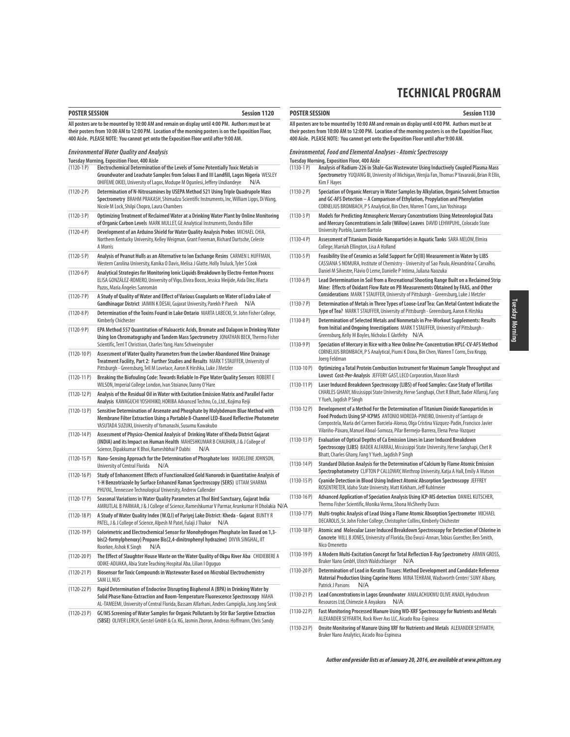# TECHNICAL PROGRAM

## POSTER SESSION — Session 1120

**All posters are to be mounted by 10:00 AM and remain on display until 4:00 PM. Authors must be at their posters from 10:00 AM to 12:00 PM. Location of the morning posters is on the Exposition Floor, 400 Aisle. PLEASE NOTE: You cannot get onto the Exposition Floor until after 9:00 AM.**

### *Environmental Water Quality and Analysis*

**Tuesday Morning, Exposition Floor, 400 Aisle**

(1120-1 P) **Electrochemical Determination of the Levels of Some Potentially Toxic Metals in Groundwater and Leachate Samples from Solous II and III Landfill, Lagos Nigeria** WESLEY OHIFEME OKIEI, University of Lagos, Modupe M Ogunlesi, Jeffery Undiandeye N/A

(1120-2 P) **Determination of N-Nitrosamines by USEPA Method 521 Using Triple Quadrupole Mass Spectrometry** BRAHM PRAKASH, Shimadzu Scientific Instruments, Inc, William Lipps, Di Wang, Nicole M Lock, Shilpi Chopra, Laura Chambers

(1120-3 P) **Optimizing Treatment of Reclaimed Water at a Drinking Water Plant by Online Monitoring of Organic Carbon Levels** MARK MULLET, GE Analytical Instruments, Dondra Biller

(1120-4 P) **Development of an Arduino Shield for Water Quality Analysis Probes** MICHAEL CHIA, Northern Kentucky University, Kelley Weigman, Grant Foreman, Richard Durtsche, Celeste A Morris

(1120-5 P) **Analysis of Peanut Hulls as an Alternative to Ion Exchange Resins** CARMEN L HUFFMAN, Western Carolina University, Kanika O Davis, Melisa J Glatte, Holly Truluck, Tyler S Cook

(1120-6 P) **Analytical Strategies for Monitoring Ionic Liquids Breakdown by Electro-Fenton Process** ELISA GONZÁLEZ-ROMERO, University of Vigo, Elvira Bocos, Jessica Meijide, Aida Díez, Marta Pazos, María Ángeles Sanromán

(1120-7 P) **A Study of Quality of Water and Effect of Various Coagulants on Water of Lodra Lake of Gandhinagar District** JAIMIN K DESAI, Gujarat University, Parekh P Paresh N/A

(1120-8 P) **Determination of the Toxins Found in Lake Ontario** MARTA LABECKI, St. John Fisher College, Kimberly Chichester

(1120-9 P) **EPA Method 557 Quantitation of Haloacetic Acids, Bromate and Dalapon in Drinking Water Using Ion Chromatography and Tandem Mass Spectrometry** JONATHAN BECK, Thermo Fisher Scientific, Terri T Christison, Charles Yang, Hans Schweingruber

(1120-10 P) **Assessment of Water Quality Parameters from the Lowber Abandoned Mine Drainage Treatment Facility, Part 2: Further Studies and Results** MARK T STAUFFER, University of Pittsburgh - Greensburg, Tell M Lovelace, Aaron K Hirshka, Luke J Metzler

(1120-11 P) **Breaking the Biofouling Code: Towards Reliable In-Pipe Water Quality Sensors** ROBERT E WILSON, Imperial College London, Ivan Stoianov, Danny O'Hare

(1120-12 P) **Analysis of the Residual Oil in Water with Excitation Emission Matrix and Parallel Factor Analysis** KAWAGUCHI YOSHIHIKO, HORIBA Advanced Techno, Co., Ltd., Kojima Reiji

(1120-13 P) **Sensitive Determination of Arsenate and Phosphate by Molybdenum Blue Method with Membrane Filter Extraction Using a Portable 8-Channel LED-Based Reflective Photometer** YASUTADA SUZUKI, University of Yamanashi, Susumu Kawakubo

(1120-14 P) **Assessment of Physico-Chemical Analysis of Drinking Water of Kheda District Gujarat (INDIA) and its Impact on Human Health** MAHESHKUMAR B CHAUHAN, J & J College of Science, Dipakkumar K Bhoi, Rameshbhai P Dabhi N/A

(1120-15 P) **Nano-Sensing Approach for the Determination of Phosphate Ions** MADELEINE JOHNSON, University of Central Florida N/A

(1120-16 P) **Study of Enhancement Effects of Functionalized Gold Nanorods in Quantitative Analysis of 1-H Benzotriazole by Surface Enhanced Raman Spectroscopy (SERS)** UTTAM SHARMA PHUYAL, Tennessee Technological University, Andrew Callender

(1120-17 P) **Seasonal Variations in Water Quality Parameters at Thol Bird Sanctuary, Gujarat India** AMRUTLAL B PARMAR, J & J College of Science, Rameshkumar V Parmar, Arunkumar H Dholakia N/A

(1120-18 P) **A Study of Water Quality Index (W.Q.I) of Pariyej Lake District: Kheda - Gujarat** BUNTY R PATEL, J & J College of Science, Alpesh M Patel, Fulaji J Thakor N/A

(1120-19 P) **Colorimetric and Electrochemical Sensor for Monohydrogen Phosphate Ion Based on 1,3-bis(2-formylphenoxy) Propane Bis(2,4-dinitrophenyl hydrazine)** DIVYA SINGHAL, IIT Roorkee, Ashok K Singh N/A

(1120-20 P) **The Effect of Slaughter House Waste on the Water Quality of Okpu River Aba** CHIDIEBERE A ODIKE-ADUAKA, Abia State Teaching Hospital Aba, Lilian I Oguguo

(1120-21 P) **Biosensor for Toxic Compounds in Wastewater Based on Microbial Electrochemistry** SAM LI, NUS

(1120-22 P) **Rapid Determination of Endocrine Disrupting Bisphenol A (BPA) in Drinking Water by Solid Phase Nano-Extraction and Room-Temperature Fluorescence Spectroscopy** MAHA AL-TAMEEMI, University of Central Florida, Bassam Alfarhani, Andres Campiglia, Jung Jong Seok

(1120-23 P) **GC/MS Screening of Water Samples for Organic Pollutants by Stir Bar Sorptive Extraction (SBSE)** OLIVER LERCH, Gerstel GmbH & Co. KG, Jasmin Zboron, Andreas Hoffmann, Chris Sandy

## POSTER SESSION — Session 1130

**All posters are to be mounted by 10:00 AM and remain on display until 4:00 PM. Authors must be at their posters from 10:00 AM to 12:00 PM. Location of the morning posters is on the Exposition Floor, 400 Aisle. PLEASE NOTE: You cannot get onto the Exposition Floor until after 9:00 AM.**

### *Environmental, Food and Elemental Analyses - Atomic Spectroscopy*

**Tuesday Morning, Exposition Floor, 400 Aisle**

(1130-1 P) **Analysis of Radium-226 in Shale-Gas Wastewater Using Inductively Coupled Plasma Mass Spectrometry** YUQIANG BI, University of Michigan, Wenjia Fan, Thomas P Yavaraski, Brian R Ellis, Kim F Hayes

(1130-2 P) **Speciation of Organic Mercury in Water Samples by Alkylation, Organic Solvent Extraction and GC-AFS Detection – A Comparison of Ethylation, Propylation and Phenylation** CORNELIUS BROMBACH, P S Analytical, Bin Chen, Warren T Corns, Jun Yoshinaga

(1130-3 P) **Models for Predicting Atmospheric Mercury Concentrations Using Meteorological Data and Mercury Concentrations in *Salix* (Willow) Leaves** DAVID LEHMPUHL, Colorado State University Pueblo, Lauren Bartolo

(1130-4 P) **Assessment of Titanium Dioxide Nanoparticles in Aquatic Tanks** SARA MELOW, Elmira College, Marriah Ellington, Lisa A Holland

(1130-5 P) **Feasibility Use of Ceramics as Solid Support for Cr(III) Measurement in Water by LIBS** CASSIANA S NOMURA, Institute of Chemistry - University of Sao Paulo, Alexandrina C Carvalho, Daniel M Silvestre, Flávio O Leme, Danielle P Intima, Juliana Naozuka

(1130-6 P) **Lead Determination in Soil from a Recreational Shooting Range Built on a Reclaimed Strip Mine: Effects of Oxidant Flow Rate on PB Measurements Obtained by FAAS, and Other Considerations** MARK T STAUFFER, University of Pittsburgh - Greensburg, Luke J Metzler

(1130-7 P) **Determination of Metals in Three Types of Loose-Leaf Tea: Can Metal Content Indicate the Type of Tea?** MARK T STAUFFER, University of Pittsburgh - Greensburg, Aaron K Hirshka

(1130-8 P) **Determination of Selected Metals and Nonmetals in Pre-Workout Supplements: Results from Initial and Ongoing Investigations** MARK T STAUFFER, University of Pittsburgh - Greensburg, Kelly M Boyles, Nicholas E Glotfelty N/A

(1130-9 P) **Speciation of Mercury in Rice with a New Online Pre-Concentration HPLC-CV-AFS Method** CORNELIUS BROMBACH, P S Analytical, Piumi K Dona, Bin Chen, Warren T Corns, Eva Krupp, Joerg Feldman

(1130-10 P) **Optimizing a Total Protein Combustion Instrument for Maximum Sample Throughput and Lowest Cost-Per-Analysis** JEFFERY GAST, LECO Corporation, Mason Marsh

(1130-11 P) **Laser Induced Breakdown Spectroscopy (LIBS) of Food Samples: Case Study of Tortillas** CHARLES GHANY, Mississippi State University, Herve Sanghapi, Chet R Bhatt, Bader Alfarraj, Fang Y Yueh, Jagdish P Singh

(1130-12 P) **Development of a Method For the Determination of Titanium Dioxide Nanoparticles in Food Products Using SP-ICPMS** ANTONIO MOREDA-PIÑEIRO, University of Santiago de Compostela, Maria del Carmen Barciela-Alonso, Olga Cristina Vázquez-Padín, Francisco Javier Vilariño-Páxaro, Manuel Aboal-Somoza, Pilar Bermejo-Barrera, Elena Pena-Vazquez

(1130-13 P) **Evaluation of Optical Depths of Ca Emission Lines in Laser Induced Breakdown Spectroscopy (LIBS)** BADER ALFARRAJ, Mississippi State University, Herve Sanghapi, Chet R Bhatt, Charles Ghany, Fang Y Yueh, Jagdish P Singh

(1130-14 P) **Standard Dilution Analysis for the Determination of Calcium by Flame Atomic Emission Spectrophotometry** CLIFTON P CALLOWAY, Winthrop University, Katja A Hall, Emily A Watson

(1130-15 P) **Cyanide Detection in Blood Using Indirect Atomic Absorption Spectroscopy** JEFFREY ROSENTRETER, Idaho State University, Matt Kirkham, Jeff Kuhlmeier

(1130-16 P) **Advanced Application of Speciation Analysis Using ICP-MS detection** DANIEL KUTSCHER, Thermo Fisher Scientific, Monika Verma, Shona McSheehy Ducos

(1130-17 P) **Multi-trophic Analysis of Lead Using a Flame Atomic Absorption Spectrometer** MICHAEL DECAROLIS, St. John Fisher College, Christopher Collins, Kimberly Chichester

(1130-18 P) **Atomic and Molecular Laser Induced Breakdown Spectroscopy for Detection of Chlorine in Concrete** WILL B JONES, University of Florida, Ebo Ewusi-Annan, Tobias Guenther, Ben Smith, Nico Omenetto

(1130-19 P) **A Modern Multi-Excitation Concept for Total Reflection X-Ray Spectrometry** ARMIN GROSS, Bruker Nano GmbH, Ulrich Waldschlaeger N/A

(1130-20 P) **Determination of Lead in Keratin Tissues: Method Development and Candidate Reference Material Production Using Caprine Horns** MINA TEHRANI, Wadsworth Center/ SUNY Albany, Patrick J Parsons N/A

(1130-21 P) **Lead Concentrations in Lagos Groundwater** AMALACHUKWU OLIVE ANADI, Hydrochrom Resources Ltd, Chimezie A Anyakora N/A

(1130-22 P) **Fast Monitoring Processed Manure Using WD-XRF Spectroscopy for Nutrients and Metals** ALEXANDER SEYFARTH, Rock River Axs LLC, Aicado Roa-Espinosa

(1130-23 P) **Onsite Monitoring of Manure Using XRF for Nutrients and Metals** ALEXANDER SEYFARTH, Bruker Nano Analytics, Aicado Roa-Espinosa

*Author and presider lists as of January 20, 2016, are available at www.pittcon.org*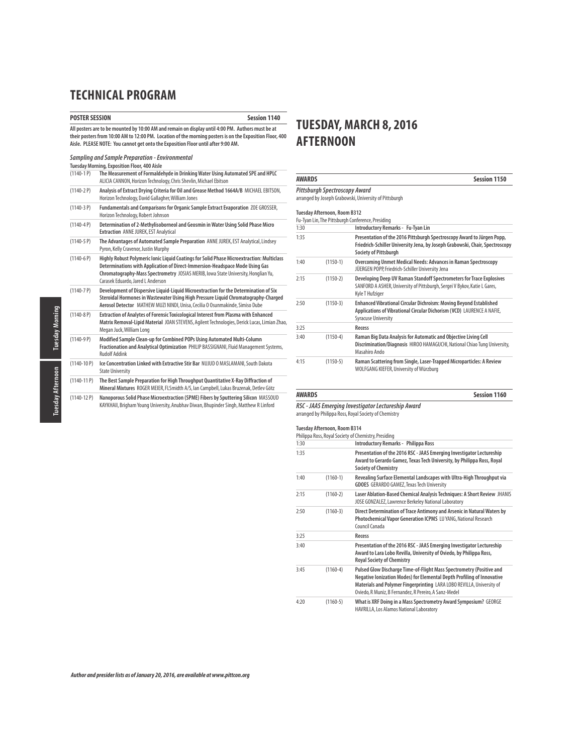# TECHNICAL PROGRAM

**POSTER SESSION** — **Session 1140**

**All posters are to be mounted by 10:00 AM and remain on display until 4:00 PM. Authors must be at their posters from 10:00 AM to 12:00 PM. Location of the morning posters is on the Exposition Floor, 400 Aisle. PLEASE NOTE: You cannot get onto the Exposition Floor until after 9:00 AM.**

***Sampling and Sample Preparation - Environmental***

**Tuesday Morning, Exposition Floor, 400 Aisle**

| | |
|---|---|
| (1140-1 P) | **The Measurement of Formaldehyde in Drinking Water Using Automated SPE and HPLC** ALICIA CANNON, Horizon Technology, Chris Shevlin, Michael Ebitson |
| (1140-2 P) | **Analysis of Extract Drying Criteria for Oil and Grease Method 1664A/B** MICHAEL EBITSON, Horizon Technology, David Gallagher, William Jones |
| (1140-3 P) | **Fundamentals and Comparisons for Organic Sample Extract Evaporation** ZOE GROSSER, Horizon Technology, Robert Johnson |
| (1140-4 P) | **Determination of 2-Methylisoborneol and Geosmin in Water Using Solid Phase Micro Extraction** ANNE JUREK, EST Analytical |
| (1140-5 P) | **The Advantages of Automated Sample Preparation** ANNE JUREK, EST Analytical, Lindsey Pyron, Kelly Cravenor, Justin Murphy |
| (1140-6 P) | **Highly Robust Polymeric Ionic Liquid Coatings for Solid Phase Microextraction: Multiclass Determinations with Application of Direct-Immersion-Headspace Mode Using Gas Chromatography-Mass Spectrometry** JOSIAS MERIB, Iowa State University, Honglian Yu, Carasek Eduardo, Jared L Anderson |
| (1140-7 P) | **Development of Dispersive Liquid-Liquid Microextraction for the Determination of Six Steroidal Hormones in Wastewater Using High Pressure Liquid Chromatography-Charged Aerosol Detector** MATHEW MUZI NINDI, Unisa, Cecilia O Osunmakinde, Simiso Dube |
| (1140-8 P) | **Extraction of Analytes of Forensic Toxicological Interest from Plasma with Enhanced Matrix Removal-Lipid Material** JOAN STEVENS, Agilent Technologies, Derick Lucas, Limian Zhao, Megan Juck, William Long |
| (1140-9 P) | **Modified Sample Clean-up for Combined POPs Using Automated Multi-Column Fractionation and Analytical Optimization** PHILIP BASSIGNANI, Fluid Management Systems, Rudolf Addink |
| (1140-10 P) | **Ice Concentration Linked with Extractive Stir Bar** NUJUD O MASLAMANI, South Dakota State University |
| (1140-11 P) | **The Best Sample Preparation for High Throughput Quantitative X-Ray Diffraction of Mineral Mixtures** ROGER MEIER, FLSmidth A/S, Ian Campbell, Lukas Bruzenak, Detlev Götz |
| (1140-12 P) | **Nanoporous Solid Phase Microextraction (SPME) Fibers by Sputtering Silicon** MASSOUD KAYKHAII, Brigham Young University, Anubhav Diwan, Bhupinder Singh, Matthew R Linford |

# TUESDAY, MARCH 8, 2016 AFTERNOON

**AWARDS** — **Session 1150**

***Pittsburgh Spectroscopy Award***
arranged by Joseph Grabowski, University of Pittsburgh

**Tuesday Afternoon, Room B312**
Fu-Tyan Lin, The Pittsburgh Conference, Presiding

| | | |
|---|---|---|
| 1:30 | | **Introductory Remarks - Fu-Tyan Lin** |
| 1:35 | | **Presentation of the 2016 Pittsburgh Spectroscopy Award to Jürgen Popp, Friedrich-Schiller University Jena, by Joseph Grabowski, Chair, Spectroscopy Society of Pittsburgh** |
| 1:40 | (1150-1) | **Overcoming Unmet Medical Needs: Advances in Raman Spectroscopy** JÜERGEN POPP, Friedrich-Schiller University Jena |
| 2:15 | (1150-2) | **Developing Deep UV Raman Standoff Spectrometers for Trace Explosives** SANFORD A ASHER, University of Pittsburgh, Sergei V Bykov, Katie L Gares, Kyle T Hufziger |
| 2:50 | (1150-3) | **Enhanced Vibrational Circular Dichroism: Moving Beyond Established Applications of Vibrational Circular Dichorism (VCD)** LAURENCE A NAFIE, Syracuse University |
| 3:25 | | **Recess** |
| 3:40 | (1150-4) | **Raman Big Data Analysis for Automatic and Objective Living Cell Discrimination/Diagnosis** HIROO HAMAGUCHI, National Chiao Tung University, Masahiro Ando |
| 4:15 | (1150-5) | **Raman Scattering from Single, Laser-Trapped Microparticles: A Review** WOLFGANG KIEFER, University of Würzburg |

**AWARDS** — **Session 1160**

***RSC - JAAS Emerging Investigator Lectureship Award***
arranged by Philippa Ross, Royal Society of Chemistry

**Tuesday Afternoon, Room B314**
Philippa Ross, Royal Society of Chemistry, Presiding

| | | |
|---|---|---|
| 1:30 | | **Introductory Remarks - Philippa Ross** |
| 1:35 | | **Presentation of the 2016 RSC - JAAS Emerging Investigator Lectureship Award to Gerardo Gamez, Texas Tech University, by Philippa Ross, Royal Society of Chemistry** |
| 1:40 | (1160-1) | **Revealing Surface Elemental Landscapes with Ultra-High Throughput via GDOES** GERARDO GAMEZ, Texas Tech University |
| 2:15 | (1160-2) | **Laser Ablation-Based Chemical Analysis Techniques: A Short Review** JHANIS JOSE GONZALEZ, Lawrence Berkeley National Laboratory |
| 2:50 | (1160-3) | **Direct Determination of Trace Antimony and Arsenic in Natural Waters by Photochemical Vapor Generation ICPMS** LU YANG, National Research Council Canada |
| 3:25 | | **Recess** |
| 3:40 | | **Presentation of the 2016 RSC - JAAS Emerging Investigator Lectureship Award to Lara Lobo Revilla, University of Oviedo, by Philippa Ross, Royal Society of Chemistry** |
| 3:45 | (1160-4) | **Pulsed Glow Discharge Time-of-Flight Mass Spectrometry (Positive and Negative Ionization Modes) for Elemental Depth Profiling of Innovative Materials and Polymer Fingerprinting** LARA LOBO REVILLA, University of Oviedo, R Muniz, B Fernandez, R Pereiro, A Sanz-Medel |
| 4:20 | (1160-5) | **What is XRF Doing in a Mass Spectrometry Award Symposium?** GEORGE HAVRILLA, Los Alamos National Laboratory |

***Author and presider lists as of January 20, 2016, are available at www.pittcon.org***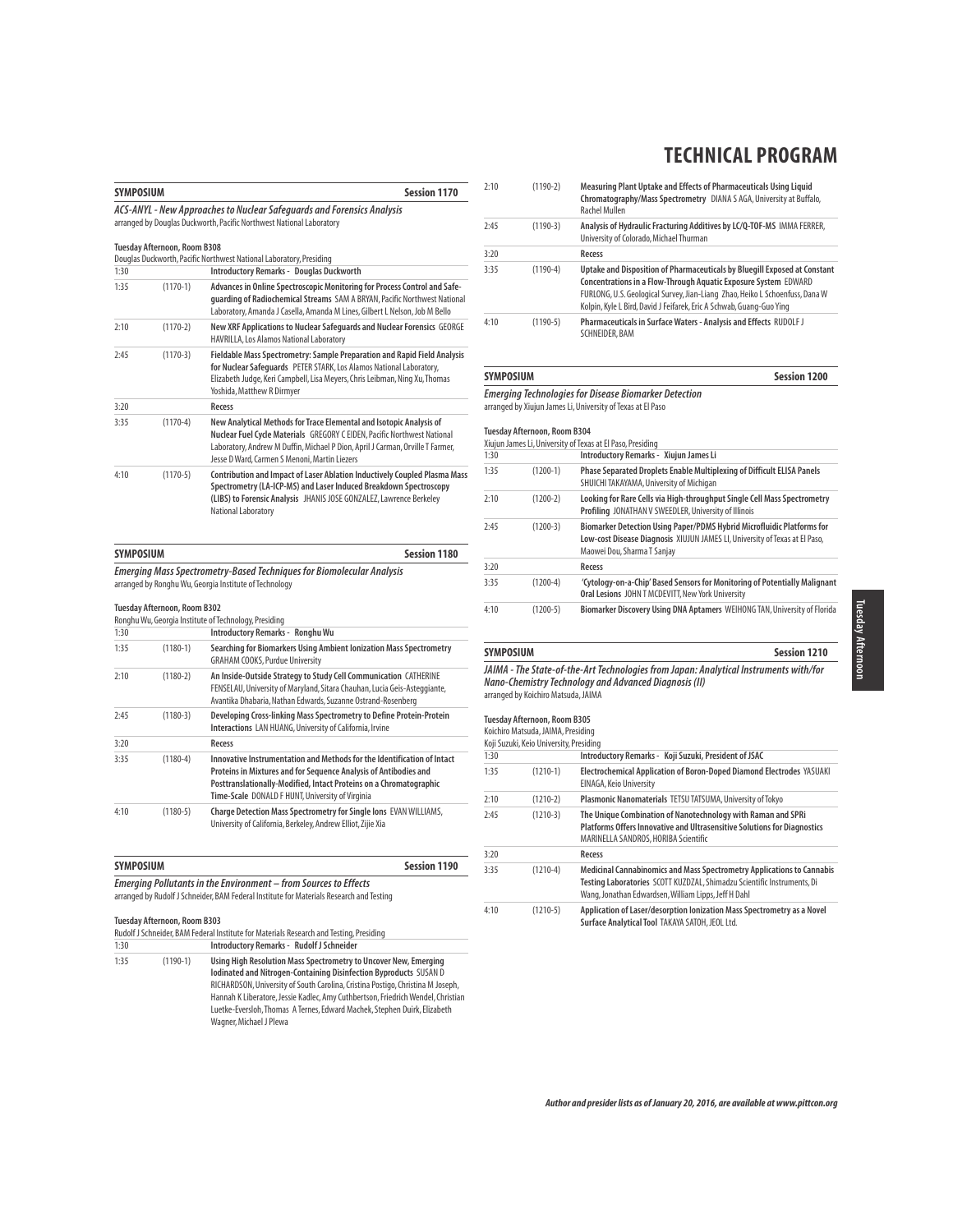## SYMPOSIUM — Session 1170

***ACS-ANYL - New Approaches to Nuclear Safeguards and Forensics Analysis***
arranged by Douglas Duckworth, Pacific Northwest National Laboratory

**Tuesday Afternoon, Room B308**
Douglas Duckworth, Pacific Northwest National Laboratory, Presiding

| Time | Session | Presentation |
|---|---|---|
| 1:30 | | **Introductory Remarks - Douglas Duckworth** |
| 1:35 | (1170-1) | **Advances in Online Spectroscopic Monitoring for Process Control and Safeguarding of Radiochemical Streams** SAM A BRYAN, Pacific Northwest National Laboratory, Amanda J Casella, Amanda M Lines, Gilbert L Nelson, Job M Bello |
| 2:10 | (1170-2) | **New XRF Applications to Nuclear Safeguards and Nuclear Forensics** GEORGE HAVRILLA, Los Alamos National Laboratory |
| 2:45 | (1170-3) | **Fieldable Mass Spectrometry: Sample Preparation and Rapid Field Analysis for Nuclear Safeguards** PETER STARK, Los Alamos National Laboratory, Elizabeth Judge, Keri Campbell, Lisa Meyers, Chris Leibman, Ning Xu, Thomas Yoshida, Matthew R Dirmyer |
| 3:20 | | **Recess** |
| 3:35 | (1170-4) | **New Analytical Methods for Trace Elemental and Isotopic Analysis of Nuclear Fuel Cycle Materials** GREGORY C EIDEN, Pacific Northwest National Laboratory, Andrew M Duffin, Michael P Dion, April J Carman, Orville T Farmer, Jesse D Ward, Carmen S Menoni, Martin Liezers |
| 4:10 | (1170-5) | **Contribution and Impact of Laser Ablation Inductively Coupled Plasma Mass Spectrometry (LA-ICP-MS) and Laser Induced Breakdown Spectroscopy (LIBS) to Forensic Analysis** JHANIS JOSE GONZALEZ, Lawrence Berkeley National Laboratory |

## SYMPOSIUM — Session 1180

***Emerging Mass Spectrometry-Based Techniques for Biomolecular Analysis***
arranged by Ronghu Wu, Georgia Institute of Technology

**Tuesday Afternoon, Room B302**
Ronghu Wu, Georgia Institute of Technology, Presiding

| Time | Session | Presentation |
|---|---|---|
| 1:30 | | **Introductory Remarks - Ronghu Wu** |
| 1:35 | (1180-1) | **Searching for Biomarkers Using Ambient Ionization Mass Spectrometry** GRAHAM COOKS, Purdue University |
| 2:10 | (1180-2) | **An Inside-Outside Strategy to Study Cell Communication** CATHERINE FENSELAU, University of Maryland, Sitara Chauhan, Lucia Geis-Asteggiante, Avantika Dhabaria, Nathan Edwards, Suzanne Ostrand-Rosenberg |
| 2:45 | (1180-3) | **Developing Cross-linking Mass Spectrometry to Define Protein-Protein Interactions** LAN HUANG, University of California, Irvine |
| 3:20 | | **Recess** |
| 3:35 | (1180-4) | **Innovative Instrumentation and Methods for the Identification of Intact Proteins in Mixtures and for Sequence Analysis of Antibodies and Posttranslationally-Modified, Intact Proteins on a Chromatographic Time-Scale** DONALD F HUNT, University of Virginia |
| 4:10 | (1180-5) | **Charge Detection Mass Spectrometry for Single Ions** EVAN WILLIAMS, University of California, Berkeley, Andrew Elliot, Zijie Xia |

## SYMPOSIUM — Session 1190

***Emerging Pollutants in the Environment – from Sources to Effects***
arranged by Rudolf J Schneider, BAM Federal Institute for Materials Research and Testing

**Tuesday Afternoon, Room B303**
Rudolf J Schneider, BAM Federal Institute for Materials Research and Testing, Presiding

| Time | Session | Presentation |
|---|---|---|
| 1:30 | | **Introductory Remarks - Rudolf J Schneider** |
| 1:35 | (1190-1) | **Using High Resolution Mass Spectrometry to Uncover New, Emerging Iodinated and Nitrogen-Containing Disinfection Byproducts** SUSAN D RICHARDSON, University of South Carolina, Cristina Postigo, Christina M Joseph, Hannah K Liberatore, Jessie Kadlec, Amy Cuthbertson, Friedrich Wendel, Christian Luetke-Eversloh, Thomas A Ternes, Edward Machek, Stephen Duirk, Elizabeth Wagner, Michael J Plewa |
| 2:10 | (1190-2) | **Measuring Plant Uptake and Effects of Pharmaceuticals Using Liquid Chromatography/Mass Spectrometry** DIANA S AGA, University at Buffalo, Rachel Mullen |
| 2:45 | (1190-3) | **Analysis of Hydraulic Fracturing Additives by LC/Q-TOF-MS** IMMA FERRER, University of Colorado, Michael Thurman |
| 3:20 | | **Recess** |
| 3:35 | (1190-4) | **Uptake and Disposition of Pharmaceuticals by Bluegill Exposed at Constant Concentrations in a Flow-Through Aquatic Exposure System** EDWARD FURLONG, U.S. Geological Survey, Jian-Liang Zhao, Heiko L Schoenfuss, Dana W Kolpin, Kyle L Bird, David J Feifarek, Eric A Schwab, Guang-Guo Ying |
| 4:10 | (1190-5) | **Pharmaceuticals in Surface Waters - Analysis and Effects** RUDOLF J SCHNEIDER, BAM |

## SYMPOSIUM — Session 1200

***Emerging Technologies for Disease Biomarker Detection***
arranged by Xiujun James Li, University of Texas at El Paso

**Tuesday Afternoon, Room B304**
Xiujun James Li, University of Texas at El Paso, Presiding

| Time | Session | Presentation |
|---|---|---|
| 1:30 | | **Introductory Remarks - Xiujun James Li** |
| 1:35 | (1200-1) | **Phase Separated Droplets Enable Multiplexing of Difficult ELISA Panels** SHUICHI TAKAYAMA, University of Michigan |
| 2:10 | (1200-2) | **Looking for Rare Cells via High-throughput Single Cell Mass Spectrometry Profiling** JONATHAN V SWEEDLER, University of Illinois |
| 2:45 | (1200-3) | **Biomarker Detection Using Paper/PDMS Hybrid Microfluidic Platforms for Low-cost Disease Diagnosis** XIUJUN JAMES LI, University of Texas at El Paso, Maowei Dou, Sharma T Sanjay |
| 3:20 | | **Recess** |
| 3:35 | (1200-4) | **'Cytology-on-a-Chip' Based Sensors for Monitoring of Potentially Malignant Oral Lesions** JOHN T MCDEVITT, New York University |
| 4:10 | (1200-5) | **Biomarker Discovery Using DNA Aptamers** WEIHONG TAN, University of Florida |

## SYMPOSIUM — Session 1210

***JAIMA - The State-of-the-Art Technologies from Japan: Analytical Instruments with/for Nano-Chemistry Technology and Advanced Diagnosis (II)***
arranged by Koichiro Matsuda, JAIMA

**Tuesday Afternoon, Room B305**
Koichiro Matsuda, JAIMA, Presiding
Koji Suzuki, Keio University, Presiding

| Time | Session | Presentation |
|---|---|---|
| 1:30 | | **Introductory Remarks - Koji Suzuki, President of JSAC** |
| 1:35 | (1210-1) | **Electrochemical Application of Boron-Doped Diamond Electrodes** YASUAKI EINAGA, Keio University |
| 2:10 | (1210-2) | **Plasmonic Nanomaterials** TETSU TATSUMA, University of Tokyo |
| 2:45 | (1210-3) | **The Unique Combination of Nanotechnology with Raman and SPRi Platforms Offers Innovative and Ultrasensitive Solutions for Diagnostics** MARINELLA SANDROS, HORIBA Scientific |
| 3:20 | | **Recess** |
| 3:35 | (1210-4) | **Medicinal Cannabinomics and Mass Spectrometry Applications to Cannabis Testing Laboratories** SCOTT KUZDZAL, Shimadzu Scientific Instruments, Di Wang, Jonathan Edwardsen, William Lipps, Jeff H Dahl |
| 4:10 | (1210-5) | **Application of Laser/desorption Ionization Mass Spectrometry as a Novel Surface Analytical Tool** TAKAYA SATOH, JEOL Ltd. |

*Author and presider lists as of January 20, 2016, are available at www.pittcon.org*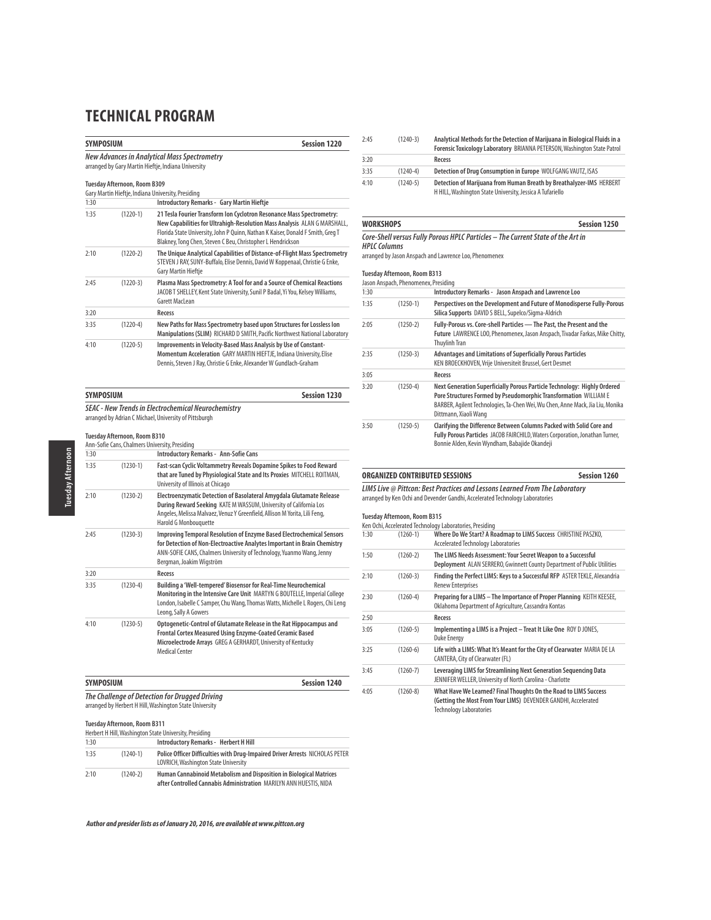# TECHNICAL PROGRAM

## SYMPOSIUM — Session 1220

***New Advances in Analytical Mass Spectrometry***
arranged by Gary Martin Hieftje, Indiana University

**Tuesday Afternoon, Room B309**
Gary Martin Hieftje, Indiana University, Presiding

| | | |
|---|---|---|
| 1:30 | | **Introductory Remarks - Gary Martin Hieftje** |
| 1:35 | (1220-1) | **21 Tesla Fourier Transform Ion Cyclotron Resonance Mass Spectrometry: New Capabilities for Ultrahigh-Resolution Mass Analysis** ALAN G MARSHALL, Florida State University, John P Quinn, Nathan K Kaiser, Donald F Smith, Greg T Blakney, Tong Chen, Steven C Beu, Christopher L Hendrickson |
| 2:10 | (1220-2) | **The Unique Analytical Capabilities of Distance-of-Flight Mass Spectrometry** STEVEN J RAY, SUNY-Buffalo, Elise Dennis, David W Koppenaal, Christie G Enke, Gary Martin Hieftje |
| 2:45 | (1220-3) | **Plasma Mass Spectrometry: A Tool for and a Source of Chemical Reactions** JACOB T SHELLEY, Kent State University, Sunil P Badal, Yi You, Kelsey Williams, Garett MacLean |
| 3:20 | | **Recess** |
| 3:35 | (1220-4) | **New Paths for Mass Spectrometry based upon Structures for Lossless Ion Manipulations (SLIM)** RICHARD D SMITH, Pacific Northwest National Laboratory |
| 4:10 | (1220-5) | **Improvements in Velocity-Based Mass Analysis by Use of Constant-Momentum Acceleration** GARY MARTIN HIEFTJE, Indiana University, Elise Dennis, Steven J Ray, Christie G Enke, Alexander W Gundlach-Graham |

## SYMPOSIUM — Session 1230

***SEAC - New Trends in Electrochemical Neurochemistry***
arranged by Adrian C Michael, University of Pittsburgh

**Tuesday Afternoon, Room B310**
Ann-Sofie Cans, Chalmers University, Presiding

| | | |
|---|---|---|
| 1:30 | | **Introductory Remarks - Ann-Sofie Cans** |
| 1:35 | (1230-1) | **Fast-scan Cyclic Voltammetry Reveals Dopamine Spikes to Food Reward that are Tuned by Physiological State and Its Proxies** MITCHELL ROITMAN, University of Illinois at Chicago |
| 2:10 | (1230-2) | **Electroenzymatic Detection of Basolateral Amygdala Glutamate Release During Reward Seeking** KATE M WASSUM, University of California Los Angeles, Melissa Malvaez, Venuz Y Greenfield, Allison M Yorita, Lili Feng, Harold G Monbouquette |
| 2:45 | (1230-3) | **Improving Temporal Resolution of Enzyme Based Electrochemical Sensors for Detection of Non-Electroactive Analytes Important in Brain Chemistry** ANN-SOFIE CANS, Chalmers University of Technology, Yuanmo Wang, Jenny Bergman, Joakim Wigström |
| 3:20 | | **Recess** |
| 3:35 | (1230-4) | **Building a 'Well-tempered' Biosensor for Real-Time Neurochemical Monitoring in the Intensive Care Unit** MARTYN G BOUTELLE, Imperial College London, Isabelle C Samper, Chu Wang, Thomas Watts, Michelle L Rogers, Chi Leng Leong, Sally A Gowers |
| 4:10 | (1230-5) | **Optogenetic-Control of Glutamate Release in the Rat Hippocampus and Frontal Cortex Measured Using Enzyme-Coated Ceramic Based Microelectrode Arrays** GREG A GERHARDT, University of Kentucky Medical Center |

## SYMPOSIUM — Session 1240

***The Challenge of Detection for Drugged Driving***
arranged by Herbert H Hill, Washington State University

**Tuesday Afternoon, Room B311**
Herbert H Hill, Washington State University, Presiding

| | | |
|---|---|---|
| 1:30 | | **Introductory Remarks - Herbert H Hill** |
| 1:35 | (1240-1) | **Police Officer Difficulties with Drug-Impaired Driver Arrests** NICHOLAS PETER LOVRICH, Washington State University |
| 2:10 | (1240-2) | **Human Cannabinoid Metabolism and Disposition in Biological Matrices after Controlled Cannabis Administration** MARILYN ANN HUESTIS, NIDA |
| 2:45 | (1240-3) | **Analytical Methods for the Detection of Marijuana in Biological Fluids in a Forensic Toxicology Laboratory** BRIANNA PETERSON, Washington State Patrol |
| 3:20 | | **Recess** |
| 3:35 | (1240-4) | **Detection of Drug Consumption in Europe** WOLFGANG VAUTZ, ISAS |
| 4:10 | (1240-5) | **Detection of Marijuana from Human Breath by Breathalyzer-IMS** HERBERT H HILL, Washington State University, Jessica A Tufariello |

## WORKSHOPS — Session 1250

***Core-Shell versus Fully Porous HPLC Particles – The Current State of the Art in HPLC Columns***
arranged by Jason Anspach and Lawrence Loo, Phenomenex

**Tuesday Afternoon, Room B313**
Jason Anspach, Phenomenex, Presiding

| | | |
|---|---|---|
| 1:30 | | **Introductory Remarks - Jason Anspach and Lawrence Loo** |
| 1:35 | (1250-1) | **Perspectives on the Development and Future of Monodisperse Fully-Porous Silica Supports** DAVID S BELL, Supelco/Sigma-Aldrich |
| 2:05 | (1250-2) | **Fully-Porous vs. Core-shell Particles — The Past, the Present and the Future** LAWRENCE LOO, Phenomenex, Jason Anspach, Tivadar Farkas, Mike Chitty, Thuylinh Tran |
| 2:35 | (1250-3) | **Advantages and Limitations of Superficially Porous Particles** KEN BROECKHOVEN, Vrije Universiteit Brussel, Gert Desmet |
| 3:05 | | **Recess** |
| 3:20 | (1250-4) | **Next Generation Superficially Porous Particle Technology: Highly Ordered Pore Structures Formed by Pseudomorphic Transformation** WILLIAM E BARBER, Agilent Technologies, Ta-Chen Wei, Wu Chen, Anne Mack, Jia Liu, Monika Dittmann, Xiaoli Wang |
| 3:50 | (1250-5) | **Clarifying the Difference Between Columns Packed with Solid Core and Fully Porous Particles** JACOB FAIRCHILD, Waters Corporation, Jonathan Turner, Bonnie Alden, Kevin Wyndham, Babajide Okandeji |

## ORGANIZED CONTRIBUTED SESSIONS — Session 1260

***LIMS Live @ Pittcon: Best Practices and Lessons Learned From The Laboratory***
arranged by Ken Ochi and Devender Gandhi, Accelerated Technology Laboratories

**Tuesday Afternoon, Room B315**
Ken Ochi, Accelerated Technology Laboratories, Presiding

| | | |
|---|---|---|
| 1:30 | (1260-1) | **Where Do We Start? A Roadmap to LIMS Success** CHRISTINE PASZKO, Accelerated Technology Laboratories |
| 1:50 | (1260-2) | **The LIMS Needs Assessment: Your Secret Weapon to a Successful Deployment** ALAN SERRERO, Gwinnett County Department of Public Utilities |
| 2:10 | (1260-3) | **Finding the Perfect LIMS: Keys to a Successful RFP** ASTER TEKLE, Alexandria Renew Enterprises |
| 2:30 | (1260-4) | **Preparing for a LIMS – The Importance of Proper Planning** KEITH KEESEE, Oklahoma Department of Agriculture, Cassandra Kontas |
| 2:50 | | **Recess** |
| 3:05 | (1260-5) | **Implementing a LIMS is a Project – Treat It Like One** ROY D JONES, Duke Energy |
| 3:25 | (1260-6) | **Life with a LIMS: What It's Meant for the City of Clearwater** MARIA DE LA CANTERA, City of Clearwater (FL) |
| 3:45 | (1260-7) | **Leveraging LIMS for Streamlining Next Generation Sequencing Data** JENNIFER WELLER, University of North Carolina - Charlotte |
| 4:05 | (1260-8) | **What Have We Learned? Final Thoughts On the Road to LIMS Success (Getting the Most From Your LIMS)** DEVENDER GANDHI, Accelerated Technology Laboratories |

***Author and presider lists as of January 20, 2016, are available at www.pittcon.org***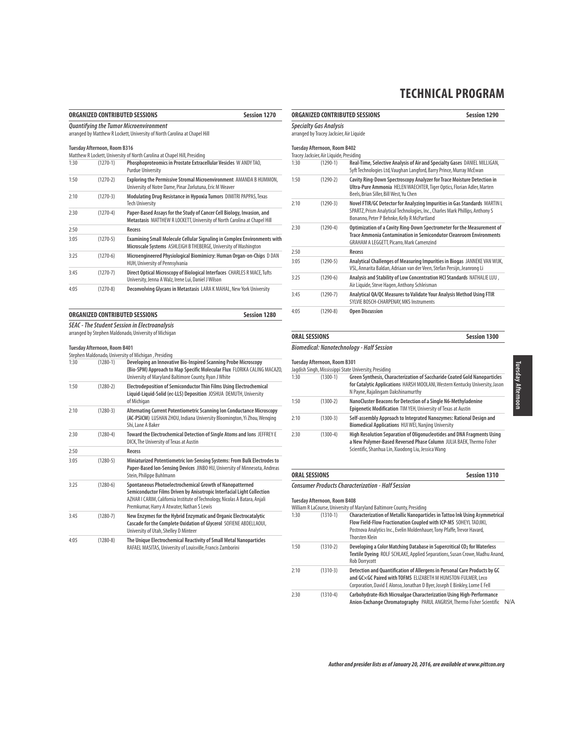# TECHNICAL PROGRAM

## ORGANIZED CONTRIBUTED SESSIONS — Session 1270

***Quantifying the Tumor Microenvironment***

arranged by Matthew R Lockett, University of North Carolina at Chapel Hill

**Tuesday Afternoon, Room B316**

Matthew R Lockett, University of North Carolina at Chapel Hill, Presiding

| Time | Number | Title |
|---|---|---|
| 1:30 | (1270-1) | **Phosphoproteomics in Prostate Extracellular Vesicles** W ANDY TAO, Purdue University |
| 1:50 | (1270-2) | **Exploring the Permissive Stromal Microenvironment** AMANDA B HUMMON, University of Notre Dame, Pinar Zorlutuna, Eric M Weaver |
| 2:10 | (1270-3) | **Modulating Drug Resistance in Hypoxia Tumors** DIMITRI PAPPAS, Texas Tech University |
| 2:30 | (1270-4) | **Paper-Based Assays for the Study of Cancer Cell Biology, Invasion, and Metastasis** MATTHEW R LOCKETT, University of North Carolina at Chapel Hill |
| 2:50 | | **Recess** |
| 3:05 | (1270-5) | **Examining Small Molecule Cellular Signaling in Complex Environments with Microscale Systems** ASHLEIGH B THEBERGE, University of Washington |
| 3:25 | (1270-6) | **Microengineered Physiological Biomimicry: Human Organ-on-Chips** D DAN HUH, University of Pennsylvania |
| 3:45 | (1270-7) | **Direct Optical Microscopy of Biological Interfaces** CHARLES R MACE, Tufts University, Jenna A Walz, Irene Lui, Daniel J Wilson |
| 4:05 | (1270-8) | **Deconvolving Glycans in Metastasis** LARA K MAHAL, New York University |

## ORGANIZED CONTRIBUTED SESSIONS — Session 1280

***SEAC - The Student Session in Electroanalysis***

arranged by Stephen Maldonado, University of Michigan

**Tuesday Afternoon, Room B401**

Stephen Maldonado, University of Michigan , Presiding

| Time | Number | Title |
|---|---|---|
| 1:30 | (1280-1) | **Developing an Innovative Bio-Inspired Scanning Probe Microscopy (Bio-SPM) Approach to Map Specific Molecular Flux** FLORIKA CALING MACAZO, University of Maryland Baltimore County, Ryan J White |
| 1:50 | (1280-2) | **Electrodeposition of Semiconductor Thin Films Using Electrochemical Liquid-Liquid-Solid (ec-LLS) Deposition** JOSHUA DEMUTH, University of Michigan |
| 2:10 | (1280-3) | **Alternating Current Potentiometric Scanning Ion Conductance Microscopy (AC-PSICM)** LUSHAN ZHOU, Indiana University Bloomington, Yi Zhou, Wenqing Shi, Lane A Baker |
| 2:30 | (1280-4) | **Toward the Electrochemical Detection of Single Atoms and Ions** JEFFREY E DICK, The University of Texas at Austin |
| 2:50 | | **Recess** |
| 3:05 | (1280-5) | **Miniaturized Potentiometric Ion-Sensing Systems: From Bulk Electrodes to Paper-Based Ion-Sensing Devices** JINBO HU, University of Minnesota, Andreas Stein, Philippe Buhlmann |
| 3:25 | (1280-6) | **Spontaneous Photoelectrochemical Growth of Nanopatterned Semiconductor Films Driven by Anisotropic Interfacial Light Collection** AZHAR I CARIM, California Institute of Technology, Nicolas A Batara, Anjali Premkumar, Harry A Atwater, Nathan S Lewis |
| 3:45 | (1280-7) | **New Enzymes for the Hybrid Enzymatic and Organic Electrocatalytic Cascade for the Complete Oxidation of Glycerol** SOFIENE ABDELLAOUI, University of Utah, Shelley D Minteer |
| 4:05 | (1280-8) | **The Unique Electrochemical Reactivity of Small Metal Nanoparticles** RAFAEL MASITAS, University of Louisville, Francis Zamborini |

## ORGANIZED CONTRIBUTED SESSIONS — Session 1290

***Specialty Gas Analysis***

arranged by Tracey Jacksier, Air Liquide

**Tuesday Afternoon, Room B402**

Tracey Jacksier, Air Liquide, Presiding

| Time | Number | Title |
|---|---|---|
| 1:30 | (1290-1) | **Real-Time, Selective Analysis of Air and Specialty Gases** DANIEL MILLIGAN, Syft Technologies Ltd, Vaughan Langford, Barry Prince, Murray McEwan |
| 1:50 | (1290-2) | **Cavity Ring-Down Spectroscopy Analyzer for Trace Moisture Detection in Ultra-Pure Ammonia** HELEN WAECHTER, Tiger Optics, Florian Adler, Marten Beels, Brian Siller, Bill West, Yu Chen |
| 2:10 | (1290-3) | **Novel FTIR/GC Detector for Analyzing Impurities in Gas Standards** MARTIN L SPARTZ, Prism Analytical Technologies, Inc., Charles Mark Phillips, Anthony S Bonanno, Peter P Behnke, Kelly R McPartland |
| 2:30 | (1290-4) | **Optimization of a Cavity Ring-Down Spectrometer for the Measurement of Trace Ammonia Contamination in Semiconductor Cleanroom Environments** GRAHAM A LEGGETT, Picarro, Mark Camenzind |
| 2:50 | | **Recess** |
| 3:05 | (1290-5) | **Analytical Challenges of Measuring Impurities in Biogas** JANNEKE VAN WIJK, VSL, Annarita Baldan, Adriaan van der Veen, Stefan Persijn, Jeanrong Li |
| 3:25 | (1290-6) | **Analysis and Stability of Low Concentration HCl Standards** NATHALIE LUU , Air Liquide, Steve Hagen, Anthony Schleisman |
| 3:45 | (1290-7) | **Analytical QA/QC Measures to Validate Your Analysis Method Using FTIR** SYLVIE BOSCH-CHARPENAY, MKS Instruments |
| 4:05 | (1290-8) | **Open Discussion** |

## ORAL SESSIONS — Session 1300

***Biomedical: Nanotechnology - Half Session***

**Tuesday Afternoon, Room B301**

Jagdish Singh, Mississippi State University, Presiding

| Time | Number | Title |
|---|---|---|
| 1:30 | (1300-1) | **Green Synthesis, Characterization of Saccharide Coated Gold Nanoparticles for Catalytic Applications** HARSH MOOLANI, Western Kentucky University, Jason N Payne, Rajalingam Dakshinamurthy |
| 1:50 | (1300-2) | **NanoCluster Beacons for Detection of a Single N6-Methyladenine Epigenetic Modification** TIM YEH, University of Texas at Austin |
| 2:10 | (1300-3) | **Self-assembly Approach to Integrated Nanozymes: Rational Design and Biomedical Applications** HUI WEI, Nanjing University |
| 2:30 | (1300-4) | **High Resolution Separation of Oligonucleotides and DNA Fragments Using a New Polymer-Based Reversed Phase Column** JULIA BAEK, Thermo Fisher Scientific, Shanhua Lin, Xiaodong Liu, Jessica Wang |

## ORAL SESSIONS — Session 1310

***Consumer Products Characterization - Half Session***

**Tuesday Afternoon, Room B408**

William R LaCourse, University of Maryland Baltimore County, Presiding

| Time | Number | Title |
|---|---|---|
| 1:30 | (1310-1) | **Characterization of Metallic Nanoparticles in Tattoo Ink Using Asymmetrical Flow Field-Flow Fractionation Coupled with ICP-MS** SOHEYL TADJIKI, Postnova Analytics Inc., Evelin Moldenhauer, Tony Pfaffe, Trevor Havard, Thorsten Klein |
| 1:50 | (1310-2) | **Developing a Color Matching Database in Supercritical $CO_2$ for Waterless Textile Dyeing** ROLF SCHLAKE, Applied Separations, Susan Crowe, Madhu Anand, Rob Dorrycott |
| 2:10 | (1310-3) | **Detection and Quantification of Allergens in Personal Care Products by GC and GC×GC Paired with TOFMS** ELIZABETH M HUMSTON-FULMER, Leco Corporation, David E Alonso, Jonathan D Byer, Joseph E Binkley, Lorne E Fell |
| 2:30 | (1310-4) | **Carbohydrate-Rich Microalgae Characterization Using High-Performance Anion-Exchange Chromatography** PARUL ANGRISH, Thermo Fisher Scientific N/A |

*Author and presider lists as of January 20, 2016, are available at www.pittcon.org*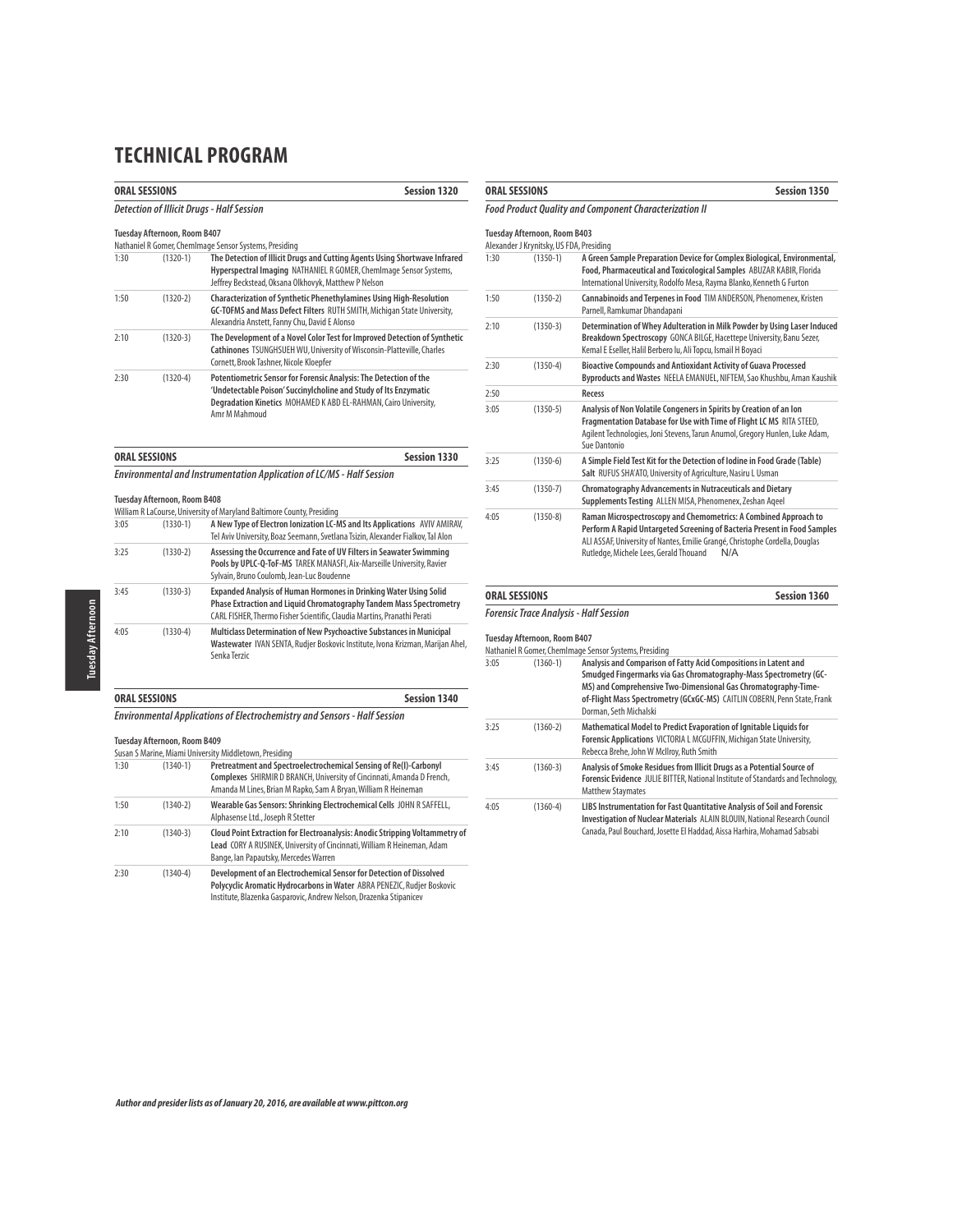# TECHNICAL PROGRAM

## ORAL SESSIONS — Session 1320

### *Detection of Illicit Drugs - Half Session*

**Tuesday Afternoon, Room B407**
Nathaniel R Gomer, ChemImage Sensor Systems, Presiding

| Time | No. | Title / Authors |
|---|---|---|
| 1:30 | (1320-1) | **The Detection of Illicit Drugs and Cutting Agents Using Shortwave Infrared Hyperspectral Imaging** NATHANIEL R GOMER, ChemImage Sensor Systems, Jeffrey Beckstead, Oksana Olkhovyk, Matthew P Nelson |
| 1:50 | (1320-2) | **Characterization of Synthetic Phenethylamines Using High-Resolution GC-TOFMS and Mass Defect Filters** RUTH SMITH, Michigan State University, Alexandria Anstett, Fanny Chu, David E Alonso |
| 2:10 | (1320-3) | **The Development of a Novel Color Test for Improved Detection of Synthetic Cathinones** TSUNGHSUEH WU, University of Wisconsin-Platteville, Charles Cornett, Brook Tashner, Nicole Kloepfer |
| 2:30 | (1320-4) | **Potentiometric Sensor for Forensic Analysis: The Detection of the 'Undetectable Poison' Succinylcholine and Study of Its Enzymatic Degradation Kinetics** MOHAMED K ABD EL-RAHMAN, Cairo University, Amr M Mahmoud |

## ORAL SESSIONS — Session 1330

### *Environmental and Instrumentation Application of LC/MS - Half Session*

**Tuesday Afternoon, Room B408**
William R LaCourse, University of Maryland Baltimore County, Presiding

| Time | No. | Title / Authors |
|---|---|---|
| 3:05 | (1330-1) | **A New Type of Electron Ionization LC-MS and Its Applications** AVIV AMIRAV, Tel Aviv University, Boaz Seemann, Svetlana Tsizin, Alexander Fialkov, Tal Alon |
| 3:25 | (1330-2) | **Assessing the Occurrence and Fate of UV Filters in Seawater Swimming Pools by UPLC-Q-ToF-MS** TAREK MANASFI, Aix-Marseille University, Ravier Sylvain, Bruno Coulomb, Jean-Luc Boudenne |
| 3:45 | (1330-3) | **Expanded Analysis of Human Hormones in Drinking Water Using Solid Phase Extraction and Liquid Chromatography Tandem Mass Spectrometry** CARL FISHER, Thermo Fisher Scientific, Claudia Martins, Pranathi Perati |
| 4:05 | (1330-4) | **Multiclass Determination of New Psychoactive Substances in Municipal Wastewater** IVAN SENTA, Rudjer Boskovic Institute, Ivona Krizman, Marijan Ahel, Senka Terzic |

## ORAL SESSIONS — Session 1340

### *Environmental Applications of Electrochemistry and Sensors - Half Session*

**Tuesday Afternoon, Room B409**
Susan S Marine, Miami University Middletown, Presiding

| Time | No. | Title / Authors |
|---|---|---|
| 1:30 | (1340-1) | **Pretreatment and Spectroelectrochemical Sensing of Re(I)-Carbonyl Complexes** SHIRMIR D BRANCH, University of Cincinnati, Amanda D French, Amanda M Lines, Brian M Rapko, Sam A Bryan, William R Heineman |
| 1:50 | (1340-2) | **Wearable Gas Sensors: Shrinking Electrochemical Cells** JOHN R SAFFELL, Alphasense Ltd., Joseph R Stetter |
| 2:10 | (1340-3) | **Cloud Point Extraction for Electroanalysis: Anodic Stripping Voltammetry of Lead** CORY A RUSINEK, University of Cincinnati, William R Heineman, Adam Bange, Ian Papautsky, Mercedes Warren |
| 2:30 | (1340-4) | **Development of an Electrochemical Sensor for Detection of Dissolved Polycyclic Aromatic Hydrocarbons in Water** ABRA PENEZIC, Rudjer Boskovic Institute, Blazenka Gasparovic, Andrew Nelson, Drazenka Stipanicev |

## ORAL SESSIONS — Session 1350

### *Food Product Quality and Component Characterization II*

**Tuesday Afternoon, Room B403**
Alexander J Krynitsky, US FDA, Presiding

| Time | No. | Title / Authors |
|---|---|---|
| 1:30 | (1350-1) | **A Green Sample Preparation Device for Complex Biological, Environmental, Food, Pharmaceutical and Toxicological Samples** ABUZAR KABIR, Florida International University, Rodolfo Mesa, Rayma Blanko, Kenneth G Furton |
| 1:50 | (1350-2) | **Cannabinoids and Terpenes in Food** TIM ANDERSON, Phenomenex, Kristen Parnell, Ramkumar Dhandapani |
| 2:10 | (1350-3) | **Determination of Whey Adulteration in Milk Powder by Using Laser Induced Breakdown Spectroscopy** GONCA BILGE, Hacettepe University, Banu Sezer, Kemal E Eseller, Halil Berbero lu, Ali Topcu, Ismail H Boyaci |
| 2:30 | (1350-4) | **Bioactive Compounds and Antioxidant Activity of Guava Processed Byproducts and Wastes** NEELA EMANUEL, NIFTEM, Sao Khushbu, Aman Kaushik |
| 2:50 | | **Recess** |
| 3:05 | (1350-5) | **Analysis of Non Volatile Congeners in Spirits by Creation of an Ion Fragmentation Database for Use with Time of Flight LC MS** RITA STEED, Agilent Technologies, Joni Stevens, Tarun Anumol, Gregory Hunlen, Luke Adam, Sue Dantonio |
| 3:25 | (1350-6) | **A Simple Field Test Kit for the Detection of Iodine in Food Grade (Table) Salt** RUFUS SHA'ATO, University of Agriculture, Nasiru L Usman |
| 3:45 | (1350-7) | **Chromatography Advancements in Nutraceuticals and Dietary Supplements Testing** ALLEN MISA, Phenomenex, Zeshan Aqeel |
| 4:05 | (1350-8) | **Raman Microspectroscopy and Chemometrics: A Combined Approach to Perform A Rapid Untargeted Screening of Bacteria Present in Food Samples** ALI ASSAF, University of Nantes, Emilie Grangé, Christophe Cordella, Douglas Rutledge, Michele Lees, Gerald Thouand N/A |

## ORAL SESSIONS — Session 1360

### *Forensic Trace Analysis - Half Session*

**Tuesday Afternoon, Room B407**
Nathaniel R Gomer, ChemImage Sensor Systems, Presiding

| Time | No. | Title / Authors |
|---|---|---|
| 3:05 | (1360-1) | **Analysis and Comparison of Fatty Acid Compositions in Latent and Smudged Fingermarks via Gas Chromatography-Mass Spectrometry (GC-MS) and Comprehensive Two-Dimensional Gas Chromatography-Time-of-Flight Mass Spectrometry (GCxGC-MS)** CAITLIN COBERN, Penn State, Frank Dorman, Seth Michalski |
| 3:25 | (1360-2) | **Mathematical Model to Predict Evaporation of Ignitable Liquids for Forensic Applications** VICTORIA L MCGUFFIN, Michigan State University, Rebecca Brehe, John W McIlroy, Ruth Smith |
| 3:45 | (1360-3) | **Analysis of Smoke Residues from Illicit Drugs as a Potential Source of Forensic Evidence** JULIE BITTER, National Institute of Standards and Technology, Matthew Staymates |
| 4:05 | (1360-4) | **LIBS Instrumentation for Fast Quantitative Analysis of Soil and Forensic Investigation of Nuclear Materials** ALAIN BLOUIN, National Research Council Canada, Paul Bouchard, Josette El Haddad, Aissa Harhira, Mohamad Sabsabi |

*Author and presider lists as of January 20, 2016, are available at www.pittcon.org*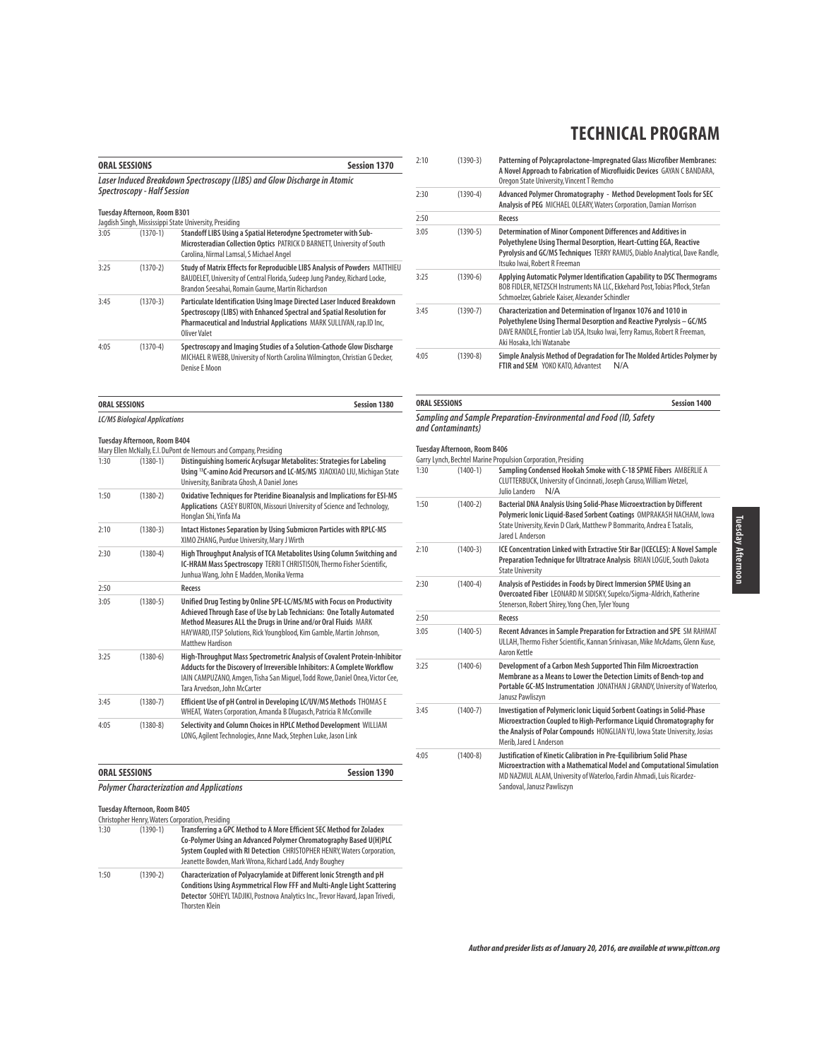# TECHNICAL PROGRAM

## ORAL SESSIONS — Session 1370

### *Laser Induced Breakdown Spectroscopy (LIBS) and Glow Discharge in Atomic Spectroscopy - Half Session*

**Tuesday Afternoon, Room B301**
Jagdish Singh, Mississippi State University, Presiding

| | | |
|---|---|---|
| 3:05 | (1370-1) | **Standoff LIBS Using a Spatial Heterodyne Spectrometer with Sub-Microsteradian Collection Optics** PATRICK D BARNETT, University of South Carolina, Nirmal Lamsal, S Michael Angel |
| 3:25 | (1370-2) | **Study of Matrix Effects for Reproducible LIBS Analysis of Powders** MATTHIEU BAUDELET, University of Central Florida, Sudeep Jung Pandey, Richard Locke, Brandon Seesahai, Romain Gaume, Martin Richardson |
| 3:45 | (1370-3) | **Particulate Identification Using Image Directed Laser Induced Breakdown Spectroscopy (LIBS) with Enhanced Spectral and Spatial Resolution for Pharmaceutical and Industrial Applications** MARK SULLIVAN, rap.ID Inc, Oliver Valet |
| 4:05 | (1370-4) | **Spectroscopy and Imaging Studies of a Solution-Cathode Glow Discharge** MICHAEL R WEBB, University of North Carolina Wilmington, Christian G Decker, Denise E Moon |

## ORAL SESSIONS — Session 1380

### *LC/MS Biological Applications*

**Tuesday Afternoon, Room B404**
Mary Ellen McNally, E.I. DuPont de Nemours and Company, Presiding

| | | |
|---|---|---|
| 1:30 | (1380-1) | **Distinguishing Isomeric Acylsugar Metabolites: Strategies for Labeling Using $^{13}$C-amino Acid Precursors and LC-MS/MS** XIAOXIAO LIU, Michigan State University, Banibrata Ghosh, A Daniel Jones |
| 1:50 | (1380-2) | **Oxidative Techniques for Pteridine Bioanalysis and Implications for ESI-MS Applications** CASEY BURTON, Missouri University of Science and Technology, Honglan Shi, Yinfa Ma |
| 2:10 | (1380-3) | **Intact Histones Separation by Using Submicron Particles with RPLC-MS** XIMO ZHANG, Purdue University, Mary J Wirth |
| 2:30 | (1380-4) | **High Throughput Analysis of TCA Metabolites Using Column Switching and IC-HRAM Mass Spectroscopy** TERRI T CHRISTISON, Thermo Fisher Scientific, Junhua Wang, John E Madden, Monika Verma |
| 2:50 | | **Recess** |
| 3:05 | (1380-5) | **Unified Drug Testing by Online SPE-LC/MS/MS with Focus on Productivity Achieved Through Ease of Use by Lab Technicians: One Totally Automated Method Measures ALL the Drugs in Urine and/or Oral Fluids** MARK HAYWARD, ITSP Solutions, Rick Youngblood, Kim Gamble, Martin Johnson, Matthew Hardison |
| 3:25 | (1380-6) | **High-Throughput Mass Spectrometric Analysis of Covalent Protein-Inhibitor Adducts for the Discovery of Irreversible Inhibitors: A Complete Workflow** IAIN CAMPUZANO, Amgen, Tisha San Miguel, Todd Rowe, Daniel Onea, Victor Cee, Tara Arvedson, John McCarter |
| 3:45 | (1380-7) | **Efficient Use of pH Control in Developing LC/UV/MS Methods** THOMAS E WHEAT, Waters Corporation, Amanda B Dlugasch, Patricia R McConville |
| 4:05 | (1380-8) | **Selectivity and Column Choices in HPLC Method Development** WILLIAM LONG, Agilent Technologies, Anne Mack, Stephen Luke, Jason Link |

## ORAL SESSIONS — Session 1390

### *Polymer Characterization and Applications*

**Tuesday Afternoon, Room B405**
Christopher Henry, Waters Corporation, Presiding

| | | |
|---|---|---|
| 1:30 | (1390-1) | **Transferring a GPC Method to A More Efficient SEC Method for Zoladex Co-Polymer Using an Advanced Polymer Chromatography Based U(H)PLC System Coupled with RI Detection** CHRISTOPHER HENRY, Waters Corporation, Jeanette Bowden, Mark Wrona, Richard Ladd, Andy Boughey |
| 1:50 | (1390-2) | **Characterization of Polyacrylamide at Different Ionic Strength and pH Conditions Using Asymmetrical Flow FFF and Multi-Angle Light Scattering Detector** SOHEYL TADJIKI, Postnova Analytics Inc., Trevor Havard, Japan Trivedi, Thorsten Klein |
| 2:10 | (1390-3) | **Patterning of Polycaprolactone-Impregnated Glass Microfiber Membranes: A Novel Approach to Fabrication of Microfluidic Devices** GAYAN C BANDARA, Oregon State University, Vincent T Remcho |
| 2:30 | (1390-4) | **Advanced Polymer Chromatography - Method Development Tools for SEC Analysis of PEG** MICHAEL OLEARY, Waters Corporation, Damian Morrison |
| 2:50 | | **Recess** |
| 3:05 | (1390-5) | **Determination of Minor Component Differences and Additives in Polyethylene Using Thermal Desorption, Heart-Cutting EGA, Reactive Pyrolysis and GC/MS Techniques** TERRY RAMUS, Diablo Analytical, Dave Randle, Itsuko Iwai, Robert R Freeman |
| 3:25 | (1390-6) | **Applying Automatic Polymer Identification Capability to DSC Thermograms** BOB FIDLER, NETZSCH Instruments NA LLC, Ekkehard Post, Tobias Pflock, Stefan Schmoelzer, Gabriele Kaiser, Alexander Schindler |
| 3:45 | (1390-7) | **Characterization and Determination of Irganox 1076 and 1010 in Polyethylene Using Thermal Desorption and Reactive Pyrolysis – GC/MS** DAVE RANDLE, Frontier Lab USA, Itsuko Iwai, Terry Ramus, Robert R Freeman, Aki Hosaka, Ichi Watanabe |
| 4:05 | (1390-8) | **Simple Analysis Method of Degradation for The Molded Articles Polymer by FTIR and SEM** YOKO KATO, Advantest N/A |

## ORAL SESSIONS — Session 1400

### *Sampling and Sample Preparation-Environmental and Food (ID, Safety and Contaminants)*

**Tuesday Afternoon, Room B406**
Garry Lynch, Bechtel Marine Propulsion Corporation, Presiding

| | | |
|---|---|---|
| 1:30 | (1400-1) | **Sampling Condensed Hookah Smoke with C-18 SPME Fibers** AMBERLIE A CLUTTERBUCK, University of Cincinnati, Joseph Caruso, William Wetzel, Julio Landero N/A |
| 1:50 | (1400-2) | **Bacterial DNA Analysis Using Solid-Phase Microextraction by Different Polymeric Ionic Liquid-Based Sorbent Coatings** OMPRAKASH NACHAM, Iowa State University, Kevin D Clark, Matthew P Bommarito, Andrea E Tsatalis, Jared L Anderson |
| 2:10 | (1400-3) | **ICE Concentration Linked with Extractive Stir Bar (ICECLES): A Novel Sample Preparation Technique for Ultratrace Analysis** BRIAN LOGUE, South Dakota State University |
| 2:30 | (1400-4) | **Analysis of Pesticides in Foods by Direct Immersion SPME Using an Overcoated Fiber** LEONARD M SIDISKY, Supelco/Sigma-Aldrich, Katherine Stenerson, Robert Shirey, Yong Chen, Tyler Young |
| 2:50 | | **Recess** |
| 3:05 | (1400-5) | **Recent Advances in Sample Preparation for Extraction and SPE** SM RAHMAT ULLAH, Thermo Fisher Scientific, Kannan Srinivasan, Mike McAdams, Glenn Kuse, Aaron Kettle |
| 3:25 | (1400-6) | **Development of a Carbon Mesh Supported Thin Film Microextraction Membrane as a Means to Lower the Detection Limits of Bench-top and Portable GC-MS Instrumentation** JONATHAN J GRANDY, University of Waterloo, Janusz Pawliszyn |
| 3:45 | (1400-7) | **Investigation of Polymeric Ionic Liquid Sorbent Coatings in Solid-Phase Microextraction Coupled to High-Performance Liquid Chromatography for the Analysis of Polar Compounds** HONGLIAN YU, Iowa State University, Josias Merib, Jared L Anderson |
| 4:05 | (1400-8) | **Justification of Kinetic Calibration in Pre-Equilibrium Solid Phase Microextraction with a Mathematical Model and Computational Simulation** MD NAZMUL ALAM, University of Waterloo, Fardin Ahmadi, Luis Ricardez-Sandoval, Janusz Pawliszyn |

*Author and presider lists as of January 20, 2016, are available at www.pittcon.org*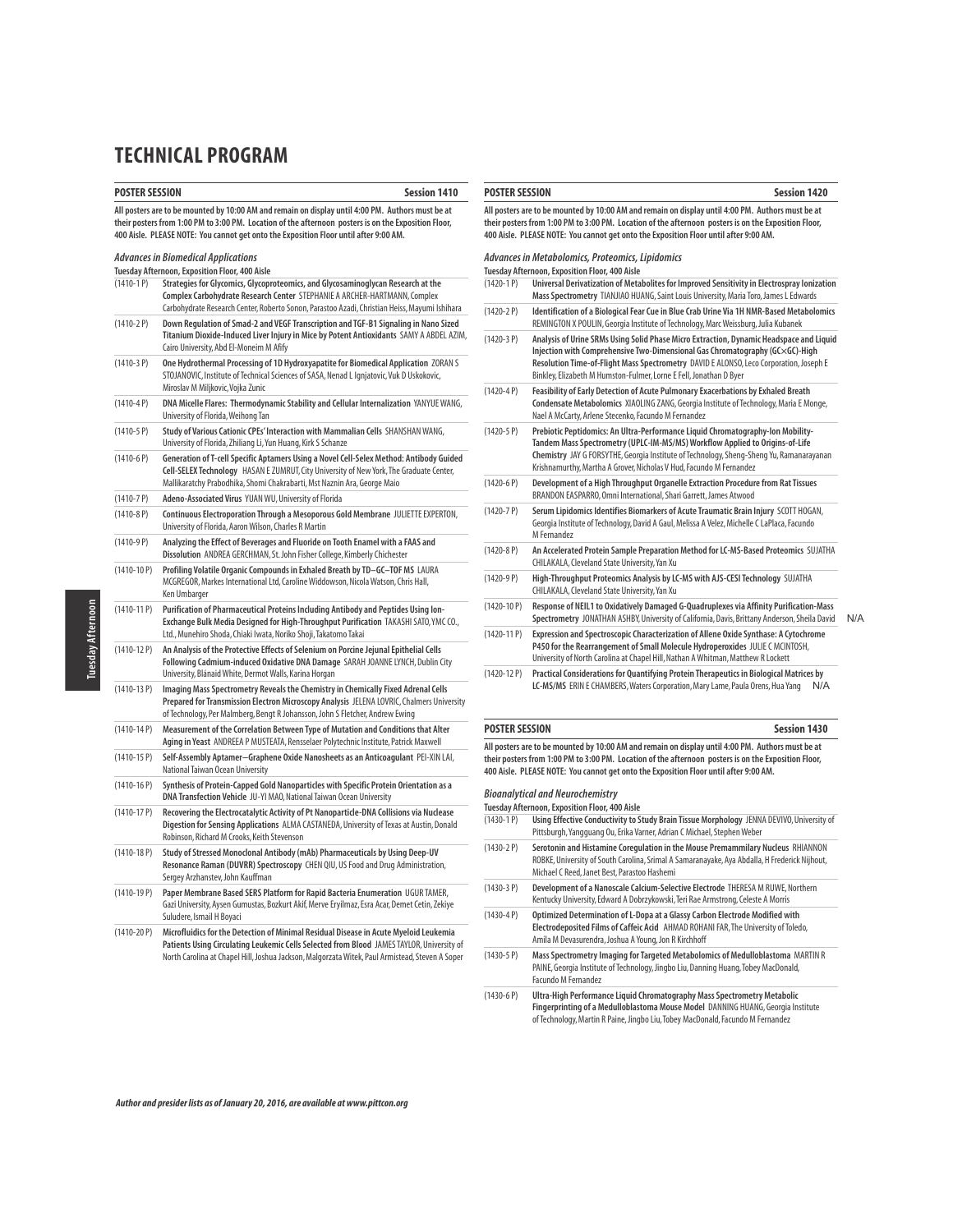# TECHNICAL PROGRAM

## POSTER SESSION — Session 1410

**All posters are to be mounted by 10:00 AM and remain on display until 4:00 PM. Authors must be at their posters from 1:00 PM to 3:00 PM. Location of the afternoon posters is on the Exposition Floor, 400 Aisle. PLEASE NOTE: You cannot get onto the Exposition Floor until after 9:00 AM.**

### *Advances in Biomedical Applications*

**Tuesday Afternoon, Exposition Floor, 400 Aisle**

(1410-1 P) **Strategies for Glycomics, Glycoproteomics, and Glycosaminoglycan Research at the Complex Carbohydrate Research Center** STEPHANIE A ARCHER-HARTMANN, Complex Carbohydrate Research Center, Roberto Sonon, Parastoo Azadi, Christian Heiss, Mayumi Ishihara

(1410-2 P) **Down Regulation of Smad-2 and VEGF Transcription and TGF-B1 Signaling in Nano Sized Titanium Dioxide-Induced Liver Injury in Mice by Potent Antioxidants** SAMY A ABDEL AZIM, Cairo University, Abd El-Moneim M Afify

(1410-3 P) **One Hydrothermal Processing of 1D Hydroxyapatite for Biomedical Application** ZORAN S STOJANOVIC, Institute of Technical Sciences of SASA, Nenad L Ignjatovic, Vuk D Uskokovic, Miroslav M Miljkovic, Vojka Zunic

(1410-4 P) **DNA Micelle Flares: Thermodynamic Stability and Cellular Internalization** YANYUE WANG, University of Florida, Weihong Tan

(1410-5 P) **Study of Various Cationic CPEs' Interaction with Mammalian Cells** SHANSHAN WANG, University of Florida, Zhiliang Li, Yun Huang, Kirk S Schanze

(1410-6 P) **Generation of T-cell Specific Aptamers Using a Novel Cell-Selex Method: Antibody Guided Cell-SELEX Technology** HASAN E ZUMRUT, City University of New York, The Graduate Center, Mallikaratchy Prabodhika, Shomi Chakrabarti, Mst Naznin Ara, George Maio

(1410-7 P) **Adeno-Associated Virus** YUAN WU, University of Florida

(1410-8 P) **Continuous Electroporation Through a Mesoporous Gold Membrane** JULIETTE EXPERTON, University of Florida, Aaron Wilson, Charles R Martin

(1410-9 P) **Analyzing the Effect of Beverages and Fluoride on Tooth Enamel with a FAAS and Dissolution** ANDREA GERCHMAN, St. John Fisher College, Kimberly Chichester

(1410-10 P) **Profiling Volatile Organic Compounds in Exhaled Breath by TD–GC–TOF MS** LAURA MCGREGOR, Markes International Ltd, Caroline Widdowson, Nicola Watson, Chris Hall, Ken Umbarger

(1410-11 P) **Purification of Pharmaceutical Proteins Including Antibody and Peptides Using Ion-Exchange Bulk Media Designed for High-Throughput Purification** TAKASHI SATO, YMC CO., Ltd., Munehiro Shoda, Chiaki Iwata, Noriko Shoji, Takatomo Takai

(1410-12 P) **An Analysis of the Protective Effects of Selenium on Porcine Jejunal Epithelial Cells Following Cadmium-induced Oxidative DNA Damage** SARAH JOANNE LYNCH, Dublin City University, Blánaid White, Dermot Walls, Karina Horgan

(1410-13 P) **Imaging Mass Spectrometry Reveals the Chemistry in Chemically Fixed Adrenal Cells Prepared for Transmission Electron Microscopy Analysis** JELENA LOVRIC, Chalmers University of Technology, Per Malmberg, Bengt R Johansson, John S Fletcher, Andrew Ewing

(1410-14 P) **Measurement of the Correlation Between Type of Mutation and Conditions that Alter Aging in Yeast** ANDREEA P MUSTEATA, Rensselaer Polytechnic Institute, Patrick Maxwell

(1410-15 P) **Self-Assembly Aptamer–Graphene Oxide Nanosheets as an Anticoagulant** PEI-XIN LAI, National Taiwan Ocean University

(1410-16 P) **Synthesis of Protein-Capped Gold Nanoparticles with Specific Protein Orientation as a DNA Transfection Vehicle** JU-YI MAO, National Taiwan Ocean University

(1410-17 P) **Recovering the Electrocatalytic Activity of Pt Nanoparticle-DNA Collisions via Nuclease Digestion for Sensing Applications** ALMA CASTANEDA, University of Texas at Austin, Donald Robinson, Richard M Crooks, Keith Stevenson

(1410-18 P) **Study of Stressed Monoclonal Antibody (mAb) Pharmaceuticals by Using Deep-UV Resonance Raman (DUVRR) Spectroscopy** CHEN QIU, US Food and Drug Administration, Sergey Arzhanstev, John Kauffman

(1410-19 P) **Paper Membrane Based SERS Platform for Rapid Bacteria Enumeration** UGUR TAMER, Gazi University, Aysen Gumustas, Bozkurt Akif, Merve Eryilmaz, Esra Acar, Demet Cetin, Zekiye Suludere, Ismail H Boyaci

(1410-20 P) **Microfluidics for the Detection of Minimal Residual Disease in Acute Myeloid Leukemia Patients Using Circulating Leukemic Cells Selected from Blood** JAMES TAYLOR, University of North Carolina at Chapel Hill, Joshua Jackson, Malgorzata Witek, Paul Armistead, Steven A Soper

## POSTER SESSION — Session 1420

**All posters are to be mounted by 10:00 AM and remain on display until 4:00 PM. Authors must be at their posters from 1:00 PM to 3:00 PM. Location of the afternoon posters is on the Exposition Floor, 400 Aisle. PLEASE NOTE: You cannot get onto the Exposition Floor until after 9:00 AM.**

### *Advances in Metabolomics, Proteomics, Lipidomics*

**Tuesday Afternoon, Exposition Floor, 400 Aisle**

(1420-1 P) **Universal Derivatization of Metabolites for Improved Sensitivity in Electrospray Ionization Mass Spectrometry** TIANJIAO HUANG, Saint Louis University, Maria Toro, James L Edwards

(1420-2 P) **Identification of a Biological Fear Cue in Blue Crab Urine Via 1H NMR-Based Metabolomics** REMINGTON X POULIN, Georgia Institute of Technology, Marc Weissburg, Julia Kubanek

(1420-3 P) **Analysis of Urine SRMs Using Solid Phase Micro Extraction, Dynamic Headspace and Liquid Injection with Comprehensive Two-Dimensional Gas Chromatography (GC×GC)-High Resolution Time-of-Flight Mass Spectrometry** DAVID E ALONSO, Leco Corporation, Joseph E Binkley, Elizabeth M Humston-Fulmer, Lorne E Fell, Jonathan D Byer

(1420-4 P) **Feasibility of Early Detection of Acute Pulmonary Exacerbations by Exhaled Breath Condensate Metabolomics** XIAOLING ZANG, Georgia Institute of Technology, Maria E Monge, Nael A McCarty, Arlene Stecenko, Facundo M Fernandez

(1420-5 P) **Prebiotic Peptidomics: An Ultra-Performance Liquid Chromatography-Ion Mobility-Tandem Mass Spectrometry (UPLC-IM-MS/MS) Workflow Applied to Origins-of-Life Chemistry** JAY G FORSYTHE, Georgia Institute of Technology, Sheng-Sheng Yu, Ramanarayanan Krishnamurthy, Martha A Grover, Nicholas V Hud, Facundo M Fernandez

(1420-6 P) **Development of a High Throughput Organelle Extraction Procedure from Rat Tissues** BRANDON EASPARRO, Omni International, Shari Garrett, James Atwood

(1420-7 P) **Serum Lipidomics Identifies Biomarkers of Acute Traumatic Brain Injury** SCOTT HOGAN, Georgia Institute of Technology, David A Gaul, Melissa A Velez, Michelle C LaPlaca, Facundo M Fernandez

(1420-8 P) **An Accelerated Protein Sample Preparation Method for LC-MS-Based Proteomics** SUJATHA CHILAKALA, Cleveland State University, Yan Xu

(1420-9 P) **High-Throughput Proteomics Analysis by LC-MS with AJS-CESI Technology** SUJATHA CHILAKALA, Cleveland State University, Yan Xu

(1420-10 P) **Response of NEIL1 to Oxidatively Damaged G-Quadruplexes via Affinity Purification-Mass Spectrometry** JONATHAN ASHBY, University of California, Davis, Brittany Anderson, Sheila David N/A

(1420-11 P) **Expression and Spectroscopic Characterization of Allene Oxide Synthase: A Cytochrome P450 for the Rearrangement of Small Molecule Hydroperoxides** JULIE C MCINTOSH, University of North Carolina at Chapel Hill, Nathan A Whitman, Matthew R Lockett

(1420-12 P) **Practical Considerations for Quantifying Protein Therapeutics in Biological Matrices by LC-MS/MS** ERIN E CHAMBERS, Waters Corporation, Mary Lame, Paula Orens, Hua Yang N/A

## POSTER SESSION — Session 1430

**All posters are to be mounted by 10:00 AM and remain on display until 4:00 PM. Authors must be at their posters from 1:00 PM to 3:00 PM. Location of the afternoon posters is on the Exposition Floor, 400 Aisle. PLEASE NOTE: You cannot get onto the Exposition Floor until after 9:00 AM.**

### *Bioanalytical and Neurochemistry*

**Tuesday Afternoon, Exposition Floor, 400 Aisle**

(1430-1 P) **Using Effective Conductivity to Study Brain Tissue Morphology** JENNA DEVIVO, University of Pittsburgh, Yangguang Ou, Erika Varner, Adrian C Michael, Stephen Weber

(1430-2 P) **Serotonin and Histamine Coregulation in the Mouse Premammilary Nucleus** RHIANNON ROBKE, University of South Carolina, Srimal A Samaranayake, Aya Abdalla, H Frederick Nijhout, Michael C Reed, Janet Best, Parastoo Hashemi

(1430-3 P) **Development of a Nanoscale Calcium-Selective Electrode** THERESA M RUWE, Northern Kentucky University, Edward A Dobrzykowski, Teri Rae Armstrong, Celeste A Morris

(1430-4 P) **Optimized Determination of L-Dopa at a Glassy Carbon Electrode Modified with Electrodeposited Films of Caffeic Acid** AHMAD ROHANI FAR, The University of Toledo, Amila M Devasurendra, Joshua A Young, Jon R Kirchhoff

(1430-5 P) **Mass Spectrometry Imaging for Targeted Metabolomics of Medulloblastoma** MARTIN R PAINE, Georgia Institute of Technology, Jingbo Liu, Danning Huang, Tobey MacDonald, Facundo M Fernandez

(1430-6 P) **Ultra-High Performance Liquid Chromatography Mass Spectrometry Metabolic Fingerprinting of a Medulloblastoma Mouse Model** DANNING HUANG, Georgia Institute of Technology, Martin R Paine, Jingbo Liu, Tobey MacDonald, Facundo M Fernandez

*Author and presider lists as of January 20, 2016, are available at www.pittcon.org*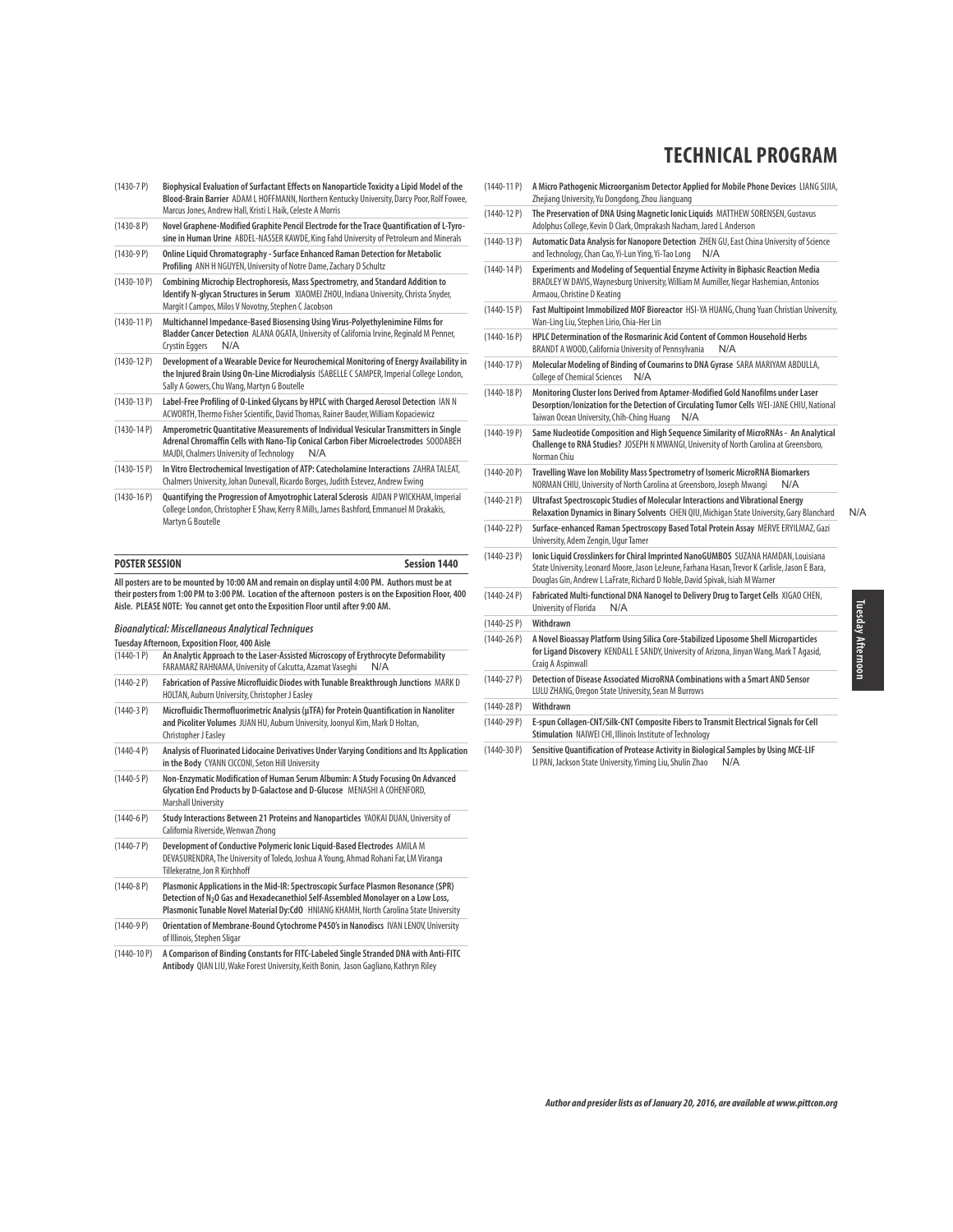# TECHNICAL PROGRAM

(1430-7 P) **Biophysical Evaluation of Surfactant Effects on Nanoparticle Toxicity a Lipid Model of the Blood-Brain Barrier** ADAM L HOFFMANN, Northern Kentucky University, Darcy Poor, Rolf Fowee, Marcus Jones, Andrew Hall, Kristi L Haik, Celeste A Morris

(1430-8 P) **Novel Graphene-Modified Graphite Pencil Electrode for the Trace Quantification of L-Tyrosine in Human Urine** ABDEL-NASSER KAWDE, King Fahd University of Petroleum and Minerals

(1430-9 P) **Online Liquid Chromatography - Surface Enhanced Raman Detection for Metabolic Profiling** ANH H NGUYEN, University of Notre Dame, Zachary D Schultz

(1430-10 P) **Combining Microchip Electrophoresis, Mass Spectrometry, and Standard Addition to Identify N-glycan Structures in Serum** XIAOMEI ZHOU, Indiana University, Christa Snyder, Margit I Campos, Milos V Novotny, Stephen C Jacobson

(1430-11 P) **Multichannel Impedance-Based Biosensing Using Virus-Polyethylenimine Films for Bladder Cancer Detection** ALANA OGATA, University of California Irvine, Reginald M Penner, Crystin Eggers N/A

(1430-12 P) **Development of a Wearable Device for Neurochemical Monitoring of Energy Availability in the Injured Brain Using On-Line Microdialysis** ISABELLE C SAMPER, Imperial College London, Sally A Gowers, Chu Wang, Martyn G Boutelle

(1430-13 P) **Label-Free Profiling of O-Linked Glycans by HPLC with Charged Aerosol Detection** IAN N ACWORTH, Thermo Fisher Scientific, David Thomas, Rainer Bauder, William Kopaciewicz

(1430-14 P) **Amperometric Quantitative Measurements of Individual Vesicular Transmitters in Single Adrenal Chromaffin Cells with Nano-Tip Conical Carbon Fiber Microelectrodes** SOODABEH MAJDI, Chalmers University of Technology N/A

(1430-15 P) **In Vitro Electrochemical Investigation of ATP: Catecholamine Interactions** ZAHRA TALEAT, Chalmers University, Johan Dunevall, Ricardo Borges, Judith Estevez, Andrew Ewing

(1430-16 P) **Quantifying the Progression of Amyotrophic Lateral Sclerosis** AIDAN P WICKHAM, Imperial College London, Christopher E Shaw, Kerry R Mills, James Bashford, Emmanuel M Drakakis, Martyn G Boutelle

## POSTER SESSION — Session 1440

**All posters are to be mounted by 10:00 AM and remain on display until 4:00 PM. Authors must be at their posters from 1:00 PM to 3:00 PM. Location of the afternoon posters is on the Exposition Floor, 400 Aisle. PLEASE NOTE: You cannot get onto the Exposition Floor until after 9:00 AM.**

### *Bioanalytical: Miscellaneous Analytical Techniques*

**Tuesday Afternoon, Exposition Floor, 400 Aisle**

(1440-1 P) **An Analytic Approach to the Laser-Assisted Microscopy of Erythrocyte Deformability** FARAMARZ RAHNAMA, University of Calcutta, Azamat Vaseghi N/A

(1440-2 P) **Fabrication of Passive Microfluidic Diodes with Tunable Breakthrough Junctions** MARK D HOLTAN, Auburn University, Christopher J Easley

(1440-3 P) **Microfluidic Thermofluorimetric Analysis (μTFA) for Protein Quantification in Nanoliter and Picoliter Volumes** JUAN HU, Auburn University, Joonyul Kim, Mark D Holtan, Christopher J Easley

(1440-4 P) **Analysis of Fluorinated Lidocaine Derivatives Under Varying Conditions and Its Application in the Body** CYANN CICCONI, Seton Hill University

(1440-5 P) **Non-Enzymatic Modification of Human Serum Albumin: A Study Focusing On Advanced Glycation End Products by D-Galactose and D-Glucose** MENASHI A COHENFORD, Marshall University

(1440-6 P) **Study Interactions Between 21 Proteins and Nanoparticles** YAOKAI DUAN, University of California Riverside, Wenwan Zhong

(1440-7 P) **Development of Conductive Polymeric Ionic Liquid-Based Electrodes** AMILA M DEVASURENDRA, The University of Toledo, Joshua A Young, Ahmad Rohani Far, LM Viranga Tillekeratne, Jon R Kirchhoff

(1440-8 P) **Plasmonic Applications in the Mid-IR: Spectroscopic Surface Plasmon Resonance (SPR) Detection of $N_2O$ Gas and Hexadecanethiol Self-Assembled Monolayer on a Low Loss, Plasmonic Tunable Novel Material Dy:CdO** HNIANG KHAMH, North Carolina State University

(1440-9 P) **Orientation of Membrane-Bound Cytochrome P450's in Nanodiscs** IVAN LENOV, University of Illinois, Stephen Sligar

(1440-10 P) **A Comparison of Binding Constants for FITC-Labeled Single Stranded DNA with Anti-FITC Antibody** QIAN LIU, Wake Forest University, Keith Bonin, Jason Gagliano, Kathryn Riley

(1440-11 P) **A Micro Pathogenic Microorganism Detector Applied for Mobile Phone Devices** LIANG SIJIA, Zhejiang University, Yu Dongdong, Zhou Jianguang

(1440-12 P) **The Preservation of DNA Using Magnetic Ionic Liquids** MATTHEW SORENSEN, Gustavus Adolphus College, Kevin D Clark, Omprakash Nacham, Jared L Anderson

(1440-13 P) **Automatic Data Analysis for Nanopore Detection** ZHEN GU, East China University of Science and Technology, Chan Cao, Yi-Lun Ying, Yi-Tao Long N/A

(1440-14 P) **Experiments and Modeling of Sequential Enzyme Activity in Biphasic Reaction Media** BRADLEY W DAVIS, Waynesburg University, William M Aumiller, Negar Hashemian, Antonios Armaou, Christine D Keating

(1440-15 P) **Fast Multipoint Immobilized MOF Bioreactor** HSI-YA HUANG, Chung Yuan Christian University, Wan-Ling Liu, Stephen Lirio, Chia-Her Lin

(1440-16 P) **HPLC Determination of the Rosmarinic Acid Content of Common Household Herbs** BRANDT A WOOD, California University of Pennsylvania N/A

(1440-17 P) **Molecular Modeling of Binding of Coumarins to DNA Gyrase** SARA MARIYAM ABDULLA, College of Chemical Sciences N/A

(1440-18 P) **Monitoring Cluster Ions Derived from Aptamer-Modified Gold Nanofilms under Laser Desorption/Ionization for the Detection of Circulating Tumor Cells** WEI-JANE CHIU, National Taiwan Ocean University, Chih-Ching Huang N/A

(1440-19 P) **Same Nucleotide Composition and High Sequence Similarity of MicroRNAs - An Analytical Challenge to RNA Studies?** JOSEPH N MWANGI, University of North Carolina at Greensboro, Norman Chiu

(1440-20 P) **Travelling Wave Ion Mobility Mass Spectrometry of Isomeric MicroRNA Biomarkers** NORMAN CHIU, University of North Carolina at Greensboro, Joseph Mwangi N/A

(1440-21 P) **Ultrafast Spectroscopic Studies of Molecular Interactions and Vibrational Energy Relaxation Dynamics in Binary Solvents** CHEN QIU, Michigan State University, Gary Blanchard N/A

(1440-22 P) **Surface-enhanced Raman Spectroscopy Based Total Protein Assay** MERVE ERYILMAZ, Gazi University, Adem Zengin, Ugur Tamer

(1440-23 P) **Ionic Liquid Crosslinkers for Chiral Imprinted NanoGUMBOS** SUZANA HAMDAN, Louisiana State University, Leonard Moore, Jason LeJeune, Farhana Hasan, Trevor K Carlisle, Jason E Bara, Douglas Gin, Andrew L LaFrate, Richard D Noble, David Spivak, Isiah M Warner

(1440-24 P) **Fabricated Multi-functional DNA Nanogel to Delivery Drug to Target Cells** XIGAO CHEN, University of Florida N/A

(1440-25 P) **Withdrawn**

(1440-26 P) **A Novel Bioassay Platform Using Silica Core-Stabilized Liposome Shell Microparticles for Ligand Discovery** KENDALL E SANDY, University of Arizona, Jinyan Wang, Mark T Agasid, Craig A Aspinwall

(1440-27 P) **Detection of Disease Associated MicroRNA Combinations with a Smart AND Sensor** LULU ZHANG, Oregon State University, Sean M Burrows

(1440-28 P) **Withdrawn**

(1440-29 P) **E-spun Collagen-CNT/Silk-CNT Composite Fibers to Transmit Electrical Signals for Cell Stimulation** NAIWEI CHI, Illinois Institute of Technology

(1440-30 P) **Sensitive Quantification of Protease Activity in Biological Samples by Using MCE-LIF** LI PAN, Jackson State University, Yiming Liu, Shulin Zhao N/A

*Author and presider lists as of January 20, 2016, are available at www.pittcon.org*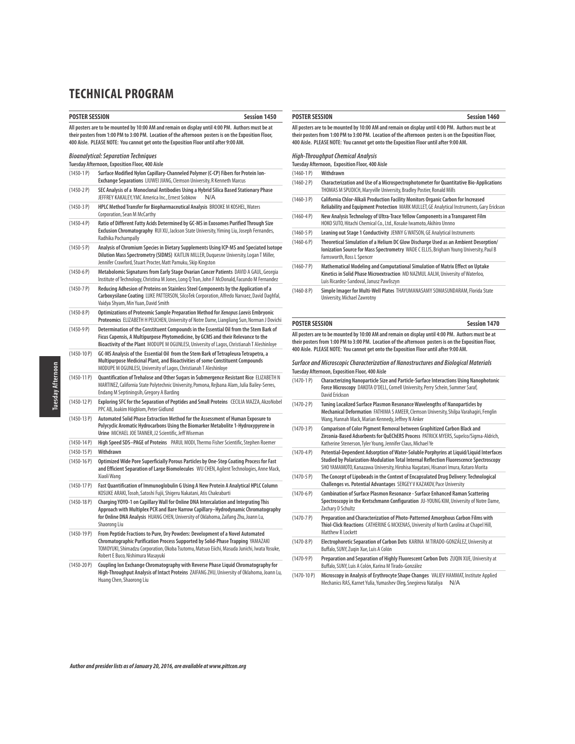# TECHNICAL PROGRAM

## POSTER SESSION — Session 1450

All posters are to be mounted by 10:00 AM and remain on display until 4:00 PM. Authors must be at their posters from 1:00 PM to 3:00 PM. Location of the afternoon posters is on the Exposition Floor, 400 Aisle. PLEASE NOTE: You cannot get onto the Exposition Floor until after 9:00 AM.

### *Bioanalytical: Separation Techniques*

**Tuesday Afternoon, Exposition Floor, 400 Aisle**

| | |
|---|---|
| (1450-1 P) | **Surface Modified Nylon Capillary-Channeled Polymer (C-CP) Fibers for Protein Ion-Exchange Separations** LIUWEI JIANG, Clemson University, R Kenneth Marcus |
| (1450-2 P) | **SEC Analysis of a Monoclonal Antibodies Using a Hybrid Silica Based Stationary Phase** JEFFREY KAKALEY, YMC America Inc., Ernest Sobkow N/A |
| (1450-3 P) | **HPLC Method Transfer for Biopharmaceutical Analysis** BROOKE M KOSHEL, Waters Corporation, Sean M McCarthy |
| (1450-4 P) | **Ratio of Different Fatty Acids Determined by GC-MS in Exosomes Purified Through Size Exclusion Chromatography** RUI XU, Jackson State University, Yiming Liu, Joseph Fernandes, Radhika Pochampally |
| (1450-5 P) | **Analysis of Chromium Species in Dietary Supplements Using ICP-MS and Speciated Isotope Dilution Mass Spectrometry (SIDMS)** KAITLIN MILLER, Duquesne University, Logan T Miller, Jennifer Crawford, Stuart Procter, Matt Pamuku, Skip Kingston |
| (1450-6 P) | **Metabolomic Signatures from Early Stage Ovarian Cancer Patients** DAVID A GAUL, Georgia Institute of Technology, Christina M Jones, Long Q Tran, John F McDonald, Facundo M Fernandez |
| (1450-7 P) | **Reducing Adhesion of Proteins on Stainless Steel Components by the Application of a Carboxysilane Coating** LUKE PATTERSON, SilcoTek Corporation, Alfredo Narvaez, David Daghfal, Vaidya Shyam, Min Yuan, David Smith |
| (1450-8 P) | **Optimizations of Proteomic Sample Preparation Method for *Xenopus Laevis* Embryonic Proteomics** ELIZABETH H PEUCHEN, University of Notre Dame, Liangliang Sun, Norman J Dovichi |
| (1450-9 P) | **Determination of the Constituent Compounds in the Essential Oil from the Stem Bark of Ficus Capensis, A Multipurpose Phytomedicine, by GCMS and their Relevance to the Bioactivity of the Plant** MODUPE M OGUNLESI, University of Lagos, Christianah T Aleshinloye |
| (1450-10 P) | **GC-MS Analysis of the Essential Oil from the Stem Bark of Tetrapleura Tetrapetra, a Multipurpose Medicinal Plant, and Bioactivities of some Constituent Compounds** MODUPE M OGUNLESI, University of Lagos, Christianah T Aleshinloye |
| (1450-11 P) | **Quantification of Trehalose and Other Sugars in Submergence Resistant Rice** ELIZABETH N MARTINEZ, California State Polytechnic University, Pomona, Rejbana Alam, Julia Bailey-Serres, Endang M Septiningsih, Gregory A Barding |
| (1450-12 P) | **Exploring SFC for the Separation of Peptides and Small Proteins** CECILIA MAZZA, AkzoNobel PPC AB, Joakim Högblom, Peter Gidlund |
| (1450-13 P) | **Automated Solid Phase Extraction Method for the Assessment of Human Exposure to Polycyclic Aromatic Hydrocarbons Using the Biomarker Metabolite 1-Hydroxypyrene in Urine** MICHAEL JOE TANNER, J2 Scientific, Jeff Wiseman |
| (1450-14 P) | **High Speed SDS–PAGE of Proteins** PARUL MODI, Thermo Fisher Scientific, Stephen Roemer |
| (1450-15 P) | **Withdrawn** |
| (1450-16 P) | **Optimized Wide Pore Superficially Porous Particles by One-Step Coating Process for Fast and Efficient Separation of Large Biomolecules** WU CHEN, Agilent Technologies, Anne Mack, Xiaoli Wang |
| (1450-17 P) | **Fast Quantification of Immunoglobulin G Using A New Protein A Analytical HPLC Column** KOSUKE ARAKI, Tosoh, Satoshi Fujii, Shigeru Nakatani, Atis Chakrabarti |
| (1450-18 P) | **Charging YOYO-1 on Capillary Wall for Online DNA Intercalation and Integrating This Approach with Multiplex PCR and Bare Narrow Capillary–Hydrodynamic Chromatography for Online DNA Analysis** HUANG CHEN, University of Oklahoma, Zaifang Zhu, Joann Lu, Shaorong Liu |
| (1450-19 P) | **From Peptide Fractions to Pure, Dry Powders: Development of a Novel Automated Chromatographic Purification Process Supported by Solid-Phase Trapping** YAMAZAKI TOMOYUKI, Shimadzu Corporation, Okoba Tsutomu, Matsuo Eiichi, Masuda Junichi, Iwata Yosuke, Robert E Buco, Nishimura Masayuki |
| (1450-20 P) | **Coupling Ion Exchange Chromatography with Reverse Phase Liquid Chromatography for High-Throughput Analysis of Intact Proteins** ZAIFANG ZHU, University of Oklahoma, Joann Lu, Huang Chen, Shaorong Liu |

## POSTER SESSION — Session 1460

All posters are to be mounted by 10:00 AM and remain on display until 4:00 PM. Authors must be at their posters from 1:00 PM to 3:00 PM. Location of the afternoon posters is on the Exposition Floor, 400 Aisle. PLEASE NOTE: You cannot get onto the Exposition Floor until after 9:00 AM.

### *High-Throughput Chemical Analysis*

**Tuesday Afternoon, Exposition Floor, 400 Aisle**

| | |
|---|---|
| (1460-1 P) | **Withdrawn** |
| (1460-2 P) | **Characterization and Use of a Microspectrophotometer for Quantitative Bio-Applications** THOMAS M SPUDICH, Maryville University, Bradley Postier, Ronald Mills |
| (1460-3 P) | **California Chlor-Alkali Production Facility Monitors Organic Carbon for Increased Reliability and Equipment Protection** MARK MULLET, GE Analytical Instruments, Gary Erickson |
| (1460-4 P) | **New Analysis Technology of Ultra-Trace Yellow Components in a Transparent Film** HOKO SUTO, Hitachi Chemical Co., Ltd., Kosuke Iwamoto, Akihiro Unnno |
| (1460-5 P) | **Leaning out Stage 1 Conductivity** JENNY G WATSON, GE Analytical Instruments |
| (1460-6 P) | **Theoretical Simulation of a Helium DC Glow Discharge Used as an Ambient Desorption/Ionization Source for Mass Spectrometry** WADE C ELLIS, Brigham Young University, Paul B Farnsworth, Ross L Spencer |
| (1460-7 P) | **Mathematical Modeling and Computational Simulation of Matrix Effect on Uptake Kinetics in Solid Phase Microextraction** MD NAZMUL AALM, University of Waterloo, Luis Ricardez-Sandoval, Janusz Pawliszyn |
| (1460-8 P) | **Simple Imager for Multi-Well Plates** THAYUMANASAMY SOMASUNDARAM, Florida State University, Michael Zawrotny |

## POSTER SESSION — Session 1470

All posters are to be mounted by 10:00 AM and remain on display until 4:00 PM. Authors must be at their posters from 1:00 PM to 3:00 PM. Location of the afternoon posters is on the Exposition Floor, 400 Aisle. PLEASE NOTE: You cannot get onto the Exposition Floor until after 9:00 AM.

### *Surface and Microscopic Characterization of Nanostructures and Biological Materials*

**Tuesday Afternoon, Exposition Floor, 400 Aisle**

| | |
|---|---|
| (1470-1 P) | **Characterizing Nanoparticle Size and Particle-Surface Interactions Using Nanophotonic Force Microscopy** DAKOTA O'DELL, Cornell University, Perry Schein, Summer Saraf, David Erickson |
| (1470-2 P) | **Tuning Localized Surface Plasmon Resonance Wavelengths of Nanoparticles by Mechanical Deformation** FATHIMA S AMEER, Clemson University, Shilpa Varahagiri, Fenglin Wang, Hannah Mack, Marian Kennedy, Jeffrey N Anker |
| (1470-3 P) | **Comparison of Color Pigment Removal between Graphitized Carbon Black and Zirconia-Based Adsorbents for QuEChERS Process** PATRICK MYERS, Supelco/Sigma-Aldrich, Katherine Stenerson, Tyler Young, Jennifer Claus, Michael Ye |
| (1470-4 P) | **Potential-Dependent Adsorption of Water-Soluble Porphyrins at Liquid/Liquid Interfaces Studied by Polarization-Modulation Total Internal Reflection Fluorescence Spectroscopy** SHO YAMAMOTO, Kanazawa University, Hirohisa Nagatani, Hisanori Imura, Kotaro Morita |
| (1470-5 P) | **The Concept of Lipobeads in the Context of Encapsulated Drug Delivery: Technological Challenges vs. Potential Advantages** SERGEY V KAZAKOV, Pace University |
| (1470-6 P) | **Combination of Surface Plasmon Resonance - Surface Enhanced Raman Scattering Spectroscopy in the Kretschmann Configuration** JU-YOUNG KIM, University of Notre Dame, Zachary D Schultz |
| (1470-7 P) | **Preparation and Characterization of Photo-Patterned Amorphous Carbon Films with Thiol-Click Reactions** CATHERINE G MCKENAS, University of North Carolina at Chapel Hill, Matthew R Lockett |
| (1470-8 P) | **Electrophoretic Separation of Carbon Dots** KARINA M TIRADO-GONZÁLEZ, University at Buffalo, SUNY, Zuqin Xue, Luis A Colón |
| (1470-9 P) | **Preparation and Separation of Highly Fluorescent Carbon Dots** ZUQIN XUE, University at Buffalo, SUNY, Luis A Colón, Karina M Tirado-González |
| (1470-10 P) | **Microscopy in Analysis of Erythrocyte Shape Changes** VALIEV HAMMAT, Institute Applied Mechanics RAS, Karnet Yulia, Yumashev Oleg, Snegireva Nataliya N/A |

*Author and presider lists as of January 20, 2016, are available at www.pittcon.org*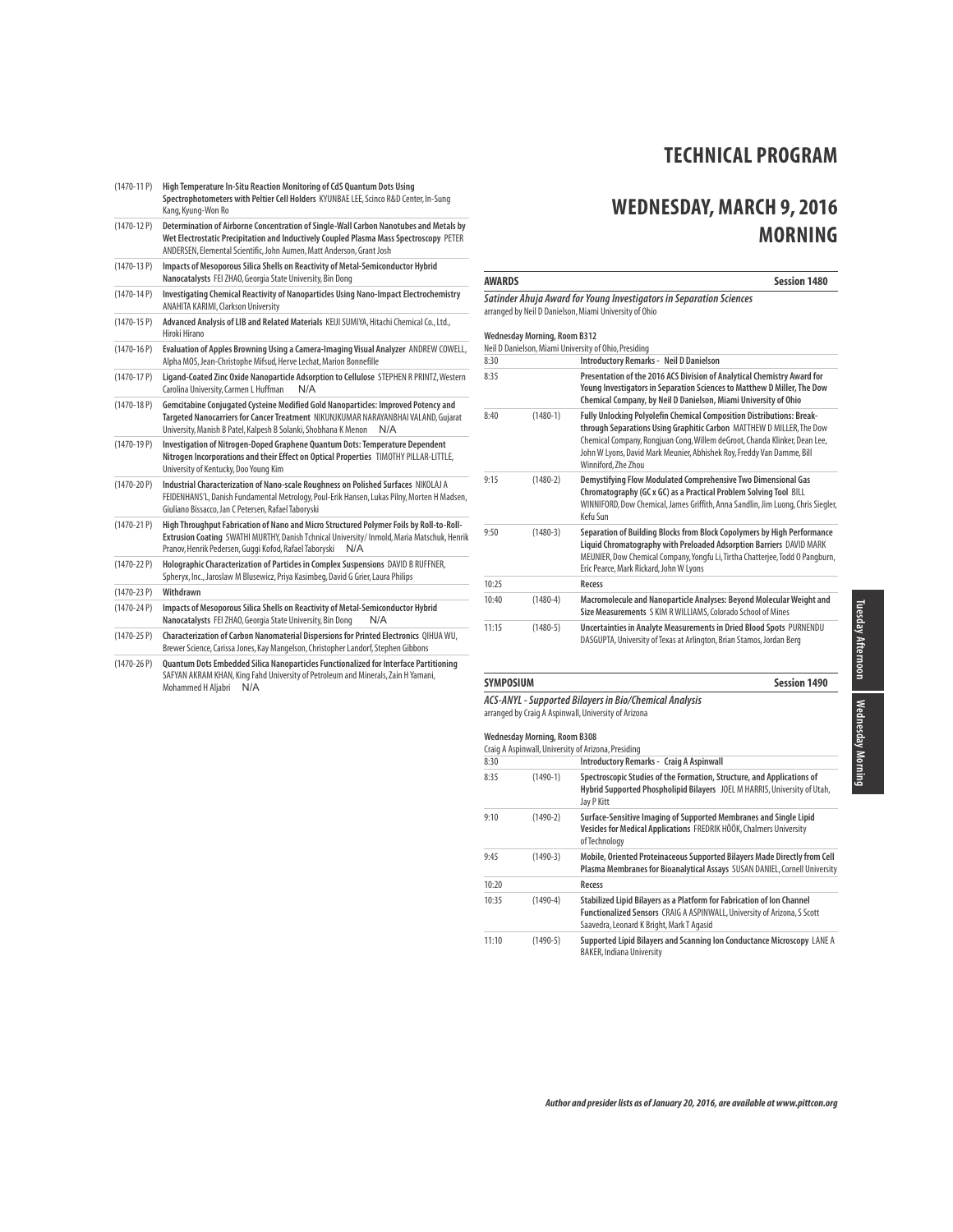| | |
|---|---|
| (1470-11 P) | **High Temperature In-Situ Reaction Monitoring of CdS Quantum Dots Using Spectrophotometers with Peltier Cell Holders** KYUNBAE LEE, Scinco R&D Center, In-Sung Kang, Kyung-Won Ro |
| (1470-12 P) | **Determination of Airborne Concentration of Single-Wall Carbon Nanotubes and Metals by Wet Electrostatic Precipitation and Inductively Coupled Plasma Mass Spectroscopy** PETER ANDERSEN, Elemental Scientific, John Aumen, Matt Anderson, Grant Josh |
| (1470-13 P) | **Impacts of Mesoporous Silica Shells on Reactivity of Metal-Semiconductor Hybrid Nanocatalysts** FEI ZHAO, Georgia State University, Bin Dong |
| (1470-14 P) | **Investigating Chemical Reactivity of Nanoparticles Using Nano-Impact Electrochemistry** ANAHITA KARIMI, Clarkson University |
| (1470-15 P) | **Advanced Analysis of LIB and Related Materials** KEIJI SUMIYA, Hitachi Chemical Co., Ltd., Hiroki Hirano |
| (1470-16 P) | **Evaluation of Apples Browning Using a Camera-Imaging Visual Analyzer** ANDREW COWELL, Alpha MOS, Jean-Christophe Mifsud, Herve Lechat, Marion Bonnefille |
| (1470-17 P) | **Ligand-Coated Zinc Oxide Nanoparticle Adsorption to Cellulose** STEPHEN R PRINTZ, Western Carolina University, Carmen L Huffman N/A |
| (1470-18 P) | **Gemcitabine Conjugated Cysteine Modified Gold Nanoparticles: Improved Potency and Targeted Nanocarriers for Cancer Treatment** NIKUNJKUMAR NARAYANBHAI VALAND, Gujarat University, Manish B Patel, Kalpesh B Solanki, Shobhana K Menon N/A |
| (1470-19 P) | **Investigation of Nitrogen-Doped Graphene Quantum Dots: Temperature Dependent Nitrogen Incorporations and their Effect on Optical Properties** TIMOTHY PILLAR-LITTLE, University of Kentucky, Doo Young Kim |
| (1470-20 P) | **Industrial Characterization of Nano-scale Roughness on Polished Surfaces** NIKOLAJ A FEIDENHANS'L, Danish Fundamental Metrology, Poul-Erik Hansen, Lukas Pilny, Morten H Madsen, Giuliano Bissacco, Jan C Petersen, Rafael Taboryski |
| (1470-21 P) | **High Throughput Fabrication of Nano and Micro Structured Polymer Foils by Roll-to-Roll-Extrusion Coating** SWATHI MURTHY, Danish Tchnical University/ Inmold, Maria Matschuk, Henrik Pranov, Henrik Pedersen, Guggi Kofod, Rafael Taboryski N/A |
| (1470-22 P) | **Holographic Characterization of Particles in Complex Suspensions** DAVID B RUFFNER, Spheryx, Inc., Jaroslaw M Blusewicz, Priya Kasimbeg, David G Grier, Laura Philips |
| (1470-23 P) | **Withdrawn** |
| (1470-24 P) | **Impacts of Mesoporous Silica Shells on Reactivity of Metal-Semiconductor Hybrid Nanocatalysts** FEI ZHAO, Georgia State University, Bin Dong N/A |
| (1470-25 P) | **Characterization of Carbon Nanomaterial Dispersions for Printed Electronics** QIHUA WU, Brewer Science, Carissa Jones, Kay Mangelson, Christopher Landorf, Stephen Gibbons |
| (1470-26 P) | **Quantum Dots Embedded Silica Nanoparticles Functionalized for Interface Partitioning** SAFYAN AKRAM KHAN, King Fahd University of Petroleum and Minerals, Zain H Yamani, Mohammed H Aljabri N/A |

# TECHNICAL PROGRAM

# WEDNESDAY, MARCH 9, 2016 MORNING

## AWARDS — Session 1480

***Satinder Ahuja Award for Young Investigators in Separation Sciences***
arranged by Neil D Danielson, Miami University of Ohio

**Wednesday Morning, Room B312**
Neil D Danielson, Miami University of Ohio, Presiding

| | | |
|---|---|---|
| 8:30 | | **Introductory Remarks - Neil D Danielson** |
| 8:35 | | **Presentation of the 2016 ACS Division of Analytical Chemistry Award for Young Investigators in Separation Sciences to Matthew D Miller, The Dow Chemical Company, by Neil D Danielson, Miami University of Ohio** |
| 8:40 | (1480-1) | **Fully Unlocking Polyolefin Chemical Composition Distributions: Break-through Separations Using Graphitic Carbon** MATTHEW D MILLER, The Dow Chemical Company, Rongjuan Cong, Willem deGroot, Chanda Klinker, Dean Lee, John W Lyons, David Mark Meunier, Abhishek Roy, Freddy Van Damme, Bill Winniford, Zhe Zhou |
| 9:15 | (1480-2) | **Demystifying Flow Modulated Comprehensive Two Dimensional Gas Chromatography (GC x GC) as a Practical Problem Solving Tool** BILL WINNIFORD, Dow Chemical, James Griffith, Anna Sandlin, Jim Luong, Chris Siegler, Kefu Sun |
| 9:50 | (1480-3) | **Separation of Building Blocks from Block Copolymers by High Performance Liquid Chromatography with Preloaded Adsorption Barriers** DAVID MARK MEUNIER, Dow Chemical Company, Yongfu Li, Tirtha Chatterjee, Todd O Pangburn, Eric Pearce, Mark Rickard, John W Lyons |
| 10:25 | | **Recess** |
| 10:40 | (1480-4) | **Macromolecule and Nanoparticle Analyses: Beyond Molecular Weight and Size Measurements** S KIM R WILLIAMS, Colorado School of Mines |
| 11:15 | (1480-5) | **Uncertainties in Analyte Measurements in Dried Blood Spots** PURNENDU DASGUPTA, University of Texas at Arlington, Brian Stamos, Jordan Berg |

## SYMPOSIUM — Session 1490

***ACS-ANYL - Supported Bilayers in Bio/Chemical Analysis***
arranged by Craig A Aspinwall, University of Arizona

**Wednesday Morning, Room B308**
Craig A Aspinwall, University of Arizona, Presiding

| | | |
|---|---|---|
| 8:30 | | **Introductory Remarks - Craig A Aspinwall** |
| 8:35 | (1490-1) | **Spectroscopic Studies of the Formation, Structure, and Applications of Hybrid Supported Phospholipid Bilayers** JOEL M HARRIS, University of Utah, Jay P Kitt |
| 9:10 | (1490-2) | **Surface-Sensitive Imaging of Supported Membranes and Single Lipid Vesicles for Medical Applications** FREDRIK HÖÖK, Chalmers University of Technology |
| 9:45 | (1490-3) | **Mobile, Oriented Proteinaceous Supported Bilayers Made Directly from Cell Plasma Membranes for Bioanalytical Assays** SUSAN DANIEL, Cornell University |
| 10:20 | | **Recess** |
| 10:35 | (1490-4) | **Stabilized Lipid Bilayers as a Platform for Fabrication of Ion Channel Functionalized Sensors** CRAIG A ASPINWALL, University of Arizona, S Scott Saavedra, Leonard K Bright, Mark T Agasid |
| 11:10 | (1490-5) | **Supported Lipid Bilayers and Scanning Ion Conductance Microscopy** LANE A BAKER, Indiana University |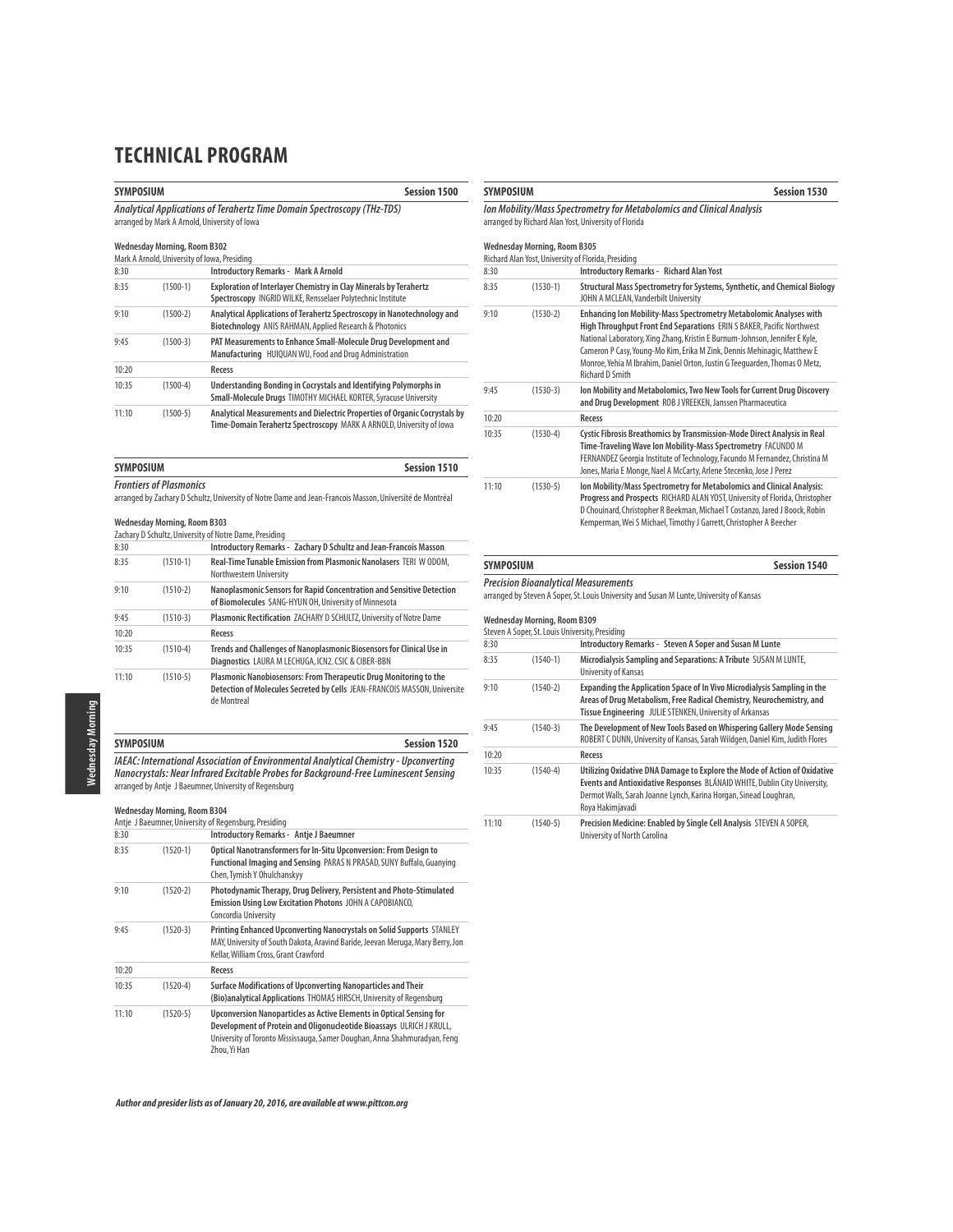# TECHNICAL PROGRAM

## SYMPOSIUM — Session 1500

***Analytical Applications of Terahertz Time Domain Spectroscopy (THz-TDS)***
arranged by Mark A Arnold, University of Iowa

**Wednesday Morning, Room B302**
Mark A Arnold, University of Iowa, Presiding

| | | |
|---|---|---|
| 8:30 | | **Introductory Remarks - Mark A Arnold** |
| 8:35 | (1500-1) | **Exploration of Interlayer Chemistry in Clay Minerals by Terahertz Spectroscopy** INGRID WILKE, Rensselaer Polytechnic Institute |
| 9:10 | (1500-2) | **Analytical Applications of Terahertz Spectroscopy in Nanotechnology and Biotechnology** ANIS RAHMAN, Applied Research & Photonics |
| 9:45 | (1500-3) | **PAT Measurements to Enhance Small-Molecule Drug Development and Manufacturing** HUIQUAN WU, Food and Drug Administration |
| 10:20 | | **Recess** |
| 10:35 | (1500-4) | **Understanding Bonding in Cocrystals and Identifying Polymorphs in Small-Molecule Drugs** TIMOTHY MICHAEL KORTER, Syracuse University |
| 11:10 | (1500-5) | **Analytical Measurements and Dielectric Properties of Organic Cocrystals by Time-Domain Terahertz Spectroscopy** MARK A ARNOLD, University of Iowa |

## SYMPOSIUM — Session 1510

***Frontiers of Plasmonics***
arranged by Zachary D Schultz, University of Notre Dame and Jean-Francois Masson, Université de Montréal

**Wednesday Morning, Room B303**
Zachary D Schultz, University of Notre Dame, Presiding

| | | |
|---|---|---|
| 8:30 | | **Introductory Remarks - Zachary D Schultz and Jean-Francois Masson** |
| 8:35 | (1510-1) | **Real-Time Tunable Emission from Plasmonic Nanolasers** TERI W ODOM, Northwestern University |
| 9:10 | (1510-2) | **Nanoplasmonic Sensors for Rapid Concentration and Sensitive Detection of Biomolecules** SANG-HYUN OH, University of Minnesota |
| 9:45 | (1510-3) | **Plasmonic Rectification** ZACHARY D SCHULTZ, University of Notre Dame |
| 10:20 | | **Recess** |
| 10:35 | (1510-4) | **Trends and Challenges of Nanoplasmonic Biosensors for Clinical Use in Diagnostics** LAURA M LECHUGA, ICN2. CSIC & CIBER-BBN |
| 11:10 | (1510-5) | **Plasmonic Nanobiosensors: From Therapeutic Drug Monitoring to the Detection of Molecules Secreted by Cells** JEAN-FRANCOIS MASSON, Universite de Montreal |

## SYMPOSIUM — Session 1520

***IAEAC: International Association of Environmental Analytical Chemistry - Upconverting Nanocrystals: Near Infrared Excitable Probes for Background-Free Luminescent Sensing***
arranged by Antje J Baeumner, University of Regensburg

**Wednesday Morning, Room B304**
Antje J Baeumner, University of Regensburg, Presiding

| | | |
|---|---|---|
| 8:30 | | **Introductory Remarks - Antje J Baeumner** |
| 8:35 | (1520-1) | **Optical Nanotransformers for In-Situ Upconversion: From Design to Functional Imaging and Sensing** PARAS N PRASAD, SUNY Buffalo, Guanying Chen, Tymish Y Ohulchanskyy |
| 9:10 | (1520-2) | **Photodynamic Therapy, Drug Delivery, Persistent and Photo-Stimulated Emission Using Low Excitation Photons** JOHN A CAPOBIANCO, Concordia University |
| 9:45 | (1520-3) | **Printing Enhanced Upconverting Nanocrystals on Solid Supports** STANLEY MAY, University of South Dakota, Aravind Baride, Jeevan Meruga, Mary Berry, Jon Kellar, William Cross, Grant Crawford |
| 10:20 | | **Recess** |
| 10:35 | (1520-4) | **Surface Modifications of Upconverting Nanoparticles and Their (Bio)analytical Applications** THOMAS HIRSCH, University of Regensburg |
| 11:10 | (1520-5) | **Upconversion Nanoparticles as Active Elements in Optical Sensing for Development of Protein and Oligonucleotide Bioassays** ULRICH J KRULL, University of Toronto Mississauga, Samer Doughan, Anna Shahmuradyan, Feng Zhou, Yi Han |

## SYMPOSIUM — Session 1530

***Ion Mobility/Mass Spectrometry for Metabolomics and Clinical Analysis***
arranged by Richard Alan Yost, University of Florida

**Wednesday Morning, Room B305**
Richard Alan Yost, University of Florida, Presiding

| | | |
|---|---|---|
| 8:30 | | **Introductory Remarks - Richard Alan Yost** |
| 8:35 | (1530-1) | **Structural Mass Spectrometry for Systems, Synthetic, and Chemical Biology** JOHN A MCLEAN, Vanderbilt University |
| 9:10 | (1530-2) | **Enhancing Ion Mobility-Mass Spectrometry Metabolomic Analyses with High Throughput Front End Separations** ERIN S BAKER, Pacific Northwest National Laboratory, Xing Zhang, Kristin E Burnum-Johnson, Jennifer E Kyle, Cameron P Casy, Young-Mo Kim, Erika M Zink, Dennis Mehinagic, Matthew E Monroe, Yehia M Ibrahim, Daniel Orton, Justin G Teeguarden, Thomas O Metz, Richard D Smith |
| 9:45 | (1530-3) | **Ion Mobility and Metabolomics, Two New Tools for Current Drug Discovery and Drug Development** ROB J VREEKEN, Janssen Pharmaceutica |
| 10:20 | | **Recess** |
| 10:35 | (1530-4) | **Cystic Fibrosis Breathomics by Transmission-Mode Direct Analysis in Real Time-Traveling Wave Ion Mobility-Mass Spectrometry** FACUNDO M FERNANDEZ Georgia Institute of Technology, Facundo M Fernandez, Christina M Jones, Maria E Monge, Nael A McCarty, Arlene Stecenko, Jose J Perez |
| 11:10 | (1530-5) | **Ion Mobility/Mass Spectrometry for Metabolomics and Clinical Analysis: Progress and Prospects** RICHARD ALAN YOST, University of Florida, Christopher D Chouinard, Christopher R Beekman, Michael T Costanzo, Jared J Boock, Robin Kemperman, Wei S Michael, Timothy J Garrett, Christopher A Beecher |

## SYMPOSIUM — Session 1540

***Precision Bioanalytical Measurements***
arranged by Steven A Soper, St. Louis University and Susan M Lunte, University of Kansas

**Wednesday Morning, Room B309**
Steven A Soper, St. Louis University, Presiding

| | | |
|---|---|---|
| 8:30 | | **Introductory Remarks - Steven A Soper and Susan M Lunte** |
| 8:35 | (1540-1) | **Microdialysis Sampling and Separations: A Tribute** SUSAN M LUNTE, University of Kansas |
| 9:10 | (1540-2) | **Expanding the Application Space of In Vivo Microdialysis Sampling in the Areas of Drug Metabolism, Free Radical Chemistry, Neurochemistry, and Tissue Engineering** JULIE STENKEN, University of Arkansas |
| 9:45 | (1540-3) | **The Development of New Tools Based on Whispering Gallery Mode Sensing** ROBERT C DUNN, University of Kansas, Sarah Wildgen, Daniel Kim, Judith Flores |
| 10:20 | | **Recess** |
| 10:35 | (1540-4) | **Utilizing Oxidative DNA Damage to Explore the Mode of Action of Oxidative Events and Antioxidative Responses** BLÁNAID WHITE, Dublin City University, Dermot Walls, Sarah Joanne Lynch, Karina Horgan, Sinead Loughran, Roya Hakimjavadi |
| 11:10 | (1540-5) | **Precision Medicine: Enabled by Single Cell Analysis** STEVEN A SOPER, University of North Carolina |

*Author and presider lists as of January 20, 2016, are available at www.pittcon.org*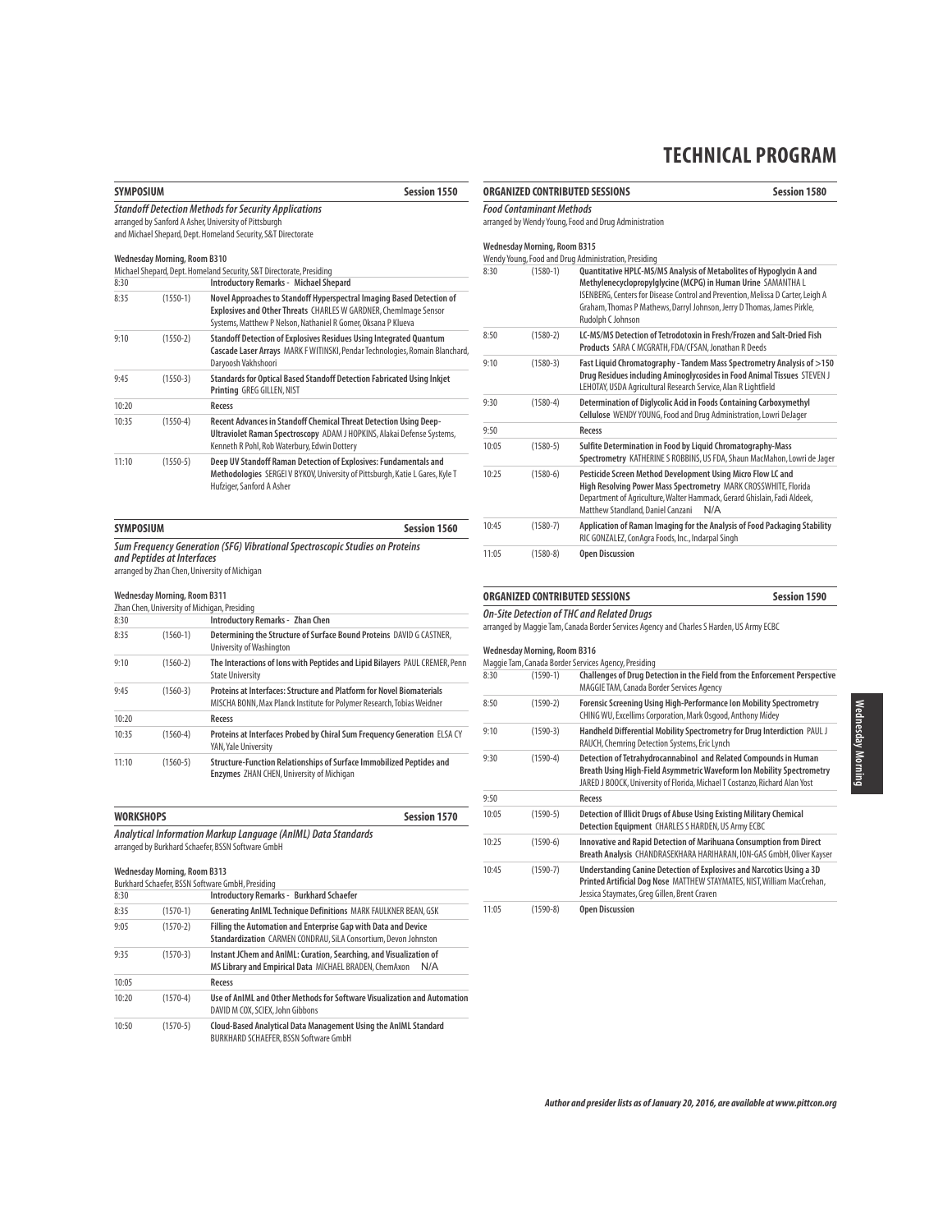# TECHNICAL PROGRAM

## SYMPOSIUM — Session 1550

***Standoff Detection Methods for Security Applications***

arranged by Sanford A Asher, University of Pittsburgh
and Michael Shepard, Dept. Homeland Security, S&T Directorate

**Wednesday Morning, Room B310**

Michael Shepard, Dept. Homeland Security, S&T Directorate, Presiding

| | | |
|---|---|---|
| 8:30 | | **Introductory Remarks - Michael Shepard** |
| 8:35 | (1550-1) | **Novel Approaches to Standoff Hyperspectral Imaging Based Detection of Explosives and Other Threats** CHARLES W GARDNER, ChemImage Sensor Systems, Matthew P Nelson, Nathaniel R Gomer, Oksana P Klueva |
| 9:10 | (1550-2) | **Standoff Detection of Explosives Residues Using Integrated Quantum Cascade Laser Arrays** MARK F WITINSKI, Pendar Technologies, Romain Blanchard, Daryoosh Vakhshoori |
| 9:45 | (1550-3) | **Standards for Optical Based Standoff Detection Fabricated Using Inkjet Printing** GREG GILLEN, NIST |
| 10:20 | | **Recess** |
| 10:35 | (1550-4) | **Recent Advances in Standoff Chemical Threat Detection Using Deep-Ultraviolet Raman Spectroscopy** ADAM J HOPKINS, Alakai Defense Systems, Kenneth R Pohl, Rob Waterbury, Edwin Dottery |
| 11:10 | (1550-5) | **Deep UV Standoff Raman Detection of Explosives: Fundamentals and Methodologies** SERGEI V BYKOV, University of Pittsburgh, Katie L Gares, Kyle T Hufziger, Sanford A Asher |

## SYMPOSIUM — Session 1560

***Sum Frequency Generation (SFG) Vibrational Spectroscopic Studies on Proteins and Peptides at Interfaces***

arranged by Zhan Chen, University of Michigan

**Wednesday Morning, Room B311**

Zhan Chen, University of Michigan, Presiding

| | | |
|---|---|---|
| 8:30 | | **Introductory Remarks - Zhan Chen** |
| 8:35 | (1560-1) | **Determining the Structure of Surface Bound Proteins** DAVID G CASTNER, University of Washington |
| 9:10 | (1560-2) | **The Interactions of Ions with Peptides and Lipid Bilayers** PAUL CREMER, Penn State University |
| 9:45 | (1560-3) | **Proteins at Interfaces: Structure and Platform for Novel Biomaterials** MISCHA BONN, Max Planck Institute for Polymer Research, Tobias Weidner |
| 10:20 | | **Recess** |
| 10:35 | (1560-4) | **Proteins at Interfaces Probed by Chiral Sum Frequency Generation** ELSA CY YAN, Yale University |
| 11:10 | (1560-5) | **Structure-Function Relationships of Surface Immobilized Peptides and Enzymes** ZHAN CHEN, University of Michigan |

## WORKSHOPS — Session 1570

***Analytical Information Markup Language (AnIML) Data Standards***

arranged by Burkhard Schaefer, BSSN Software GmbH

**Wednesday Morning, Room B313**

Burkhard Schaefer, BSSN Software GmbH, Presiding

| | | |
|---|---|---|
| 8:30 | | **Introductory Remarks - Burkhard Schaefer** |
| 8:35 | (1570-1) | **Generating AnIML Technique Definitions** MARK FAULKNER BEAN, GSK |
| 9:05 | (1570-2) | **Filling the Automation and Enterprise Gap with Data and Device Standardization** CARMEN CONDRAU, SiLA Consortium, Devon Johnston |
| 9:35 | (1570-3) | **Instant JChem and AnIML: Curation, Searching, and Visualization of MS Library and Empirical Data** MICHAEL BRADEN, ChemAxon N/A |
| 10:05 | | **Recess** |
| 10:20 | (1570-4) | **Use of AnIML and Other Methods for Software Visualization and Automation** DAVID M COX, SCIEX, John Gibbons |
| 10:50 | (1570-5) | **Cloud-Based Analytical Data Management Using the AnIML Standard** BURKHARD SCHAEFER, BSSN Software GmbH |

## ORGANIZED CONTRIBUTED SESSIONS — Session 1580

***Food Contaminant Methods***

arranged by Wendy Young, Food and Drug Administration

**Wednesday Morning, Room B315**

Wendy Young, Food and Drug Administration, Presiding

| | | |
|---|---|---|
| 8:30 | (1580-1) | **Quantitative HPLC-MS/MS Analysis of Metabolites of Hypoglycin A and Methylenecyclopropylglycine (MCPG) in Human Urine** SAMANTHA L ISENBERG, Centers for Disease Control and Prevention, Melissa D Carter, Leigh A Graham, Thomas P Mathews, Darryl Johnson, Jerry D Thomas, James Pirkle, Rudolph C Johnson |
| 8:50 | (1580-2) | **LC-MS/MS Detection of Tetrodotoxin in Fresh/Frozen and Salt-Dried Fish Products** SARA C MCGRATH, FDA/CFSAN, Jonathan R Deeds |
| 9:10 | (1580-3) | **Fast Liquid Chromatography - Tandem Mass Spectrometry Analysis of >150 Drug Residues including Aminoglycosides in Food Animal Tissues** STEVEN J LEHOTAY, USDA Agricultural Research Service, Alan R Lightfield |
| 9:30 | (1580-4) | **Determination of Diglycolic Acid in Foods Containing Carboxymethyl Cellulose** WENDY YOUNG, Food and Drug Administration, Lowri DeJager |
| 9:50 | | **Recess** |
| 10:05 | (1580-5) | **Sulfite Determination in Food by Liquid Chromatography-Mass Spectrometry** KATHERINE S ROBBINS, US FDA, Shaun MacMahon, Lowri de Jager |
| 10:25 | (1580-6) | **Pesticide Screen Method Development Using Micro Flow LC and High Resolving Power Mass Spectrometry** MARK CROSSWHITE, Florida Department of Agriculture, Walter Hammack, Gerard Ghislain, Fadi Aldeek, Matthew Standland, Daniel Canzani N/A |
| 10:45 | (1580-7) | **Application of Raman Imaging for the Analysis of Food Packaging Stability** RIC GONZALEZ, ConAgra Foods, Inc., Indarpal Singh |
| 11:05 | (1580-8) | **Open Discussion** |

## ORGANIZED CONTRIBUTED SESSIONS — Session 1590

***On-Site Detection of THC and Related Drugs***

arranged by Maggie Tam, Canada Border Services Agency and Charles S Harden, US Army ECBC

**Wednesday Morning, Room B316**

Maggie Tam, Canada Border Services Agency, Presiding

| | | |
|---|---|---|
| 8:30 | (1590-1) | **Challenges of Drug Detection in the Field from the Enforcement Perspective** MAGGIE TAM, Canada Border Services Agency |
| 8:50 | (1590-2) | **Forensic Screening Using High-Performance Ion Mobility Spectrometry** CHING WU, Excellims Corporation, Mark Osgood, Anthony Midey |
| 9:10 | (1590-3) | **Handheld Differential Mobility Spectrometry for Drug Interdiction** PAUL J RAUCH, Chemring Detection Systems, Eric Lynch |
| 9:30 | (1590-4) | **Detection of Tetrahydrocannabinol and Related Compounds in Human Breath Using High-Field Asymmetric Waveform Ion Mobility Spectrometry** JARED J BOOCK, University of Florida, Michael T Costanzo, Richard Alan Yost |
| 9:50 | | **Recess** |
| 10:05 | (1590-5) | **Detection of Illicit Drugs of Abuse Using Existing Military Chemical Detection Equipment** CHARLES S HARDEN, US Army ECBC |
| 10:25 | (1590-6) | **Innovative and Rapid Detection of Marihuana Consumption from Direct Breath Analysis** CHANDRASEKHARA HARIHARAN, ION-GAS GmbH, Oliver Kayser |
| 10:45 | (1590-7) | **Understanding Canine Detection of Explosives and Narcotics Using a 3D Printed Artificial Dog Nose** MATTHEW STAYMATES, NIST, William MacCrehan, Jessica Staymates, Greg Gillen, Brent Craven |
| 11:05 | (1590-8) | **Open Discussion** |

*Author and presider lists as of January 20, 2016, are available at www.pittcon.org*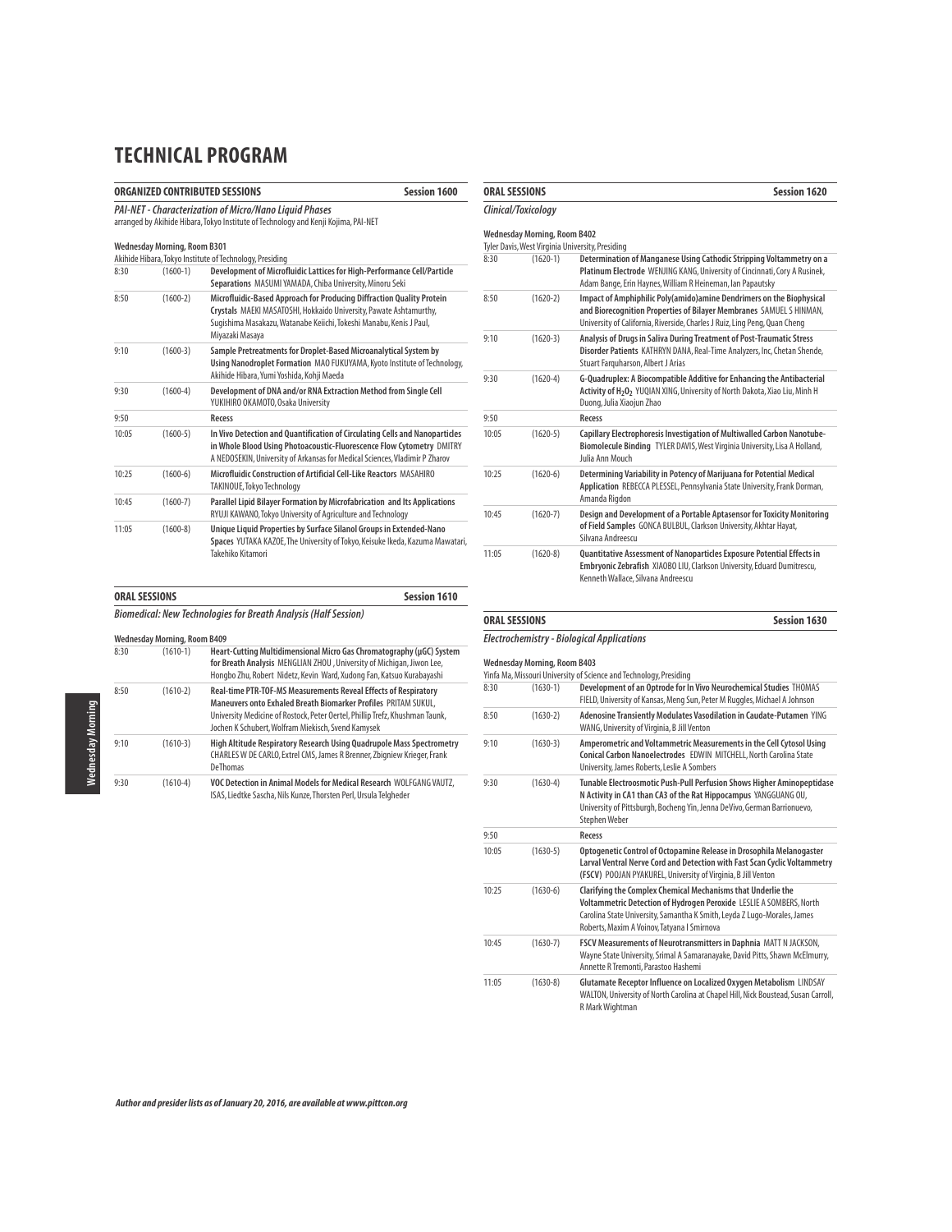# TECHNICAL PROGRAM

## ORGANIZED CONTRIBUTED SESSIONS — Session 1600

### *PAI-NET - Characterization of Micro/Nano Liquid Phases*

arranged by Akihide Hibara, Tokyo Institute of Technology and Kenji Kojima, PAI-NET

**Wednesday Morning, Room B301**

Akihide Hibara, Tokyo Institute of Technology, Presiding

| Time | No. | Title / Authors |
|---|---|---|
| 8:30 | (1600-1) | **Development of Microfluidic Lattices for High-Performance Cell/Particle Separations** MASUMI YAMADA, Chiba University, Minoru Seki |
| 8:50 | (1600-2) | **Microfluidic-Based Approach for Producing Diffraction Quality Protein Crystals** MAEKI MASATOSHI, Hokkaido University, Pawate Ashtamurthy, Sugishima Masakazu, Watanabe Keiichi, Tokeshi Manabu, Kenis J Paul, Miyazaki Masaya |
| 9:10 | (1600-3) | **Sample Pretreatments for Droplet-Based Microanalytical System by Using Nanodroplet Formation** MAO FUKUYAMA, Kyoto Institute of Technology, Akihide Hibara, Yumi Yoshida, Kohji Maeda |
| 9:30 | (1600-4) | **Development of DNA and/or RNA Extraction Method from Single Cell** YUKIHIRO OKAMOTO, Osaka University |
| 9:50 | | **Recess** |
| 10:05 | (1600-5) | **In Vivo Detection and Quantification of Circulating Cells and Nanoparticles in Whole Blood Using Photoacoustic-Fluorescence Flow Cytometry** DMITRY A NEDOSEKIN, University of Arkansas for Medical Sciences, Vladimir P Zharov |
| 10:25 | (1600-6) | **Microfluidic Construction of Artificial Cell-Like Reactors** MASAHIRO TAKINOUE, Tokyo Technology |
| 10:45 | (1600-7) | **Parallel Lipid Bilayer Formation by Microfabrication and Its Applications** RYUJI KAWANO, Tokyo University of Agriculture and Technology |
| 11:05 | (1600-8) | **Unique Liquid Properties by Surface Silanol Groups in Extended-Nano Spaces** YUTAKA KAZOE, The University of Tokyo, Keisuke Ikeda, Kazuma Mawatari, Takehiko Kitamori |

## ORAL SESSIONS — Session 1610

### *Biomedical: New Technologies for Breath Analysis (Half Session)*

**Wednesday Morning, Room B409**

| Time | No. | Title / Authors |
|---|---|---|
| 8:30 | (1610-1) | **Heart-Cutting Multidimensional Micro Gas Chromatography (μGC) System for Breath Analysis** MENGLIAN ZHOU , University of Michigan, Jiwon Lee, Hongbo Zhu, Robert Nidetz, Kevin Ward, Xudong Fan, Katsuo Kurabayashi |
| 8:50 | (1610-2) | **Real-time PTR-TOF-MS Measurements Reveal Effects of Respiratory Maneuvers onto Exhaled Breath Biomarker Profiles** PRITAM SUKUL, University Medicine of Rostock, Peter Oertel, Phillip Trefz, Khushman Taunk, Jochen K Schubert, Wolfram Miekisch, Svend Kamysek |
| 9:10 | (1610-3) | **High Altitude Respiratory Research Using Quadrupole Mass Spectrometry** CHARLES W DE CARLO, Extrel CMS, James R Brenner, Zbigniew Krieger, Frank DeThomas |
| 9:30 | (1610-4) | **VOC Detection in Animal Models for Medical Research** WOLFGANG VAUTZ, ISAS, Liedtke Sascha, Nils Kunze, Thorsten Perl, Ursula Telgheder |

## ORAL SESSIONS — Session 1620

### *Clinical/Toxicology*

**Wednesday Morning, Room B402**

Tyler Davis, West Virginia University, Presiding

| Time | No. | Title / Authors |
|---|---|---|
| 8:30 | (1620-1) | **Determination of Manganese Using Cathodic Stripping Voltammetry on a Platinum Electrode** WENJING KANG, University of Cincinnati, Cory A Rusinek, Adam Bange, Erin Haynes, William R Heineman, Ian Papautsky |
| 8:50 | (1620-2) | **Impact of Amphiphilic Poly(amido)amine Dendrimers on the Biophysical and Biorecognition Properties of Bilayer Membranes** SAMUEL S HINMAN, University of California, Riverside, Charles J Ruiz, Ling Peng, Quan Cheng |
| 9:10 | (1620-3) | **Analysis of Drugs in Saliva During Treatment of Post-Traumatic Stress Disorder Patients** KATHRYN DANA, Real-Time Analyzers, Inc, Chetan Shende, Stuart Farquharson, Albert J Arias |
| 9:30 | (1620-4) | **G-Quadruplex: A Biocompatible Additive for Enhancing the Antibacterial Activity of $H_2O_2$** YUQIAN XING, University of North Dakota, Xiao Liu, Minh H Duong, Julia Xiaojun Zhao |
| 9:50 | | **Recess** |
| 10:05 | (1620-5) | **Capillary Electrophoresis Investigation of Multiwalled Carbon Nanotube-Biomolecule Binding** TYLER DAVIS, West Virginia University, Lisa A Holland, Julia Ann Mouch |
| 10:25 | (1620-6) | **Determining Variability in Potency of Marijuana for Potential Medical Application** REBECCA PLESSEL, Pennsylvania State University, Frank Dorman, Amanda Rigdon |
| 10:45 | (1620-7) | **Design and Development of a Portable Aptasensor for Toxicity Monitoring of Field Samples** GONCA BULBUL, Clarkson University, Akhtar Hayat, Silvana Andreescu |
| 11:05 | (1620-8) | **Quantitative Assessment of Nanoparticles Exposure Potential Effects in Embryonic Zebrafish** XIAOBO LIU, Clarkson University, Eduard Dumitrescu, Kenneth Wallace, Silvana Andreescu |

## ORAL SESSIONS — Session 1630

### *Electrochemistry - Biological Applications*

**Wednesday Morning, Room B403**

Yinfa Ma, Missouri University of Science and Technology, Presiding

| Time | No. | Title / Authors |
|---|---|---|
| 8:30 | (1630-1) | **Development of an Optrode for In Vivo Neurochemical Studies** THOMAS FIELD, University of Kansas, Meng Sun, Peter M Ruggles, Michael A Johnson |
| 8:50 | (1630-2) | **Adenosine Transiently Modulates Vasodilation in Caudate-Putamen** YING WANG, University of Virginia, B Jill Venton |
| 9:10 | (1630-3) | **Amperometric and Voltammetric Measurements in the Cell Cytosol Using Conical Carbon Nanoelectrodes** EDWIN MITCHELL, North Carolina State University, James Roberts, Leslie A Sombers |
| 9:30 | (1630-4) | **Tunable Electroosmotic Push-Pull Perfusion Shows Higher Aminopeptidase N Activity in CA1 than CA3 of the Rat Hippocampus** YANGGUANG OU, University of Pittsburgh, Bocheng Yin, Jenna DeVivo, German Barrionuevo, Stephen Weber |
| 9:50 | | **Recess** |
| 10:05 | (1630-5) | **Optogenetic Control of Octopamine Release in Drosophila Melanogaster Larval Ventral Nerve Cord and Detection with Fast Scan Cyclic Voltammetry (FSCV)** POOJAN PYAKUREL, University of Virginia, B Jill Venton |
| 10:25 | (1630-6) | **Clarifying the Complex Chemical Mechanisms that Underlie the Voltammetric Detection of Hydrogen Peroxide** LESLIE A SOMBERS, North Carolina State University, Samantha K Smith, Leyda Z Lugo-Morales, James Roberts, Maxim A Voinov, Tatyana I Smirnova |
| 10:45 | (1630-7) | **FSCV Measurements of Neurotransmitters in Daphnia** MATT N JACKSON, Wayne State University, Srimal A Samaranayake, David Pitts, Shawn McElmurry, Annette R Tremonti, Parastoo Hashemi |
| 11:05 | (1630-8) | **Glutamate Receptor Influence on Localized Oxygen Metabolism** LINDSAY WALTON, University of North Carolina at Chapel Hill, Nick Boustead, Susan Carroll, R Mark Wightman |

*Author and presider lists as of January 20, 2016, are available at www.pittcon.org*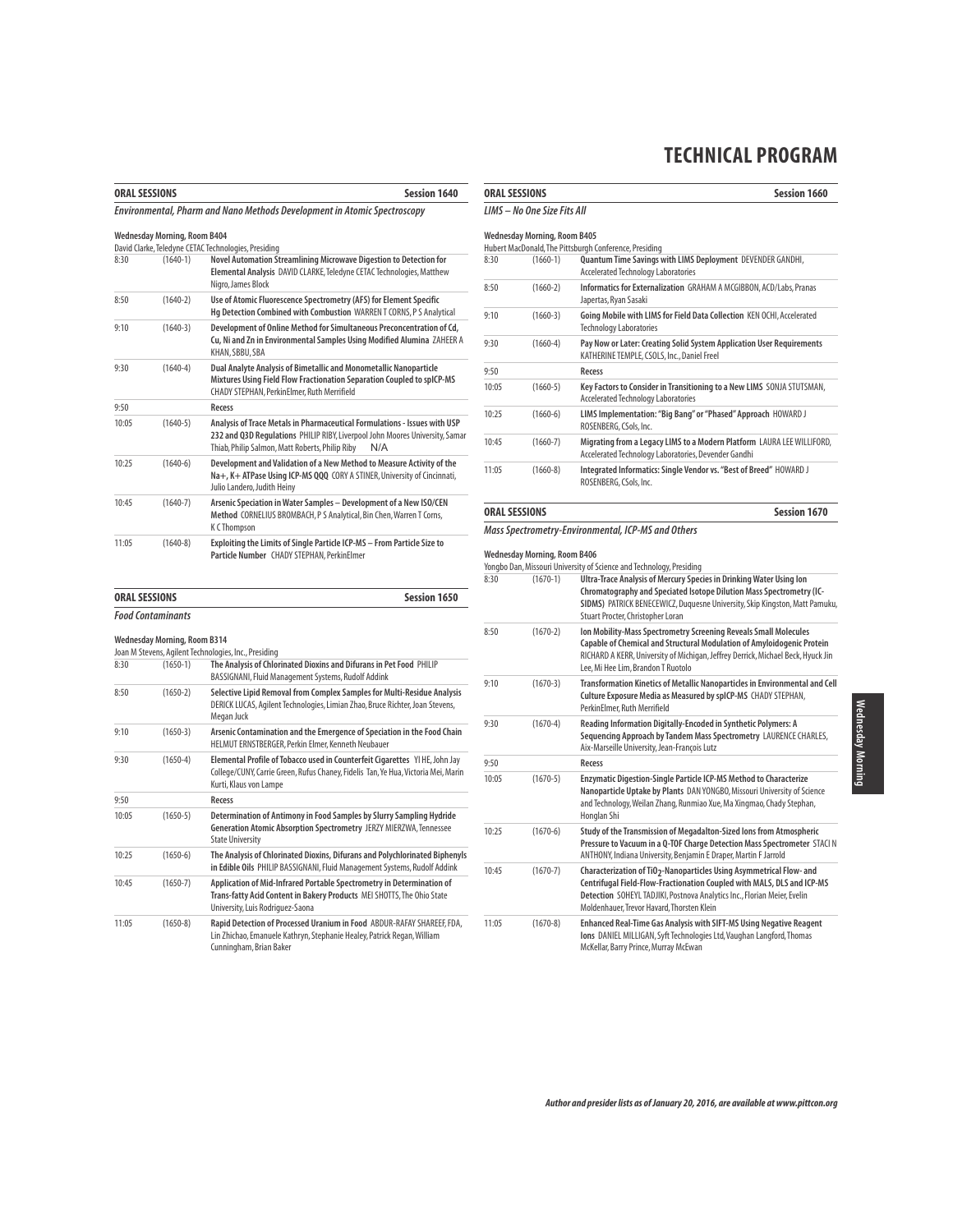# TECHNICAL PROGRAM

## ORAL SESSIONS — Session 1640

*Environmental, Pharm and Nano Methods Development in Atomic Spectroscopy*

**Wednesday Morning, Room B404**

David Clarke, Teledyne CETAC Technologies, Presiding

| Time | No. | Title |
|---|---|---|
| 8:30 | (1640-1) | **Novel Automation Streamlining Microwave Digestion to Detection for Elemental Analysis** DAVID CLARKE, Teledyne CETAC Technologies, Matthew Nigro, James Block |
| 8:50 | (1640-2) | **Use of Atomic Fluorescence Spectrometry (AFS) for Element Specific Hg Detection Combined with Combustion** WARREN T CORNS, P S Analytical |
| 9:10 | (1640-3) | **Development of Online Method for Simultaneous Preconcentration of Cd, Cu, Ni and Zn in Environmental Samples Using Modified Alumina** ZAHEER A KHAN, SBBU, SBA |
| 9:30 | (1640-4) | **Dual Analyte Analysis of Bimetallic and Monometallic Nanoparticle Mixtures Using Field Flow Fractionation Separation Coupled to spICP-MS** CHADY STEPHAN, PerkinElmer, Ruth Merrifield |
| 9:50 | | Recess |
| 10:05 | (1640-5) | **Analysis of Trace Metals in Pharmaceutical Formulations - Issues with USP 232 and Q3D Regulations** PHILIP RIBY, Liverpool John Moores University, Samar Thiab, Philip Salmon, Matt Roberts, Philip Riby N/A |
| 10:25 | (1640-6) | **Development and Validation of a New Method to Measure Activity of the Na+, K+ ATPase Using ICP-MS QQQ** CORY A STINER, University of Cincinnati, Julio Landero, Judith Heiny |
| 10:45 | (1640-7) | **Arsenic Speciation in Water Samples – Development of a New ISO/CEN Method** CORNELIUS BROMBACH, P S Analytical, Bin Chen, Warren T Corns, K C Thompson |
| 11:05 | (1640-8) | **Exploiting the Limits of Single Particle ICP-MS – From Particle Size to Particle Number** CHADY STEPHAN, PerkinElmer |

## ORAL SESSIONS — Session 1650

*Food Contaminants*

**Wednesday Morning, Room B314**

Joan M Stevens, Agilent Technologies, Inc., Presiding

| Time | No. | Title |
|---|---|---|
| 8:30 | (1650-1) | **The Analysis of Chlorinated Dioxins and Difurans in Pet Food** PHILIP BASSIGNANI, Fluid Management Systems, Rudolf Addink |
| 8:50 | (1650-2) | **Selective Lipid Removal from Complex Samples for Multi-Residue Analysis** DERICK LUCAS, Agilent Technologies, Limian Zhao, Bruce Richter, Joan Stevens, Megan Juck |
| 9:10 | (1650-3) | **Arsenic Contamination and the Emergence of Speciation in the Food Chain** HELMUT ERNSTBERGER, Perkin Elmer, Kenneth Neubauer |
| 9:30 | (1650-4) | **Elemental Profile of Tobacco used in Counterfeit Cigarettes** YI HE, John Jay College/CUNY, Carrie Green, Rufus Chaney, Fidelis Tan, Ye Hua, Victoria Mei, Marin Kurti, Klaus von Lampe |
| 9:50 | | Recess |
| 10:05 | (1650-5) | **Determination of Antimony in Food Samples by Slurry Sampling Hydride Generation Atomic Absorption Spectrometry** JERZY MIERZWA, Tennessee State University |
| 10:25 | (1650-6) | **The Analysis of Chlorinated Dioxins, Difurans and Polychlorinated Biphenyls in Edible Oils** PHILIP BASSIGNANI, Fluid Management Systems, Rudolf Addink |
| 10:45 | (1650-7) | **Application of Mid-Infrared Portable Spectrometry in Determination of Trans-fatty Acid Content in Bakery Products** MEI SHOTTS, The Ohio State University, Luis Rodriguez-Saona |
| 11:05 | (1650-8) | **Rapid Detection of Processed Uranium in Food** ABDUR-RAFAY SHAREEF, FDA, Lin Zhichao, Emanuele Kathryn, Stephanie Healey, Patrick Regan, William Cunningham, Brian Baker |

## ORAL SESSIONS — Session 1660

*LIMS – No One Size Fits All*

**Wednesday Morning, Room B405**

Hubert MacDonald, The Pittsburgh Conference, Presiding

| Time | No. | Title |
|---|---|---|
| 8:30 | (1660-1) | **Quantum Time Savings with LIMS Deployment** DEVENDER GANDHI, Accelerated Technology Laboratories |
| 8:50 | (1660-2) | **Informatics for Externalization** GRAHAM A MCGIBBON, ACD/Labs, Pranas Japertas, Ryan Sasaki |
| 9:10 | (1660-3) | **Going Mobile with LIMS for Field Data Collection** KEN OCHI, Accelerated Technology Laboratories |
| 9:30 | (1660-4) | **Pay Now or Later: Creating Solid System Application User Requirements** KATHERINE TEMPLE, CSOLS, Inc., Daniel Freel |
| 9:50 | | Recess |
| 10:05 | (1660-5) | **Key Factors to Consider in Transitioning to a New LIMS** SONJA STUTSMAN, Accelerated Technology Laboratories |
| 10:25 | (1660-6) | **LIMS Implementation: "Big Bang" or "Phased" Approach** HOWARD J ROSENBERG, CSols, Inc. |
| 10:45 | (1660-7) | **Migrating from a Legacy LIMS to a Modern Platform** LAURA LEE WILLIFORD, Accelerated Technology Laboratories, Devender Gandhi |
| 11:05 | (1660-8) | **Integrated Informatics: Single Vendor vs. "Best of Breed"** HOWARD J ROSENBERG, CSols, Inc. |

## ORAL SESSIONS — Session 1670

*Mass Spectrometry-Environmental, ICP-MS and Others*

**Wednesday Morning, Room B406**

Yongbo Dan, Missouri University of Science and Technology, Presiding

| Time | No. | Title |
|---|---|---|
| 8:30 | (1670-1) | **Ultra-Trace Analysis of Mercury Species in Drinking Water Using Ion Chromatography and Speciated Isotope Dilution Mass Spectrometry (IC-SIDMS)** PATRICK BENECEWICZ, Duquesne University, Skip Kingston, Matt Pamuku, Stuart Procter, Christopher Loran |
| 8:50 | (1670-2) | **Ion Mobility-Mass Spectrometry Screening Reveals Small Molecules Capable of Chemical and Structural Modulation of Amyloidogenic Protein** RICHARD A KERR, University of Michigan, Jeffrey Derrick, Michael Beck, Hyuck Jin Lee, Mi Hee Lim, Brandon T Ruotolo |
| 9:10 | (1670-3) | **Transformation Kinetics of Metallic Nanoparticles in Environmental and Cell Culture Exposure Media as Measured by spICP-MS** CHADY STEPHAN, PerkinElmer, Ruth Merrifield |
| 9:30 | (1670-4) | **Reading Information Digitally-Encoded in Synthetic Polymers: A Sequencing Approach by Tandem Mass Spectrometry** LAURENCE CHARLES, Aix-Marseille University, Jean-François Lutz |
| 9:50 | | Recess |
| 10:05 | (1670-5) | **Enzymatic Digestion-Single Particle ICP-MS Method to Characterize Nanoparticle Uptake by Plants** DAN YONGBO, Missouri University of Science and Technology, Weilan Zhang, Runmiao Xue, Ma Xingmao, Chady Stephan, Honglan Shi |
| 10:25 | (1670-6) | **Study of the Transmission of Megadalton-Sized Ions from Atmospheric Pressure to Vacuum in a Q-TOF Charge Detection Mass Spectrometer** STACI N ANTHONY, Indiana University, Benjamin E Draper, Martin F Jarrold |
| 10:45 | (1670-7) | **Characterization of $TiO_2$-Nanoparticles Using Asymmetrical Flow- and Centrifugal Field-Flow-Fractionation Coupled with MALS, DLS and ICP-MS Detection** SOHEYL TADJIKI, Postnova Analytics Inc., Florian Meier, Evelin Moldenhauer, Trevor Havard, Thorsten Klein |
| 11:05 | (1670-8) | **Enhanced Real-Time Gas Analysis with SIFT-MS Using Negative Reagent Ions** DANIEL MILLIGAN, Syft Technologies Ltd, Vaughan Langford, Thomas McKellar, Barry Prince, Murray McEwan |

*Author and presider lists as of January 20, 2016, are available at www.pittcon.org*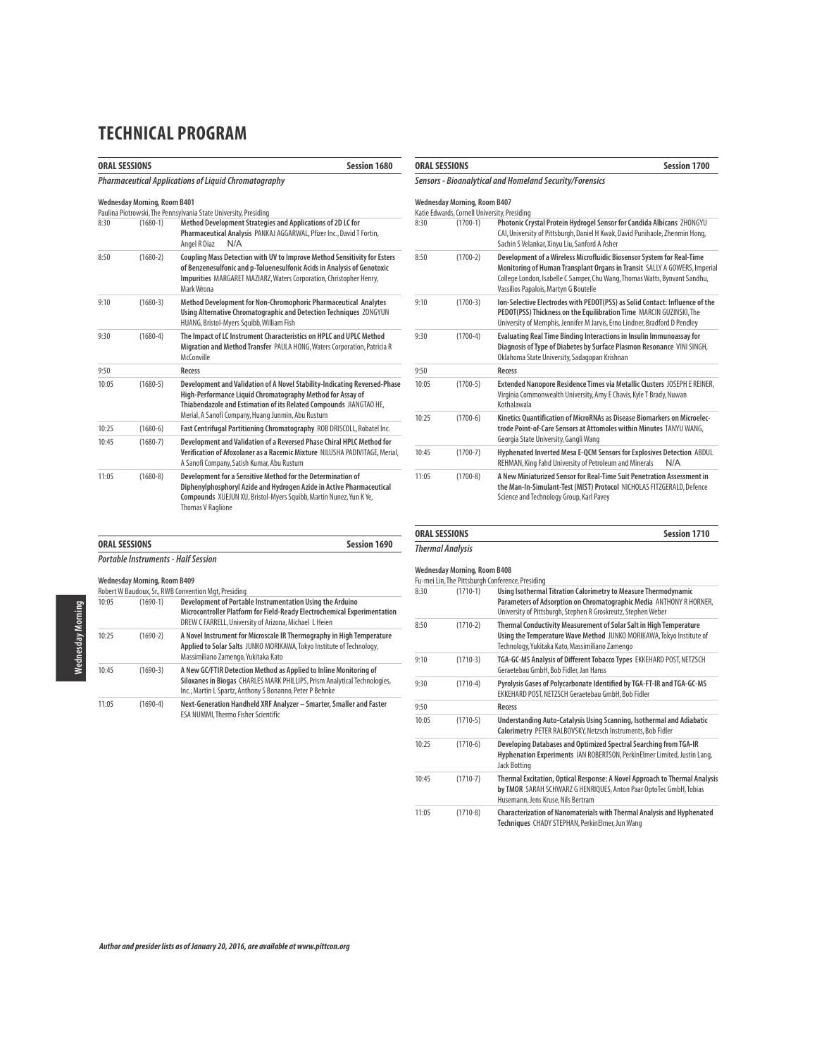# TECHNICAL PROGRAM

## ORAL SESSIONS — Session 1680

### *Pharmaceutical Applications of Liquid Chromatography*

**Wednesday Morning, Room B401**

Paulina Piotrowski, The Pennsylvania State University, Presiding

| Time | No. | Title |
|---|---|---|
| 8:30 | (1680-1) | **Method Development Strategies and Applications of 2D LC for Pharmaceutical Analysis** PANKAJ AGGARWAL, Pfizer Inc., David T Fortin, Angel R Diaz N/A |
| 8:50 | (1680-2) | **Coupling Mass Detection with UV to Improve Method Sensitivity for Esters of Benzenesulfonic and p-Toluenesulfonic Acids in Analysis of Genotoxic Impurities** MARGARET MAZIARZ, Waters Corporation, Christopher Henry, Mark Wrona |
| 9:10 | (1680-3) | **Method Development for Non-Chromophoric Pharmaceutical Analytes Using Alternative Chromatographic and Detection Techniques** ZONGYUN HUANG, Bristol-Myers Squibb, William Fish |
| 9:30 | (1680-4) | **The Impact of LC Instrument Characteristics on HPLC and UPLC Method Migration and Method Transfer** PAULA HONG, Waters Corporation, Patricia R McConville |
| 9:50 | | Recess |
| 10:05 | (1680-5) | **Development and Validation of A Novel Stability-Indicating Reversed-Phase High-Performance Liquid Chromatography Method for Assay of Thiabendazole and Estimation of its Related Compounds** JIANGTAO HE, Merial, A Sanofi Company, Huang Junmin, Abu Rustum |
| 10:25 | (1680-6) | **Fast Centrifugal Partitioning Chromatography** ROB DRISCOLL, Robatel Inc. |
| 10:45 | (1680-7) | **Development and Validation of a Reversed Phase Chiral HPLC Method for Verification of Afoxolaner as a Racemic Mixture** NILUSHA PADIVITAGE, Merial, A Sanofi Company, Satish Kumar, Abu Rustum |
| 11:05 | (1680-8) | **Development for a Sensitive Method for the Determination of Diphenylphosphoryl Azide and Hydrogen Azide in Active Pharmaceutical Compounds** XUEJUN XU, Bristol-Myers Squibb, Martin Nunez, Yun K Ye, Thomas V Raglione |

## ORAL SESSIONS — Session 1690

### *Portable Instruments - Half Session*

**Wednesday Morning, Room B409**

Robert W Baudoux, Sr., RWB Convention Mgt, Presiding

| Time | No. | Title |
|---|---|---|
| 10:05 | (1690-1) | **Development of Portable Instrumentation Using the Arduino Microcontroller Platform for Field-Ready Electrochemical Experimentation** DREW C FARRELL, University of Arizona, Michael L Heien |
| 10:25 | (1690-2) | **A Novel Instrument for Microscale IR Thermography in High Temperature Applied to Solar Salts** JUNKO MORIKAWA, Tokyo Institute of Technology, Massimiliano Zamengo, Yukitaka Kato |
| 10:45 | (1690-3) | **A New GC/FTIR Detection Method as Applied to Inline Monitoring of Siloxanes in Biogas** CHARLES MARK PHILLIPS, Prism Analytical Technologies, Inc., Martin L Spartz, Anthony S Bonanno, Peter P Behnke |
| 11:05 | (1690-4) | **Next-Generation Handheld XRF Analyzer – Smarter, Smaller and Faster** ESA NUMMI, Thermo Fisher Scientific |

## ORAL SESSIONS — Session 1700

### *Sensors - Bioanalytical and Homeland Security/Forensics*

**Wednesday Morning, Room B407**

Katie Edwards, Cornell University, Presiding

| Time | No. | Title |
|---|---|---|
| 8:30 | (1700-1) | **Photonic Crystal Protein Hydrogel Sensor for Candida Albicans** ZHONGYU CAI, University of Pittsburgh, Daniel H Kwak, David Punihaole, Zhenmin Hong, Sachin S Velankar, Xinyu Liu, Sanford A Asher |
| 8:50 | (1700-2) | **Development of a Wireless Microfluidic Biosensor System for Real-Time Monitoring of Human Transplant Organs in Transit** SALLY A GOWERS, Imperial College London, Isabelle C Samper, Chu Wang, Thomas Watts, Bynvant Sandhu, Vassilios Papalois, Martyn G Boutelle |
| 9:10 | (1700-3) | **Ion-Selective Electrodes with PEDOT(PSS) as Solid Contact: Influence of the PEDOT(PSS) Thickness on the Equilibration Time** MARCIN GUZINSKI, The University of Memphis, Jennifer M Jarvis, Erno Lindner, Bradford D Pendley |
| 9:30 | (1700-4) | **Evaluating Real Time Binding Interactions in Insulin Immunoassay for Diagnosis of Type of Diabetes by Surface Plasmon Resonance** VINI SINGH, Oklahoma State University, Sadagopan Krishnan |
| 9:50 | | Recess |
| 10:05 | (1700-5) | **Extended Nanopore Residence Times via Metallic Clusters** JOSEPH E REINER, Virginia Commonwealth University, Amy E Chavis, Kyle T Brady, Nuwan Kothalawala |
| 10:25 | (1700-6) | **Kinetics Quantification of MicroRNAs as Disease Biomarkers on Microelectrode Point-of-Care Sensors at Attomoles within Minutes** TANYU WANG, Georgia State University, Gangli Wang |
| 10:45 | (1700-7) | **Hyphenated Inverted Mesa E-QCM Sensors for Explosives Detection** ABDUL REHMAN, King Fahd University of Petroleum and Minerals N/A |
| 11:05 | (1700-8) | **A New Miniaturized Sensor for Real-Time Suit Penetration Assessment in the Man-In-Simulant-Test (MIST) Protocol** NICHOLAS FITZGERALD, Defence Science and Technology Group, Karl Pavey |

## ORAL SESSIONS — Session 1710

### *Thermal Analysis*

**Wednesday Morning, Room B408**

Fu-mei Lin, The Pittsburgh Conference, Presiding

| Time | No. | Title |
|---|---|---|
| 8:30 | (1710-1) | **Using Isothermal Titration Calorimetry to Measure Thermodynamic Parameters of Adsorption on Chromatographic Media** ANTHONY R HORNER, University of Pittsburgh, Stephen R Groskreutz, Stephen Weber |
| 8:50 | (1710-2) | **Thermal Conductivity Measurement of Solar Salt in High Temperature Using the Temperature Wave Method** JUNKO MORIKAWA, Tokyo Institute of Technology, Yukitaka Kato, Massimiliano Zamengo |
| 9:10 | (1710-3) | **TGA-GC-MS Analysis of Different Tobacco Types** EKKEHARD POST, NETZSCH Geraetebau GmbH, Bob Fidler, Jan Hanss |
| 9:30 | (1710-4) | **Pyrolysis Gases of Polycarbonate Identified by TGA-FT-IR and TGA-GC-MS** EKKEHARD POST, NETZSCH Geraetebau GmbH, Bob Fidler |
| 9:50 | | Recess |
| 10:05 | (1710-5) | **Understanding Auto-Catalysis Using Scanning, Isothermal and Adiabatic Calorimetry** PETER RALBOVSKY, Netzsch Instruments, Bob Fidler |
| 10:25 | (1710-6) | **Developing Databases and Optimized Spectral Searching from TGA-IR Hyphenation Experiments** IAN ROBERTSON, PerkinElmer Limited, Justin Lang, Jack Botting |
| 10:45 | (1710-7) | **Thermal Excitation, Optical Response: A Novel Approach to Thermal Analysis by TMOR** SARAH SCHWARZ G HENRIQUES, Anton Paar OptoTec GmbH, Tobias Husemann, Jens Kruse, Nils Bertram |
| 11:05 | (1710-8) | **Characterization of Nanomaterials with Thermal Analysis and Hyphenated Techniques** CHADY STEPHAN, PerkinElmer, Jun Wang |

*Author and presider lists as of January 20, 2016, are available at www.pittcon.org*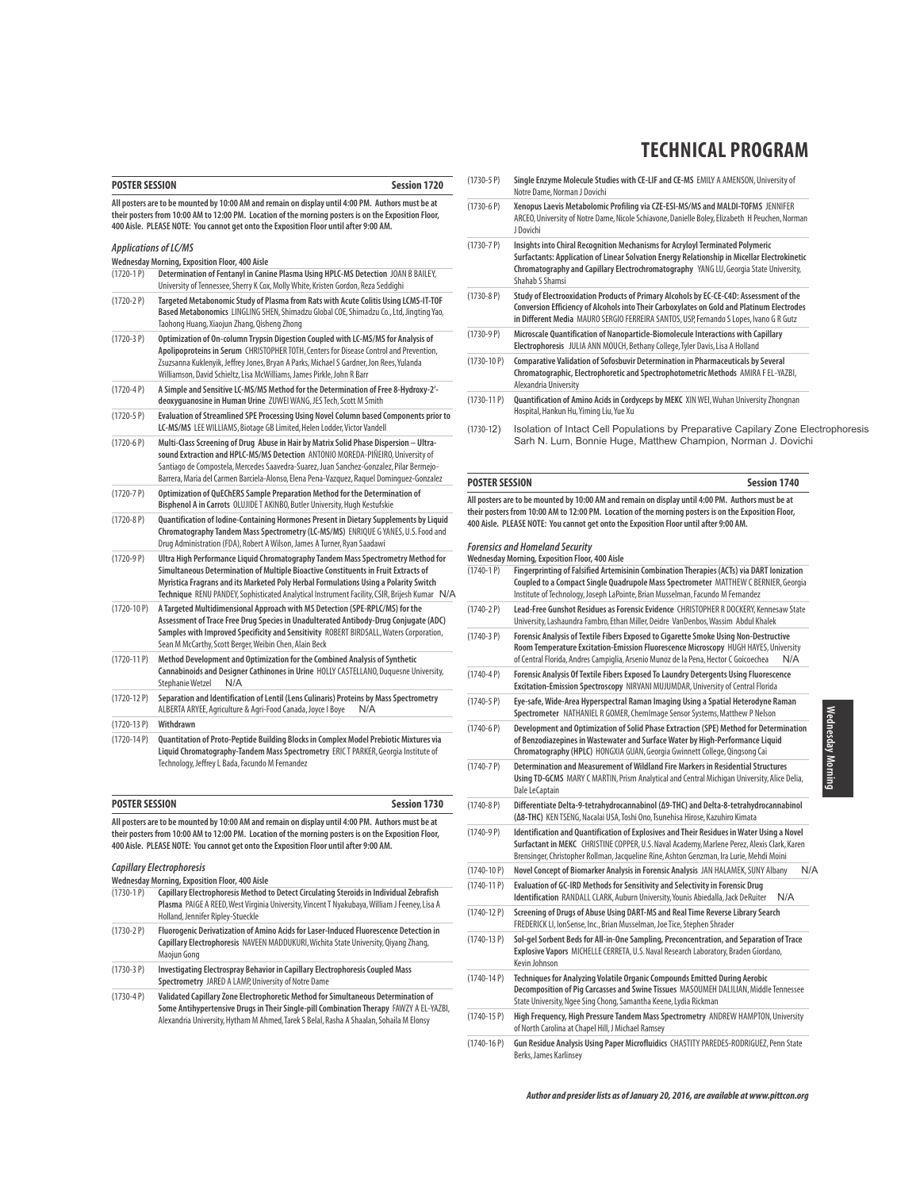# TECHNICAL PROGRAM

## POSTER SESSION — Session 1720

All posters are to be mounted by 10:00 AM and remain on display until 4:00 PM. Authors must be at their posters from 10:00 AM to 12:00 PM. Location of the morning posters is on the Exposition Floor, 400 Aisle. PLEASE NOTE: You cannot get onto the Exposition Floor until after 9:00 AM.

*Applications of LC/MS*

**Wednesday Morning, Exposition Floor, 400 Aisle**

(1720-1 P) **Determination of Fentanyl in Canine Plasma Using HPLC-MS Detection** JOAN B BAILEY, University of Tennessee, Sherry K Cox, Molly White, Kristen Gordon, Reza Seddighi

(1720-2 P) **Targeted Metabonomic Study of Plasma from Rats with Acute Colitis Using LCMS-IT-TOF Based Metabonomics** LINGLING SHEN, Shimadzu Global COE, Shimadzu Co., Ltd, Jingting Yao, Taohong Huang, Xiaojun Zhang, Qisheng Zhong

(1720-3 P) **Optimization of On-column Trypsin Digestion Coupled with LC-MS/MS for Analysis of Apolipoproteins in Serum** CHRISTOPHER TOTH, Centers for Disease Control and Prevention, Zsuzsanna Kuklenyik, Jeffrey Jones, Bryan A Parks, Michael S Gardner, Jon Rees, Yulanda Williamson, David Schieltz, Lisa McWilliams, James Pirkle, John R Barr

(1720-4 P) **A Simple and Sensitive LC-MS/MS Method for the Determination of Free 8-Hydroxy-2'-deoxyguanosine in Human Urine** ZUWEI WANG, JES Tech, Scott M Smith

(1720-5 P) **Evaluation of Streamlined SPE Processing Using Novel Column based Components prior to LC-MS/MS** LEE WILLIAMS, Biotage GB Limited, Helen Lodder, Victor Vandell

(1720-6 P) **Multi-Class Screening of Drug Abuse in Hair by Matrix Solid Phase Dispersion – Ultrasound Extraction and HPLC-MS/MS Detection** ANTONIO MOREDA-PIÑEIRO, University of Santiago de Compostela, Mercedes Saavedra-Suarez, Juan Sanchez-Gonzalez, Pilar Bermejo-Barrera, Maria del Carmen Barciela-Alonso, Elena Pena-Vazquez, Raquel Dominguez-Gonzalez

(1720-7 P) **Optimization of QuEChERS Sample Preparation Method for the Determination of Bisphenol A in Carrots** OLUJIDE T AKINBO, Butler University, Hugh Kestufskie

(1720-8 P) **Quantification of Iodine-Containing Hormones Present in Dietary Supplements by Liquid Chromatography Tandem Mass Spectrometry (LC-MS/MS)** ENRIQUE G YANES, U.S. Food and Drug Administration (FDA), Robert A Wilson, James A Turner, Ryan Saadawi

(1720-9 P) **Ultra High Performance Liquid Chromatography Tandem Mass Spectrometry Method for Simultaneous Determination of Multiple Bioactive Constituents in Fruit Extracts of Myristica Fragrans and its Marketed Poly Herbal Formulations Using a Polarity Switch Technique** RENU PANDEY, Sophisticated Analytical Instrument Facility, CSIR, Brijesh Kumar N/A

(1720-10 P) **A Targeted Multidimensional Approach with MS Detection (SPE-RPLC/MS) for the Assessment of Trace Free Drug Species in Unadulterated Antibody-Drug Conjugate (ADC) Samples with Improved Specificity and Sensitivity** ROBERT BIRDSALL, Waters Corporation, Sean M McCarthy, Scott Berger, Weibin Chen, Alain Beck

(1720-11 P) **Method Development and Optimization for the Combined Analysis of Synthetic Cannabinoids and Designer Cathinones in Urine** HOLLY CASTELLANO, Duquesne University, Stephanie Wetzel N/A

(1720-12 P) **Separation and Identification of Lentil (Lens Culinaris) Proteins by Mass Spectrometry** ALBERTA ARYEE, Agriculture & Agri-Food Canada, Joyce I Boye N/A

(1720-13 P) **Withdrawn**

(1720-14 P) **Quantitation of Proto-Peptide Building Blocks in Complex Model Prebiotic Mixtures via Liquid Chromatography-Tandem Mass Spectrometry** ERIC T PARKER, Georgia Institute of Technology, Jeffrey L Bada, Facundo M Fernandez

## POSTER SESSION — Session 1730

All posters are to be mounted by 10:00 AM and remain on display until 4:00 PM. Authors must be at their posters from 10:00 AM to 12:00 PM. Location of the morning posters is on the Exposition Floor, 400 Aisle. PLEASE NOTE: You cannot get onto the Exposition Floor until after 9:00 AM.

*Capillary Electrophoresis*

**Wednesday Morning, Exposition Floor, 400 Aisle**

(1730-1 P) **Capillary Electrophoresis Method to Detect Circulating Steroids in Individual Zebrafish Plasma** PAIGE A REED, West Virginia University, Vincent T Nyakubaya, William J Feeney, Lisa A Holland, Jennifer Ripley-Stueckle

(1730-2 P) **Fluorogenic Derivatization of Amino Acids for Laser-Induced Fluorescence Detection in Capillary Electrophoresis** NAVEEN MADDUKURI, Wichita State University, Qiyang Zhang, Maojun Gong

(1730-3 P) **Investigating Electrospray Behavior in Capillary Electrophoresis Coupled Mass Spectrometry** JARED A LAMP, University of Notre Dame

(1730-4 P) **Validated Capillary Zone Electrophoretic Method for Simultaneous Determination of Some Antihypertensive Drugs in Their Single-pill Combination Therapy** FAWZY A EL-YAZBI, Alexandria University, Hytham M Ahmed, Tarek S Belal, Rasha A Shaalan, Sohaila M Elonsy

(1730-5 P) **Single Enzyme Molecule Studies with CE-LIF and CE-MS** EMILY A AMENSON, University of Notre Dame, Norman J Dovichi

(1730-6 P) **Xenopus Laevis Metabolomic Profiling via CZE-ESI-MS/MS and MALDI-TOFMS** JENNIFER ARCEO, University of Notre Dame, Nicole Schiavone, Danielle Boley, Elizabeth H Peuchen, Norman J Dovichi

(1730-7 P) **Insights into Chiral Recognition Mechanisms for Acryloyl Terminated Polymeric Surfactants: Application of Linear Solvation Energy Relationship in Micellar Electrokinetic Chromatography and Capillary Electrochromatography** YANG LU, Georgia State University, Shahab S Shamsi

(1730-8 P) **Study of Electrooxidation Products of Primary Alcohols by EC-CE-C4D: Assessment of the Conversion Efficiency of Alcohols into Their Carboxylates on Gold and Platinum Electrodes in Different Media** MAURO SERGIO FERREIRA SANTOS, USP, Fernando S Lopes, Ivano G R Gutz

(1730-9 P) **Microscale Quantification of Nanoparticle-Biomolecule Interactions with Capillary Electrophoresis** JULIA ANN MOUCH, Bethany College, Tyler Davis, Lisa A Holland

(1730-10 P) **Comparative Validation of Sofosbuvir Determination in Pharmaceuticals by Several Chromatographic, Electrophoretic and Spectrophotometric Methods** AMIRA F EL-YAZBI, Alexandria University

(1730-11 P) **Quantification of Amino Acids in Cordyceps by MEKC** XIN WEI, Wuhan University Zhongnan Hospital, Hankun Hu, Yiming Liu, Yue Xu

(1730-12) Isolation of Intact Cell Populations by Preparative Capilary Zone Electrophoresis Sarh N. Lum, Bonnie Huge, Matthew Champion, Norman J. Dovichi

## POSTER SESSION — Session 1740

All posters are to be mounted by 10:00 AM and remain on display until 4:00 PM. Authors must be at their posters from 10:00 AM to 12:00 PM. Location of the morning posters is on the Exposition Floor, 400 Aisle. PLEASE NOTE: You cannot get onto the Exposition Floor until after 9:00 AM.

*Forensics and Homeland Security*

**Wednesday Morning, Exposition Floor, 400 Aisle**

(1740-1 P) **Fingerprinting of Falsified Artemisinin Combination Therapies (ACTs) via DART Ionization Coupled to a Compact Single Quadrupole Mass Spectrometer** MATTHEW C BERNIER, Georgia Institute of Technology, Joseph LaPointe, Brian Musselman, Facundo M Fernandez

(1740-2 P) **Lead-Free Gunshot Residues as Forensic Evidence** CHRISTOPHER R DOCKERY, Kennesaw State University, Lashaundra Fambro, Ethan Miller, Deidre VanDenbos, Wassim Abdul Khalek

(1740-3 P) **Forensic Analysis of Textile Fibers Exposed to Cigarette Smoke Using Non-Destructive Room Temperature Excitation-Emission Fluorescence Microscopy** HUGH HAYES, University of Central Florida, Andres Campiglia, Arsenio Munoz de la Pena, Hector C Goicoechea N/A

(1740-4 P) **Forensic Analysis Of Textile Fibers Exposed To Laundry Detergents Using Fluorescence Excitation-Emission Spectroscopy** NIRVANI MUJUMDAR, University of Central Florida

(1740-5 P) **Eye-safe, Wide-Area Hyperspectral Raman Imaging Using a Spatial Heterodyne Raman Spectrometer** NATHANIEL R GOMER, ChemImage Sensor Systems, Matthew P Nelson

(1740-6 P) **Development and Optimization of Solid Phase Extraction (SPE) Method for Determination of Benzodiazepines in Wastewater and Surface Water by High-Performance Liquid Chromatography (HPLC)** HONGXIA GUAN, Georgia Gwinnett College, Qingsong Cai

(1740-7 P) **Determination and Measurement of Wildland Fire Markers in Residential Structures Using TD-GCMS** MARY C MARTIN, Prism Analytical and Central Michigan University, Alice Delia, Dale LeCaptain

(1740-8 P) **Differentiate Delta-9-tetrahydrocannabinol (Δ9-THC) and Delta-8-tetrahydrocannabinol (Δ8-THC)** KEN TSENG, Nacalai USA, Toshi Ono, Tsunehisa Hirose, Kazuhiro Kimata

(1740-9 P) **Identification and Quantification of Explosives and Their Residues in Water Using a Novel Surfactant in MEKC** CHRISTINE COPPER, U.S. Naval Academy, Marlene Perez, Alexis Clark, Karen Brensinger, Christopher Rollman, Jacqueline Rine, Ashton Genzman, Ira Lurie, Mehdi Moini

(1740-10 P) **Novel Concept of Biomarker Analysis in Forensic Analysis** JAN HALAMEK, SUNY Albany N/A

(1740-11 P) **Evaluation of GC-IRD Methods for Sensitivity and Selectivity in Forensic Drug Identification** RANDALL CLARK, Auburn University, Younis Abiedalla, Jack DeRuiter N/A

(1740-12 P) **Screening of Drugs of Abuse Using DART-MS and Real Time Reverse Library Search** FREDERICK LI, IonSense, Inc., Brian Musselman, Joe Tice, Stephen Shrader

(1740-13 P) **Sol-gel Sorbent Beds for All-in-One Sampling, Preconcentration, and Separation of Trace Explosive Vapors** MICHELLE CERRETA, U.S. Naval Research Laboratory, Braden Giordano, Kevin Johnson

(1740-14 P) **Techniques for Analyzing Volatile Organic Compounds Emitted During Aerobic Decomposition of Pig Carcasses and Swine Tissues** MASOUMEH DALILIAN, Middle Tennessee State University, Ngee Sing Chong, Samantha Keene, Lydia Rickman

(1740-15 P) **High Frequency, High Pressure Tandem Mass Spectrometry** ANDREW HAMPTON, University of North Carolina at Chapel Hill, J Michael Ramsey

(1740-16 P) **Gun Residue Analysis Using Paper Microfluidics** CHASTITY PAREDES-RODRIGUEZ, Penn State Berks, James Karlinsey

*Author and presider lists as of January 20, 2016, are available at www.pittcon.org*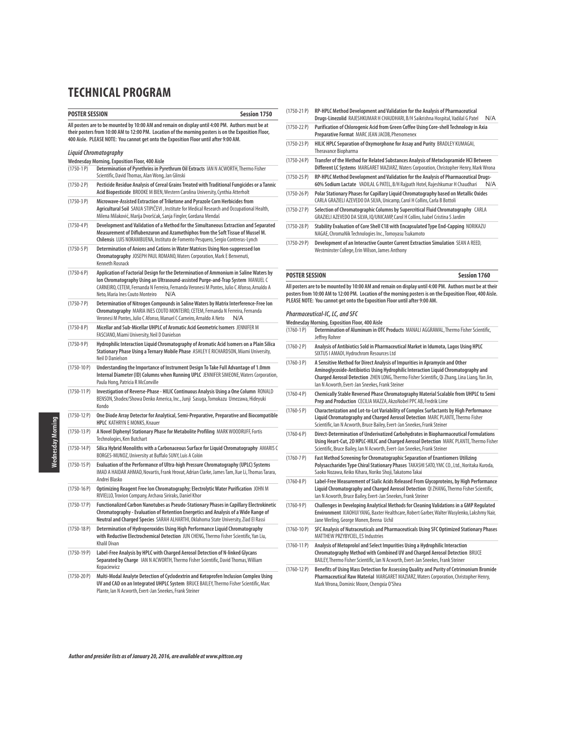# TECHNICAL PROGRAM

## POSTER SESSION — Session 1750

All posters are to be mounted by 10:00 AM and remain on display until 4:00 PM. Authors must be at their posters from 10:00 AM to 12:00 PM. Location of the morning posters is on the Exposition Floor, 400 Aisle. PLEASE NOTE: You cannot get onto the Exposition Floor until after 9:00 AM.

### *Liquid Chromatography*

**Wednesday Morning, Exposition Floor, 400 Aisle**

(1750-1 P) **Determination of Pyrethrins in Pyrethrum Oil Extracts** IAN N ACWORTH, Thermo Fisher Scientific, David Thomas, Alan Wong, Jan Glinski

(1750-2 P) **Pesticide Residue Analysis of Cereal Grains Treated with Traditional Fungicides or a Tannic Acid Biopesticide** BROOKE M BIEN, Western Carolina University, Cynthia Atterholt

(1750-3 P) **Microwave-Assisted Extraction of Triketone and Pyrazole Corn Herbicides from Agricultural Soil** SANJA STIPIČEVI , Institute for Medical Research and Occupational Health, Milena Milaković, Marija Dvoršćak, Sanja Fingler, Gordana Mendaš

(1750-4 P) **Development and Validation of a Method for the Simultaneous Extraction and Separated Measurement of Diflubenzuron and Azamethiphos from the Soft Tissue of Mussel M. Chilensis** LUIS NORAMBUENA, Instituto de Fomento Pesquero, Sergio Contreras-Lynch

(1750-5 P) **Determination of Anions and Cations in Water Matrices Using Non-suppressed Ion Chromatography** JOSEPH PAUL ROMANO, Waters Corporation, Mark E Benvenuti, Kenneth Rosnack

(1750-6 P) **Application of Factorial Design for the Determination of Ammonium in Saline Waters by Ion Chromatography Using an Ultrasound-assisted Purge-and-Trap System** MANUEL C CARNEIRO, CETEM, Fernanda N Ferreira, Fernanda Veronesi M Pontes, Julio C Afonso, Arnaldo A Neto, Maria Ines Couto Monteiro N/A

(1750-7 P) **Determination of Nitrogen Compounds in Saline Waters by Matrix Interference-Free Ion Chromatography** MARIA INES COUTO MONTEIRO, CETEM, Fernanda N Ferreira, Fernanda Veronesi M Pontes, Julio C Afonso, Manuel C Carneiro, Arnaldo A Neto N/A

(1750-8 P) **Micellar and Sub-Micellar UHPLC of Aromatic Acid Geometric Isomers** JENNIFER M FASCIANO, Miami University, Neil D Danielson

(1750-9 P) **Hydrophilic Interaction Liquid Chromatography of Aromatic Acid Isomers on a Plain Silica Stationary Phase Using a Ternary Mobile Phase** ASHLEY E RICHARDSON, Miami University, Neil D Danielson

(1750-10 P) **Understanding the Importance of Instrument Design To Take Full Advantage of 1.0mm Internal Diameter (ID) Columns when Running UPLC** JENNIFER SIMEONE, Waters Corporation, Paula Hong, Patricia R McConville

(1750-11 P) **Investigation of Reverse-Phase - HILIC Continuous Analysis Using a One Column** RONALD BENSON, Shodex/Showa Denko America, Inc., Junji Sasuga, Tomokazu Umezawa, Hideyuki Kondo

(1750-12 P) **One Diode Array Detector for Analytical, Semi-Preparative, Preparative and Biocompatible HPLC** KATHRYN E MONKS, Knauer

(1750-13 P) **A Novel Diphenyl Stationary Phase for Metabolite Profiling** MARK WOODRUFF, Fortis Technologies, Ken Butchart

(1750-14 P) **Silica Hybrid Monoliths with a Carbonaceous Surface for Liquid Chromatography** AMARIS C BORGES-MUNOZ, University at Buffalo SUNY, Luis A Colón

(1750-15 P) **Evaluation of the Performance of Ultra-high Pressure Chromatography (UPLC) Systems** IMAD A HAIDAR AHMAD, Novartis, Frank Hrovat, Adrian Clarke, James Tam, Xue Li, Thomas Tarara, Andrei Blasko

(1750-16 P) **Optimizing Reagent Free Ion Chromatography; Electrolytic Water Purification** JOHN M RIVIELLO, Trovion Company, Archava Siriraks, Daniel Khor

(1750-17 P) **Functionalized Carbon Nanotubes as Pseudo-Stationary Phases in Capillary Electrokinetic Chromatography - Evaluation of Retention Energetics and Analysis of a Wide Range of Neutral and Charged Species** SARAH ALHARTHI, Oklahoma State University, Ziad El Rassi

(1750-18 P) **Determination of Hydroperoxides Using High Performance Liquid Chromatography with Reductive Electrochemical Detection** JUN CHENG, Thermo Fisher Scientific, Yan Liu, Khalil Divan

(1750-19 P) **Label-Free Analysis by HPLC with Charged Aerosol Detection of N-linked Glycans Separated by Charge** IAN N ACWORTH, Thermo Fisher Scientific, David Thomas, William Kopaciewicz

(1750-20 P) **Multi-Modal Analyte Detection of Cyclodextrin and Ketoprofen Inclusion Complex Using UV and CAD on an Integrated UHPLC System** BRUCE BAILEY, Thermo Fisher Scientific, Marc Plante, Ian N Acworth, Evert-Jan Sneekes, Frank Steiner

(1750-21 P) **RP-HPLC Method Development and Validation for the Analysis of Pharmaceutical Drugs-Linezolid** RAJESHKUMAR H CHAUDHARI, B/H Saikrishna Hospital, Vadilal G Patel N/A

(1750-22 P) **Purification of Chlorogenic Acid from Green Coffee Using Core-shell Technology in Axia Preparative Format** MARC JEAN JACOB, Phenomenex

(1750-23 P) **HILIC HPLC Separation of Oxymorphone for Assay and Purity** BRADLEY KUMAGAI, Theravance Biopharma

(1750-24 P) **Transfer of the Method for Related Substances Analysis of Metoclopramide HCl Between Different LC Systems** MARGARET MAZIARZ, Waters Corporation, Christopher Henry, Mark Wrona

(1750-25 P) **RP-HPLC Method Development and Validation for the Analysis of Pharmaceutical Drugs-60% Sodium Lactate** VADILAL G PATEL, B/H Rajpath Hotel, Rajeshkumar H Chaudhari N/A

(1750-26 P) **Polar Stationary Phases for Capillary Liquid Chromatography based on Metallic Oxides** CARLA GRAZIELI AZEVEDO DA SILVA, Unicamp, Carol H Collins, Carla B Bottoli

(1750-27 P) **Selection of Chromatographic Columns by Supercritical Fluid Chromatography** CARLA GRAZIELI AZEVEDO DA SILVA, IQ/UNICAMP, Carol H Collins, Isabel Cristina S Jardim

(1750-28 P) **Stability Evaluation of Core Shell C18 with Encapsulated Type End-Capping** NORIKAZU NAGAE, ChromaNik Technologies Inc., Tomoyasu Tsukamoto

(1750-29 P) **Development of an Interactive Counter Current Extraction Simulation** SEAN A REED, Westminster College, Erin Wilson, James Anthony

## POSTER SESSION — Session 1760

All posters are to be mounted by 10:00 AM and remain on display until 4:00 PM. Authors must be at their posters from 10:00 AM to 12:00 PM. Location of the morning posters is on the Exposition Floor, 400 Aisle. PLEASE NOTE: You cannot get onto the Exposition Floor until after 9:00 AM.

### *Pharmaceutical-IC, LC, and SFC*

**Wednesday Morning, Exposition Floor, 400 Aisle**

(1760-1 P) **Determination of Aluminum in OTC Products** MANALI AGGRAWAL, Thermo Fisher Scientific, Jeffrey Rohrer

(1760-2 P) **Analysis of Antibiotics Sold in Pharmaceutical Market in Idumota, Lagos Using HPLC** SIXTUS I AMADI, Hydrochrom Resources Ltd

(1760-3 P) **A Sensitive Method for Direct Analysis of Impurities in Apramycin and Other Aminoglycoside-Antibiotics Using Hydrophilic Interaction Liquid Chromatography and Charged Aerosol Detection** ZHEN LONG, Thermo Fisher Scientific, Qi Zhang, Lina Liang, Yan Jin, Ian N Acworth, Evert-Jan Sneekes, Frank Steiner

(1760-4 P) **Chemically Stable Reversed Phase Chromatography Material Scalable from UHPLC to Semi Prep and Production** CECILIA MAZZA, AkzoNobel PPC AB, Fredrik Lime

(1760-5 P) **Characterization and Lot-to-Lot Variability of Complex Surfactants by High Performance Liquid Chromatography and Charged Aerosol Detection** MARC PLANTE, Thermo Fisher Scientific, Ian N Acworth, Bruce Bailey, Evert-Jan Sneekes, Frank Steiner

(1760-6 P) **Direct-Determination of Underivatized Carbohydrates in Biopharmaceutical Formulations Using Heart-Cut, 2D HPLC-HILIC and Charged Aerosol Detection** MARC PLANTE, Thermo Fisher Scientific, Bruce Bailey, Ian N Acworth, Evert-Jan Sneekes, Frank Steiner

(1760-7 P) **Fast Method Screening for Chromatographic Separation of Enantiomers Utilizing Polysaccharides Type Chiral Stationary Phases** TAKASHI SATO, YMC CO., Ltd., Noritaka Kuroda, Saoko Nozawa, Keiko Kihara, Noriko Shoji, Takatomo Takai

(1760-8 P) **Label-Free Measurement of Sialic Acids Released From Glycoproteins, by High Performance Liquid Chromatography and Charged Aerosol Detection** QI ZHANG, Thermo Fisher Scientific, Ian N Acworth, Bruce Bailey, Evert-Jan Sneekes, Frank Steiner

(1760-9 P) **Challenges in Developing Analytical Methods for Cleaning Validations in a GMP Regulated Environment** XIAOHUI YANG, Baxter Healthcare, Robert Garber, Walter Wasylenko, Lakshmy Nair, Jane Werling, George Monen, Beena Uchil

(1760-10 P) **SFC Analysis of Nutraceuticals and Pharmaceuticals Using SFC Optimized Stationary Phases** MATTHEW PRZYBYCIEL, ES Industries

(1760-11 P) **Analysis of Metoprolol and Select Impurities Using a Hydrophilic Interaction Chromatography Method with Combined UV and Charged Aerosol Detection** BRUCE BAILEY, Thermo Fisher Scientific, Ian N Acworth, Evert-Jan Sneekes, Frank Steiner

(1760-12 P) **Benefits of Using Mass Detection for Assessing Quality and Purity of Cetrimonium Bromide Pharmaceutical Raw Material** MARGARET MAZIARZ, Waters Corporation, Christopher Henry, Mark Wrona, Dominic Moore, Chengxia O'Shea

*Author and presider lists as of January 20, 2016, are available at www.pittcon.org*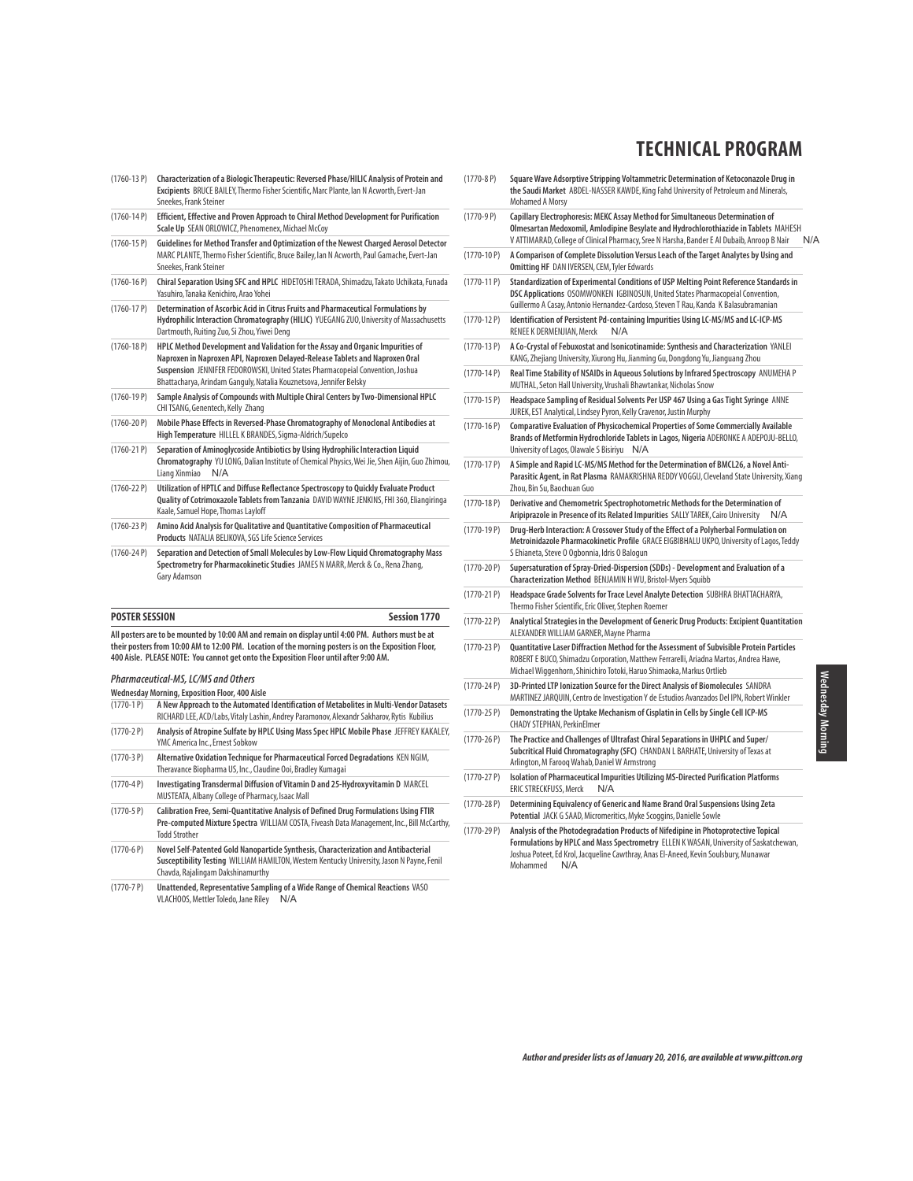# TECHNICAL PROGRAM

(1760-13 P) **Characterization of a Biologic Therapeutic: Reversed Phase/HILIC Analysis of Protein and Excipients** BRUCE BAILEY, Thermo Fisher Scientific, Marc Plante, Ian N Acworth, Evert-Jan Sneekes, Frank Steiner

(1760-14 P) **Efficient, Effective and Proven Approach to Chiral Method Development for Purification Scale Up** SEAN ORLOWICZ, Phenomenex, Michael McCoy

(1760-15 P) **Guidelines for Method Transfer and Optimization of the Newest Charged Aerosol Detector** MARC PLANTE, Thermo Fisher Scientific, Bruce Bailey, Ian N Acworth, Paul Gamache, Evert-Jan Sneekes, Frank Steiner

(1760-16 P) **Chiral Separation Using SFC and HPLC** HIDETOSHI TERADA, Shimadzu, Takato Uchikata, Funada Yasuhiro, Tanaka Kenichiro, Arao Yohei

(1760-17 P) **Determination of Ascorbic Acid in Citrus Fruits and Pharmaceutical Formulations by Hydrophilic Interaction Chromatography (HILIC)** YUEGANG ZUO, University of Massachusetts Dartmouth, Ruiting Zuo, Si Zhou, Yiwei Deng

(1760-18 P) **HPLC Method Development and Validation for the Assay and Organic Impurities of Naproxen in Naproxen API, Naproxen Delayed-Release Tablets and Naproxen Oral Suspension** JENNIFER FEDOROWSKI, United States Pharmacopeial Convention, Joshua Bhattacharya, Arindam Ganguly, Natalia Kouznetsova, Jennifer Belsky

(1760-19 P) **Sample Analysis of Compounds with Multiple Chiral Centers by Two-Dimensional HPLC** CHI TSANG, Genentech, Kelly Zhang

(1760-20 P) **Mobile Phase Effects in Reversed-Phase Chromatography of Monoclonal Antibodies at High Temperature** HILLEL K BRANDES, Sigma-Aldrich/Supelco

(1760-21 P) **Separation of Aminoglycoside Antibiotics by Using Hydrophilic Interaction Liquid Chromatography** YU LONG, Dalian Institute of Chemical Physics, Wei Jie, Shen Aijin, Guo Zhimou, Liang Xinmiao N/A

(1760-22 P) **Utilization of HPTLC and Diffuse Reflectance Spectroscopy to Quickly Evaluate Product Quality of Cotrimoxazole Tablets from Tanzania** DAVID WAYNE JENKINS, FHI 360, Eliangiringa Kaale, Samuel Hope, Thomas Layloff

(1760-23 P) **Amino Acid Analysis for Qualitative and Quantitative Composition of Pharmaceutical Products** NATALIA BELIKOVA, SGS Life Science Services

(1760-24 P) **Separation and Detection of Small Molecules by Low-Flow Liquid Chromatography Mass Spectrometry for Pharmacokinetic Studies** JAMES N MARR, Merck & Co., Rena Zhang, Gary Adamson

## POSTER SESSION — Session 1770

**All posters are to be mounted by 10:00 AM and remain on display until 4:00 PM. Authors must be at their posters from 10:00 AM to 12:00 PM. Location of the morning posters is on the Exposition Floor, 400 Aisle. PLEASE NOTE: You cannot get onto the Exposition Floor until after 9:00 AM.**

### *Pharmaceutical-MS, LC/MS and Others*

**Wednesday Morning, Exposition Floor, 400 Aisle**

(1770-1 P) **A New Approach to the Automated Identification of Metabolites in Multi-Vendor Datasets** RICHARD LEE, ACD/Labs, Vitaly Lashin, Andrey Paramonov, Alexandr Sakharov, Rytis Kubilius

(1770-2 P) **Analysis of Atropine Sulfate by HPLC Using Mass Spec HPLC Mobile Phase** JEFFREY KAKALEY, YMC America Inc., Ernest Sobkow

(1770-3 P) **Alternative Oxidation Technique for Pharmaceutical Forced Degradations** KEN NGIM, Theravance Biopharma US, Inc., Claudine Ooi, Bradley Kumagai

(1770-4 P) **Investigating Transdermal Diffusion of Vitamin D and 25-Hydroxyvitamin D** MARCEL MUSTEATA, Albany College of Pharmacy, Isaac Mall

(1770-5 P) **Calibration Free, Semi-Quantitative Analysis of Defined Drug Formulations Using FTIR Pre-computed Mixture Spectra** WILLIAM COSTA, Fiveash Data Management, Inc., Bill McCarthy, Todd Strother

(1770-6 P) **Novel Self-Patented Gold Nanoparticle Synthesis, Characterization and Antibacterial Susceptibility Testing** WILLIAM HAMILTON, Western Kentucky University, Jason N Payne, Fenil Chavda, Rajalingam Dakshinamurthy

(1770-7 P) **Unattended, Representative Sampling of a Wide Range of Chemical Reactions** VASO VLACHOOS, Mettler Toledo, Jane Riley N/A

(1770-8 P) **Square Wave Adsorptive Stripping Voltammetric Determination of Ketoconazole Drug in the Saudi Market** ABDEL-NASSER KAWDE, King Fahd University of Petroleum and Minerals, Mohamed A Morsy

(1770-9 P) **Capillary Electrophoresis: MEKC Assay Method for Simultaneous Determination of Olmesartan Medoxomil, Amlodipine Besylate and Hydrochlorothiazide in Tablets** MAHESH V ATTIMARAD, College of Clinical Pharmacy, Sree N Harsha, Bander E Al Dubaib, Anroop B Nair N/A

(1770-10 P) **A Comparison of Complete Dissolution Versus Leach of the Target Analytes by Using and Omitting HF** DAN IVERSEN, CEM, Tyler Edwards

(1770-11 P) **Standardization of Experimental Conditions of USP Melting Point Reference Standards in DSC Applications** OSOMWONKEN IGBINOSUN, United States Pharmacopeial Convention, Guillermo A Casay, Antonio Hernandez-Cardoso, Steven T Rau, Kanda K Balasubramanian

(1770-12 P) **Identification of Persistent Pd-containing Impurities Using LC-MS/MS and LC-ICP-MS** RENEE K DERMENJIAN, Merck N/A

(1770-13 P) **A Co-Crystal of Febuxostat and Isonicotinamide: Synthesis and Characterization** YANLEI KANG, Zhejiang University, Xiurong Hu, Jianming Gu, Dongdong Yu, Jianguang Zhou

(1770-14 P) **Real Time Stability of NSAIDs in Aqueous Solutions by Infrared Spectroscopy** ANUMEHA P MUTHAL, Seton Hall University, Vrushali Bhawtankar, Nicholas Snow

(1770-15 P) **Headspace Sampling of Residual Solvents Per USP 467 Using a Gas Tight Syringe** ANNE JUREK, EST Analytical, Lindsey Pyron, Kelly Cravenor, Justin Murphy

(1770-16 P) **Comparative Evaluation of Physicochemical Properties of Some Commercially Available Brands of Metformin Hydrochloride Tablets in Lagos, Nigeria** ADERONKE A ADEPOJU-BELLO, University of Lagos, Olawale S Bisiriyu N/A

(1770-17 P) **A Simple and Rapid LC-MS/MS Method for the Determination of BMCL26, a Novel Anti-Parasitic Agent, in Rat Plasma** RAMAKRISHNA REDDY VOGGU, Cleveland State University, Xiang Zhou, Bin Su, Baochuan Guo

(1770-18 P) **Derivative and Chemometric Spectrophotometric Methods for the Determination of Aripiprazole in Presence of its Related Impurities** SALLY TAREK, Cairo University N/A

(1770-19 P) **Drug-Herb Interaction: A Crossover Study of the Effect of a Polyherbal Formulation on Metroinidazole Pharmacokinetic Profile** GRACE EIGBIBHALU UKPO, University of Lagos, Teddy S Ehianeta, Steve O Ogbonnia, Idris O Balogun

(1770-20 P) **Supersaturation of Spray-Dried-Dispersion (SDDs) - Development and Evaluation of a Characterization Method** BENJAMIN H WU, Bristol-Myers Squibb

(1770-21 P) **Headspace Grade Solvents for Trace Level Analyte Detection** SUBHRA BHATTACHARYA, Thermo Fisher Scientific, Eric Oliver, Stephen Roemer

(1770-22 P) **Analytical Strategies in the Development of Generic Drug Products: Excipient Quantitation** ALEXANDER WILLIAM GARNER, Mayne Pharma

(1770-23 P) **Quantitative Laser Diffraction Method for the Assessment of Subvisible Protein Particles** ROBERT E BUCO, Shimadzu Corporation, Matthew Ferrarelli, Ariadna Martos, Andrea Hawe, Michael Wiggenhorn, Shinichiro Totoki, Haruo Shimaoka, Markus Ortlieb

(1770-24 P) **3D-Printed LTP Ionization Source for the Direct Analysis of Biomolecules** SANDRA MARTINEZ JARQUIN, Centro de Investigation Y de Estudios Avanzados Del IPN, Robert Winkler

(1770-25 P) **Demonstrating the Uptake Mechanism of Cisplatin in Cells by Single Cell ICP-MS** CHADY STEPHAN, PerkinElmer

(1770-26 P) **The Practice and Challenges of Ultrafast Chiral Separations in UHPLC and Super/Subcritical Fluid Chromatography (SFC)** CHANDAN L BARHATE, University of Texas at Arlington, M Farooq Wahab, Daniel W Armstrong

(1770-27 P) **Isolation of Pharmaceutical Impurities Utilizing MS-Directed Purification Platforms** ERIC STRECKFUSS, Merck N/A

(1770-28 P) **Determining Equivalency of Generic and Name Brand Oral Suspensions Using Zeta Potential** JACK G SAAD, Micromeritics, Myke Scoggins, Danielle Sowle

(1770-29 P) **Analysis of the Photodegradation Products of Nifedipine in Photoprotective Topical Formulations by HPLC and Mass Spectrometry** ELLEN K WASAN, University of Saskatchewan, Joshua Poteet, Ed Krol, Jacqueline Cawthray, Anas El-Aneed, Kevin Soulsbury, Munawar Mohammed N/A

*Author and presider lists as of January 20, 2016, are available at www.pittcon.org*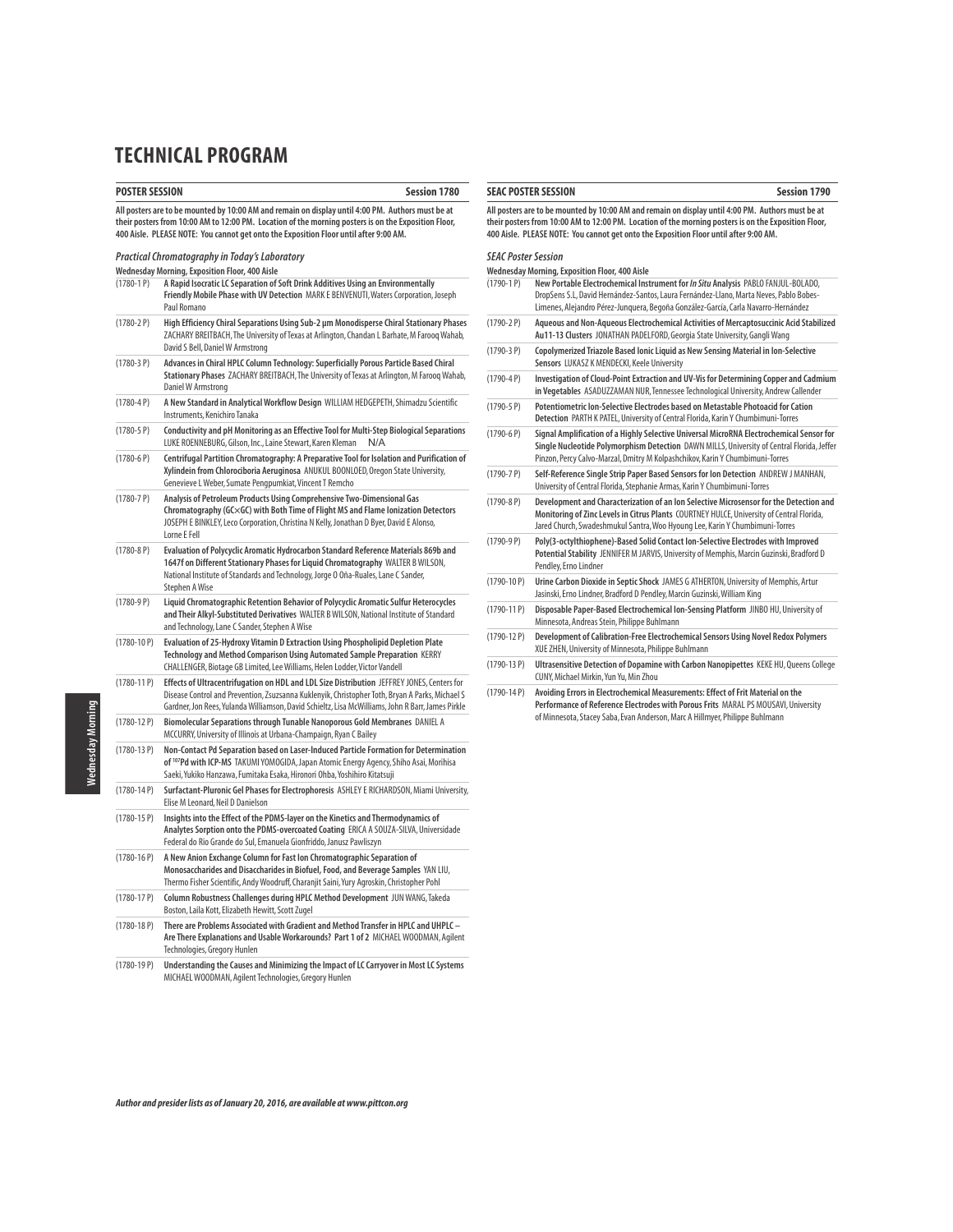# TECHNICAL PROGRAM

## POSTER SESSION — Session 1780

**All posters are to be mounted by 10:00 AM and remain on display until 4:00 PM. Authors must be at their posters from 10:00 AM to 12:00 PM. Location of the morning posters is on the Exposition Floor, 400 Aisle. PLEASE NOTE: You cannot get onto the Exposition Floor until after 9:00 AM.**

### *Practical Chromatography in Today's Laboratory*

**Wednesday Morning, Exposition Floor, 400 Aisle**

(1780-1 P) **A Rapid Isocratic LC Separation of Soft Drink Additives Using an Environmentally Friendly Mobile Phase with UV Detection** MARK E BENVENUTI, Waters Corporation, Joseph Paul Romano

(1780-2 P) **High Efficiency Chiral Separations Using Sub-2 µm Monodisperse Chiral Stationary Phases** ZACHARY BREITBACH, The University of Texas at Arlington, Chandan L Barhate, M Farooq Wahab, David S Bell, Daniel W Armstrong

(1780-3 P) **Advances in Chiral HPLC Column Technology: Superficially Porous Particle Based Chiral Stationary Phases** ZACHARY BREITBACH, The University of Texas at Arlington, M Farooq Wahab, Daniel W Armstrong

(1780-4 P) **A New Standard in Analytical Workflow Design** WILLIAM HEDGEPETH, Shimadzu Scientific Instruments, Kenichiro Tanaka

(1780-5 P) **Conductivity and pH Monitoring as an Effective Tool for Multi-Step Biological Separations** LUKE ROENNEBURG, Gilson, Inc., Laine Stewart, Karen Kleman N/A

(1780-6 P) **Centrifugal Partition Chromatography: A Preparative Tool for Isolation and Purification of Xylindein from Chlorociboria Aeruginosa** ANUKUL BOONLOED, Oregon State University, Genevieve L Weber, Sumate Pengpumkiat, Vincent T Remcho

(1780-7 P) **Analysis of Petroleum Products Using Comprehensive Two-Dimensional Gas Chromatography (GC×GC) with Both Time of Flight MS and Flame Ionization Detectors** JOSEPH E BINKLEY, Leco Corporation, Christina N Kelly, Jonathan D Byer, David E Alonso, Lorne E Fell

(1780-8 P) **Evaluation of Polycyclic Aromatic Hydrocarbon Standard Reference Materials 869b and 1647f on Different Stationary Phases for Liquid Chromatography** WALTER B WILSON, National Institute of Standards and Technology, Jorge O Oña-Ruales, Lane C Sander, Stephen A Wise

(1780-9 P) **Liquid Chromatographic Retention Behavior of Polycyclic Aromatic Sulfur Heterocycles and Their Alkyl-Substituted Derivatives** WALTER B WILSON, National Institute of Standard and Technology, Lane C Sander, Stephen A Wise

(1780-10 P) **Evaluation of 25-Hydroxy Vitamin D Extraction Using Phospholipid Depletion Plate Technology and Method Comparison Using Automated Sample Preparation** KERRY CHALLENGER, Biotage GB Limited, Lee Williams, Helen Lodder, Victor Vandell

(1780-11 P) **Effects of Ultracentrifugation on HDL and LDL Size Distribution** JEFFREY JONES, Centers for Disease Control and Prevention, Zsuzsanna Kuklenyik, Christopher Toth, Bryan A Parks, Michael S Gardner, Jon Rees, Yulanda Williamson, David Schieltz, Lisa McWilliams, John R Barr, James Pirkle

(1780-12 P) **Biomolecular Separations through Tunable Nanoporous Gold Membranes** DANIEL A MCCURRY, University of Illinois at Urbana-Champaign, Ryan C Bailey

(1780-13 P) **Non-Contact Pd Separation based on Laser-Induced Particle Formation for Determination of $^{107}$Pd with ICP-MS** TAKUMI YOMOGIDA, Japan Atomic Energy Agency, Shiho Asai, Morihisa Saeki, Yukiko Hanzawa, Fumitaka Esaka, Hironori Ohba, Yoshihiro Kitatsuji

(1780-14 P) **Surfactant-Pluronic Gel Phases for Electrophoresis** ASHLEY E RICHARDSON, Miami University, Elise M Leonard, Neil D Danielson

(1780-15 P) **Insights into the Effect of the PDMS-layer on the Kinetics and Thermodynamics of Analytes Sorption onto the PDMS-overcoated Coating** ERICA A SOUZA-SILVA, Universidade Federal do Rio Grande do Sul, Emanuela Gionfriddo, Janusz Pawliszyn

(1780-16 P) **A New Anion Exchange Column for Fast Ion Chromatographic Separation of Monosaccharides and Disaccharides in Biofuel, Food, and Beverage Samples** YAN LIU, Thermo Fisher Scientific, Andy Woodruff, Charanjit Saini, Yury Agroskin, Christopher Pohl

(1780-17 P) **Column Robustness Challenges during HPLC Method Development** JUN WANG, Takeda Boston, Laila Kott, Elizabeth Hewitt, Scott Zugel

(1780-18 P) **There are Problems Associated with Gradient and Method Transfer in HPLC and UHPLC – Are There Explanations and Usable Workarounds? Part 1 of 2** MICHAEL WOODMAN, Agilent Technologies, Gregory Hunlen

(1780-19 P) **Understanding the Causes and Minimizing the Impact of LC Carryover in Most LC Systems** MICHAEL WOODMAN, Agilent Technologies, Gregory Hunlen

## SEAC POSTER SESSION — Session 1790

**All posters are to be mounted by 10:00 AM and remain on display until 4:00 PM. Authors must be at their posters from 10:00 AM to 12:00 PM. Location of the morning posters is on the Exposition Floor, 400 Aisle. PLEASE NOTE: You cannot get onto the Exposition Floor until after 9:00 AM.**

### *SEAC Poster Session*

**Wednesday Morning, Exposition Floor, 400 Aisle**

(1790-1 P) **New Portable Electrochemical Instrument for *In Situ* Analysis** PABLO FANJUL-BOLADO, DropSens S.L, David Hernández-Santos, Laura Fernández-Llano, Marta Neves, Pablo Bobes-Limenes, Alejandro Pérez-Junquera, Begoña González-García, Carla Navarro-Hernández

(1790-2 P) **Aqueous and Non-Aqueous Electrochemical Activities of Mercaptosuccinic Acid Stabilized Au11-13 Clusters** JONATHAN PADELFORD, Georgia State University, Gangli Wang

(1790-3 P) **Copolymerized Triazole Based Ionic Liquid as New Sensing Material in Ion-Selective Sensors** LUKASZ K MENDECKI, Keele University

(1790-4 P) **Investigation of Cloud-Point Extraction and UV-Vis for Determining Copper and Cadmium in Vegetables** ASADUZZAMAN NUR, Tennessee Technological University, Andrew Callender

(1790-5 P) **Potentiometric Ion-Selective Electrodes based on Metastable Photoacid for Cation Detection** PARTH K PATEL, University of Central Florida, Karin Y Chumbimuni-Torres

(1790-6 P) **Signal Amplification of a Highly Selective Universal MicroRNA Electrochemical Sensor for Single Nucleotide Polymorphism Detection** DAWN MILLS, University of Central Florida, Jeffer Pinzon, Percy Calvo-Marzal, Dmitry M Kolpashchikov, Karin Y Chumbimuni-Torres

(1790-7 P) **Self-Reference Single Strip Paper Based Sensors for Ion Detection** ANDREW J MANHAN, University of Central Florida, Stephanie Armas, Karin Y Chumbimuni-Torres

(1790-8 P) **Development and Characterization of an Ion Selective Microsensor for the Detection and Monitoring of Zinc Levels in Citrus Plants** COURTNEY HULCE, University of Central Florida, Jared Church, Swadeshmukul Santra, Woo Hyoung Lee, Karin Y Chumbimuni-Torres

(1790-9 P) **Poly(3-octylthiophene)-Based Solid Contact Ion-Selective Electrodes with Improved Potential Stability** JENNIFER M JARVIS, University of Memphis, Marcin Guzinski, Bradford D Pendley, Erno Lindner

(1790-10 P) **Urine Carbon Dioxide in Septic Shock** JAMES G ATHERTON, University of Memphis, Artur Jasinski, Erno Lindner, Bradford D Pendley, Marcin Guzinski, William King

(1790-11 P) **Disposable Paper-Based Electrochemical Ion-Sensing Platform** JINBO HU, University of Minnesota, Andreas Stein, Philippe Buhlmann

(1790-12 P) **Development of Calibration-Free Electrochemical Sensors Using Novel Redox Polymers** XUE ZHEN, University of Minnesota, Philippe Buhlmann

(1790-13 P) **Ultrasensitive Detection of Dopamine with Carbon Nanopipettes** KEKE HU, Queens College CUNY, Michael Mirkin, Yun Yu, Min Zhou

(1790-14 P) **Avoiding Errors in Electrochemical Measurements: Effect of Frit Material on the Performance of Reference Electrodes with Porous Frits** MARAL PS MOUSAVI, University of Minnesota, Stacey Saba, Evan Anderson, Marc A Hillmyer, Philippe Buhlmann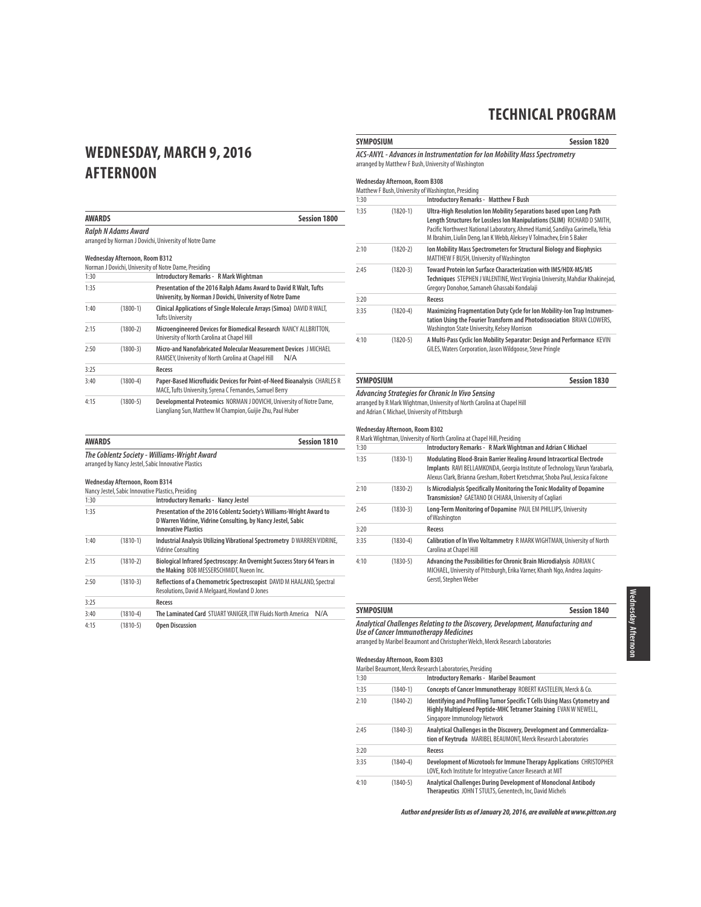# WEDNESDAY, MARCH 9, 2016 AFTERNOON

## AWARDS — Session 1800

***Ralph N Adams Award***

arranged by Norman J Dovichi, University of Notre Dame

**Wednesday Afternoon, Room B312**

Norman J Dovichi, University of Notre Dame, Presiding

| Time | Paper | Title |
|---|---|---|
| 1:30 | | **Introductory Remarks - R Mark Wightman** |
| 1:35 | | **Presentation of the 2016 Ralph Adams Award to David R Walt, Tufts University, by Norman J Dovichi, University of Notre Dame** |
| 1:40 | (1800-1) | **Clinical Applications of Single Molecule Arrays (Simoa)** DAVID R WALT, Tufts University |
| 2:15 | (1800-2) | **Microengineered Devices for Biomedical Research** NANCY ALLBRITTON, University of North Carolina at Chapel Hill |
| 2:50 | (1800-3) | **Micro-and Nanofabricated Molecular Measurement Devices** J MICHAEL RAMSEY, University of North Carolina at Chapel Hill N/A |
| 3:25 | | **Recess** |
| 3:40 | (1800-4) | **Paper-Based Microfluidic Devices for Point-of-Need Bioanalysis** CHARLES R MACE, Tufts University, Syrena C Fernandes, Samuel Berry |
| 4:15 | (1800-5) | **Developmental Proteomics** NORMAN J DOVICHI, University of Notre Dame, Liangliang Sun, Matthew M Champion, Guijie Zhu, Paul Huber |

## AWARDS — Session 1810

***The Coblentz Society - Williams-Wright Award***

arranged by Nancy Jestel, Sabic Innovative Plastics

**Wednesday Afternoon, Room B314**

Nancy Jestel, Sabic Innovative Plastics, Presiding

| Time | Paper | Title |
|---|---|---|
| 1:30 | | **Introductory Remarks - Nancy Jestel** |
| 1:35 | | **Presentation of the 2016 Coblentz Society's Williams-Wright Award to D Warren Vidrine, Vidrine Consulting, by Nancy Jestel, Sabic Innovative Plastics** |
| 1:40 | (1810-1) | **Industrial Analysis Utilizing Vibrational Spectrometry** D WARREN VIDRINE, Vidrine Consulting |
| 2:15 | (1810-2) | **Biological Infrared Spectroscopy: An Overnight Success Story 64 Years in the Making** BOB MESSERSCHMIDT, Nueon Inc. |
| 2:50 | (1810-3) | **Reflections of a Chemometric Spectroscopist** DAVID M HAALAND, Spectral Resolutions, David A Melgaard, Howland D Jones |
| 3:25 | | **Recess** |
| 3:40 | (1810-4) | **The Laminated Card** STUART YANIGER, ITW Fluids North America N/A |
| 4:15 | (1810-5) | **Open Discussion** |

## SYMPOSIUM — Session 1820

***ACS-ANYL - Advances in Instrumentation for Ion Mobility Mass Spectrometry***

arranged by Matthew F Bush, University of Washington

**Wednesday Afternoon, Room B308**

Matthew F Bush, University of Washington, Presiding

| Time | Paper | Title |
|---|---|---|
| 1:30 | | **Introductory Remarks - Matthew F Bush** |
| 1:35 | (1820-1) | **Ultra-High Resolution Ion Mobility Separations based upon Long Path Length Structures for Lossless Ion Manipulations (SLIM)** RICHARD D SMITH, Pacific Northwest National Laboratory, Ahmed Hamid, Sandilya Garimella, Yehia M Ibrahim, Liulin Deng, Ian K Webb, Aleksey V Tolmachev, Erin S Baker |
| 2:10 | (1820-2) | **Ion Mobility Mass Spectrometers for Structural Biology and Biophysics** MATTHEW F BUSH, University of Washington |
| 2:45 | (1820-3) | **Toward Protein Ion Surface Characterization with IMS/HDX-MS/MS Techniques** STEPHEN J VALENTINE, West Virginia University, Mahdiar Khakinejad, Gregory Donohoe, Samaneh Ghassabi Kondalaji |
| 3:20 | | **Recess** |
| 3:35 | (1820-4) | **Maximizing Fragmentation Duty Cycle for Ion Mobility-Ion Trap Instrumentation Using the Fourier Transform and Photodissociation** BRIAN CLOWERS, Washington State University, Kelsey Morrison |
| 4:10 | (1820-5) | **A Multi-Pass Cyclic Ion Mobility Separator: Design and Performance** KEVIN GILES, Waters Corporation, Jason Wildgoose, Steve Pringle |

## SYMPOSIUM — Session 1830

***Advancing Strategies for Chronic In Vivo Sensing***

arranged by R Mark Wightman, University of North Carolina at Chapel Hill and Adrian C Michael, University of Pittsburgh

**Wednesday Afternoon, Room B302**

R Mark Wightman, University of North Carolina at Chapel Hill, Presiding

| Time | Paper | Title |
|---|---|---|
| 1:30 | | **Introductory Remarks - R Mark Wightman and Adrian C Michael** |
| 1:35 | (1830-1) | **Modulating Blood-Brain Barrier Healing Around Intracortical Electrode Implants** RAVI BELLAMKONDA, Georgia Institute of Technology, Varun Yarabarla, Alexus Clark, Brianna Gresham, Robert Kretschmar, Shoba Paul, Jessica Falcone |
| 2:10 | (1830-2) | **Is Microdialysis Specifically Monitoring the Tonic Modality of Dopamine Transmission?** GAETANO DI CHIARA, University of Cagliari |
| 2:45 | (1830-3) | **Long-Term Monitoring of Dopamine** PAUL EM PHILLIPS, University of Washington |
| 3:20 | | **Recess** |
| 3:35 | (1830-4) | **Calibration of In Vivo Voltammetry** R MARK WIGHTMAN, University of North Carolina at Chapel Hill |
| 4:10 | (1830-5) | **Advancing the Possibilities for Chronic Brain Microdialysis** ADRIAN C MICHAEL, University of Pittsburgh, Erika Varner, Khanh Ngo, Andrea Jaquins-Gerstl, Stephen Weber |

## SYMPOSIUM — Session 1840

***Analytical Challenges Relating to the Discovery, Development, Manufacturing and Use of Cancer Immunotherapy Medicines***

arranged by Maribel Beaumont and Christopher Welch, Merck Research Laboratories

**Wednesday Afternoon, Room B303**

Maribel Beaumont, Merck Research Laboratories, Presiding

| Time | Paper | Title |
|---|---|---|
| 1:30 | | **Introductory Remarks - Maribel Beaumont** |
| 1:35 | (1840-1) | **Concepts of Cancer Immunotherapy** ROBERT KASTELEIN, Merck & Co. |
| 2:10 | (1840-2) | **Identifying and Profiling Tumor Specific T Cells Using Mass Cytometry and Highly Multiplexed Peptide-MHC Tetramer Staining** EVAN W NEWELL, Singapore Immunology Network |
| 2:45 | (1840-3) | **Analytical Challenges in the Discovery, Development and Commercialization of Keytruda** MARIBEL BEAUMONT, Merck Research Laboratories |
| 3:20 | | **Recess** |
| 3:35 | (1840-4) | **Development of Microtools for Immune Therapy Applications** CHRISTOPHER LOVE, Koch Institute for Integrative Cancer Research at MIT |
| 4:10 | (1840-5) | **Analytical Challenges During Development of Monoclonal Antibody Therapeutics** JOHN T STULTS, Genentech, Inc, David Michels |

*Author and presider lists as of January 20, 2016, are available at www.pittcon.org*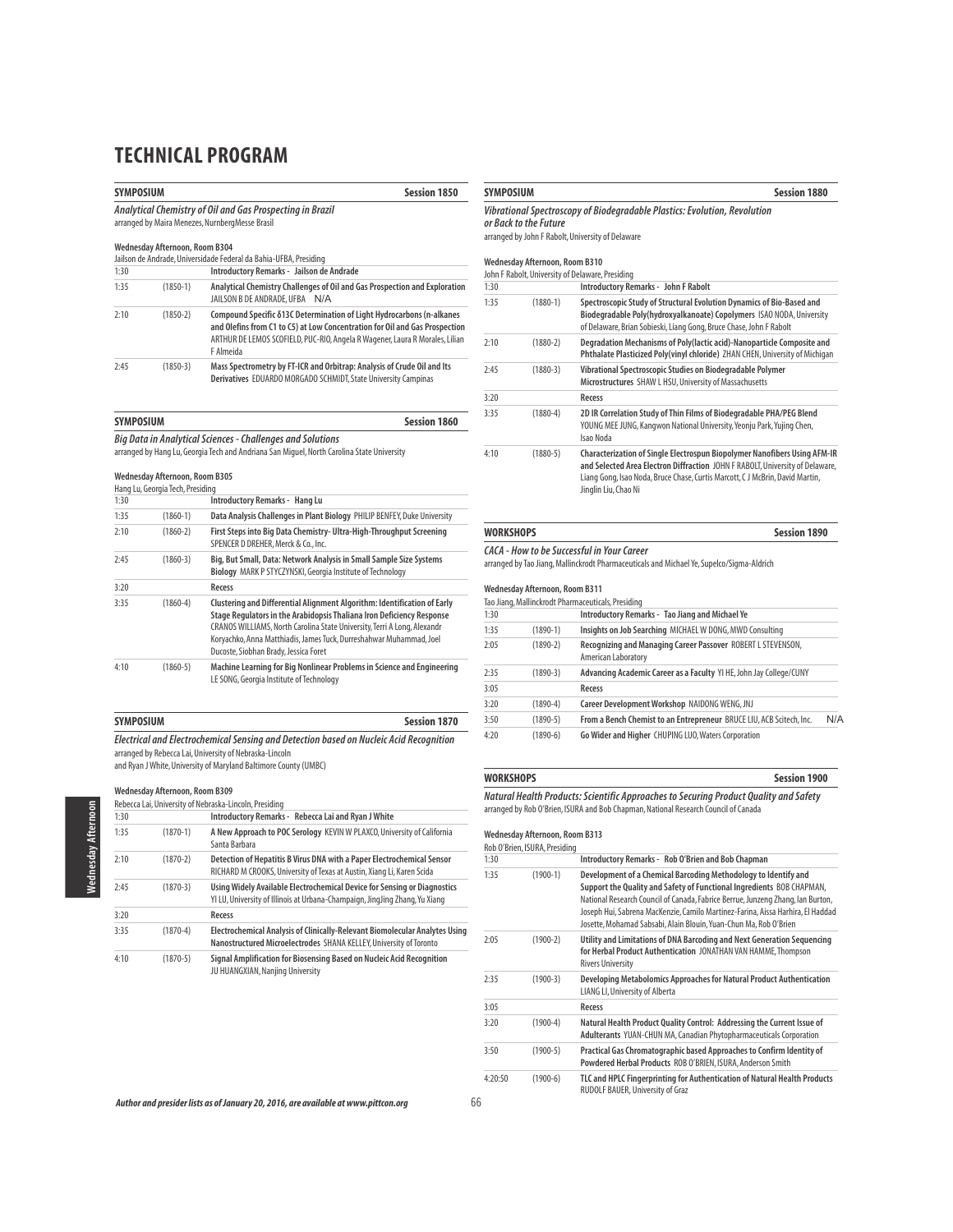# TECHNICAL PROGRAM

**SYMPOSIUM** — **Session 1850**

***Analytical Chemistry of Oil and Gas Prospecting in Brazil***

arranged by Maira Menezes, NurnbergMesse Brasil

**Wednesday Afternoon, Room B304**

Jailson de Andrade, Universidade Federal da Bahia-UFBA, Presiding

| | | |
|---|---|---|
| 1:30 | | **Introductory Remarks - Jailson de Andrade** |
| 1:35 | (1850-1) | **Analytical Chemistry Challenges of Oil and Gas Prospection and Exploration** JAILSON B DE ANDRADE, UFBA N/A |
| 2:10 | (1850-2) | **Compound Specific δ13C Determination of Light Hydrocarbons (n-alkanes and Olefins from C1 to C5) at Low Concentration for Oil and Gas Prospection** ARTHUR DE LEMOS SCOFIELD, PUC-RIO, Angela R Wagener, Laura R Morales, Lilian F Almeida |
| 2:45 | (1850-3) | **Mass Spectrometry by FT-ICR and Orbitrap: Analysis of Crude Oil and Its Derivatives** EDUARDO MORGADO SCHMIDT, State University Campinas |

**SYMPOSIUM** — **Session 1860**

***Big Data in Analytical Sciences - Challenges and Solutions***

arranged by Hang Lu, Georgia Tech and Andriana San Miguel, North Carolina State University

**Wednesday Afternoon, Room B305**

Hang Lu, Georgia Tech, Presiding

| | | |
|---|---|---|
| 1:30 | | **Introductory Remarks - Hang Lu** |
| 1:35 | (1860-1) | **Data Analysis Challenges in Plant Biology** PHILIP BENFEY, Duke University |
| 2:10 | (1860-2) | **First Steps into Big Data Chemistry- Ultra-High-Throughput Screening** SPENCER D DREHER, Merck & Co., Inc. |
| 2:45 | (1860-3) | **Big, But Small, Data: Network Analysis in Small Sample Size Systems Biology** MARK P STYCZYNSKI, Georgia Institute of Technology |
| 3:20 | | **Recess** |
| 3:35 | (1860-4) | **Clustering and Differential Alignment Algorithm: Identification of Early Stage Regulators in the Arabidopsis Thaliana Iron Deficiency Response** CRANOS WILLIAMS, North Carolina State University, Terri A Long, Alexandr Koryachko, Anna Matthiadis, James Tuck, Durreshahwar Muhammad, Joel Ducoste, Siobhan Brady, Jessica Foret |
| 4:10 | (1860-5) | **Machine Learning for Big Nonlinear Problems in Science and Engineering** LE SONG, Georgia Institute of Technology |

**SYMPOSIUM** — **Session 1870**

***Electrical and Electrochemical Sensing and Detection based on Nucleic Acid Recognition***

arranged by Rebecca Lai, University of Nebraska-Lincoln and Ryan J White, University of Maryland Baltimore County (UMBC)

**Wednesday Afternoon, Room B309**

Rebecca Lai, University of Nebraska-Lincoln, Presiding

| | | |
|---|---|---|
| 1:30 | | **Introductory Remarks - Rebecca Lai and Ryan J White** |
| 1:35 | (1870-1) | **A New Approach to POC Serology** KEVIN W PLAXCO, University of California Santa Barbara |
| 2:10 | (1870-2) | **Detection of Hepatitis B Virus DNA with a Paper Electrochemical Sensor** RICHARD M CROOKS, University of Texas at Austin, Xiang Li, Karen Scida |
| 2:45 | (1870-3) | **Using Widely Available Electrochemical Device for Sensing or Diagnostics** YI LU, University of Illinois at Urbana-Champaign, JingJing Zhang, Yu Xiang |
| 3:20 | | **Recess** |
| 3:35 | (1870-4) | **Electrochemical Analysis of Clinically-Relevant Biomolecular Analytes Using Nanostructured Microelectrodes** SHANA KELLEY, University of Toronto |
| 4:10 | (1870-5) | **Signal Amplification for Biosensing Based on Nucleic Acid Recognition** JU HUANGXIAN, Nanjing University |

**SYMPOSIUM** — **Session 1880**

***Vibrational Spectroscopy of Biodegradable Plastics: Evolution, Revolution or Back to the Future***

arranged by John F Rabolt, University of Delaware

**Wednesday Afternoon, Room B310**

John F Rabolt, University of Delaware, Presiding

| | | |
|---|---|---|
| 1:30 | | **Introductory Remarks - John F Rabolt** |
| 1:35 | (1880-1) | **Spectroscopic Study of Structural Evolution Dynamics of Bio-Based and Biodegradable Poly(hydroxyalkanoate) Copolymers** ISAO NODA, University of Delaware, Brian Sobieski, Liang Gong, Bruce Chase, John F Rabolt |
| 2:10 | (1880-2) | **Degradation Mechanisms of Poly(lactic acid)-Nanoparticle Composite and Phthalate Plasticized Poly(vinyl chloride)** ZHAN CHEN, University of Michigan |
| 2:45 | (1880-3) | **Vibrational Spectroscopic Studies on Biodegradable Polymer Microstructures** SHAW L HSU, University of Massachusetts |
| 3:20 | | **Recess** |
| 3:35 | (1880-4) | **2D IR Correlation Study of Thin Films of Biodegradable PHA/PEG Blend** YOUNG MEE JUNG, Kangwon National University, Yeonju Park, Yujing Chen, Isao Noda |
| 4:10 | (1880-5) | **Characterization of Single Electrospun Biopolymer Nanofibers Using AFM-IR and Selected Area Electron Diffraction** JOHN F RABOLT, University of Delaware, Liang Gong, Isao Noda, Bruce Chase, Curtis Marcott, C J McBrin, David Martin, Jinglin Liu, Chao Ni |

**WORKSHOPS** — **Session 1890**

***CACA - How to be Successful in Your Career***

arranged by Tao Jiang, Mallinckrodt Pharmaceuticals and Michael Ye, Supelco/Sigma-Aldrich

**Wednesday Afternoon, Room B311**

Tao Jiang, Mallinckrodt Pharmaceuticals, Presiding

| | | |
|---|---|---|
| 1:30 | | **Introductory Remarks - Tao Jiang and Michael Ye** |
| 1:35 | (1890-1) | **Insights on Job Searching** MICHAEL W DONG, MWD Consulting |
| 2:05 | (1890-2) | **Recognizing and Managing Career Passover** ROBERT L STEVENSON, American Laboratory |
| 2:35 | (1890-3) | **Advancing Academic Career as a Faculty** YI HE, John Jay College/CUNY |
| 3:05 | | **Recess** |
| 3:20 | (1890-4) | **Career Development Workshop** NAIDONG WENG, JNJ |
| 3:50 | (1890-5) | **From a Bench Chemist to an Entrepreneur** BRUCE LIU, ACB Scitech, Inc. N/A |
| 4:20 | (1890-6) | **Go Wider and Higher** CHUPING LUO, Waters Corporation |

**WORKSHOPS** — **Session 1900**

***Natural Health Products: Scientific Approaches to Securing Product Quality and Safety***

arranged by Rob O'Brien, ISURA and Bob Chapman, National Research Council of Canada

**Wednesday Afternoon, Room B313**

Rob O'Brien, ISURA, Presiding

| | | |
|---|---|---|
| 1:30 | | **Introductory Remarks - Rob O'Brien and Bob Chapman** |
| 1:35 | (1900-1) | **Development of a Chemical Barcoding Methodology to Identify and Support the Quality and Safety of Functional Ingredients** BOB CHAPMAN, National Research Council of Canada, Fabrice Berrue, Junzeng Zhang, Ian Burton, Joseph Hui, Sabrena MacKenzie, Camilo Martinez-Farina, Aissa Harhira, El Haddad Josette, Mohamad Sabsabi, Alain Blouin, Yuan-Chun Ma, Rob O'Brien |
| 2:05 | (1900-2) | **Utility and Limitations of DNA Barcoding and Next Generation Sequencing for Herbal Product Authentication** JONATHAN VAN HAMME, Thompson Rivers University |
| 2:35 | (1900-3) | **Developing Metabolomics Approaches for Natural Product Authentication** LIANG LI, University of Alberta |
| 3:05 | | **Recess** |
| 3:20 | (1900-4) | **Natural Health Product Quality Control: Addressing the Current Issue of Adulterants** YUAN-CHUN MA, Canadian Phytopharmaceuticals Corporation |
| 3:50 | (1900-5) | **Practical Gas Chromatographic based Approaches to Confirm Identity of Powdered Herbal Products** ROB O'BRIEN, ISURA, Anderson Smith |
| 4:20:50 | (1900-6) | **TLC and HPLC Fingerprinting for Authentication of Natural Health Products** RUDOLF BAUER, University of Graz |

*Author and presider lists as of January 20, 2016, are available at www.pittcon.org*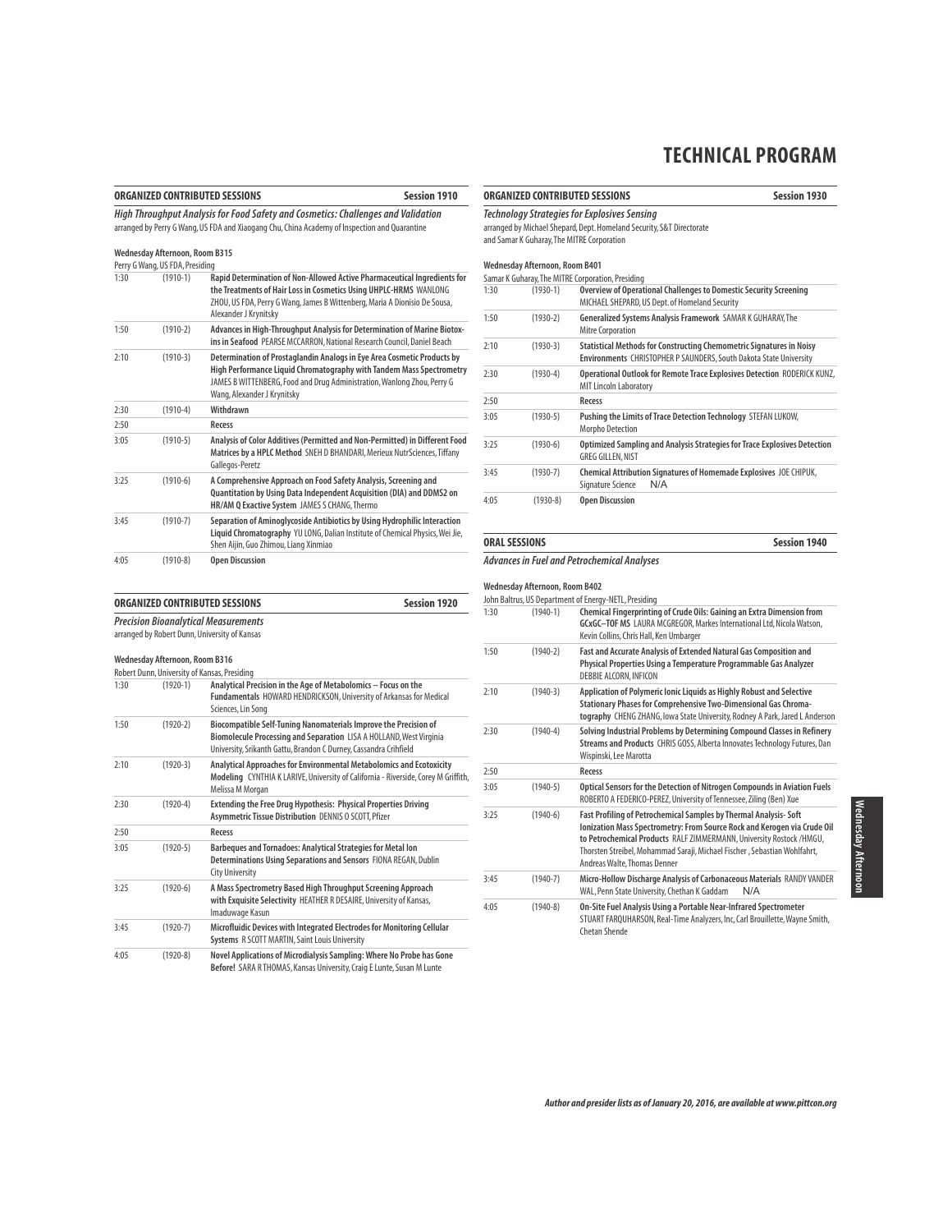# TECHNICAL PROGRAM

## ORGANIZED CONTRIBUTED SESSIONS — Session 1910

***High Throughput Analysis for Food Safety and Cosmetics: Challenges and Validation***

arranged by Perry G Wang, US FDA and Xiaogang Chu, China Academy of Inspection and Quarantine

**Wednesday Afternoon, Room B315**

Perry G Wang, US FDA, Presiding

| | | |
|---|---|---|
| 1:30 | (1910-1) | **Rapid Determination of Non-Allowed Active Pharmaceutical Ingredients for the Treatments of Hair Loss in Cosmetics Using UHPLC-HRMS** WANLONG ZHOU, US FDA, Perry G Wang, James B Wittenberg, Maria A Dionisio De Sousa, Alexander J Krynitsky |
| 1:50 | (1910-2) | **Advances in High-Throughput Analysis for Determination of Marine Biotoxins in Seafood** PEARSE MCCARRON, National Research Council, Daniel Beach |
| 2:10 | (1910-3) | **Determination of Prostaglandin Analogs in Eye Area Cosmetic Products by High Performance Liquid Chromatography with Tandem Mass Spectrometry** JAMES B WITTENBERG, Food and Drug Administration, Wanlong Zhou, Perry G Wang, Alexander J Krynitsky |
| 2:30 | (1910-4) | **Withdrawn** |
| 2:50 | | **Recess** |
| 3:05 | (1910-5) | **Analysis of Color Additives (Permitted and Non-Permitted) in Different Food Matrices by a HPLC Method** SNEH D BHANDARI, Merieux NutrSciences, Tiffany Gallegos-Peretz |
| 3:25 | (1910-6) | **A Comprehensive Approach on Food Safety Analysis, Screening and Quantitation by Using Data Independent Acquisition (DIA) and DDMS2 on HR/AM Q Exactive System** JAMES S CHANG, Thermo |
| 3:45 | (1910-7) | **Separation of Aminoglycoside Antibiotics by Using Hydrophilic Interaction Liquid Chromatography** YU LONG, Dalian Institute of Chemical Physics, Wei Jie, Shen Aijin, Guo Zhimou, Liang Xinmiao |
| 4:05 | (1910-8) | **Open Discussion** |

## ORGANIZED CONTRIBUTED SESSIONS — Session 1920

***Precision Bioanalytical Measurements***

arranged by Robert Dunn, University of Kansas

**Wednesday Afternoon, Room B316**

Robert Dunn, University of Kansas, Presiding

| | | |
|---|---|---|
| 1:30 | (1920-1) | **Analytical Precision in the Age of Metabolomics – Focus on the Fundamentals** HOWARD HENDRICKSON, University of Arkansas for Medical Sciences, Lin Song |
| 1:50 | (1920-2) | **Biocompatible Self-Tuning Nanomaterials Improve the Precision of Biomolecule Processing and Separation** LISA A HOLLAND, West Virginia University, Srikanth Gattu, Brandon C Durney, Cassandra Crihfield |
| 2:10 | (1920-3) | **Analytical Approaches for Environmental Metabolomics and Ecotoxicity Modeling** CYNTHIA K LARIVE, University of California - Riverside, Corey M Griffith, Melissa M Morgan |
| 2:30 | (1920-4) | **Extending the Free Drug Hypothesis: Physical Properties Driving Asymmetric Tissue Distribution** DENNIS O SCOTT, Pfizer |
| 2:50 | | **Recess** |
| 3:05 | (1920-5) | **Barbeques and Tornadoes: Analytical Strategies for Metal Ion Determinations Using Separations and Sensors** FIONA REGAN, Dublin City University |
| 3:25 | (1920-6) | **A Mass Spectrometry Based High Throughput Screening Approach with Exquisite Selectivity** HEATHER R DESAIRE, University of Kansas, Imaduwage Kasun |
| 3:45 | (1920-7) | **Microfluidic Devices with Integrated Electrodes for Monitoring Cellular Systems** R SCOTT MARTIN, Saint Louis University |
| 4:05 | (1920-8) | **Novel Applications of Microdialysis Sampling: Where No Probe has Gone Before!** SARA R THOMAS, Kansas University, Craig E Lunte, Susan M Lunte |

## ORGANIZED CONTRIBUTED SESSIONS — Session 1930

***Technology Strategies for Explosives Sensing***

arranged by Michael Shepard, Dept. Homeland Security, S&T Directorate and Samar K Guharay, The MITRE Corporation

**Wednesday Afternoon, Room B401**

Samar K Guharay, The MITRE Corporation, Presiding

| | | |
|---|---|---|
| 1:30 | (1930-1) | **Overview of Operational Challenges to Domestic Security Screening** MICHAEL SHEPARD, US Dept. of Homeland Security |
| 1:50 | (1930-2) | **Generalized Systems Analysis Framework** SAMAR K GUHARAY, The Mitre Corporation |
| 2:10 | (1930-3) | **Statistical Methods for Constructing Chemometric Signatures in Noisy Environments** CHRISTOPHER P SAUNDERS, South Dakota State University |
| 2:30 | (1930-4) | **Operational Outlook for Remote Trace Explosives Detection** RODERICK KUNZ, MIT Lincoln Laboratory |
| 2:50 | | **Recess** |
| 3:05 | (1930-5) | **Pushing the Limits of Trace Detection Technology** STEFAN LUKOW, Morpho Detection |
| 3:25 | (1930-6) | **Optimized Sampling and Analysis Strategies for Trace Explosives Detection** GREG GILLEN, NIST |
| 3:45 | (1930-7) | **Chemical Attribution Signatures of Homemade Explosives** JOE CHIPUK, Signature Science N/A |
| 4:05 | (1930-8) | **Open Discussion** |

## ORAL SESSIONS — Session 1940

***Advances in Fuel and Petrochemical Analyses***

**Wednesday Afternoon, Room B402**

John Baltrus, US Department of Energy-NETL, Presiding

| | | |
|---|---|---|
| 1:30 | (1940-1) | **Chemical Fingerprinting of Crude Oils: Gaining an Extra Dimension from GCxGC–TOF MS** LAURA MCGREGOR, Markes International Ltd, Nicola Watson, Kevin Collins, Chris Hall, Ken Umbarger |
| 1:50 | (1940-2) | **Fast and Accurate Analysis of Extended Natural Gas Composition and Physical Properties Using a Temperature Programmable Gas Analyzer** DEBBIE ALCORN, INFICON |
| 2:10 | (1940-3) | **Application of Polymeric Ionic Liquids as Highly Robust and Selective Stationary Phases for Comprehensive Two-Dimensional Gas Chromatography** CHENG ZHANG, Iowa State University, Rodney A Park, Jared L Anderson |
| 2:30 | (1940-4) | **Solving Industrial Problems by Determining Compound Classes in Refinery Streams and Products** CHRIS GOSS, Alberta Innovates Technology Futures, Dan Wispinski, Lee Marotta |
| 2:50 | | **Recess** |
| 3:05 | (1940-5) | **Optical Sensors for the Detection of Nitrogen Compounds in Aviation Fuels** ROBERTO A FEDERICO-PEREZ, University of Tennessee, Ziling (Ben) Xue |
| 3:25 | (1940-6) | **Fast Profiling of Petrochemical Samples by Thermal Analysis- Soft Ionization Mass Spectrometry: From Source Rock and Kerogen via Crude Oil to Petrochemical Products** RALF ZIMMERMANN, University Rostock /HMGU, Thorsten Streibel, Mohammad Saraji, Michael Fischer , Sebastian Wohlfahrt, Andreas Walte, Thomas Denner |
| 3:45 | (1940-7) | **Micro-Hollow Discharge Analysis of Carbonaceous Materials** RANDY VANDER WAL, Penn State University, Chethan K Gaddam N/A |
| 4:05 | (1940-8) | **On-Site Fuel Analysis Using a Portable Near-Infrared Spectrometer** STUART FARQUHARSON, Real-Time Analyzers, Inc, Carl Brouillette, Wayne Smith, Chetan Shende |

*Author and presider lists as of January 20, 2016, are available at www.pittcon.org*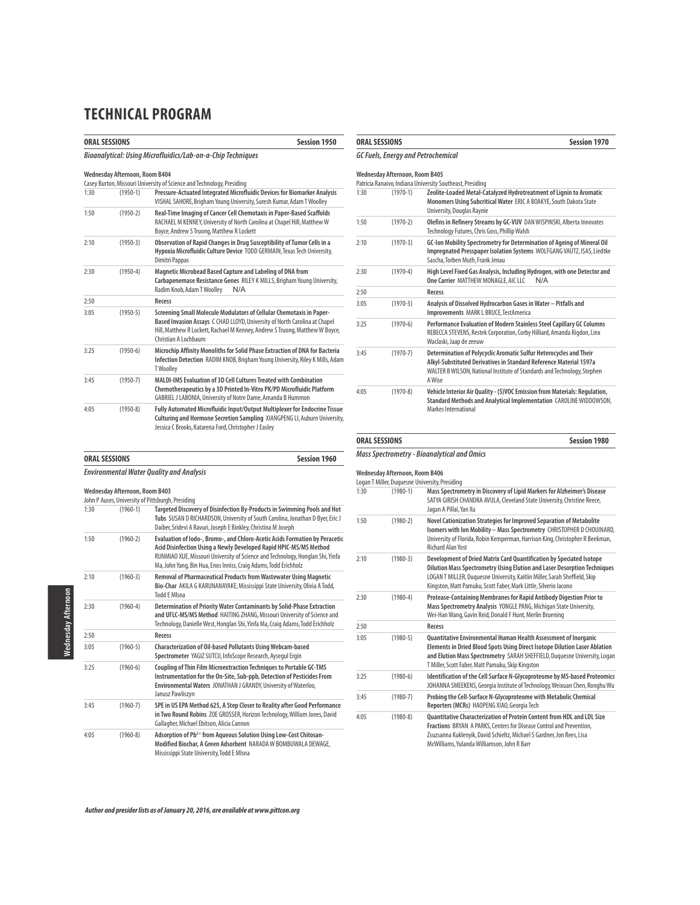# TECHNICAL PROGRAM

**ORAL SESSIONS** **Session 1950**

*Bioanalytical: Using Microfluidics/Lab-on-a-Chip Techniques*

**Wednesday Afternoon, Room B404**

Casey Burton, Missouri University of Science and Technology, Presiding

| | | |
|---|---|---|
| 1:30 | (1950-1) | **Pressure-Actuated Integrated Microfluidic Devices for Biomarker Analysis** VISHAL SAHORE, Brigham Young University, Suresh Kumar, Adam T Woolley |
| 1:50 | (1950-2) | **Real-Time Imaging of Cancer Cell Chemotaxis in Paper-Based Scaffolds** RACHAEL M KENNEY, University of North Carolina at Chapel Hill, Matthew W Boyce, Andrew S Truong, Matthew R Lockett |
| 2:10 | (1950-3) | **Observation of Rapid Changes in Drug Susceptibility of Tumor Cells in a Hypoxia Microfluidic Culture Device** TODD GERMAIN, Texas Tech University, Dimitri Pappas |
| 2:30 | (1950-4) | **Magnetic Microbead Based Capture and Labeling of DNA from Carbapenemase Resistance Genes** RILEY K MILLS, Brigham Young University, Radim Knob, Adam T Woolley N/A |
| 2:50 | | **Recess** |
| 3:05 | (1950-5) | **Screening Small Molecule Modulators of Cellular Chemotaxis in Paper-Based Invasion Assays** C CHAD LLOYD, University of North Carolina at Chapel Hill, Matthew R Lockett, Rachael M Kenney, Andrew S Truong, Matthew W Boyce, Christian A Lochbaum |
| 3:25 | (1950-6) | **Microchip Affinity Monoliths for Solid Phase Extraction of DNA for Bacteria Infection Detection** RADIM KNOB, Brigham Young University, Riley K Mills, Adam T Woolley |
| 3:45 | (1950-7) | **MALDI-IMS Evaluation of 3D Cell Cultures Treated with Combination Chemotherapeutics by a 3D Printed In-Vitro PK/PD Microfluidic Platform** GABRIEL J LABONIA, University of Notre Dame, Amanda B Hummon |
| 4:05 | (1950-8) | **Fully Automated Microfluidic Input/Output Multiplexer for Endocrine Tissue Culturing and Hormone Secretion Sampling** XIANGPENG LI, Auburn University, Jessica C Brooks, Katarena Ford, Christopher J Easley |

**ORAL SESSIONS** **Session 1960**

*Environmental Water Quality and Analysis*

**Wednesday Afternoon, Room B403**

John P Auses, University of Pittsburgh, Presiding

| | | |
|---|---|---|
| 1:30 | (1960-1) | **Targeted Discovery of Disinfection By-Products in Swimming Pools and Hot Tubs** SUSAN D RICHARDSON, University of South Carolina, Jonathan D Byer, Eric J Daiber, Sridevi A Ravuri, Joseph E Binkley, Christina M Joseph |
| 1:50 | (1960-2) | **Evaluation of Iodo-, Bromo-, and Chloro-Acetic Acids Formation by Peracetic Acid Disinfection Using a Newly Developed Rapid HPIC-MS/MS Method** RUNMIAO XUE, Missouri University of Science and Technology, Honglan Shi, Yinfa Ma, John Yang, Bin Hua, Enos Inniss, Craig Adams, Todd Erichholz |
| 2:10 | (1960-3) | **Removal of Pharmaceutical Products from Wastewater Using Magnetic Bio-Char** AKILA G KARUNANAYAKE, Mississippi State University, Olivia A Todd, Todd E Mlsna |
| 2:30 | (1960-4) | **Determination of Priority Water Contaminants by Solid-Phase Extraction and UFLC-MS/MS Method** HAITING ZHANG, Missouri University of Science and Technology, Danielle West, Honglan Shi, Yinfa Ma, Craig Adams, Todd Erichholz |
| 2:50 | | **Recess** |
| 3:05 | (1960-5) | **Characterization of Oil-based Pollutants Using Webcam-based Spectrometer** YAGIZ SUTCU, InfoScope Research, Aysegul Ergin |
| 3:25 | (1960-6) | **Coupling of Thin Film Microextraction Techniques to Portable GC-TMS Instrumentation for the On-Site, Sub-ppb, Detection of Pesticides From Environmental Waters** JONATHAN J GRANDY, University of Waterloo, Janusz Pawliszyn |
| 3:45 | (1960-7) | **SPE in US EPA Method 625, A Step Closer to Reality after Good Performance in Two Round Robins** ZOE GROSSER, Horizon Technology, William Jones, David Gallagher, Michael Ebitson, Alicia Cannon |
| 4:05 | (1960-8) | **Adsorption of $Pb^{2+}$ from Aqueous Solution Using Low-Cost Chitosan-Modified Biochar, A Green Adsorbent** NARADA W BOMBUWALA DEWAGE, Mississippi State University, Todd E Mlsna |

**ORAL SESSIONS** **Session 1970**

*GC Fuels, Energy and Petrochemical*

**Wednesday Afternoon, Room B405**

Patricia Ranaivo, Indiana University Southeast, Presiding

| | | |
|---|---|---|
| 1:30 | (1970-1) | **Zeolite-Loaded Metal-Catalyzed Hydrotreatment of Lignin to Aromatic Monomers Using Subcritical Water** ERIC A BOAKYE, South Dakota State University, Douglas Raynie |
| 1:50 | (1970-2) | **Olefins in Refinery Streams by GC-VUV** DAN WISPINSKI, Alberta Innovates Technology Futures, Chris Goss, Phillip Walsh |
| 2:10 | (1970-3) | **GC-Ion Mobility Spectrometry for Determination of Ageing of Mineral Oil Impregnated Presspaper Isolation Systems** WOLFGANG VAUTZ, ISAS, Liedtke Sascha, Torben Muth, Frank Jenau |
| 2:30 | (1970-4) | **High Level Fixed Gas Analysis, Including Hydrogen, with one Detector and One Carrier** MATTHEW MONAGLE, AIC LLC N/A |
| 2:50 | | **Recess** |
| 3:05 | (1970-5) | **Analysis of Dissolved Hydrocarbon Gases in Water – Pitfalls and Improvements** MARK L BRUCE, TestAmerica |
| 3:25 | (1970-6) | **Performance Evaluation of Modern Stainless Steel Capillary GC Columns** REBECCA STEVENS, Restek Corporation, Corby Hilliard, Amanda Rigdon, Linx Waclaski, Jaap de zeeuw |
| 3:45 | (1970-7) | **Determination of Polycyclic Aromatic Sulfur Heterocycles and Their Alkyl-Substituted Derivatives in Standard Reference Material 1597a** WALTER B WILSON, National Institute of Standards and Technology, Stephen A Wise |
| 4:05 | (1970-8) | **Vehicle Interior Air Quality - (S)VOC Emission from Materials: Regulation, Standard Methods and Analytical Implementation** CAROLINE WIDDOWSON, Markes International |

**ORAL SESSIONS** **Session 1980**

*Mass Spectrometry - Bioanalytical and Omics*

**Wednesday Afternoon, Room B406**

Logan T Miller, Duquesne University, Presiding

| | | |
|---|---|---|
| 1:30 | (1980-1) | **Mass Spectrometry in Discovery of Lipid Markers for Alzheimer's Disease** SATYA GIRISH CHANDRA AVULA, Cleveland State University, Christine Reece, Jagan A Pillai, Yan Xu |
| 1:50 | (1980-2) | **Novel Cationization Strategies for Improved Separation of Metabolite Isomers with Ion Mobility – Mass Spectrometry** CHRISTOPHER D CHOUINARD, University of Florida, Robin Kemperman, Harrison King, Christopher R Beekman, Richard Alan Yost |
| 2:10 | (1980-3) | **Development of Dried Matrix Card Quantification by Speciated Isotope Dilution Mass Spectrometry Using Elution and Laser Desorption Techniques** LOGAN T MILLER, Duquesne University, Kaitlin Miller, Sarah Sheffield, Skip Kingston, Matt Pamuku, Scott Faber, Mark Little, Silverio Iacono |
| 2:30 | (1980-4) | **Protease-Containing Membranes for Rapid Antibody Digestion Prior to Mass Spectrometry Analysis** YONGLE PANG, Michigan State University, Wei-Han Wang, Gavin Reid, Donald F Hunt, Merlin Bruening |
| 2:50 | | **Recess** |
| 3:05 | (1980-5) | **Quantitative Environmental Human Health Assessment of Inorganic Elements in Dried Blood Spots Using Direct Isotope Dilution Laser Ablation and Elution Mass Spectrometry** SARAH SHEFFIELD, Duquesne University, Logan T Miller, Scott Faber, Matt Pamuku, Skip Kingston |
| 3:25 | (1980-6) | **Identification of the Cell Surface N-Glycoproteome by MS-based Proteomics** JOHANNA SMEEKENS, Georgia Institute of Technology, Weixuan Chen, Ronghu Wu |
| 3:45 | (1980-7) | **Probing the Cell-Surface N-Glycoproteome with Metabolic Chemical Reporters (MCRs)** HAOPENG XIAO, Georgia Tech |
| 4:05 | (1980-8) | **Quantitative Characterization of Protein Content from HDL and LDL Size Fractions** BRYAN A PARKS, Centers for Disease Control and Prevention, Zsuzsanna Kuklenyik, David Schieltz, Michael S Gardner, Jon Rees, Lisa McWilliams, Yulanda Williamson, John R Barr |

*Author and presider lists as of January 20, 2016, are available at www.pittcon.org*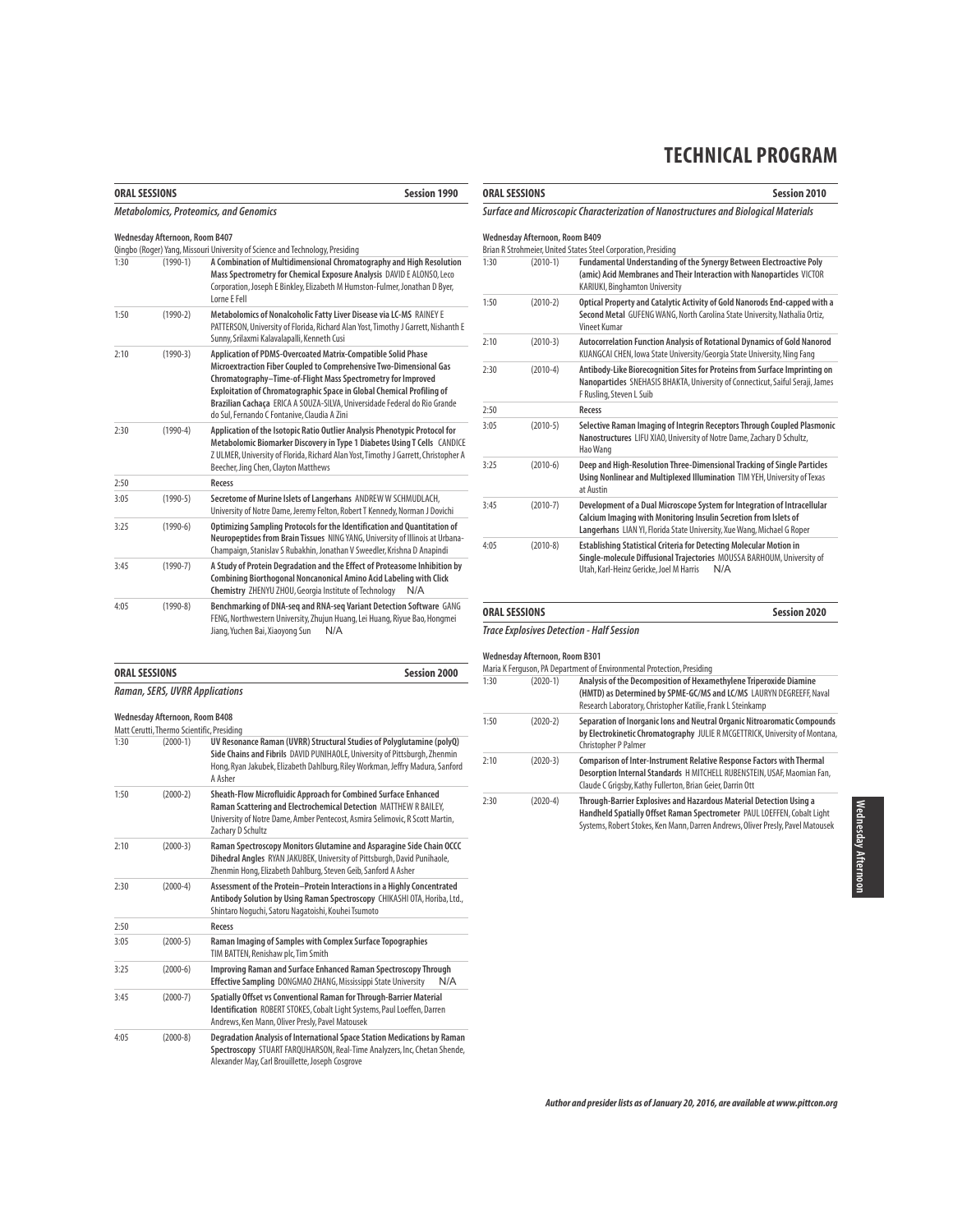## ORAL SESSIONS — Session 1990

### Metabolomics, Proteomics, and Genomics

**Wednesday Afternoon, Room B407**

Qingbo (Roger) Yang, Missouri University of Science and Technology, Presiding

| Time | No. | Title |
|---|---|---|
| 1:30 | (1990-1) | **A Combination of Multidimensional Chromatography and High Resolution Mass Spectrometry for Chemical Exposure Analysis** DAVID E ALONSO, Leco Corporation, Joseph E Binkley, Elizabeth M Humston-Fulmer, Jonathan D Byer, Lorne E Fell |
| 1:50 | (1990-2) | **Metabolomics of Nonalcoholic Fatty Liver Disease via LC-MS** RAINEY E PATTERSON, University of Florida, Richard Alan Yost, Timothy J Garrett, Nishanth E Sunny, Srilaxmi Kalavalapalli, Kenneth Cusi |
| 2:10 | (1990-3) | **Application of PDMS-Overcoated Matrix-Compatible Solid Phase Microextraction Fiber Coupled to Comprehensive Two-Dimensional Gas Chromatography–Time-of-Flight Mass Spectrometry for Improved Exploitation of Chromatographic Space in Global Chemical Profiling of Brazilian Cachaça** ERICA A SOUZA-SILVA, Universidade Federal do Rio Grande do Sul, Fernando C Fontanive, Claudia A Zini |
| 2:30 | (1990-4) | **Application of the Isotopic Ratio Outlier Analysis Phenotypic Protocol for Metabolomic Biomarker Discovery in Type 1 Diabetes Using T Cells** CANDICE Z ULMER, University of Florida, Richard Alan Yost, Timothy J Garrett, Christopher A Beecher, Jing Chen, Clayton Matthews |
| 2:50 | | **Recess** |
| 3:05 | (1990-5) | **Secretome of Murine Islets of Langerhans** ANDREW W SCHMUDLACH, University of Notre Dame, Jeremy Felton, Robert T Kennedy, Norman J Dovichi |
| 3:25 | (1990-6) | **Optimizing Sampling Protocols for the Identification and Quantitation of Neuropeptides from Brain Tissues** NING YANG, University of Illinois at Urbana-Champaign, Stanislav S Rubakhin, Jonathan V Sweedler, Krishna D Anapindi |
| 3:45 | (1990-7) | **A Study of Protein Degradation and the Effect of Proteasome Inhibition by Combining Biorthogonal Noncanonical Amino Acid Labeling with Click Chemistry** ZHENYU ZHOU, Georgia Institute of Technology N/A |
| 4:05 | (1990-8) | **Benchmarking of DNA-seq and RNA-seq Variant Detection Software** GANG FENG, Northwestern University, Zhujun Huang, Lei Huang, Riyue Bao, Hongmei Jiang, Yuchen Bai, Xiaoyong Sun N/A |

## ORAL SESSIONS — Session 2000

### Raman, SERS, UVRR Applications

**Wednesday Afternoon, Room B408**

Matt Cerutti, Thermo Scientific, Presiding

| Time | No. | Title |
|---|---|---|
| 1:30 | (2000-1) | **UV Resonance Raman (UVRR) Structural Studies of Polyglutamine (polyQ) Side Chains and Fibrils** DAVID PUNIHAOLE, University of Pittsburgh, Zhenmin Hong, Ryan Jakubek, Elizabeth Dahlburg, Riley Workman, Jeffry Madura, Sanford A Asher |
| 1:50 | (2000-2) | **Sheath-Flow Microfluidic Approach for Combined Surface Enhanced Raman Scattering and Electrochemical Detection** MATTHEW R BAILEY, University of Notre Dame, Amber Pentecost, Asmira Selimovic, R Scott Martin, Zachary D Schultz |
| 2:10 | (2000-3) | **Raman Spectroscopy Monitors Glutamine and Asparagine Side Chain OCCC Dihedral Angles** RYAN JAKUBEK, University of Pittsburgh, David Punihaole, Zhenmin Hong, Elizabeth Dahlburg, Steven Geib, Sanford A Asher |
| 2:30 | (2000-4) | **Assessment of the Protein–Protein Interactions in a Highly Concentrated Antibody Solution by Using Raman Spectroscopy** CHIKASHI OTA, Horiba, Ltd., Shintaro Noguchi, Satoru Nagatoishi, Kouhei Tsumoto |
| 2:50 | | **Recess** |
| 3:05 | (2000-5) | **Raman Imaging of Samples with Complex Surface Topographies** TIM BATTEN, Renishaw plc, Tim Smith |
| 3:25 | (2000-6) | **Improving Raman and Surface Enhanced Raman Spectroscopy Through Effective Sampling** DONGMAO ZHANG, Mississippi State University N/A |
| 3:45 | (2000-7) | **Spatially Offset vs Conventional Raman for Through-Barrier Material Identification** ROBERT STOKES, Cobalt Light Systems, Paul Loeffen, Darren Andrews, Ken Mann, Oliver Presly, Pavel Matousek |
| 4:05 | (2000-8) | **Degradation Analysis of International Space Station Medications by Raman Spectroscopy** STUART FARQUHARSON, Real-Time Analyzers, Inc, Chetan Shende, Alexander May, Carl Brouillette, Joseph Cosgrove |

## ORAL SESSIONS — Session 2010

### Surface and Microscopic Characterization of Nanostructures and Biological Materials

**Wednesday Afternoon, Room B409**

Brian R Strohmeier, United States Steel Corporation, Presiding

| Time | No. | Title |
|---|---|---|
| 1:30 | (2010-1) | **Fundamental Understanding of the Synergy Between Electroactive Poly (amic) Acid Membranes and Their Interaction with Nanoparticles** VICTOR KARIUKI, Binghamton University |
| 1:50 | (2010-2) | **Optical Property and Catalytic Activity of Gold Nanorods End-capped with a Second Metal** GUFENG WANG, North Carolina State University, Nathalia Ortiz, Vineet Kumar |
| 2:10 | (2010-3) | **Autocorrelation Function Analysis of Rotational Dynamics of Gold Nanorod** KUANGCAI CHEN, Iowa State University/Georgia State University, Ning Fang |
| 2:30 | (2010-4) | **Antibody-Like Biorecognition Sites for Proteins from Surface Imprinting on Nanoparticles** SNEHASIS BHAKTA, University of Connecticut, Saiful Seraji, James F Rusling, Steven L Suib |
| 2:50 | | **Recess** |
| 3:05 | (2010-5) | **Selective Raman Imaging of Integrin Receptors Through Coupled Plasmonic Nanostructures** LIFU XIAO, University of Notre Dame, Zachary D Schultz, Hao Wang |
| 3:25 | (2010-6) | **Deep and High-Resolution Three-Dimensional Tracking of Single Particles Using Nonlinear and Multiplexed Illumination** TIM YEH, University of Texas at Austin |
| 3:45 | (2010-7) | **Development of a Dual Microscope System for Integration of Intracellular Calcium Imaging with Monitoring Insulin Secretion from Islets of Langerhans** LIAN YI, Florida State University, Xue Wang, Michael G Roper |
| 4:05 | (2010-8) | **Establishing Statistical Criteria for Detecting Molecular Motion in Single-molecule Diffusional Trajectories** MOUSSA BARHOUM, University of Utah, Karl-Heinz Gericke, Joel M Harris N/A |

## ORAL SESSIONS — Session 2020

### Trace Explosives Detection - Half Session

**Wednesday Afternoon, Room B301**

Maria K Ferguson, PA Department of Environmental Protection, Presiding

| Time | No. | Title |
|---|---|---|
| 1:30 | (2020-1) | **Analysis of the Decomposition of Hexamethylene Triperoxide Diamine (HMTD) as Determined by SPME-GC/MS and LC/MS** LAURYN DEGREEFF, Naval Research Laboratory, Christopher Katilie, Frank L Steinkamp |
| 1:50 | (2020-2) | **Separation of Inorganic Ions and Neutral Organic Nitroaromatic Compounds by Electrokinetic Chromatography** JULIE R MCGETTRICK, University of Montana, Christopher P Palmer |
| 2:10 | (2020-3) | **Comparison of Inter-Instrument Relative Response Factors with Thermal Desorption Internal Standards** H MITCHELL RUBENSTEIN, USAF, Maomian Fan, Claude C Grigsby, Kathy Fullerton, Brian Geier, Darrin Ott |
| 2:30 | (2020-4) | **Through-Barrier Explosives and Hazardous Material Detection Using a Handheld Spatially Offset Raman Spectrometer** PAUL LOEFFEN, Cobalt Light Systems, Robert Stokes, Ken Mann, Darren Andrews, Oliver Presly, Pavel Matousek |

*Author and presider lists as of January 20, 2016, are available at www.pittcon.org*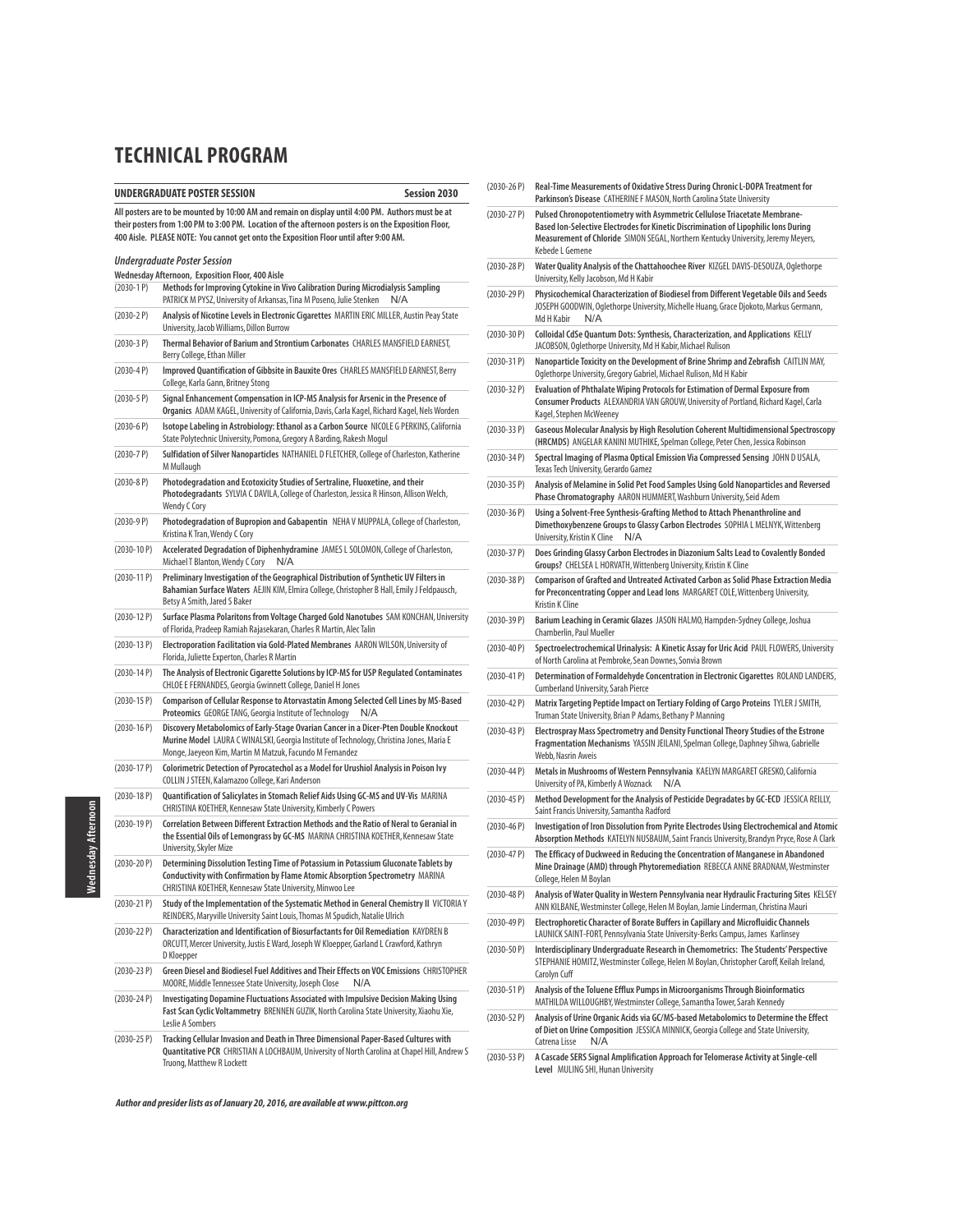# TECHNICAL PROGRAM

## UNDERGRADUATE POSTER SESSION — Session 2030

**All posters are to be mounted by 10:00 AM and remain on display until 4:00 PM. Authors must be at their posters from 1:00 PM to 3:00 PM. Location of the afternoon posters is on the Exposition Floor, 400 Aisle. PLEASE NOTE: You cannot get onto the Exposition Floor until after 9:00 AM.**

### *Undergraduate Poster Session*

**Wednesday Afternoon, Exposition Floor, 400 Aisle**

(2030-1 P) **Methods for Improving Cytokine in Vivo Calibration During Microdialysis Sampling** PATRICK M PYSZ, University of Arkansas, Tina M Poseno, Julie Stenken N/A

(2030-2 P) **Analysis of Nicotine Levels in Electronic Cigarettes** MARTIN ERIC MILLER, Austin Peay State University, Jacob Williams, Dillon Burrow

(2030-3 P) **Thermal Behavior of Barium and Strontium Carbonates** CHARLES MANSFIELD EARNEST, Berry College, Ethan Miller

(2030-4 P) **Improved Quantification of Gibbsite in Bauxite Ores** CHARLES MANSFIELD EARNEST, Berry College, Karla Gann, Britney Stong

(2030-5 P) **Signal Enhancement Compensation in ICP-MS Analysis for Arsenic in the Presence of Organics** ADAM KAGEL, University of California, Davis, Carla Kagel, Richard Kagel, Nels Worden

(2030-6 P) **Isotope Labeling in Astrobiology: Ethanol as a Carbon Source** NICOLE G PERKINS, California State Polytechnic University, Pomona, Gregory A Barding, Rakesh Mogul

(2030-7 P) **Sulfidation of Silver Nanoparticles** NATHANIEL D FLETCHER, College of Charleston, Katherine M Mullaugh

(2030-8 P) **Photodegradation and Ecotoxicity Studies of Sertraline, Fluoxetine, and their Photodegradants** SYLVIA C DAVILA, College of Charleston, Jessica R Hinson, Allison Welch, Wendy C Cory

(2030-9 P) **Photodegradation of Bupropion and Gabapentin** NEHA V MUPPALA, College of Charleston, Kristina K Tran, Wendy C Cory

(2030-10 P) **Accelerated Degradation of Diphenhydramine** JAMES L SOLOMON, College of Charleston, Michael T Blanton, Wendy C Cory N/A

(2030-11 P) **Preliminary Investigation of the Geographical Distribution of Synthetic UV Filters in Bahamian Surface Waters** AEJIN KIM, Elmira College, Christopher B Hall, Emily J Feldpausch, Betsy A Smith, Jared S Baker

(2030-12 P) **Surface Plasma Polaritons from Voltage Charged Gold Nanotubes** SAM KONCHAN, University of Florida, Pradeep Ramiah Rajasekaran, Charles R Martin, Alec Talin

(2030-13 P) **Electroporation Facilitation via Gold-Plated Membranes** AARON WILSON, University of Florida, Juliette Experton, Charles R Martin

(2030-14 P) **The Analysis of Electronic Cigarette Solutions by ICP-MS for USP Regulated Contaminates** CHLOE E FERNANDES, Georgia Gwinnett College, Daniel H Jones

(2030-15 P) **Comparison of Cellular Response to Atorvastatin Among Selected Cell Lines by MS-Based Proteomics** GEORGE TANG, Georgia Institute of Technology N/A

(2030-16 P) **Discovery Metabolomics of Early-Stage Ovarian Cancer in a Dicer-Pten Double Knockout Murine Model** LAURA C WINALSKI, Georgia Institute of Technology, Christina Jones, Maria E Monge, Jaeyeon Kim, Martin M Matzuk, Facundo M Fernandez

(2030-17 P) **Colorimetric Detection of Pyrocatechol as a Model for Urushiol Analysis in Poison Ivy** COLLIN J STEEN, Kalamazoo College, Kari Anderson

(2030-18 P) **Quantification of Salicylates in Stomach Relief Aids Using GC-MS and UV-Vis** MARINA CHRISTINA KOETHER, Kennesaw State University, Kimberly C Powers

(2030-19 P) **Correlation Between Different Extraction Methods and the Ratio of Neral to Geranial in the Essential Oils of Lemongrass by GC-MS** MARINA CHRISTINA KOETHER, Kennesaw State University, Skyler Mize

(2030-20 P) **Determining Dissolution Testing Time of Potassium in Potassium Gluconate Tablets by Conductivity with Confirmation by Flame Atomic Absorption Spectrometry** MARINA CHRISTINA KOETHER, Kennesaw State University, Minwoo Lee

(2030-21 P) **Study of the Implementation of the Systematic Method in General Chemistry II** VICTORIA Y REINDERS, Maryville University Saint Louis, Thomas M Spudich, Natalie Ulrich

(2030-22 P) **Characterization and Identification of Biosurfactants for Oil Remediation** KAYDREN B ORCUTT, Mercer University, Justis E Ward, Joseph W Kloepper, Garland L Crawford, Kathryn D Kloepper

(2030-23 P) **Green Diesel and Biodiesel Fuel Additives and Their Effects on VOC Emissions** CHRISTOPHER MOORE, Middle Tennessee State University, Joseph Close N/A

(2030-24 P) **Investigating Dopamine Fluctuations Associated with Impulsive Decision Making Using Fast Scan Cyclic Voltammetry** BRENNEN GUZIK, North Carolina State University, Xiaohu Xie, Leslie A Sombers

(2030-25 P) **Tracking Cellular Invasion and Death in Three Dimensional Paper-Based Cultures with Quantitative PCR** CHRISTIAN A LOCHBAUM, University of North Carolina at Chapel Hill, Andrew S Truong, Matthew R Lockett

(2030-26 P) **Real-Time Measurements of Oxidative Stress During Chronic L-DOPA Treatment for Parkinson's Disease** CATHERINE F MASON, North Carolina State University

(2030-27 P) **Pulsed Chronopotentiometry with Asymmetric Cellulose Triacetate Membrane-Based Ion-Selective Electrodes for Kinetic Discrimination of Lipophilic Ions During Measurement of Chloride** SIMON SEGAL, Northern Kentucky University, Jeremy Meyers, Kebede L Gemene

(2030-28 P) **Water Quality Analysis of the Chattahoochee River** KIZGEL DAVIS-DESOUZA, Oglethorpe University, Kelly Jacobson, Md H Kabir

(2030-29 P) **Physicochemical Characterization of Biodiesel from Different Vegetable Oils and Seeds** JOSEPH GOODWIN, Oglethorpe University, Michelle Huang, Grace Djokoto, Markus Germann, Md H Kabir N/A

(2030-30 P) **Colloidal CdSe Quantum Dots: Synthesis, Characterization, and Applications** KELLY JACOBSON, Oglethorpe University, Md H Kabir, Michael Rulison

(2030-31 P) **Nanoparticle Toxicity on the Development of Brine Shrimp and Zebrafish** CAITLIN MAY, Oglethorpe University, Gregory Gabriel, Michael Rulison, Md H Kabir

(2030-32 P) **Evaluation of Phthalate Wiping Protocols for Estimation of Dermal Exposure from Consumer Products** ALEXANDRIA VAN GROUW, University of Portland, Richard Kagel, Carla Kagel, Stephen McWeeney

(2030-33 P) **Gaseous Molecular Analysis by High Resolution Coherent Multidimensional Spectroscopy (HRCMDS)** ANGELAR KANINI MUTHIKE, Spelman College, Peter Chen, Jessica Robinson

(2030-34 P) **Spectral Imaging of Plasma Optical Emission Via Compressed Sensing** JOHN D USALA, Texas Tech University, Gerardo Gamez

(2030-35 P) **Analysis of Melamine in Solid Pet Food Samples Using Gold Nanoparticles and Reversed Phase Chromatography** AARON HUMMERT, Washburn University, Seid Adem

(2030-36 P) **Using a Solvent-Free Synthesis-Grafting Method to Attach Phenanthroline and Dimethoxybenzene Groups to Glassy Carbon Electrodes** SOPHIA L MELNYK, Wittenberg University, Kristin K Cline N/A

(2030-37 P) **Does Grinding Glassy Carbon Electrodes in Diazonium Salts Lead to Covalently Bonded Groups?** CHELSEA L HORVATH, Wittenberg University, Kristin K Cline

(2030-38 P) **Comparison of Grafted and Untreated Activated Carbon as Solid Phase Extraction Media for Preconcentrating Copper and Lead Ions** MARGARET COLE, Wittenberg University, Kristin K Cline

(2030-39 P) **Barium Leaching in Ceramic Glazes** JASON HALMO, Hampden-Sydney College, Joshua Chamberlin, Paul Mueller

(2030-40 P) **Spectroelectrochemical Urinalysis: A Kinetic Assay for Uric Acid** PAUL FLOWERS, University of North Carolina at Pembroke, Sean Downes, Sonvia Brown

(2030-41 P) **Determination of Formaldehyde Concentration in Electronic Cigarettes** ROLAND LANDERS, Cumberland University, Sarah Pierce

(2030-42 P) **Matrix Targeting Peptide Impact on Tertiary Folding of Cargo Proteins** TYLER J SMITH, Truman State University, Brian P Adams, Bethany P Manning

(2030-43 P) **Electrospray Mass Spectrometry and Density Functional Theory Studies of the Estrone Fragmentation Mechanisms** YASSIN JEILANI, Spelman College, Daphney Sihwa, Gabrielle Webb, Nasrin Aweis

(2030-44 P) **Metals in Mushrooms of Western Pennsylvania** KAELYN MARGARET GRESKO, California University of PA, Kimberly A Woznack N/A

(2030-45 P) **Method Development for the Analysis of Pesticide Degradates by GC-ECD** JESSICA REILLY, Saint Francis University, Samantha Radford

(2030-46 P) **Investigation of Iron Dissolution from Pyrite Electrodes Using Electrochemical and Atomic Absorption Methods** KATELYN NUSBAUM, Saint Francis University, Brandyn Pryce, Rose A Clark

(2030-47 P) **The Efficacy of Duckweed in Reducing the Concentration of Manganese in Abandoned Mine Drainage (AMD) through Phytoremediation** REBECCA ANNE BRADNAM, Westminster College, Helen M Boylan

(2030-48 P) **Analysis of Water Quality in Western Pennsylvania near Hydraulic Fracturing Sites** KELSEY ANN KILBANE, Westminster College, Helen M Boylan, Jamie Linderman, Christina Mauri

(2030-49 P) **Electrophoretic Character of Borate Buffers in Capillary and Microfluidic Channels** LAUNICK SAINT-FORT, Pennsylvania State University-Berks Campus, James Karlinsey

(2030-50 P) **Interdisciplinary Undergraduate Research in Chemometrics: The Students' Perspective** STEPHANIE HOMITZ, Westminster College, Helen M Boylan, Christopher Caroff, Keilah Ireland, Carolyn Cuff

(2030-51 P) **Analysis of the Toluene Efflux Pumps in Microorganisms Through Bioinformatics** MATHILDA WILLOUGHBY, Westminster College, Samantha Tower, Sarah Kennedy

(2030-52 P) **Analysis of Urine Organic Acids via GC/MS-based Metabolomics to Determine the Effect of Diet on Urine Composition** JESSICA MINNICK, Georgia College and State University, Catrena Lisse N/A

(2030-53 P) **A Cascade SERS Signal Amplification Approach for Telomerase Activity at Single-cell Level** MULING SHI, Hunan University

*Author and presider lists as of January 20, 2016, are available at www.pittcon.org*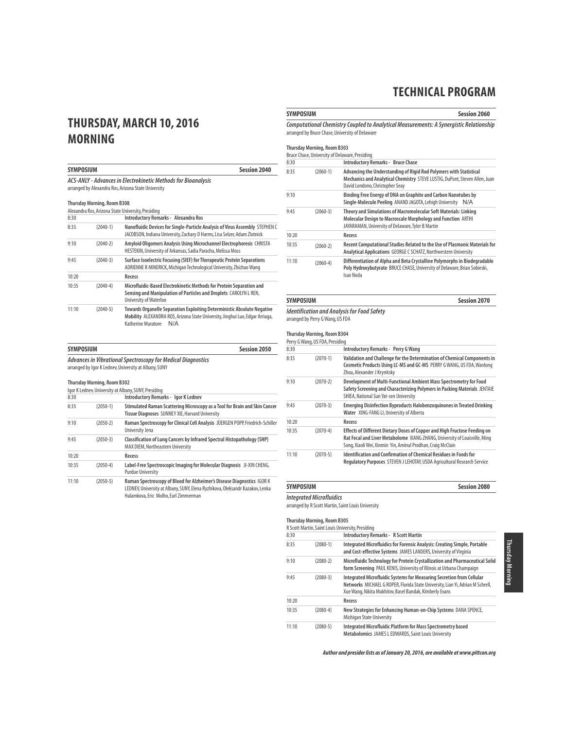# THURSDAY, MARCH 10, 2016 MORNING

## SYMPOSIUM — Session 2040

***ACS-ANLY - Advances in Electrokinetic Methods for Bioanalysis***
arranged by Alexandra Ros, Arizona State University

**Thursday Morning, Room B308**
Alexandra Ros, Arizona State University, Presiding

| Time | Paper | Title |
|---|---|---|
| 8:30 | | **Introductory Remarks - Alexandra Ros** |
| 8:35 | (2040-1) | **Nanofluidic Devices for Single-Particle Analysis of Virus Assembly** STEPHEN C JACOBSON, Indiana University, Zachary D Harms, Lisa Selzer, Adam Zlotnick |
| 9:10 | (2040-2) | **Amyloid Oligomers Analysis Using Microchannel Electrophoresis** CHRISTA HESTEKIN, University of Arkansas, Sadia Paracha, Melissa Moss |
| 9:45 | (2040-3) | **Surface Isoelectric Focusing (SIEF) for Therapeutic Protein Separations** ADRIENNE R MINERICK, Michigan Technological University, Zhichao Wang |
| 10:20 | | **Recess** |
| 10:35 | (2040-4) | **Microfluidic-Based Electrokinetic Methods for Protein Separation and Sensing and Manipulation of Particles and Droplets** CAROLYN L REN, University of Waterloo |
| 11:10 | (2040-5) | **Towards Organelle Separation Exploiting Deterministic Absolute Negative Mobility** ALEXANDRA ROS, Arizona State University, Jinghui Luo, Edgar Arriaga, Katherine Muratore N/A |

## SYMPOSIUM — Session 2050

***Advances in Vibrational Spectroscopy for Medical Diagnostics***
arranged by Igor K Lednev, University at Albany, SUNY

**Thursday Morning, Room B302**
Igor K Lednev, University at Albany, SUNY, Presiding

| Time | Paper | Title |
|---|---|---|
| 8:30 | | **Introductory Remarks - Igor K Lednev** |
| 8:35 | (2050-1) | **Stimulated Raman Scattering Microscopy as a Tool for Brain and Skin Cancer Tissue Diagnoses** SUNNEY XIE, Harvard University |
| 9:10 | (2050-2) | **Raman Spectroscopy for Clinical Cell Analysis** JÜERGEN POPP, Friedrich-Schiller University Jena |
| 9:45 | (2050-3) | **Classification of Lung Cancers by Infrared Spectral Histopathology (SHP)** MAX DIEM, Northeastern University |
| 10:20 | | **Recess** |
| 10:35 | (2050-4) | **Label-Free Spectroscopic Imaging for Molecular Diagnosis** JI-XIN CHENG, Purdue University |
| 11:10 | (2050-5) | **Raman Spectroscopy of Blood for Alzheimer's Disease Diagnostics** IGOR K LEDNEV, University at Albany, SUNY, Elena Ryzhikova, Oleksandr Kazakov, Lenka Halamkova, Eric Molho, Earl Zimmerman |

## SYMPOSIUM — Session 2060

***Computational Chemistry Coupled to Analytical Measurements: A Synergistic Relationship***
arranged by Bruce Chase, University of Delaware

**Thursday Morning, Room B303**
Bruce Chase, University of Delaware, Presiding

| Time | Paper | Title |
|---|---|---|
| 8:30 | | **Introductory Remarks - Bruce Chase** |
| 8:35 | (2060-1) | **Advancing the Understanding of Rigid Rod Polymers with Statistical Mechanics and Analytical Chemistry** STEVE LUSTIG, DuPont, Steven Allen, Juan David Londono, Christopher Seay |
| 9:10 | | **Binding Free Energy of DNA on Graphite and Carbon Nanotubes by Single-Molecule Peeling** ANAND JAGOTA, Lehigh University N/A |
| 9:45 | (2060-3) | **Theory and Simulations of Macromolecular Soft Materials: Linking Molecular Design to Macroscale Morphology and Function** ARTHI JAYARAMAN, University of Delaware, Tyler B Martin |
| 10:20 | | **Recess** |
| 10:35 | (2060-2) | **Recent Computational Studies Related to the Use of Plasmonic Materials for Analytical Applications** GEORGE C SCHATZ, Northwestern University |
| 11:10 | (2060-4) | **Differentiation of Alpha and Beta Crystalline Polymorphs in Biodegradable Poly Hydroxybutyrate** BRUCE CHASE, University of Delaware, Brian Sobieski, Isao Noda |

## SYMPOSIUM — Session 2070

***Identification and Analysis for Food Safety***
arranged by Perry G Wang, US FDA

**Thursday Morning, Room B304**
Perry G Wang, US FDA, Presiding

| Time | Paper | Title |
|---|---|---|
| 8:30 | | **Introductory Remarks - Perry G Wang** |
| 8:35 | (2070-1) | **Validation and Challenge for the Determination of Chemical Components in Cosmetic Products Using LC-MS and GC-MS** PERRY G WANG, US FDA, Wanlong Zhou, Alexander J Krynitsky |
| 9:10 | (2070-2) | **Development of Multi-Functional Ambient Mass Spectrometry for Food Safety Screening and Characterizing Polymers in Packing Materials** JENTAIE SHIEA, National Sun Yat-sen University |
| 9:45 | (2070-3) | **Emerging Disinfection Byproducts Halobenzoquinones in Treated Drinking Water** XING-FANG LI, University of Alberta |
| 10:20 | | **Recess** |
| 10:35 | (2070-4) | **Effects of Different Dietary Doses of Copper and High Fructose Feeding on Rat Fecal and Liver Metabolome** XIANG ZHANG, University of Louisville, Ming Song, Xiaoli Wei, Xinmin Yin, Aminul Prodhan, Craig McClain |
| 11:10 | (2070-5) | **Identification and Confirmation of Chemical Residues in Foods for Regulatory Purposes** STEVEN J LEHOTAY, USDA Agricultural Research Service |

## SYMPOSIUM — Session 2080

***Integrated Microfluidics***
arranged by R Scott Martin, Saint Louis University

**Thursday Morning, Room B305**
R Scott Martin, Saint Louis University, Presiding

| Time | Paper | Title |
|---|---|---|
| 8:30 | | **Introductory Remarks - R Scott Martin** |
| 8:35 | (2080-1) | **Integrated Microfluidics for Forensic Analysis: Creating Simple, Portable and Cost-effective Systems** JAMES LANDERS, University of Virginia |
| 9:10 | (2080-2) | **Microfluidic Technology for Protein Crystallization and Pharmaceutical Solid form Screening** PAUL KENIS, University of Illinois at Urbana Champaign |
| 9:45 | (2080-3) | **Integrated Microfluidic Systems for Measuring Secretion from Cellular Networks** MICHAEL G ROPER, Florida State University, Lian Yi, Adrian M Schrell, Xue Wang, Nikita Mukhitov, Basel Bandak, Kimberly Evans |
| 10:20 | | **Recess** |
| 10:35 | (2080-4) | **New Strategies for Enhancing Human-on-Chip Systems** DANA SPENCE, Michigan State University |
| 11:10 | (2080-5) | **Integrated Microfluidic Platform for Mass Spectrometry based Metabolomics** JAMES L EDWARDS, Saint Louis University |

***Author and presider lists as of January 20, 2016, are available at www.pittcon.org***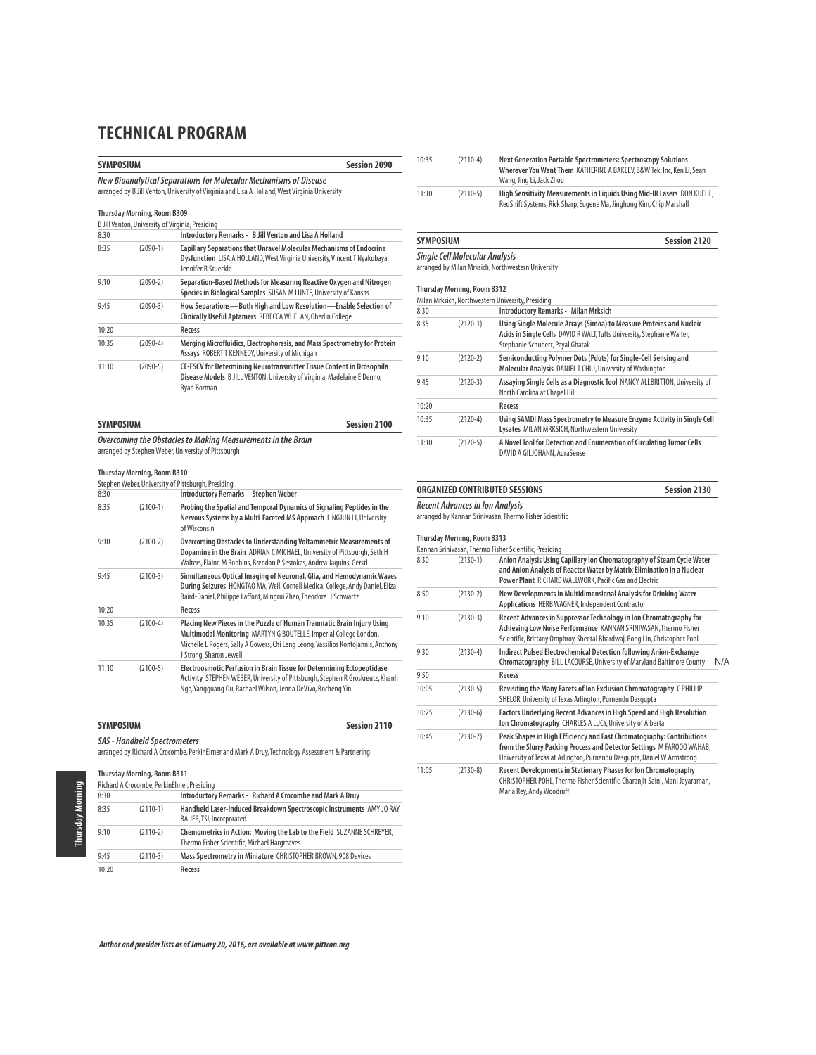# TECHNICAL PROGRAM

## SYMPOSIUM — Session 2090

***New Bioanalytical Separations for Molecular Mechanisms of Disease***

arranged by B Jill Venton, University of Virginia and Lisa A Holland, West Virginia University

**Thursday Morning, Room B309**

B Jill Venton, University of Virginia, Presiding

| Time | Number | Title |
|---|---|---|
| 8:30 | | **Introductory Remarks - B Jill Venton and Lisa A Holland** |
| 8:35 | (2090-1) | **Capillary Separations that Unravel Molecular Mechanisms of Endocrine Dysfunction** LISA A HOLLAND, West Virginia University, Vincent T Nyakubaya, Jennifer R Stueckle |
| 9:10 | (2090-2) | **Separation-Based Methods for Measuring Reactive Oxygen and Nitrogen Species in Biological Samples** SUSAN M LUNTE, University of Kansas |
| 9:45 | (2090-3) | **How Separations—Both High and Low Resolution—Enable Selection of Clinically Useful Aptamers** REBECCA WHELAN, Oberlin College |
| 10:20 | | **Recess** |
| 10:35 | (2090-4) | **Merging Microfluidics, Electrophoresis, and Mass Spectrometry for Protein Assays** ROBERT T KENNEDY, University of Michigan |
| 11:10 | (2090-5) | **CE-FSCV for Determining Neurotransmitter Tissue Content in Drosophila Disease Models** B JILL VENTON, University of Virginia, Madelaine E Denno, Ryan Borman |

## SYMPOSIUM — Session 2100

***Overcoming the Obstacles to Making Measurements in the Brain***

arranged by Stephen Weber, University of Pittsburgh

**Thursday Morning, Room B310**

Stephen Weber, University of Pittsburgh, Presiding

| Time | Number | Title |
|---|---|---|
| 8:30 | | **Introductory Remarks - Stephen Weber** |
| 8:35 | (2100-1) | **Probing the Spatial and Temporal Dynamics of Signaling Peptides in the Nervous Systems by a Multi-Faceted MS Approach** LINGJUN LI, University of Wisconsin |
| 9:10 | (2100-2) | **Overcoming Obstacles to Understanding Voltammetric Measurements of Dopamine in the Brain** ADRIAN C MICHAEL, University of Pittsburgh, Seth H Walters, Elaine M Robbins, Brendan P Sestokas, Andrea Jaquins-Gerstl |
| 9:45 | (2100-3) | **Simultaneous Optical Imaging of Neuronal, Glia, and Hemodynamic Waves During Seizures** HONGTAO MA, Weill Cornell Medical College, Andy Daniel, Eliza Baird-Daniel, Philippe Laffont, Mingrui Zhao, Theodore H Schwartz |
| 10:20 | | **Recess** |
| 10:35 | (2100-4) | **Placing New Pieces in the Puzzle of Human Traumatic Brain Injury Using Multimodal Monitoring** MARTYN G BOUTELLE, Imperial College London, Michelle L Rogers, Sally A Gowers, Chi Leng Leong, Vassilios Kontojannis, Anthony J Strong, Sharon Jewell |
| 11:10 | (2100-5) | **Electroosmotic Perfusion in Brain Tissue for Determining Ectopeptidase Activity** STEPHEN WEBER, University of Pittsburgh, Stephen R Groskreutz, Khanh Ngo, Yangguang Ou, Rachael Wilson, Jenna DeVivo, Bocheng Yin |

## SYMPOSIUM — Session 2110

***SAS - Handheld Spectrometers***

arranged by Richard A Crocombe, PerkinElmer and Mark A Druy, Technology Assessment & Partnering

**Thursday Morning, Room B311**

Richard A Crocombe, PerkinElmer, Presiding

| Time | Number | Title |
|---|---|---|
| 8:30 | | **Introductory Remarks - Richard A Crocombe and Mark A Druy** |
| 8:35 | (2110-1) | **Handheld Laser-Induced Breakdown Spectroscopic Instruments** AMY JO RAY BAUER, TSI, Incorporated |
| 9:10 | (2110-2) | **Chemometrics in Action: Moving the Lab to the Field** SUZANNE SCHREYER, Thermo Fisher Scientific, Michael Hargreaves |
| 9:45 | (2110-3) | **Mass Spectrometry in Miniature** CHRISTOPHER BROWN, 908 Devices |
| 10:20 | | **Recess** |
| 10:35 | (2110-4) | **Next Generation Portable Spectrometers: Spectroscopy Solutions Wherever You Want Them** KATHERINE A BAKEEV, B&W Tek, Inc, Ken Li, Sean Wang, Jing Li, Jack Zhou |
| 11:10 | (2110-5) | **High Sensitivity Measurements in Liquids Using Mid-IR Lasers** DON KUEHL, RedShift Systems, Rick Sharp, Eugene Ma, Jinghong Kim, Chip Marshall |

## SYMPOSIUM — Session 2120

***Single Cell Molecular Analysis***

arranged by Milan Mrksich, Northwestern University

**Thursday Morning, Room B312**

Milan Mrksich, Northwestern University, Presiding

| Time | Number | Title |
|---|---|---|
| 8:30 | | **Introductory Remarks - Milan Mrksich** |
| 8:35 | (2120-1) | **Using Single Molecule Arrays (Simoa) to Measure Proteins and Nucleic Acids in Single Cells** DAVID R WALT, Tufts University, Stephanie Walter, Stephanie Schubert, Payal Ghatak |
| 9:10 | (2120-2) | **Semiconducting Polymer Dots (Pdots) for Single-Cell Sensing and Molecular Analysis** DANIEL T CHIU, University of Washington |
| 9:45 | (2120-3) | **Assaying Single Cells as a Diagnostic Tool** NANCY ALLBRITTON, University of North Carolina at Chapel Hill |
| 10:20 | | **Recess** |
| 10:35 | (2120-4) | **Using SAMDI Mass Spectrometry to Measure Enzyme Activity in Single Cell Lysates** MILAN MRKSICH, Northwestern University |
| 11:10 | (2120-5) | **A Novel Tool for Detection and Enumeration of Circulating Tumor Cells** DAVID A GILJOHANN, AuraSense |

## ORGANIZED CONTRIBUTED SESSIONS — Session 2130

***Recent Advances in Ion Analysis***

arranged by Kannan Srinivasan, Thermo Fisher Scientific

**Thursday Morning, Room B313**

Kannan Srinivasan, Thermo Fisher Scientific, Presiding

| Time | Number | Title |
|---|---|---|
| 8:30 | (2130-1) | **Anion Analysis Using Capillary Ion Chromatography of Steam Cycle Water and Anion Analysis of Reactor Water by Matrix Elimination in a Nuclear Power Plant** RICHARD WALLWORK, Pacific Gas and Electric |
| 8:50 | (2130-2) | **New Developments in Multidimensional Analysis for Drinking Water Applications** HERB WAGNER, Independent Contractor |
| 9:10 | (2130-3) | **Recent Advances in Suppressor Technology in Ion Chromatography for Achieving Low Noise Performance** KANNAN SRINIVASAN, Thermo Fisher Scientific, Brittany Omphroy, Sheetal Bhardwaj, Rong Lin, Christopher Pohl |
| 9:30 | (2130-4) | **Indirect Pulsed Electrochemical Detection following Anion-Exchange Chromatography** BILL LACOURSE, University of Maryland Baltimore County N/A |
| 9:50 | | **Recess** |
| 10:05 | (2130-5) | **Revisiting the Many Facets of Ion Exclusion Chromatography** C PHILLIP SHELOR, University of Texas Arlington, Purnendu Dasgupta |
| 10:25 | (2130-6) | **Factors Underlying Recent Advances in High Speed and High Resolution Ion Chromatography** CHARLES A LUCY, University of Alberta |
| 10:45 | (2130-7) | **Peak Shapes in High Efficiency and Fast Chromatography: Contributions from the Slurry Packing Process and Detector Settings** M FAROOQ WAHAB, University of Texas at Arlington, Purnendu Dasgupta, Daniel W Armstrong |
| 11:05 | (2130-8) | **Recent Developments in Stationary Phases for Ion Chromatography** CHRISTOPHER POHL, Thermo Fisher Scientific, Charanjit Saini, Mani Jayaraman, Maria Rey, Andy Woodruff |

*Author and presider lists as of January 20, 2016, are available at www.pittcon.org*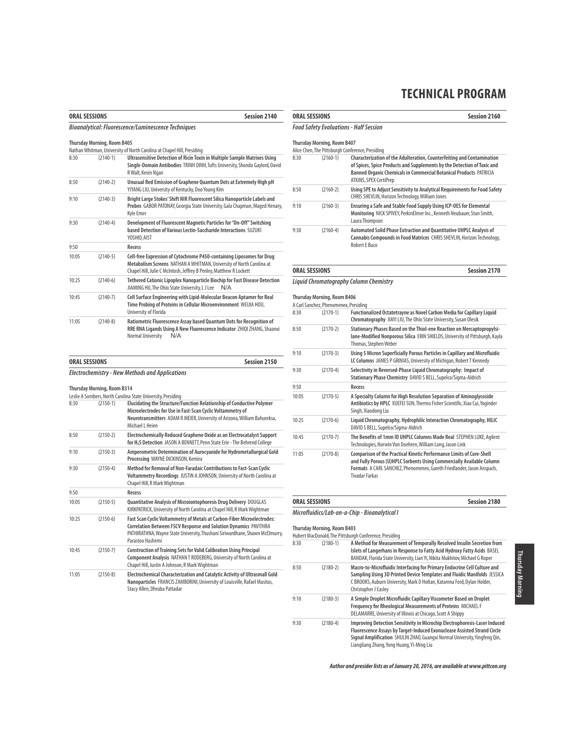# TECHNICAL PROGRAM

## ORAL SESSIONS — Session 2140

### Bioanalytical: Fluorescence/Luminescence Techniques

**Thursday Morning, Room B405**

Nathan Whitman, University of North Carolina at Chapel Hill, Presiding

| Time | No. | Title |
|---|---|---|
| 8:30 | (2140-1) | **Ultrasensitive Detection of Ricin Toxin in Multiple Sample Matrixes Using Single-Domain Antibodies** TRINH DINH, Tufts University, Shonda Gaylord, David R Walt, Kevin Ngan |
| 8:50 | (2140-2) | **Unusual Red Emission of Graphene Quantum Dots at Extremely High pH** YIYANG LIU, University of Kentucky, Doo Young Kim |
| 9:10 | (2140-3) | **Bright Large Stokes' Shift NIR Fluorescent Silica Nanoparticle Labels and Probes** GABOR PATONAY, Georgia State University, Gala Chapman, Maged Henary, Kyle Emer |
| 9:30 | (2140-4) | **Development of Fluorescent Magnetic Particles for "On-Off" Switching based Detection of Various Lectin-Saccharide Interactions** SUZUKI YOSHIO, AIST |
| 9:50 | | **Recess** |
| 10:05 | (2140-5) | **Cell-free Expression of Cytochrome P450-containing Liposomes for Drug Metabolism Screens** NATHAN A WHITMAN, University of North Carolina at Chapel Hill, Julie C McIntosh, Jeffrey B Penley, Matthew R Lockett |
| 10:25 | (2140-6) | **Tethered Cationic Lipoplex Nanoparticle Biochip for Fast Disease Detection** JIAMING HU, The Ohio State University, L J Lee N/A |
| 10:45 | (2140-7) | **Cell Surface Engineering with Lipid-Molecular Beacon Aptamer for Real Time Probing of Proteins in Cellular Microenvironment** WEIJIA HOU, University of Florida |
| 11:05 | (2140-8) | **Ratiometric Fluorescence Assay based Quantum Dots for Recognition of RRE RNA Ligands Using A New Fluorescence Indicator** ZHIQI ZHANG, Shaanxi Normal University N/A |

## ORAL SESSIONS — Session 2150

### Electrochemistry - New Methods and Applications

**Thursday Morning, Room B314**

Leslie A Sombers, North Carolina State University, Presiding

| Time | No. | Title |
|---|---|---|
| 8:30 | (2150-1) | **Elucidating the Structure/Function Relationship of Conductive Polymer Microelectrodes for Use in Fast-Scan Cyclic Voltammetry of Neurotransmitters** ADAM R MEIER, University of Arizona, William Bahureksa, Michael L Heien |
| 8:50 | (2150-2) | **Electrochemically Reduced Graphene Oxide as an Electrocatalyst Support for $H_2S$ Detection** JASON A BENNETT, Penn State Erie - The Behrend College |
| 9:10 | (2150-3) | **Amperometric Determination of Aurocyanide for Hydrometallurgical Gold Processing** WAYNE DICKINSON, Kemira |
| 9:30 | (2150-4) | **Method for Removal of Non-Faradaic Contributions to Fast-Scan Cyclic Voltammetry Recordings** JUSTIN A JOHNSON, University of North Carolina at Chapel Hill, R Mark Wightman |
| 9:50 | | **Recess** |
| 10:05 | (2150-5) | **Quantitative Analysis of Microiontophoresis Drug Delivery** DOUGLAS KIRKPATRICK, University of North Carolina at Chapel Hill, R Mark Wightman |
| 10:25 | (2150-6) | **Fast Scan Cyclic Voltammetry of Metals at Carbon-Fiber Microelectrodes: Correlation Between FSCV Response and Solution Dynamics** PAVITHRA PATHIRATHNA, Wayne State University, Thushani Siriwardhane, Shawn McElmurry, Parastoo Hashemi |
| 10:45 | (2150-7) | **Construction of Training Sets for Valid Calibration Using Principal Component Analysis** NATHAN T RODEBERG, University of North Carolina at Chapel Hill, Justin A Johnson, R Mark Wightman |
| 11:05 | (2150-8) | **Electrochemical Characterization and Catalytic Activity of Ultrasmall Gold Nanoparticles** FRANCIS ZAMBORINI, University of Louisville, Rafael Masitas, Stacy Allen, Dhruba Pattadar |

## ORAL SESSIONS — Session 2160

### Food Safety Evaluations - Half Session

**Thursday Morning, Room B407**

Alice Chen, The Pittsburgh Conference, Presiding

| Time | No. | Title |
|---|---|---|
| 8:30 | (2160-1) | **Characterization of the Adulteration, Counterfeiting and Contamination of Spices, Spice Products and Supplements by the Detection of Toxic and Banned Organic Chemicals in Commercial Botanical Products** PATRICIA ATKINS, SPEX CertiPrep |
| 8:50 | (2160-2) | **Using SPE to Adjust Sensitivity to Analytical Requirements for Food Safety** CHRIS SHEVLIN, Horizon Technology, William Jones |
| 9:10 | (2160-3) | **Ensuring a Safe and Stable Food Supply Using ICP-OES for Elemental Monitoring** NICK SPIVEY, PerkinElmer Inc., Kenneth Neubauer, Stan Smith, Laura Thompson |
| 9:30 | (2160-4) | **Automated Solid Phase Extraction and Quantitative UHPLC Analysis of Cannabis Compounds in Food Matrices** CHRIS SHEVLIN, Horizon Technology, Robert E Buco |

## ORAL SESSIONS — Session 2170

### Liquid Chromatography Column Chemistry

**Thursday Morning, Room B406**

A Carl Sanchez, Phenomenex, Presiding

| Time | No. | Title |
|---|---|---|
| 8:30 | (2170-1) | **Functionalized Octatetrayne as Novel Carbon Media for Capillary Liquid Chromatography** JIAYI LIU, The Ohio State University, Susan Olesik |
| 8:50 | (2170-2) | **Stationary Phases Based on the Thiol-ene Reaction on Mercaptopropylsilane-Modified Nonporous Silica** ERIN SHIELDS, University of Pittsburgh, Kayla Thomas, Stephen Weber |
| 9:10 | (2170-3) | **Using 5 Micron Superficially Porous Particles in Capillary and Microfluidic LC Columns** JAMES P GRINIAS, University of Michigan, Robert T Kennedy |
| 9:30 | (2170-4) | **Selectivity in Reversed-Phase Liquid Chromatography: Impact of Stationary Phase Chemistry** DAVID S BELL, Supelco/Sigma-Aldrich |
| 9:50 | | **Recess** |
| 10:05 | (2170-5) | **A Specialty Column for High Resolution Separation of Aminoglycoside Antibiotics by HPLC** XUEFEI SUN, Thermo Fisher Scientific, Xiao Cui, Yoginder Singh, Xiaodong Liu |
| 10:25 | (2170-6) | **Liquid Chromatography, Hydrophilic Interaction Chromatography, HILIC** DAVID S BELL, Supelco/Sigma-Aldrich |
| 10:45 | (2170-7) | **The Benefits of 1mm ID UHPLC Columns Made Real** STEPHEN LUKE, Agilent Technologies, Norwin Von Doehren, William Long, Jason Link |
| 11:05 | (2170-8) | **Comparison of the Practical Kinetic Performance Limits of Core-Shell and Fully Porous (U)HPLC Sorbents Using Commercially Available Column Formats** A CARL SANCHEZ, Phenomenex, Gareth Friedlander, Jason Anspach, Tivadar Farkas |

## ORAL SESSIONS — Session 2180

### Microfluidics/Lab-on-a-Chip - Bioanalytical I

**Thursday Morning, Room B403**

Hubert MacDonald, The Pittsburgh Conference, Presiding

| Time | No. | Title |
|---|---|---|
| 8:30 | (2180-1) | **A Method for Measurement of Temporally Resolved Insulin Secretion from Islets of Langerhans in Response to Fatty Acid Hydroxy Fatty Acids** BASEL BANDAK, Florida State University, Lian Yi, Nikita Mukhitov, Michael G Roper |
| 8:50 | (2180-2) | **Macro-to-Microfluidic Interfacing for Primary Endocrine Cell Culture and Sampling Using 3D Printed Device Templates and Fluidic Manifolds** JESSICA C BROOKS, Auburn University, Mark D Holtan, Katarena Ford, Dylan Holder, Christopher J Easley |
| 9:10 | (2180-3) | **A Simple Droplet Microfluidic Capillary Viscometer Based on Droplet Frequency for Rheological Measurements of Proteins** MICHAEL F DELAMARRE, University of Illinois at Chicago, Scott A Shippy |
| 9:30 | (2180-4) | **Improving Detection Sensitivity in Microchip Electrophoresis-Laser Induced Fluorescence Assays by Target-Induced Exonuclease Assisted Strand Circle Signal Amplification** SHULIN ZHAO, Guangxi Normal University, Yingfeng Qin, Liangliang Zhang, Yong Huang, Yi-Ming Liu |

*Author and presider lists as of January 20, 2016, are available at www.pittcon.org*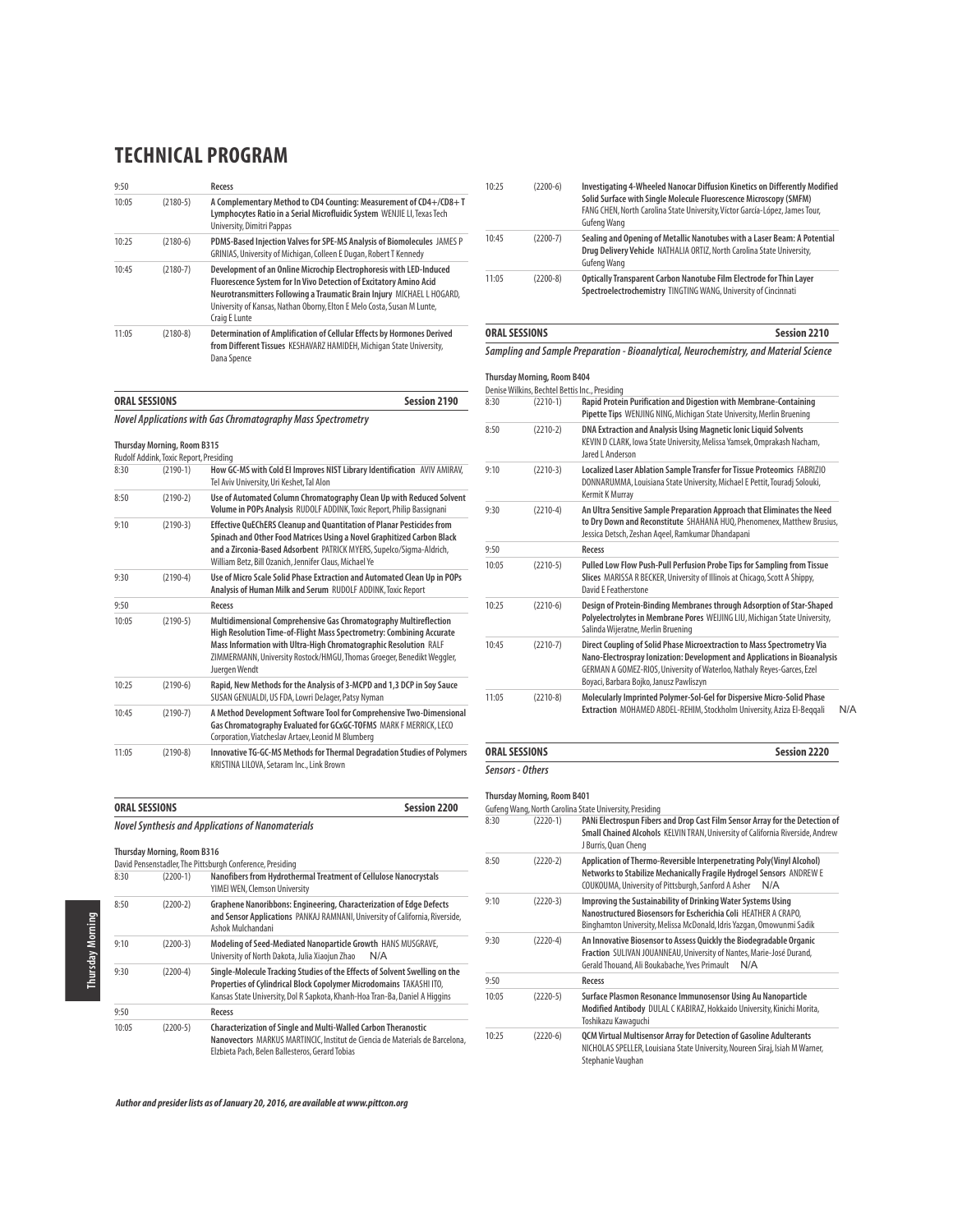# TECHNICAL PROGRAM

| | | |
|---|---|---|
| 9:50 | | Recess |
| 10:05 | (2180-5) | **A Complementary Method to CD4 Counting: Measurement of CD4+/CD8+ T Lymphocytes Ratio in a Serial Microfluidic System** WENJIE LI, Texas Tech University, Dimitri Pappas |
| 10:25 | (2180-6) | **PDMS-Based Injection Valves for SPE-MS Analysis of Biomolecules** JAMES P GRINIAS, University of Michigan, Colleen E Dugan, Robert T Kennedy |
| 10:45 | (2180-7) | **Development of an Online Microchip Electrophoresis with LED-Induced Fluorescence System for In Vivo Detection of Excitatory Amino Acid Neurotransmitters Following a Traumatic Brain Injury** MICHAEL L HOGARD, University of Kansas, Nathan Oborny, Elton E Melo Costa, Susan M Lunte, Craig E Lunte |
| 11:05 | (2180-8) | **Determination of Amplification of Cellular Effects by Hormones Derived from Different Tissues** KESHAVARZ HAMIDEH, Michigan State University, Dana Spence |

## ORAL SESSIONS — Session 2190

*Novel Applications with Gas Chromatography Mass Spectrometry*

**Thursday Morning, Room B315**
Rudolf Addink, Toxic Report, Presiding

| | | |
|---|---|---|
| 8:30 | (2190-1) | **How GC-MS with Cold EI Improves NIST Library Identification** AVIV AMIRAV, Tel Aviv University, Uri Keshet, Tal Alon |
| 8:50 | (2190-2) | **Use of Automated Column Chromatography Clean Up with Reduced Solvent Volume in POPs Analysis** RUDOLF ADDINK, Toxic Report, Philip Bassignani |
| 9:10 | (2190-3) | **Effective QuEChERS Cleanup and Quantitation of Planar Pesticides from Spinach and Other Food Matrices Using a Novel Graphitized Carbon Black and a Zirconia-Based Adsorbent** PATRICK MYERS, Supelco/Sigma-Aldrich, William Betz, Bill Ozanich, Jennifer Claus, Michael Ye |
| 9:30 | (2190-4) | **Use of Micro Scale Solid Phase Extraction and Automated Clean Up in POPs Analysis of Human Milk and Serum** RUDOLF ADDINK, Toxic Report |
| 9:50 | | Recess |
| 10:05 | (2190-5) | **Multidimensional Comprehensive Gas Chromatography Multireflection High Resolution Time-of-Flight Mass Spectrometry: Combining Accurate Mass Information with Ultra-High Chromatographic Resolution** RALF ZIMMERMANN, University Rostock/HMGU, Thomas Groeger, Benedikt Weggler, Juergen Wendt |
| 10:25 | (2190-6) | **Rapid, New Methods for the Analysis of 3-MCPD and 1,3 DCP in Soy Sauce** SUSAN GENUALDI, US FDA, Lowri DeJager, Patsy Nyman |
| 10:45 | (2190-7) | **A Method Development Software Tool for Comprehensive Two-Dimensional Gas Chromatography Evaluated for GCxGC-TOFMS** MARK F MERRICK, LECO Corporation, Viatcheslav Artaev, Leonid M Blumberg |
| 11:05 | (2190-8) | **Innovative TG-GC-MS Methods for Thermal Degradation Studies of Polymers** KRISTINA LILOVA, Setaram Inc., Link Brown |

## ORAL SESSIONS — Session 2200

*Novel Synthesis and Applications of Nanomaterials*

**Thursday Morning, Room B316**
David Pensenstadler, The Pittsburgh Conference, Presiding

| | | |
|---|---|---|
| 8:30 | (2200-1) | **Nanofibers from Hydrothermal Treatment of Cellulose Nanocrystals** YIMEI WEN, Clemson University |
| 8:50 | (2200-2) | **Graphene Nanoribbons: Engineering, Characterization of Edge Defects and Sensor Applications** PANKAJ RAMNANI, University of California, Riverside, Ashok Mulchandani |
| 9:10 | (2200-3) | **Modeling of Seed-Mediated Nanoparticle Growth** HANS MUSGRAVE, University of North Dakota, Julia Xiaojun Zhao N/A |
| 9:30 | (2200-4) | **Single-Molecule Tracking Studies of the Effects of Solvent Swelling on the Properties of Cylindrical Block Copolymer Microdomains** TAKASHI ITO, Kansas State University, Dol R Sapkota, Khanh-Hoa Tran-Ba, Daniel A Higgins |
| 9:50 | | Recess |
| 10:05 | (2200-5) | **Characterization of Single and Multi-Walled Carbon Theranostic Nanovectors** MARKUS MARTINCIC, Institut de Ciencia de Materials de Barcelona, Elzbieta Pach, Belen Ballesteros, Gerard Tobias |
| 10:25 | (2200-6) | **Investigating 4-Wheeled Nanocar Diffusion Kinetics on Differently Modified Solid Surface with Single Molecule Fluorescence Microscopy (SMFM)** FANG CHEN, North Carolina State University, Víctor García-López, James Tour, Gufeng Wang |
| 10:45 | (2200-7) | **Sealing and Opening of Metallic Nanotubes with a Laser Beam: A Potential Drug Delivery Vehicle** NATHALIA ORTIZ, North Carolina State University, Gufeng Wang |
| 11:05 | (2200-8) | **Optically Transparent Carbon Nanotube Film Electrode for Thin Layer Spectroelectrochemistry** TINGTING WANG, University of Cincinnati |

## ORAL SESSIONS — Session 2210

*Sampling and Sample Preparation - Bioanalytical, Neurochemistry, and Material Science*

**Thursday Morning, Room B404**
Denise Wilkins, Bechtel Bettis Inc., Presiding

| | | |
|---|---|---|
| 8:30 | (2210-1) | **Rapid Protein Purification and Digestion with Membrane-Containing Pipette Tips** WENJING NING, Michigan State University, Merlin Bruening |
| 8:50 | (2210-2) | **DNA Extraction and Analysis Using Magnetic Ionic Liquid Solvents** KEVIN D CLARK, Iowa State University, Melissa Yamsek, Omprakash Nacham, Jared L Anderson |
| 9:10 | (2210-3) | **Localized Laser Ablation Sample Transfer for Tissue Proteomics** FABRIZIO DONNARUMMA, Louisiana State University, Michael E Pettit, Touradj Solouki, Kermit K Murray |
| 9:30 | (2210-4) | **An Ultra Sensitive Sample Preparation Approach that Eliminates the Need to Dry Down and Reconstitute** SHAHANA HUQ, Phenomenex, Matthew Brusius, Jessica Detsch, Zeshan Aqeel, Ramkumar Dhandapani |
| 9:50 | | Recess |
| 10:05 | (2210-5) | **Pulled Low Flow Push-Pull Perfusion Probe Tips for Sampling from Tissue Slices** MARISSA R BECKER, University of Illinois at Chicago, Scott A Shippy, David E Featherstone |
| 10:25 | (2210-6) | **Design of Protein-Binding Membranes through Adsorption of Star-Shaped Polyelectrolytes in Membrane Pores** WEIJING LIU, Michigan State University, Salinda Wijeratne, Merlin Bruening |
| 10:45 | (2210-7) | **Direct Coupling of Solid Phase Microextraction to Mass Spectrometry Via Nano-Electrospray Ionization: Development and Applications in Bioanalysis** GERMAN A GOMEZ-RIOS, University of Waterloo, Nathaly Reyes-Garces, Ezel Boyaci, Barbara Bojko, Janusz Pawliszyn |
| 11:05 | (2210-8) | **Molecularly Imprinted Polymer-Sol-Gel for Dispersive Micro-Solid Phase Extraction** MOHAMED ABDEL-REHIM, Stockholm University, Aziza El-Beqqali N/A |

## ORAL SESSIONS — Session 2220

*Sensors - Others*

**Thursday Morning, Room B401**
Gufeng Wang, North Carolina State University, Presiding

| | | |
|---|---|---|
| 8:30 | (2220-1) | **PANi Electrospun Fibers and Drop Cast Film Sensor Array for the Detection of Small Chained Alcohols** KELVIN TRAN, University of California Riverside, Andrew J Burris, Quan Cheng |
| 8:50 | (2220-2) | **Application of Thermo-Reversible Interpenetrating Poly(Vinyl Alcohol) Networks to Stabilize Mechanically Fragile Hydrogel Sensors** ANDREW E COUKOUMA, University of Pittsburgh, Sanford A Asher N/A |
| 9:10 | (2220-3) | **Improving the Sustainability of Drinking Water Systems Using Nanostructured Biosensors for Escherichia Coli** HEATHER A CRAPO, Binghamton University, Melissa McDonald, Idris Yazgan, Omowunmi Sadik |
| 9:30 | (2220-4) | **An Innovative Biosensor to Assess Quickly the Biodegradable Organic Fraction** SULIVAN JOUANNEAU, University of Nantes, Marie-José Durand, Gerald Thouand, Ali Boukabache, Yves Primault N/A |
| 9:50 | | Recess |
| 10:05 | (2220-5) | **Surface Plasmon Resonance Immunosensor Using Au Nanoparticle Modified Antibody** DULAL C KABIRAZ, Hokkaido University, Kinichi Morita, Toshikazu Kawaguchi |
| 10:25 | (2220-6) | **QCM Virtual Multisensor Array for Detection of Gasoline Adulterants** NICHOLAS SPELLER, Louisiana State University, Noureen Siraj, Isiah M Warner, Stephanie Vaughan |

*Author and presider lists as of January 20, 2016, are available at www.pittcon.org*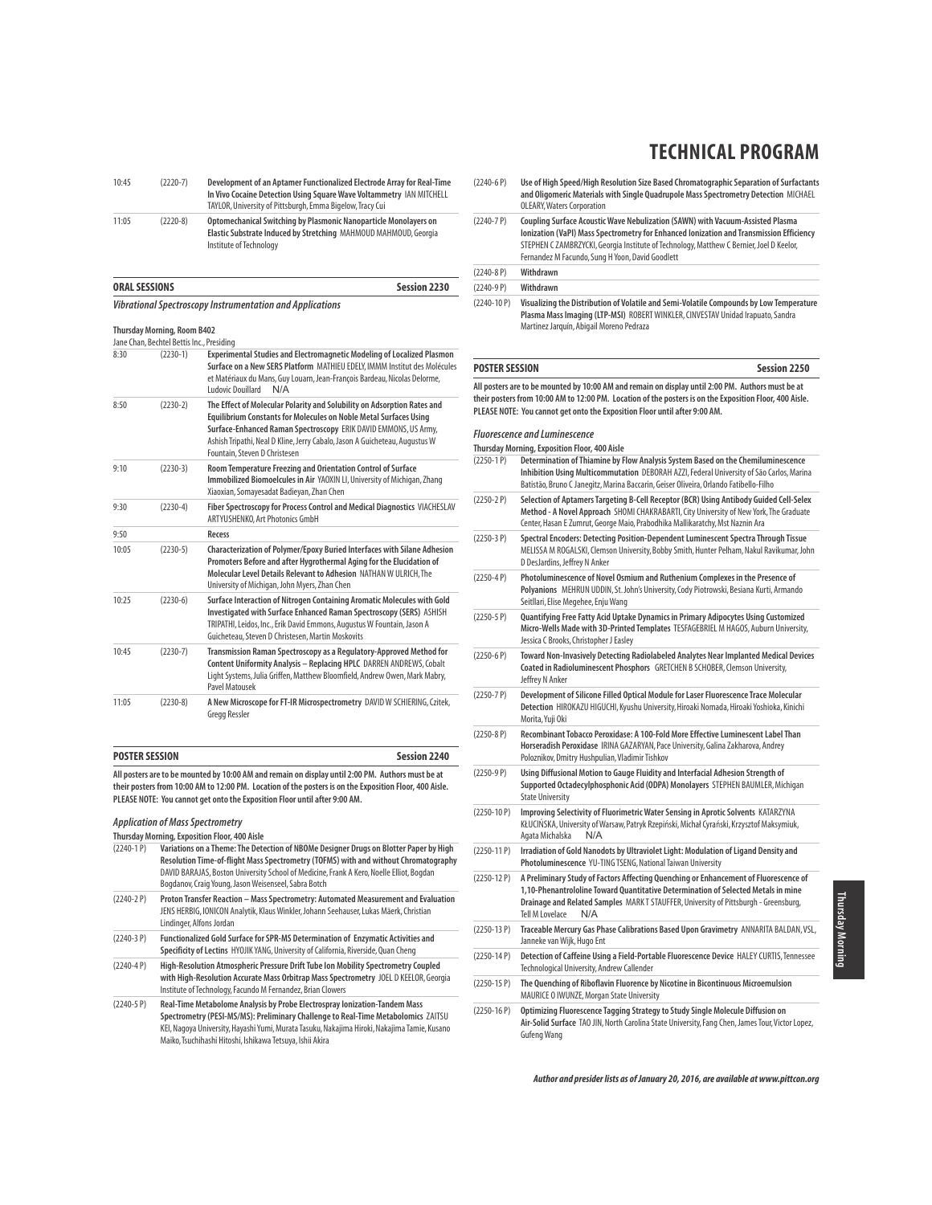| | | |
|---|---|---|
| 10:45 | (2220-7) | **Development of an Aptamer Functionalized Electrode Array for Real-Time In Vivo Cocaine Detection Using Square Wave Voltammetry** IAN MITCHELL TAYLOR, University of Pittsburgh, Emma Bigelow, Tracy Cui |
| 11:05 | (2220-8) | **Optomechanical Switching by Plasmonic Nanoparticle Monolayers on Elastic Substrate Induced by Stretching** MAHMOUD MAHMOUD, Georgia Institute of Technology |

## ORAL SESSIONS — Session 2230

### *Vibrational Spectroscopy Instrumentation and Applications*

**Thursday Morning, Room B402**

Jane Chan, Bechtel Bettis Inc., Presiding

| | | |
|---|---|---|
| 8:30 | (2230-1) | **Experimental Studies and Electromagnetic Modeling of Localized Plasmon Surface on a New SERS Platform** MATHIEU EDELY, IMMM Institut des Molécules et Matériaux du Mans, Guy Louarn, Jean-François Bardeau, Nicolas Delorme, Ludovic Douillard N/A |
| 8:50 | (2230-2) | **The Effect of Molecular Polarity and Solubility on Adsorption Rates and Equilibrium Constants for Molecules on Noble Metal Surfaces Using Surface-Enhanced Raman Spectroscopy** ERIK DAVID EMMONS, US Army, Ashish Tripathi, Neal D Kline, Jerry Cabalo, Jason A Guicheteau, Augustus W Fountain, Steven D Christesen |
| 9:10 | (2230-3) | **Room Temperature Freezing and Orientation Control of Surface Immobilized Biomoelcules in Air** YAOXIN LI, University of Michigan, Zhang Xiaoxian, Somayesadat Badieyan, Zhan Chen |
| 9:30 | (2230-4) | **Fiber Spectroscopy for Process Control and Medical Diagnostics** VIACHESLAV ARTYUSHENKO, Art Photonics GmbH |
| 9:50 | | Recess |
| 10:05 | (2230-5) | **Characterization of Polymer/Epoxy Buried Interfaces with Silane Adhesion Promoters Before and after Hygrothermal Aging for the Elucidation of Molecular Level Details Relevant to Adhesion** NATHAN W ULRICH, The University of Michigan, John Myers, Zhan Chen |
| 10:25 | (2230-6) | **Surface Interaction of Nitrogen Containing Aromatic Molecules with Gold Investigated with Surface Enhanced Raman Spectroscopy (SERS)** ASHISH TRIPATHI, Leidos, Inc., Erik David Emmons, Augustus W Fountain, Jason A Guicheteau, Steven D Christesen, Martin Moskovits |
| 10:45 | (2230-7) | **Transmission Raman Spectroscopy as a Regulatory-Approved Method for Content Uniformity Analysis – Replacing HPLC** DARREN ANDREWS, Cobalt Light Systems, Julia Griffen, Matthew Bloomfield, Andrew Owen, Mark Mabry, Pavel Matousek |
| 11:05 | (2230-8) | **A New Microscope for FT-IR Microspectrometry** DAVID W SCHIERING, Czitek, Gregg Ressler |

## POSTER SESSION — Session 2240

**All posters are to be mounted by 10:00 AM and remain on display until 2:00 PM. Authors must be at their posters from 10:00 AM to 12:00 PM. Location of the posters is on the Exposition Floor, 400 Aisle. PLEASE NOTE: You cannot get onto the Exposition Floor until after 9:00 AM.**

### *Application of Mass Spectrometry*

**Thursday Morning, Exposition Floor, 400 Aisle**

| | |
|---|---|
| (2240-1 P) | **Variations on a Theme: The Detection of NBOMe Designer Drugs on Blotter Paper by High Resolution Time-of-flight Mass Spectrometry (TOFMS) with and without Chromatography** DAVID BARAJAS, Boston University School of Medicine, Frank A Kero, Noelle Elliot, Bogdan Bogdanov, Craig Young, Jason Weisenseel, Sabra Botch |
| (2240-2 P) | **Proton Transfer Reaction – Mass Spectrometry: Automated Measurement and Evaluation** JENS HERBIG, IONICON Analytik, Klaus Winkler, Johann Seehauser, Lukas Mäerk, Christian Lindinger, Alfons Jordan |
| (2240-3 P) | **Functionalized Gold Surface for SPR-MS Determination of Enzymatic Activities and Specificity of Lectins** HYOJIK YANG, University of California, Riverside, Quan Cheng |
| (2240-4 P) | **High-Resolution Atmospheric Pressure Drift Tube Ion Mobility Spectrometry Coupled with High-Resolution Accurate Mass Orbitrap Mass Spectrometry** JOEL D KEELOR, Georgia Institute of Technology, Facundo M Fernandez, Brian Clowers |
| (2240-5 P) | **Real-Time Metabolome Analysis by Probe Electrospray Ionization-Tandem Mass Spectrometry (PESI-MS/MS): Preliminary Challenge to Real-Time Metabolomics** ZAITSU KEI, Nagoya University, Hayashi Yumi, Murata Tasuku, Nakajima Hiroki, Nakajima Tamie, Kusano Maiko, Tsuchihashi Hitoshi, Ishikawa Tetsuya, Ishii Akira |
| (2240-6 P) | **Use of High Speed/High Resolution Size Based Chromatographic Separation of Surfactants and Oligomeric Materials with Single Quadrupole Mass Spectrometry Detection** MICHAEL OLEARY, Waters Corporation |
| (2240-7 P) | **Coupling Surface Acoustic Wave Nebulization (SAWN) with Vacuum-Assisted Plasma Ionization (VaPI) Mass Spectrometry for Enhanced Ionization and Transmission Efficiency** STEPHEN C ZAMBRZYCKI, Georgia Institute of Technology, Matthew C Bernier, Joel D Keelor, Fernandez M Facundo, Sung H Yoon, David Goodlett |
| (2240-8 P) | Withdrawn |
| (2240-9 P) | Withdrawn |
| (2240-10 P) | **Visualizing the Distribution of Volatile and Semi-Volatile Compounds by Low Temperature Plasma Mass Imaging (LTP-MSI)** ROBERT WINKLER, CINVESTAV Unidad Irapuato, Sandra Martinez Jarquin, Abigail Moreno Pedraza |

## POSTER SESSION — Session 2250

**All posters are to be mounted by 10:00 AM and remain on display until 2:00 PM. Authors must be at their posters from 10:00 AM to 12:00 PM. Location of the posters is on the Exposition Floor, 400 Aisle. PLEASE NOTE: You cannot get onto the Exposition Floor until after 9:00 AM.**

### *Fluorescence and Luminescence*

**Thursday Morning, Exposition Floor, 400 Aisle**

| | |
|---|---|
| (2250-1 P) | **Determination of Thiamine by Flow Analysis System Based on the Chemiluminescence Inhibition Using Multicommutation** DEBORAH AZZI, Federal University of São Carlos, Marina Batistão, Bruno C Janegitz, Marina Baccarin, Geiser Oliveira, Orlando Fatibello-Filho |
| (2250-2 P) | **Selection of Aptamers Targeting B-Cell Receptor (BCR) Using Antibody Guided Cell-Selex Method - A Novel Approach** SHOMI CHAKRABARTI, City University of New York, The Graduate Center, Hasan E Zumrut, George Maio, Prabodhika Mallikaratchy, Mst Naznin Ara |
| (2250-3 P) | **Spectral Encoders: Detecting Position-Dependent Luminescent Spectra Through Tissue** MELISSA M ROGALSKI, Clemson University, Bobby Smith, Hunter Pelham, Nakul Ravikumar, John D DesJardins, Jeffrey N Anker |
| (2250-4 P) | **Photoluminescence of Novel Osmium and Ruthenium Complexes in the Presence of Polyanions** MEHRUN UDDIN, St. John's University, Cody Piotrowski, Besiana Kurti, Armando Seitllari, Elise Megehee, Enju Wang |
| (2250-5 P) | **Quantifying Free Fatty Acid Uptake Dynamics in Primary Adipocytes Using Customized Micro-Wells Made with 3D-Printed Templates** TESFAGEBRIEL M HAGOS, Auburn University, Jessica C Brooks, Christopher J Easley |
| (2250-6 P) | **Toward Non-Invasively Detecting Radiolabeled Analytes Near Implanted Medical Devices Coated in Radioluminescent Phosphors** GRETCHEN B SCHOBER, Clemson University, Jeffrey N Anker |
| (2250-7 P) | **Development of Silicone Filled Optical Module for Laser Fluorescence Trace Molecular Detection** HIROKAZU HIGUCHI, Kyushu University, Hiroaki Nomada, Hiroaki Yoshioka, Kinichi Morita, Yuji Oki |
| (2250-8 P) | **Recombinant Tobacco Peroxidase: A 100-Fold More Effective Luminescent Label Than Horseradish Peroxidase** IRINA GAZARYAN, Pace University, Galina Zakharova, Andrey Poloznikov, Dmitry Hushpulian, Vladimir Tishkov |
| (2250-9 P) | **Using Diffusional Motion to Gauge Fluidity and Interfacial Adhesion Strength of Supported Octadecylphosphonic Acid (ODPA) Monolayers** STEPHEN BAUMLER, Michigan State University |
| (2250-10 P) | **Improving Selectivity of Fluorimetric Water Sensing in Aprotic Solvents** KATARZYNA KŁUCIŃSKA, University of Warsaw, Patryk Rzepiński, Michał Cyrański, Krzysztof Maksymiuk, Agata Michalska N/A |
| (2250-11 P) | **Irradiation of Gold Nanodots by Ultraviolet Light: Modulation of Ligand Density and Photoluminescence** YU-TING TSENG, National Taiwan University |
| (2250-12 P) | **A Preliminary Study of Factors Affecting Quenching or Enhancement of Fluorescence of 1,10-Phenantroloine Toward Quantitative Determination of Selected Metals in mine Drainage and Related Samples** MARK T STAUFFER, University of Pittsburgh - Greensburg, Tell M Lovelace N/A |
| (2250-13 P) | **Traceable Mercury Gas Phase Calibrations Based Upon Gravimetry** ANNARITA BALDAN, VSL, Janneke van Wijk, Hugo Ent |
| (2250-14 P) | **Detection of Caffeine Using a Field-Portable Fluorescence Device** HALEY CURTIS, Tennessee Technological University, Andrew Callender |
| (2250-15 P) | **The Quenching of Riboflavin Fluorence by Nicotine in Bicontinuous Microemulsion** MAURICE O IWUNZE, Morgan State University |
| (2250-16 P) | **Optimizing Fluorescence Tagging Strategy to Study Single Molecule Diffusion on Air-Solid Surface** TAO JIN, North Carolina State University, Fang Chen, James Tour, Victor Lopez, Gufeng Wang |

*Author and presider lists as of January 20, 2016, are available at www.pittcon.org*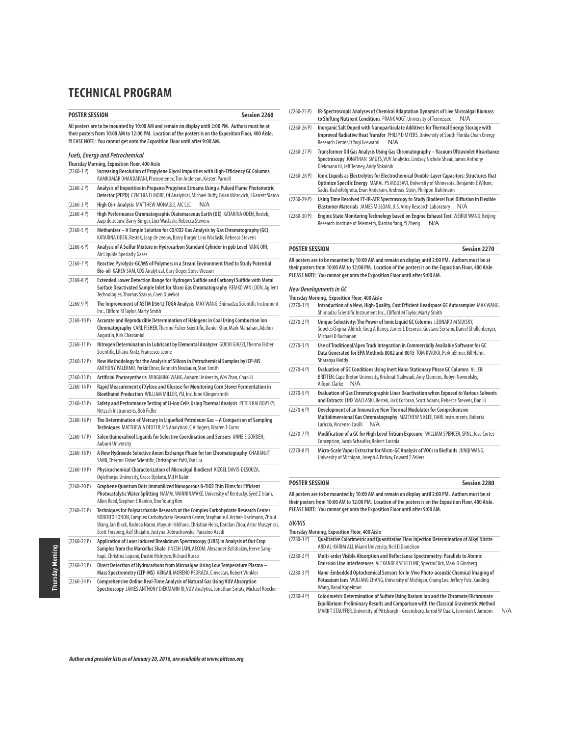# TECHNICAL PROGRAM

## POSTER SESSION — Session 2260

**All posters are to be mounted by 10:00 AM and remain on display until 2:00 PM. Authors must be at their posters from 10:00 AM to 12:00 PM. Location of the posters is on the Exposition Floor, 400 Aisle. PLEASE NOTE: You cannot get onto the Exposition Floor until after 9:00 AM.**

### *Fuels, Energy and Petrochemical*

**Thursday Morning, Exposition Floor, 400 Aisle**

| | |
|---|---|
| (2260-1 P) | **Increasing Resolution of Propylene Glycol Impurities with High-Efficiency GC Columns** RAMKUMAR DHANDAPANI, Phenomenex, Tim Anderson, Kristen Parnell |
| (2260-2 P) | **Analysis of Impurities in Propane/Propylene Streams Using a Pulsed Flame Photometric Detector (PFPD)** CYNTHIA ELMORE, OI Analytical, Michael Duffy, Brian Mistovich, J Garrett Slaton |
| (2260-3 P) | **High C6+ Analysis** MATTHEW MONAGLE, AIC LLC N/A |
| (2260-4 P) | **High Performance Chromatographic Diatomaceous Earth (DE)** KATARINA ODEN, Restek, Jaap de zeeuw, Barry Burger, Linx Waclaski, Rebecca Stevens |
| (2260-5 P) | **Methanizer – A Simple Solution for CO/CO2 Gas Analysis by Gas Chromatography (GC)** KATARINA ODEN, Restek, Jaap de zeeuw, Barry Burger, Linx Waclaski, Rebecca Stevens |
| (2260-6 P) | **Analysis of A Sulfur Mixture in Hydrocarbon Standard Cylinder in ppb Level** YANG QIN, Air Liquide Specialty Gases |
| (2260-7 P) | **Reactive Pyrolysis-GC/MS of Polymers in a Steam Environment Used to Study Potential Bio-oil** KAREN SAM, CDS Analytical, Gary Deger, Steve Wesson |
| (2260-8 P) | **Extended Lower Detection Range for Hydrogen Sulfide and Carbonyl Sulfide with Metal Surface Deactivated Sample Inlet for Micro Gas Chromatography** REMKO VAN LOON, Agilent Technologies, Thomas Szakas, Coen Duvekot |
| (2260-9 P) | **The Improvement of ASTM D3612 TOGA Analysis** MAX WANG, Shimadzu Scientific Instrument Inc., Clifford M Taylor, Marty Smith |
| (2260-10 P) | **Accurate and Reproducible Determination of Halogens in Coal Using Combustion Ion Chromatography** CARL FISHER, Thermo Fisher Scientific, Daniel Khor, Mark Manahan, Adelon Augustin, Kirk Chassaniol |
| (2260-11 P) | **Nitrogen Determination in Lubricant by Elemental Analyzer** GUIDO GIAZZI, Thermo Fisher Scientific, Liliana Krotz, Francesco Leone |
| (2260-12 P) | **New Methodology for the Analysis of Silicon in Petrochemical Samples by ICP-MS** ANTHONY PALERMO, PerkinElmer, Kenneth Neubauer, Stan Smith |
| (2260-13 P) | **Artificial Photosynthesis** MINGMING WANG, Auburn University, Wei Zhan, Chao Li |
| (2260-14 P) | **Rapid Measurement of Xylose and Glucose for Monitoring Corn Stover Fermentation in Bioethanol Production** WILLIAM MILLER, YSI, Inc, June Klingensmith |
| (2260-15 P) | **Safety and Performance Testing of Li-ion Cells Using Thermal Analysis** PETER RALBOVSKY, Netzsch Instruments, Bob Fidler |
| (2260-16 P) | **The Determination of Mercury in Liquefied Petroleum Gas – A Comparison of Sampling Techniques** MATTHEW A DEXTER, P S Analytical, C A Rogers, Warren T Corns |
| (2260-17 P) | **Salen Quinoxalinol Ligands for Selective Coordination and Sensors** ANNE E GORDEN, Auburn University |
| (2260-18 P) | **A New Hydroxide Selective Anion Exchange Phase for Ion Chromatography** CHARANJIT SAINI, Thermo Fisher Scientific, Christopher Pohl, Yan Liu |
| (2260-19 P) | **Physicochemical Characterization of Microalgal Biodiesel** KIZGEL DAVIS-DESOUZA, Oglethorpe University, Grace Djokoto, Md H Kabir |
| (2260-20 P) | **Graphene Quantum Dots Immobilized Nanoporous N-TiO2 Thin Films for Efficient Photocatalytic Water Splitting** NAMAL WANNINAYAKE, University of Kentucky, Syed Z Islam, Allen Reed, Stephen E Rankin, Doo Young Kim |
| (2260-21 P) | **Techniques for Polysaccharide Research at the Complex Carbohydrate Research Center** ROBERTO SONON, Complex Carbohydrate Research Center, Stephanie A Archer-Hartmann, Zhirui Wang, Ian Black, Radnaa Naran, Mayumi Ishihara, Christian Heiss, Dandan Zhou, Artur Muszynski, Scott Forsberg, Asif Shajahn, Justyna Dobruchowska, Parastoo Azadi |
| (2260-22 P) | **Application of Laser Induced Breakdown Spectroscopy (LIBS) in Analysis of Out Crop Samples from the Marcellus Shale** JINESH JAIN, AECOM, Alexander Bol'shakov, Herve Sanghapi, Christina Lopano, Dustin McIntyre, Richard Russo |
| (2260-23 P) | **Direct Detection of Hydrocarbons from Microalgae Using Low Temperature Plasma – Mass Spectrometry (LTP-MS)** ABIGAIL MORENO PEDRAZA, Cinvestav, Robert Winkler |
| (2260-24 P) | **Comprehensive Online Real-Time Analysis of Natural Gas Using VUV Absorption Spectroscopy** JAMES ANTHONY DIEKMANN III, VUV Analytics, Jonathan Smuts, Michael Roecker |
| (2260-25 P) | **IR-Spectroscopic Analyses of Chemical Adaptation Dynamics of Live Microalgal Biomass to Shifting Nutrient Conditions** FRANK VOGT, University of Tennessee N/A |
| (2260-26 P) | **Inorganic Salt Doped with Nanoparticulate Additives for Thermal Energy Storage with Improved Radiative Heat Transfer** PHILIP D MYERS, University of South Florida Clean Energy Research Center, D Yogi Goswami N/A |
| (2260-27 P) | **Transformer Oil Gas Analysis Using Gas Chromatography – Vacuum Ultraviolet Absorbance Spectroscopy** JONATHAN SMUTS, VUV Analytics, Lindsey Nichole Shear, James Anthony Diekmann III, Jeff Tenney, Andy Shkolnik |
| (2260-28 P) | **Ionic Liquids as Electrolytes for Electrochemical Double-Layer Capacitors: Structures that Optimize Specific Energy** MARAL PS MOUSAVI, University of Minnesota, Benjamin E Wilson, Sadra Kashefolgheta, Evan Anderson, Andreas Stein, Philippe Buhlmann |
| (2260-29 P) | **Using Time Resolved FT-IR-ATR Spectroscopy to Study Biodiesel Fuel Diffusion in Flexible Elastomer Materials** JAMES M SLOAN, U.S. Army Research Laboratory N/A |
| (2260-30 P) | **Engine State Monitoring Technology based on Engine Exhaust Test** WEIKUI WANG, Beijing Research Institute of Telemetry, Xiantao Yang, Yi Zheng N/A |

## POSTER SESSION — Session 2270

**All posters are to be mounted by 10:00 AM and remain on display until 2:00 PM. Authors must be at their posters from 10:00 AM to 12:00 PM. Location of the posters is on the Exposition Floor, 400 Aisle. PLEASE NOTE: You cannot get onto the Exposition Floor until after 9:00 AM.**

### *New Developments in GC*

**Thursday Morning, Exposition Floor, 400 Aisle**

| | |
|---|---|
| (2270-1 P) | **Introduction of a New, High-Quality, Cost Efficient Headspace GC Autosampler** MAX WANG, Shimadzu Scientific Instrument Inc., Clifford M Taylor, Marty Smith |
| (2270-2 P) | **Unique Selectivity: The Power of Ionic Liquid GC Columns** LEONARD M SIDISKY, Supelco/Sigma-Aldrich, Greg A Baney, James L Desorcie, Gustavo Serrano, Daniel Shollenberger, Michael D Buchanan |
| (2270-3 P) | **Use of Traditional/Apex Track Integration in Commercially Available Software for GC Data Generated for EPA Methods 8082 and 8015** TOM KWOKA, PerkinElmer, Bill Hahn, Sharanya Reddy |
| (2270-4 P) | **Evaluation of GC Conditions Using Inert Nano Stationary Phase GC Columns** ALLEN BRITTEN, Cape Breton University, Krishnat Naikwadi, Amy Clemens, Robyn Novorolsky, Allison Clarke N/A |
| (2270-5 P) | **Evaluation of Gas Chromatographic Liner Deactivation when Exposed to Various Solvents and Extracts** LINX WACLASKI, Restek, Jack Cochran, Scott Adams, Rebecca Stevens, Dan Li |
| (2270-6 P) | **Development of an Innovative New Thermal Modulator for Comprehensive Multidimensional Gas Chromatography** MATTHEW S KLEE, DANI Instruments, Roberta Lariccia, Vincenzo Casilli N/A |
| (2270-7 P) | **Modification of a GC for High Level Tritium Exposure** WILLIAM SPENCER, SRNL, Jose Cortes Concepcion, Jacob Schaufler, Robert Lascola |
| (2270-8 P) | **Micro-Scale Vapor Extractor for Micro-GC Analysis of VOCs in Biofluids** JUNQI WANG, University of Michigan, Joseph A Potkay, Edward T Zellers |

## POSTER SESSION — Session 2280

**All posters are to be mounted by 10:00 AM and remain on display until 2:00 PM. Authors must be at their posters from 10:00 AM to 12:00 PM. Location of the posters is on the Exposition Floor, 400 Aisle. PLEASE NOTE: You cannot get onto the Exposition Floor until after 9:00 AM.**

### *UV/VIS*

**Thursday Morning, Exposition Floor, 400 Aisle**

| | |
|---|---|
| (2280-1 P) | **Qualitative Colorimetric and Quantitative Flow Injection Determination of Alkyl Nitrite** ABD AL-KARIM ALI, Miami University, Neil D Danielson |
| (2280-2 P) | **Multi-order Visible Absorption and Reflectance Spectrometry: Parallels to Atomic Emission Line Interferences** ALEXANDER SCHEELINE, SpectroClick, Mark D Ginsberg |
| (2280-3 P) | **Nano-Embedded Optochemical Sensors for In-Vivo Photo-acoustic Chemical Imaging of Potassium Ions** WULIANG ZHANG, University of Michigan, Chang Lee, Jeffery Folz, Xueding Wang, Raoul Kopelman |
| (2280-4 P) | **Colorimetric Determination of Sulfate Using Barium Ion and the Chromate/Dichromate Equilibrium: Preliminary Results and Comparison with the Classical Gravimetric Method** MARK T STAUFFER, University of Pittsburgh - Greensburg, Jarrod W Qualk, Jeremiah C Jamrom N/A |

*Author and presider lists as of January 20, 2016, are available at www.pittcon.org*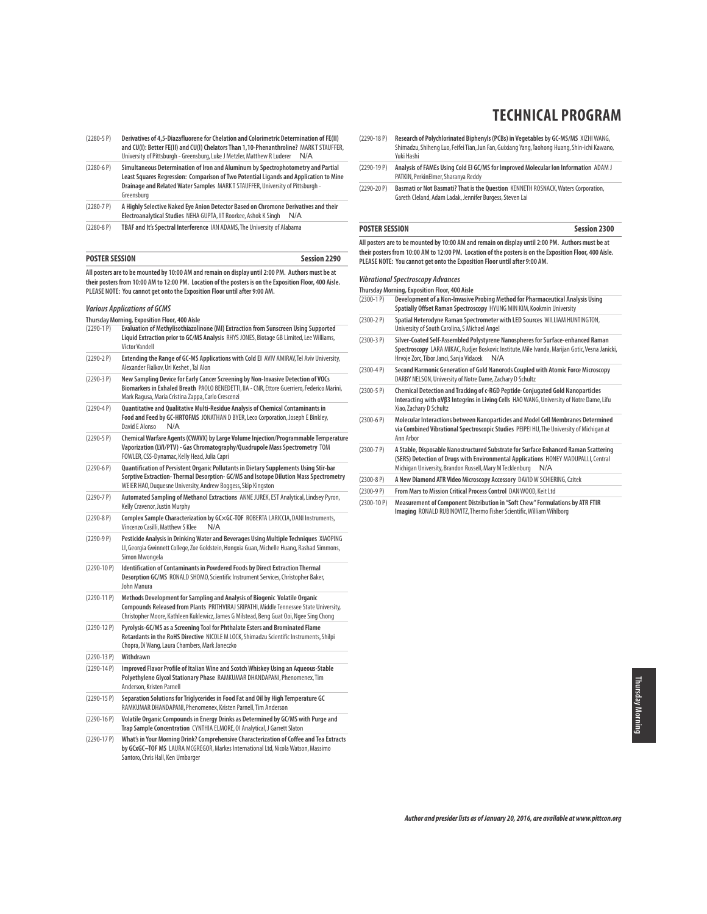# TECHNICAL PROGRAM

(2280-5 P) **Derivatives of 4,5-Diazafluorene for Chelation and Colorimetric Determination of FE(II) and CU(I): Better FE(II) and CU(I) Chelators Than 1,10-Phenanthroline?** MARK T STAUFFER, University of Pittsburgh - Greensburg, Luke J Metzler, Matthew R Luderer N/A

(2280-6 P) **Simultaneous Determination of Iron and Aluminum by Spectrophotometry and Partial Least Squares Regression: Comparison of Two Potential Ligands and Application to Mine Drainage and Related Water Samples** MARK T STAUFFER, University of Pittsburgh - Greensburg

(2280-7 P) **A Highly Selective Naked Eye Anion Detector Based on Chromone Derivatives and their Electroanalytical Studies** NEHA GUPTA, IIT Roorkee, Ashok K Singh N/A

(2280-8 P) **TBAF and It's Spectral Interference** IAN ADAMS, The University of Alabama

## POSTER SESSION — Session 2290

**All posters are to be mounted by 10:00 AM and remain on display until 2:00 PM. Authors must be at their posters from 10:00 AM to 12:00 PM. Location of the posters is on the Exposition Floor, 400 Aisle. PLEASE NOTE: You cannot get onto the Exposition Floor until after 9:00 AM.**

### *Various Applications of GCMS*

**Thursday Morning, Exposition Floor, 400 Aisle**

(2290-1 P) **Evaluation of Methylisothiazolinone (MI) Extraction from Sunscreen Using Supported Liquid Extraction prior to GC/MS Analysis** RHYS JONES, Biotage GB Limited, Lee Williams, Victor Vandell

(2290-2 P) **Extending the Range of GC-MS Applications with Cold EI** AVIV AMIRAV, Tel Aviv University, Alexander Fialkov, Uri Keshet , Tal Alon

(2290-3 P) **New Sampling Device for Early Cancer Screening by Non-Invasive Detection of VOCs Biomarkers in Exhaled Breath** PAOLO BENEDETTI, IIA - CNR, Ettore Guerriero, Federico Marini, Mark Ragusa, Maria Cristina Zappa, Carlo Crescenzi

(2290-4 P) **Quantitative and Qualitative Multi-Residue Analysis of Chemical Contaminants in Food and Feed by GC-HRTOFMS** JONATHAN D BYER, Leco Corporation, Joseph E Binkley, David E Alonso N/A

(2290-5 P) **Chemical Warfare Agents (CWAVX) by Large Volume Injection/Programmable Temperature Vaporization (LVI/PTV) - Gas Chromatography/Quadrupole Mass Spectrometry** TOM FOWLER, CSS-Dynamac, Kelly Head, Julia Capri

(2290-6 P) **Quantification of Persistent Organic Pollutants in Dietary Supplements Using Stir-bar Sorptive Extraction- Thermal Desorption- GC/MS and Isotope Dilution Mass Spectrometry** WEIER HAO, Duquesne University, Andrew Boggess, Skip Kingston

(2290-7 P) **Automated Sampling of Methanol Extractions** ANNE JUREK, EST Analytical, Lindsey Pyron, Kelly Cravenor, Justin Murphy

(2290-8 P) **Complex Sample Characterization by GC×GC-TOF** ROBERTA LARICCIA, DANI Instruments, Vincenzo Casilli, Matthew S Klee N/A

(2290-9 P) **Pesticide Analysis in Drinking Water and Beverages Using Multiple Techniques** XIAOPING LI, Georgia Gwinnett College, Zoe Goldstein, Hongxia Guan, Michelle Huang, Rashad Simmons, Simon Mwongela

(2290-10 P) **Identification of Contaminants in Powdered Foods by Direct Extraction Thermal Desorption GC/MS** RONALD SHOMO, Scientific Instrument Services, Christopher Baker, John Manura

(2290-11 P) **Methods Development for Sampling and Analysis of Biogenic Volatile Organic Compounds Released from Plants** PRITHVIRAJ SRIPATHI, Middle Tennessee State University, Christopher Moore, Kathleen Kuklewicz, James G Milstead, Beng Guat Ooi, Ngee Sing Chong

(2290-12 P) **Pyrolysis-GC/MS as a Screening Tool for Phthalate Esters and Brominated Flame Retardants in the RoHS Directive** NICOLE M LOCK, Shimadzu Scientific Instruments, Shilpi Chopra, Di Wang, Laura Chambers, Mark Janeczko

(2290-13 P) **Withdrawn**

(2290-14 P) **Improved Flavor Profile of Italian Wine and Scotch Whiskey Using an Aqueous-Stable Polyethylene Glycol Stationary Phase** RAMKUMAR DHANDAPANI, Phenomenex, Tim Anderson, Kristen Parnell

(2290-15 P) **Separation Solutions for Triglycerides in Food Fat and Oil by High Temperature GC** RAMKUMAR DHANDAPANI, Phenomenex, Kristen Parnell, Tim Anderson

(2290-16 P) **Volatile Organic Compounds in Energy Drinks as Determined by GC/MS with Purge and Trap Sample Concentration** CYNTHIA ELMORE, OI Analytical, J Garrett Slaton

(2290-17 P) **What's in Your Morning Drink? Comprehensive Characterization of Coffee and Tea Extracts by GCxGC–TOF MS** LAURA MCGREGOR, Markes International Ltd, Nicola Watson, Massimo Santoro, Chris Hall, Ken Umbarger

(2290-18 P) **Research of Polychlorinated Biphenyls (PCBs) in Vegetables by GC-MS/MS** XIZHI WANG, Shimadzu, Shiheng Luo, Feifei Tian, Jun Fan, Guixiang Yang, Taohong Huang, Shin-ichi Kawano, Yuki Hashi

(2290-19 P) **Analysis of FAMEs Using Cold EI GC/MS for Improved Molecular Ion Information** ADAM J PATKIN, PerkinElmer, Sharanya Reddy

(2290-20 P) **Basmati or Not Basmati? That is the Question** KENNETH ROSNACK, Waters Corporation, Gareth Cleland, Adam Ladak, Jennifer Burgess, Steven Lai

## POSTER SESSION — Session 2300

**All posters are to be mounted by 10:00 AM and remain on display until 2:00 PM. Authors must be at their posters from 10:00 AM to 12:00 PM. Location of the posters is on the Exposition Floor, 400 Aisle. PLEASE NOTE: You cannot get onto the Exposition Floor until after 9:00 AM.**

### *Vibrational Spectroscopy Advances*

**Thursday Morning, Exposition Floor, 400 Aisle**

(2300-1 P) **Development of a Non-Invasive Probing Method for Pharmaceutical Analysis Using Spatially Offset Raman Spectroscopy** HYUNG MIN KIM, Kookmin University

(2300-2 P) **Spatial Heterodyne Raman Spectrometer with LED Sources** WILLIAM HUNTINGTON, University of South Carolina, S Michael Angel

(2300-3 P) **Silver-Coated Self-Assembled Polystyrene Nanospheres for Surface-enhanced Raman Spectroscopy** LARA MIKAC, Rudjer Boskovic Institute, Mile Ivanda, Marijan Gotic, Vesna Janicki, Hrvoje Zorc, Tibor Janci, Sanja Vidacek N/A

(2300-4 P) **Second Harmonic Generation of Gold Nanorods Coupled with Atomic Force Microscopy** DARBY NELSON, University of Notre Dame, Zachary D Schultz

(2300-5 P) **Chemical Detection and Tracking of c-RGD Peptide-Conjugated Gold Nanoparticles Interacting with αVβ3 Integrins in Living Cells** HAO WANG, University of Notre Dame, Lifu Xiao, Zachary D Schultz

(2300-6 P) **Molecular Interactions between Nanoparticles and Model Cell Membranes Determined via Combined Vibrational Spectroscopic Studies** PEIPEI HU, The University of Michigan at Ann Arbor

(2300-7 P) **A Stable, Disposable Nanostructured Substrate for Surface Enhanced Raman Scattering (SERS) Detection of Drugs with Environmental Applications** HONEY MADUPALLI, Central Michigan University, Brandon Russell, Mary M Tecklenburg N/A

(2300-8 P) **A New Diamond ATR Video Microscopy Accessory** DAVID W SCHIERING, Czitek

(2300-9 P) **From Mars to Mission Critical Process Control** DAN WOOD, Keit Ltd

(2300-10 P) **Measurement of Component Distribution in "Soft Chew" Formulations by ATR FTIR Imaging** RONALD RUBINOVITZ, Thermo Fisher Scientific, William Wihlborg

*Author and presider lists as of January 20, 2016, are available at www.pittcon.org*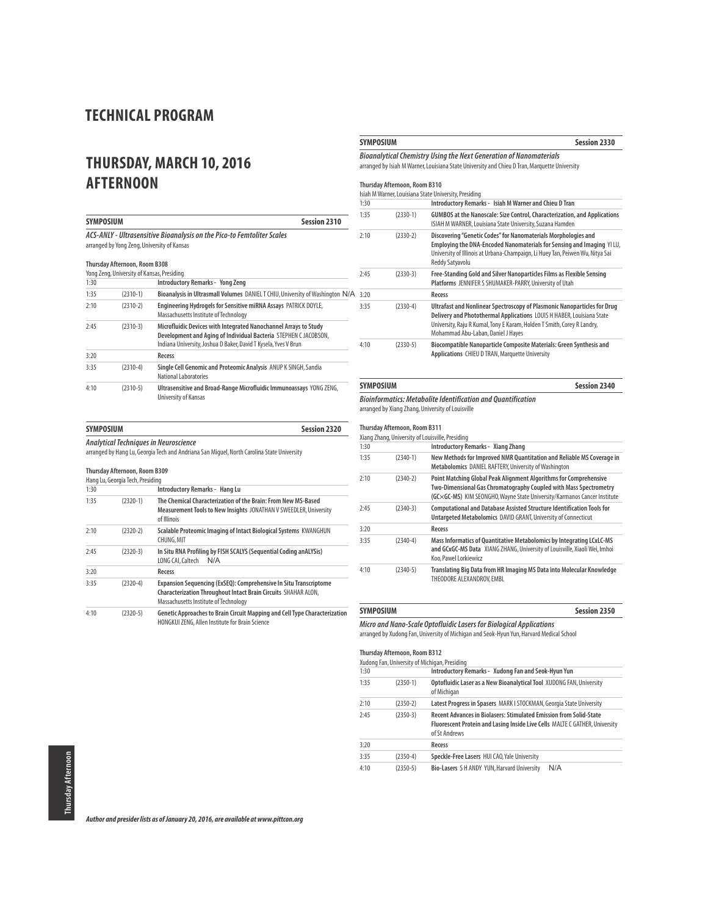# TECHNICAL PROGRAM

# THURSDAY, MARCH 10, 2016 AFTERNOON

**SYMPOSIUM** **Session 2310**

***ACS-ANLY - Ultrasensitive Bioanalysis on the Pico-to Femtoliter Scales***
arranged by Yong Zeng, University of Kansas

**Thursday Afternoon, Room B308**
Yong Zeng, University of Kansas, Presiding

| | | |
|---|---|---|
| 1:30 | | **Introductory Remarks - Yong Zeng** |
| 1:35 | (2310-1) | **Bioanalysis in Ultrasmall Volumes** DANIEL T CHIU, University of Washington N/A |
| 2:10 | (2310-2) | **Engineering Hydrogels for Sensitive miRNA Assays** PATRICK DOYLE, Massachusetts Institute of Technology |
| 2:45 | (2310-3) | **Microfluidic Devices with Integrated Nanochannel Arrays to Study Development and Aging of Individual Bacteria** STEPHEN C JACOBSON, Indiana University, Joshua D Baker, David T Kysela, Yves V Brun |
| 3:20 | | **Recess** |
| 3:35 | (2310-4) | **Single Cell Genomic and Proteomic Analysis** ANUP K SINGH, Sandia National Laboratories |
| 4:10 | (2310-5) | **Ultrasensitive and Broad-Range Microfluidic Immunoassays** YONG ZENG, University of Kansas |

**SYMPOSIUM** **Session 2320**

***Analytical Techniques in Neuroscience***
arranged by Hang Lu, Georgia Tech and Andriana San Miguel, North Carolina State University

**Thursday Afternoon, Room B309**
Hang Lu, Georgia Tech, Presiding

| | | |
|---|---|---|
| 1:30 | | **Introductory Remarks - Hang Lu** |
| 1:35 | (2320-1) | **The Chemical Characterization of the Brain: From New MS-Based Measurement Tools to New Insights** JONATHAN V SWEEDLER, University of Illinois |
| 2:10 | (2320-2) | **Scalable Proteomic Imaging of Intact Biological Systems** KWANGHUN CHUNG, MIT |
| 2:45 | (2320-3) | **In Situ RNA Profiling by FISH SCALYS (Sequential Coding anALYSis)** LONG CAI, Caltech N/A |
| 3:20 | | **Recess** |
| 3:35 | (2320-4) | **Expansion Sequencing (ExSEQ): Comprehensive In Situ Transcriptome Characterization Throughout Intact Brain Circuits** SHAHAR ALON, Massachusetts Institute of Technology |
| 4:10 | (2320-5) | **Genetic Approaches to Brain Circuit Mapping and Cell Type Characterization** HONGKUI ZENG, Allen Institute for Brain Science |

**SYMPOSIUM** **Session 2330**

***Bioanalytical Chemistry Using the Next Generation of Nanomaterials***
arranged by Isiah M Warner, Louisiana State University and Chieu D Tran, Marquette University

**Thursday Afternoon, Room B310**
Isiah M Warner, Louisiana State University, Presiding

| | | |
|---|---|---|
| 1:30 | | **Introductory Remarks - Isiah M Warner and Chieu D Tran** |
| 1:35 | (2330-1) | **GUMBOS at the Nanoscale: Size Control, Characterization, and Applications** ISIAH M WARNER, Louisiana State University, Suzana Hamden |
| 2:10 | (2330-2) | **Discovering "Genetic Codes" for Nanomaterials Morphologies and Employing the DNA-Encoded Nanomaterials for Sensing and Imaging** YI LU, University of Illinois at Urbana-Champaign, Li Huey Tan, Peiwen Wu, Nitya Sai Reddy Satyavolu |
| 2:45 | (2330-3) | **Free-Standing Gold and Silver Nanoparticles Films as Flexible Sensing Platforms** JENNIFER S SHUMAKER-PARRY, University of Utah |
| 3:20 | | **Recess** |
| 3:35 | (2330-4) | **Ultrafast and Nonlinear Spectroscopy of Plasmonic Nanoparticles for Drug Delivery and Photothermal Applications** LOUIS H HABER, Louisiana State University, Raju R Kumal, Tony E Karam, Holden T Smith, Corey R Landry, Mohammad Abu-Laban, Daniel J Hayes |
| 4:10 | (2330-5) | **Biocompatible Nanoparticle Composite Materials: Green Synthesis and Applications** CHIEU D TRAN, Marquette University |

**SYMPOSIUM** **Session 2340**

***Bioinformatics: Metabolite Identification and Quantification***
arranged by Xiang Zhang, University of Louisville

**Thursday Afternoon, Room B311**
Xiang Zhang, University of Louisville, Presiding

| | | |
|---|---|---|
| 1:30 | | **Introductory Remarks - Xiang Zhang** |
| 1:35 | (2340-1) | **New Methods for Improved NMR Quantitation and Reliable MS Coverage in Metabolomics** DANIEL RAFTERY, University of Washington |
| 2:10 | (2340-2) | **Point Matching Global Peak Alignment Algorithms for Comprehensive Two-Dimensional Gas Chromatography Coupled with Mass Spectrometry (GC×GC-MS)** KIM SEONGHO, Wayne State University/Karmanos Cancer Institute |
| 2:45 | (2340-3) | **Computational and Database Assisted Structure Identification Tools for Untargeted Metabolomics** DAVID GRANT, University of Connecticut |
| 3:20 | | **Recess** |
| 3:35 | (2340-4) | **Mass Informatics of Quantitative Metabolomics by Integrating LCxLC-MS and GCxGC-MS Data** XIANG ZHANG, University of Louisville, Xiaoli Wei, Imhoi Koo, Pawel Lorkiewicz |
| 4:10 | (2340-5) | **Translating Big Data from HR Imaging MS Data into Molecular Knowledge** THEODORE ALEXANDROV, EMBL |

**SYMPOSIUM** **Session 2350**

***Micro and Nano-Scale Optofluidic Lasers for Biological Applications***
arranged by Xudong Fan, University of Michigan and Seok-Hyun Yun, Harvard Medical School

**Thursday Afternoon, Room B312**
Xudong Fan, University of Michigan, Presiding

| | | |
|---|---|---|
| 1:30 | | **Introductory Remarks - Xudong Fan and Seok-Hyun Yun** |
| 1:35 | (2350-1) | **Optofluidic Laser as a New Bioanalytical Tool** XUDONG FAN, University of Michigan |
| 2:10 | (2350-2) | **Latest Progress in Spasers** MARK I STOCKMAN, Georgia State University |
| 2:45 | (2350-3) | **Recent Advances in Biolasers: Stimulated Emission from Solid-State Fluorescent Protein and Lasing Inside Live Cells** MALTE C GATHER, University of St Andrews |
| 3:20 | | **Recess** |
| 3:35 | (2350-4) | **Speckle-Free Lasers** HUI CAO, Yale University |
| 4:10 | (2350-5) | **Bio-Lasers** S H ANDY YUN, Harvard University N/A |

***Author and presider lists as of January 20, 2016, are available at www.pittcon.org***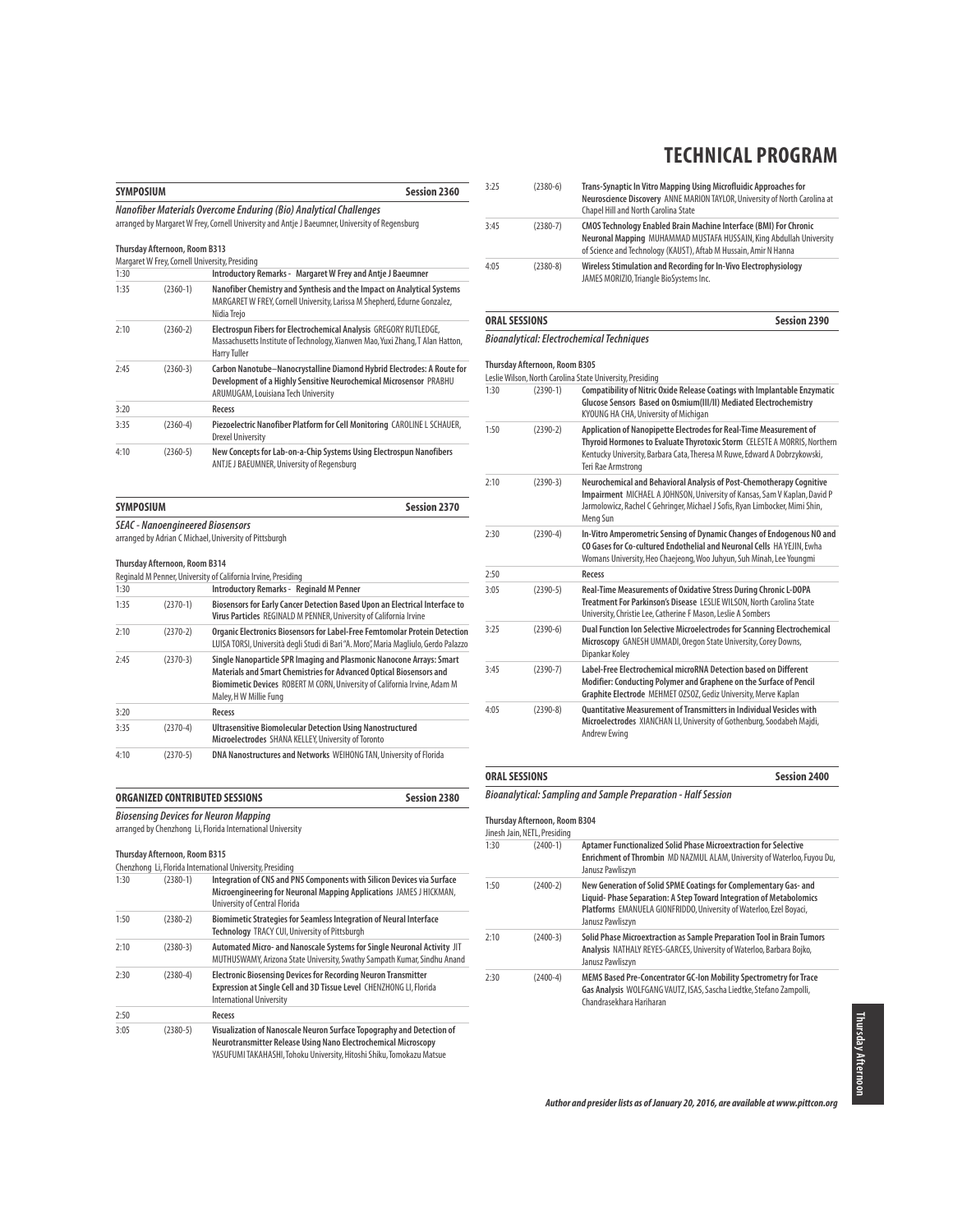# TECHNICAL PROGRAM

## SYMPOSIUM — Session 2360

***Nanofiber Materials Overcome Enduring (Bio) Analytical Challenges***

arranged by Margaret W Frey, Cornell University and Antje J Baeumner, University of Regensburg

**Thursday Afternoon, Room B313**

Margaret W Frey, Cornell University, Presiding

| Time | Code | Presentation |
|---|---|---|
| 1:30 | | **Introductory Remarks - Margaret W Frey and Antje J Baeumner** |
| 1:35 | (2360-1) | **Nanofiber Chemistry and Synthesis and the Impact on Analytical Systems** MARGARET W FREY, Cornell University, Larissa M Shepherd, Edurne Gonzalez, Nidia Trejo |
| 2:10 | (2360-2) | **Electrospun Fibers for Electrochemical Analysis** GREGORY RUTLEDGE, Massachusetts Institute of Technology, Xianwen Mao, Yuxi Zhang, T Alan Hatton, Harry Tuller |
| 2:45 | (2360-3) | **Carbon Nanotube–Nanocrystalline Diamond Hybrid Electrodes: A Route for Development of a Highly Sensitive Neurochemical Microsensor** PRABHU ARUMUGAM, Louisiana Tech University |
| 3:20 | | **Recess** |
| 3:35 | (2360-4) | **Piezoelectric Nanofiber Platform for Cell Monitoring** CAROLINE L SCHAUER, Drexel University |
| 4:10 | (2360-5) | **New Concepts for Lab-on-a-Chip Systems Using Electrospun Nanofibers** ANTJE J BAEUMNER, University of Regensburg |

## SYMPOSIUM — Session 2370

***SEAC - Nanoengineered Biosensors***

arranged by Adrian C Michael, University of Pittsburgh

**Thursday Afternoon, Room B314**

Reginald M Penner, University of California Irvine, Presiding

| Time | Code | Presentation |
|---|---|---|
| 1:30 | | **Introductory Remarks - Reginald M Penner** |
| 1:35 | (2370-1) | **Biosensors for Early Cancer Detection Based Upon an Electrical Interface to Virus Particles** REGINALD M PENNER, University of California Irvine |
| 2:10 | (2370-2) | **Organic Electronics Biosensors for Label-Free Femtomolar Protein Detection** LUISA TORSI, Università degli Studi di Bari "A. Moro", Maria Magliulo, Gerdo Palazzo |
| 2:45 | (2370-3) | **Single Nanoparticle SPR Imaging and Plasmonic Nanocone Arrays: Smart Materials and Smart Chemistries for Advanced Optical Biosensors and Biomimetic Devices** ROBERT M CORN, University of California Irvine, Adam M Maley, H W Millie Fung |
| 3:20 | | **Recess** |
| 3:35 | (2370-4) | **Ultrasensitive Biomolecular Detection Using Nanostructured Microelectrodes** SHANA KELLEY, University of Toronto |
| 4:10 | (2370-5) | **DNA Nanostructures and Networks** WEIHONG TAN, University of Florida |

## ORGANIZED CONTRIBUTED SESSIONS — Session 2380

***Biosensing Devices for Neuron Mapping***

arranged by Chenzhong Li, Florida International University

**Thursday Afternoon, Room B315**

Chenzhong Li, Florida International University, Presiding

| Time | Code | Presentation |
|---|---|---|
| 1:30 | (2380-1) | **Integration of CNS and PNS Components with Silicon Devices via Surface Microengineering for Neuronal Mapping Applications** JAMES J HICKMAN, University of Central Florida |
| 1:50 | (2380-2) | **Biomimetic Strategies for Seamless Integration of Neural Interface Technology** TRACY CUI, University of Pittsburgh |
| 2:10 | (2380-3) | **Automated Micro- and Nanoscale Systems for Single Neuronal Activity** JIT MUTHUSWAMY, Arizona State University, Swathy Sampath Kumar, Sindhu Anand |
| 2:30 | (2380-4) | **Electronic Biosensing Devices for Recording Neuron Transmitter Expression at Single Cell and 3D Tissue Level** CHENZHONG LI, Florida International University |
| 2:50 | | **Recess** |
| 3:05 | (2380-5) | **Visualization of Nanoscale Neuron Surface Topography and Detection of Neurotransmitter Release Using Nano Electrochemical Microscopy** YASUFUMI TAKAHASHI, Tohoku University, Hitoshi Shiku, Tomokazu Matsue |
| 3:25 | (2380-6) | **Trans-Synaptic In Vitro Mapping Using Microfluidic Approaches for Neuroscience Discovery** ANNE MARION TAYLOR, University of North Carolina at Chapel Hill and North Carolina State |
| 3:45 | (2380-7) | **CMOS Technology Enabled Brain Machine Interface (BMI) For Chronic Neuronal Mapping** MUHAMMAD MUSTAFA HUSSAIN, King Abdullah University of Science and Technology (KAUST), Aftab M Hussain, Amir N Hanna |
| 4:05 | (2380-8) | **Wireless Stimulation and Recording for In-Vivo Electrophysiology** JAMES MORIZIO, Triangle BioSystems Inc. |

## ORAL SESSIONS — Session 2390

***Bioanalytical: Electrochemical Techniques***

**Thursday Afternoon, Room B305**

Leslie Wilson, North Carolina State University, Presiding

| Time | Code | Presentation |
|---|---|---|
| 1:30 | (2390-1) | **Compatibility of Nitric Oxide Release Coatings with Implantable Enzymatic Glucose Sensors Based on Osmium(III/II) Mediated Electrochemistry** KYOUNG HA CHA, University of Michigan |
| 1:50 | (2390-2) | **Application of Nanopipette Electrodes for Real-Time Measurement of Thyroid Hormones to Evaluate Thyrotoxic Storm** CELESTE A MORRIS, Northern Kentucky University, Barbara Cata, Theresa M Ruwe, Edward A Dobrzykowski, Teri Rae Armstrong |
| 2:10 | (2390-3) | **Neurochemical and Behavioral Analysis of Post-Chemotherapy Cognitive Impairment** MICHAEL A JOHNSON, University of Kansas, Sam V Kaplan, David P Jarmolowicz, Rachel C Gehringer, Michael J Sofis, Ryan Limbocker, Mimi Shin, Meng Sun |
| 2:30 | (2390-4) | **In-Vitro Amperometric Sensing of Dynamic Changes of Endogenous NO and CO Gases for Co-cultured Endothelial and Neuronal Cells** HA YEJIN, Ewha Womans University, Heo Chaejeong, Woo Juhyun, Suh Minah, Lee Youngmi |
| 2:50 | | **Recess** |
| 3:05 | (2390-5) | **Real-Time Measurements of Oxidative Stress During Chronic L-DOPA Treatment For Parkinson's Disease** LESLIE WILSON, North Carolina State University, Christie Lee, Catherine F Mason, Leslie A Sombers |
| 3:25 | (2390-6) | **Dual Function Ion Selective Microelectrodes for Scanning Electrochemical Microscopy** GANESH UMMADI, Oregon State University, Corey Downs, Dipankar Koley |
| 3:45 | (2390-7) | **Label-Free Electrochemical microRNA Detection based on Different Modifier: Conducting Polymer and Graphene on the Surface of Pencil Graphite Electrode** MEHMET OZSOZ, Gediz University, Merve Kaplan |
| 4:05 | (2390-8) | **Quantitative Measurement of Transmitters in Individual Vesicles with Microelectrodes** XIANCHAN LI, University of Gothenburg, Soodabeh Majdi, Andrew Ewing |

## ORAL SESSIONS — Session 2400

***Bioanalytical: Sampling and Sample Preparation - Half Session***

**Thursday Afternoon, Room B304**

Jinesh Jain, NETL, Presiding

| Time | Code | Presentation |
|---|---|---|
| 1:30 | (2400-1) | **Aptamer Functionalized Solid Phase Microextraction for Selective Enrichment of Thrombin** MD NAZMUL ALAM, University of Waterloo, Fuyou Du, Janusz Pawliszyn |
| 1:50 | (2400-2) | **New Generation of Solid SPME Coatings for Complementary Gas- and Liquid- Phase Separation: A Step Toward Integration of Metabolomics Platforms** EMANUELA GIONFRIDDO, University of Waterloo, Ezel Boyaci, Janusz Pawliszyn |
| 2:10 | (2400-3) | **Solid Phase Microextraction as Sample Preparation Tool in Brain Tumors Analysis** NATHALY REYES-GARCES, University of Waterloo, Barbara Bojko, Janusz Pawliszyn |
| 2:30 | (2400-4) | **MEMS Based Pre-Concentrator GC-Ion Mobility Spectrometry for Trace Gas Analysis** WOLFGANG VAUTZ, ISAS, Sascha Liedtke, Stefano Zampolli, Chandrasekhara Hariharan |

*Author and presider lists as of January 20, 2016, are available at www.pittcon.org*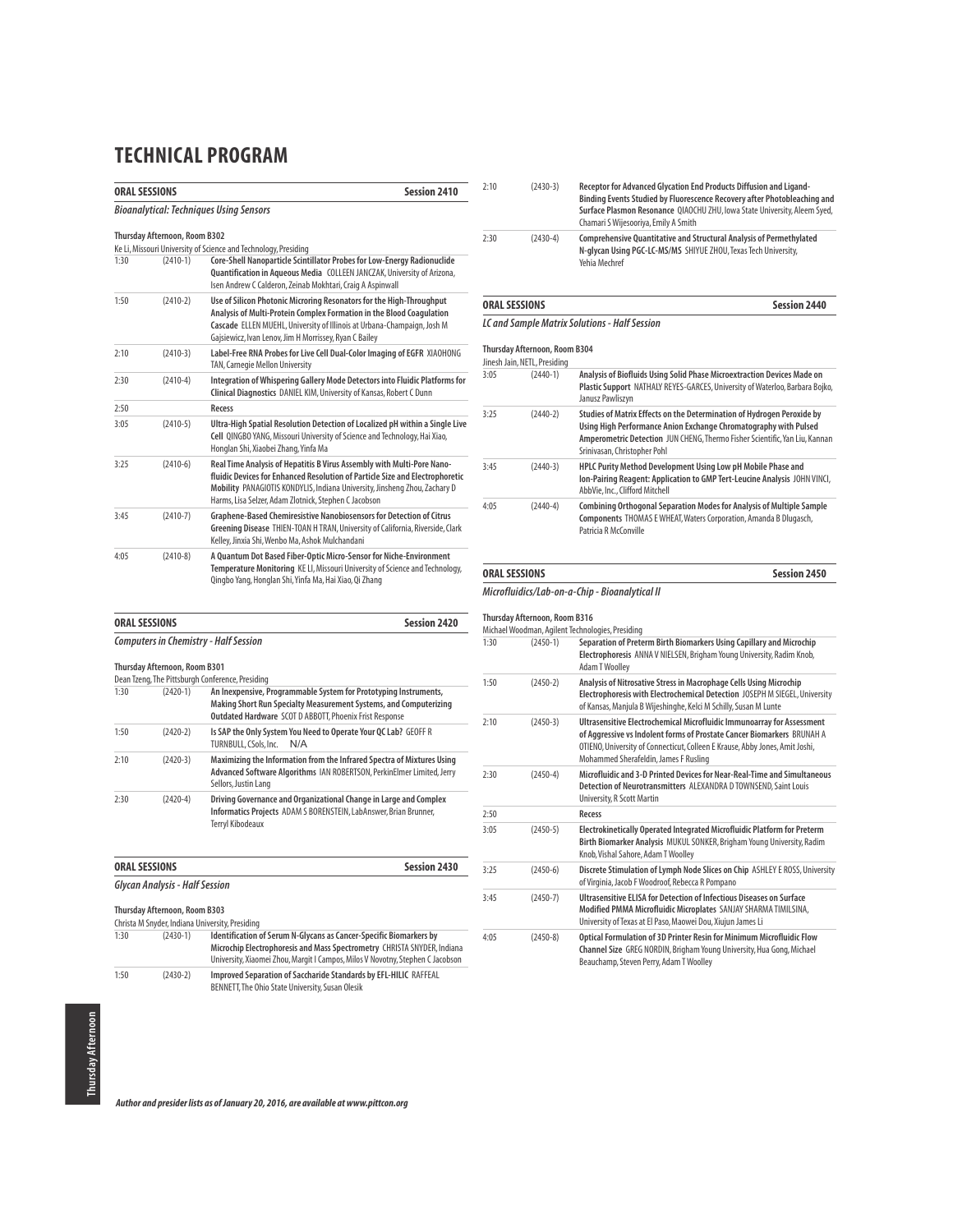# TECHNICAL PROGRAM

## ORAL SESSIONS — Session 2410

### *Bioanalytical: Techniques Using Sensors*

**Thursday Afternoon, Room B302**

Ke Li, Missouri University of Science and Technology, Presiding

| | | |
|---|---|---|
| 1:30 | (2410-1) | **Core-Shell Nanoparticle Scintillator Probes for Low-Energy Radionuclide Quantification in Aqueous Media** COLLEEN JANCZAK, University of Arizona, Isen Andrew C Calderon, Zeinab Mokhtari, Craig A Aspinwall |
| 1:50 | (2410-2) | **Use of Silicon Photonic Microring Resonators for the High-Throughput Analysis of Multi-Protein Complex Formation in the Blood Coagulation Cascade** ELLEN MUEHL, University of Illinois at Urbana-Champaign, Josh M Gajsiewicz, Ivan Lenov, Jim H Morrissey, Ryan C Bailey |
| 2:10 | (2410-3) | **Label-Free RNA Probes for Live Cell Dual-Color Imaging of EGFR** XIAOHONG TAN, Carnegie Mellon University |
| 2:30 | (2410-4) | **Integration of Whispering Gallery Mode Detectors into Fluidic Platforms for Clinical Diagnostics** DANIEL KIM, University of Kansas, Robert C Dunn |
| 2:50 | | Recess |
| 3:05 | (2410-5) | **Ultra-High Spatial Resolution Detection of Localized pH within a Single Live Cell** QINGBO YANG, Missouri University of Science and Technology, Hai Xiao, Honglan Shi, Xiaobei Zhang, Yinfa Ma |
| 3:25 | (2410-6) | **Real Time Analysis of Hepatitis B Virus Assembly with Multi-Pore Nano-fluidic Devices for Enhanced Resolution of Particle Size and Electrophoretic Mobility** PANAGIOTIS KONDYLIS, Indiana University, Jinsheng Zhou, Zachary D Harms, Lisa Selzer, Adam Zlotnick, Stephen C Jacobson |
| 3:45 | (2410-7) | **Graphene-Based Chemiresistive Nanobiosensors for Detection of Citrus Greening Disease** THIEN-TOAN H TRAN, University of California, Riverside, Clark Kelley, Jinxia Shi, Wenbo Ma, Ashok Mulchandani |
| 4:05 | (2410-8) | **A Quantum Dot Based Fiber-Optic Micro-Sensor for Niche-Environment Temperature Monitoring** KE LI, Missouri University of Science and Technology, Qingbo Yang, Honglan Shi, Yinfa Ma, Hai Xiao, Qi Zhang |

## ORAL SESSIONS — Session 2420

### *Computers in Chemistry - Half Session*

**Thursday Afternoon, Room B301**

Dean Tzeng, The Pittsburgh Conference, Presiding

| | | |
|---|---|---|
| 1:30 | (2420-1) | **An Inexpensive, Programmable System for Prototyping Instruments, Making Short Run Specialty Measurement Systems, and Computerizing Outdated Hardware** SCOT D ABBOTT, Phoenix Frist Response |
| 1:50 | (2420-2) | **Is SAP the Only System You Need to Operate Your QC Lab?** GEOFF R TURNBULL, CSols, Inc. N/A |
| 2:10 | (2420-3) | **Maximizing the Information from the Infrared Spectra of Mixtures Using Advanced Software Algorithms** IAN ROBERTSON, PerkinElmer Limited, Jerry Sellors, Justin Lang |
| 2:30 | (2420-4) | **Driving Governance and Organizational Change in Large and Complex Informatics Projects** ADAM S BORENSTEIN, LabAnswer, Brian Brunner, Terryl Kibodeaux |

## ORAL SESSIONS — Session 2430

### *Glycan Analysis - Half Session*

**Thursday Afternoon, Room B303**

Christa M Snyder, Indiana University, Presiding

| | | |
|---|---|---|
| 1:30 | (2430-1) | **Identification of Serum N-Glycans as Cancer-Specific Biomarkers by Microchip Electrophoresis and Mass Spectrometry** CHRISTA SNYDER, Indiana University, Xiaomei Zhou, Margit I Campos, Milos V Novotny, Stephen C Jacobson |
| 1:50 | (2430-2) | **Improved Separation of Saccharide Standards by EFL-HILIC** RAFFEAL BENNETT, The Ohio State University, Susan Olesik |
| 2:10 | (2430-3) | **Receptor for Advanced Glycation End Products Diffusion and Ligand-Binding Events Studied by Fluorescence Recovery after Photobleaching and Surface Plasmon Resonance** QIAOCHU ZHU, Iowa State University, Aleem Syed, Chamari S Wijesooriya, Emily A Smith |
| 2:30 | (2430-4) | **Comprehensive Quantitative and Structural Analysis of Permethylated N-glycan Using PGC-LC-MS/MS** SHIYUE ZHOU, Texas Tech University, Yehia Mechref |

## ORAL SESSIONS — Session 2440

### *LC and Sample Matrix Solutions - Half Session*

**Thursday Afternoon, Room B304**

Jinesh Jain, NETL, Presiding

| | | |
|---|---|---|
| 3:05 | (2440-1) | **Analysis of Biofluids Using Solid Phase Microextraction Devices Made on Plastic Support** NATHALY REYES-GARCES, University of Waterloo, Barbara Bojko, Janusz Pawliszyn |
| 3:25 | (2440-2) | **Studies of Matrix Effects on the Determination of Hydrogen Peroxide by Using High Performance Anion Exchange Chromatography with Pulsed Amperometric Detection** JUN CHENG, Thermo Fisher Scientific, Yan Liu, Kannan Srinivasan, Christopher Pohl |
| 3:45 | (2440-3) | **HPLC Purity Method Development Using Low pH Mobile Phase and Ion-Pairing Reagent: Application to GMP Tert-Leucine Analysis** JOHN VINCI, AbbVie, Inc., Clifford Mitchell |
| 4:05 | (2440-4) | **Combining Orthogonal Separation Modes for Analysis of Multiple Sample Components** THOMAS E WHEAT, Waters Corporation, Amanda B Dlugasch, Patricia R McConville |

## ORAL SESSIONS — Session 2450

### *Microfluidics/Lab-on-a-Chip - Bioanalytical II*

**Thursday Afternoon, Room B316**

Michael Woodman, Agilent Technologies, Presiding

| | | |
|---|---|---|
| 1:30 | (2450-1) | **Separation of Preterm Birth Biomarkers Using Capillary and Microchip Electrophoresis** ANNA V NIELSEN, Brigham Young University, Radim Knob, Adam T Woolley |
| 1:50 | (2450-2) | **Analysis of Nitrosative Stress in Macrophage Cells Using Microchip Electrophoresis with Electrochemical Detection** JOSEPH M SIEGEL, University of Kansas, Manjula B Wijesinghe, Kelci M Schilly, Susan M Lunte |
| 2:10 | (2450-3) | **Ultrasensitive Electrochemical Microfluidic Immunoarray for Assessment of Aggressive vs Indolent forms of Prostate Cancer Biomarkers** BRUNAH A OTIENO, University of Connecticut, Colleen E Krause, Abby Jones, Amit Joshi, Mohammed Sherafeldin, James F Rusling |
| 2:30 | (2450-4) | **Microfluidic and 3-D Printed Devices for Near-Real-Time and Simultaneous Detection of Neurotransmitters** ALEXANDRA D TOWNSEND, Saint Louis University, R Scott Martin |
| 2:50 | | Recess |
| 3:05 | (2450-5) | **Electrokinetically Operated Integrated Microfluidic Platform for Preterm Birth Biomarker Analysis** MUKUL SONKER, Brigham Young University, Radim Knob, Vishal Sahore, Adam T Woolley |
| 3:25 | (2450-6) | **Discrete Stimulation of Lymph Node Slices on Chip** ASHLEY E ROSS, University of Virginia, Jacob F Woodroof, Rebecca R Pompano |
| 3:45 | (2450-7) | **Ultrasensitive ELISA for Detection of Infectious Diseases on Surface Modified PMMA Microfluidic Microplates** SANJAY SHARMA TIMILSINA, University of Texas at El Paso, Maowei Dou, Xiujun James Li |
| 4:05 | (2450-8) | **Optical Formulation of 3D Printer Resin for Minimum Microfluidic Flow Channel Size** GREG NORDIN, Brigham Young University, Hua Gong, Michael Beauchamp, Steven Perry, Adam T Woolley |

*Author and presider lists as of January 20, 2016, are available at www.pittcon.org*